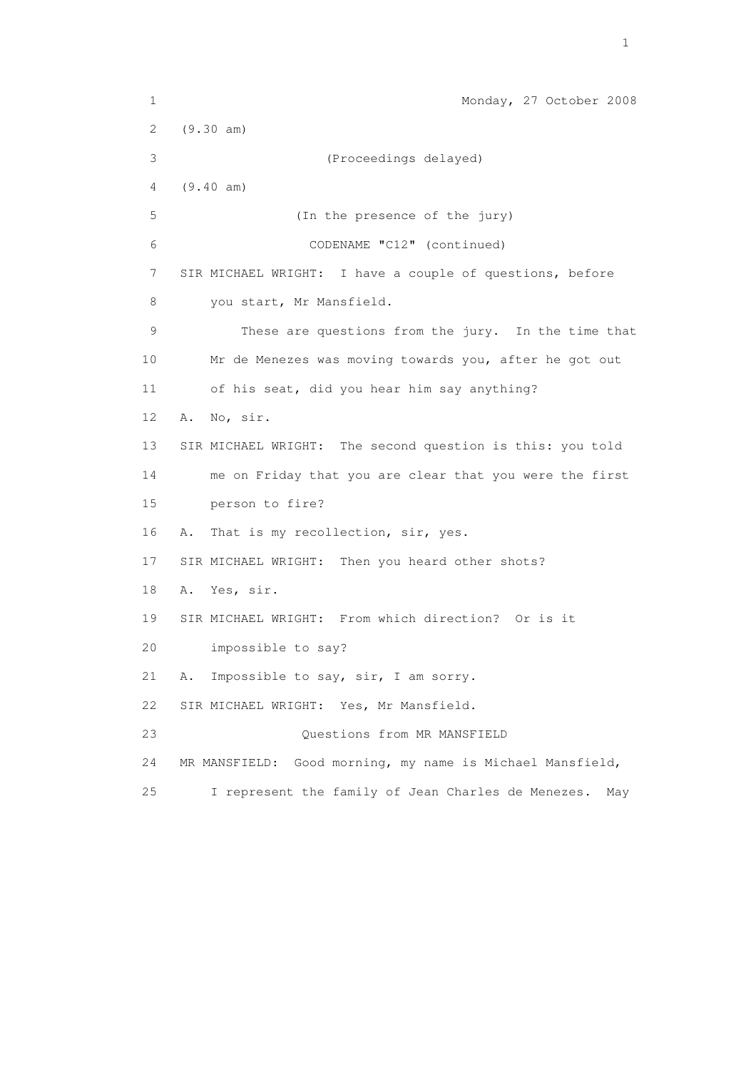Monday, 27 October 2008

(9.30 am)

(Proceedings delayed)

(9.40 am)

(In the presence of the jury)

CODENAME "C12" (continued)

SIR MICHAEL WRIGHT: I have a couple of questions, before you start, Mr Mansfield.

These are questions from the jury. In the time that Mr de Menezes was moving towards you, after he got out of his seat, did you hear him say anything?

A. No, sir.

SIR MICHAEL WRIGHT: The second question is this: you told me on Friday that you are clear that you were the first person to fire?

A. That is my recollection, sir, yes.

SIR MICHAEL WRIGHT: Then you heard other shots?

A. Yes, sir.

SIR MICHAEL WRIGHT: From which direction? Or is it impossible to say?

A. Impossible to say, sir, I am sorry.

SIR MICHAEL WRIGHT: Yes, Mr Mansfield.

Questions from MR MANSFIELD

MR MANSFIELD: Good morning, my name is Michael Mansfield, I represent the family of Jean Charles de Menezes. May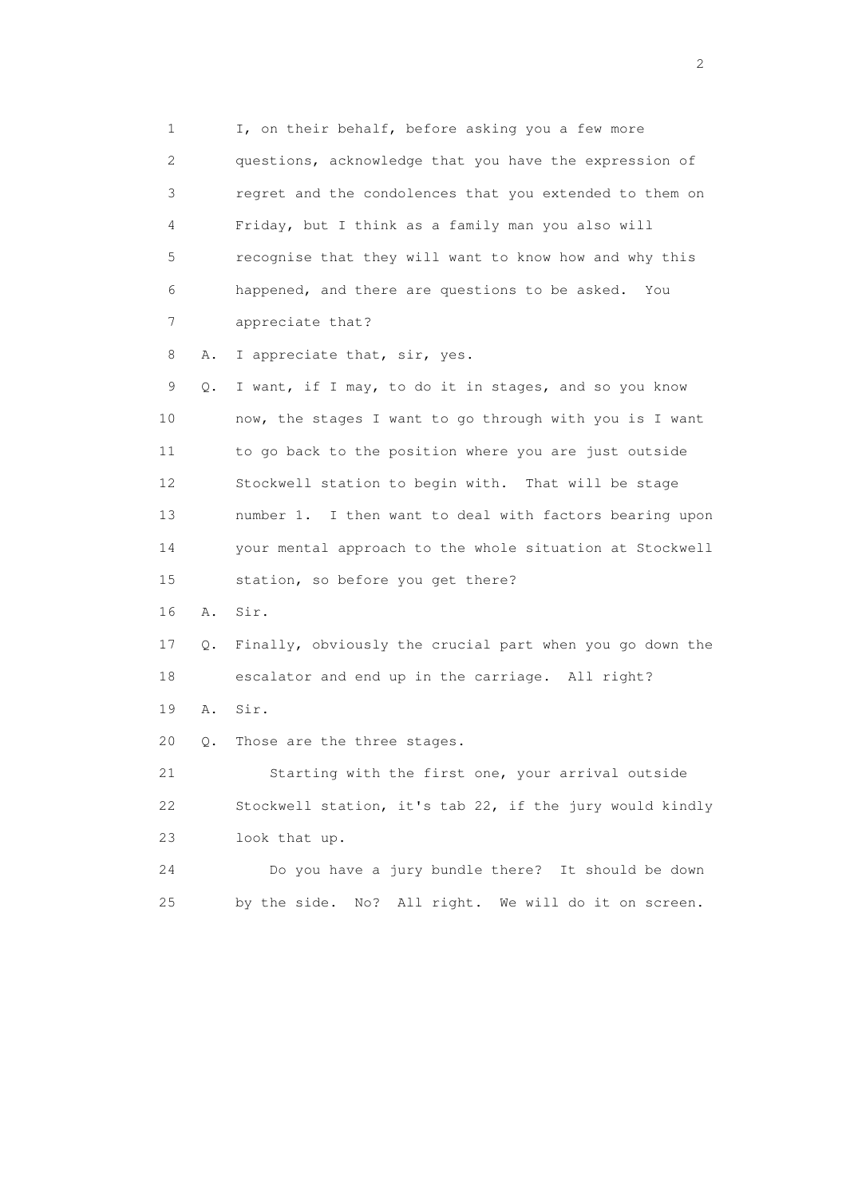1 I, on their behalf, before asking you a few more
2 questions, acknowledge that you have the expression of
3 regret and the condolences that you extended to them on
4 Friday, but I think as a family man you also will
5 recognise that they will want to know how and why this
6 happened, and there are questions to be asked. You
7 appreciate that?

8 A. I appreciate that, sir, yes.

9 Q. I want, if I may, to do it in stages, and so you know
10 now, the stages I want to go through with you is I want
11 to go back to the position where you are just outside
12 Stockwell station to begin with. That will be stage
13 number 1. I then want to deal with factors bearing upon
14 your mental approach to the whole situation at Stockwell
15 station, so before you get there?

16 A. Sir.

17 Q. Finally, obviously the crucial part when you go down the
18 escalator and end up in the carriage. All right?

19 A. Sir.

20 Q. Those are the three stages.

21 Starting with the first one, your arrival outside
22 Stockwell station, it's tab 22, if the jury would kindly
23 look that up.

24 Do you have a jury bundle there? It should be down
25 by the side. No? All right. We will do it on screen.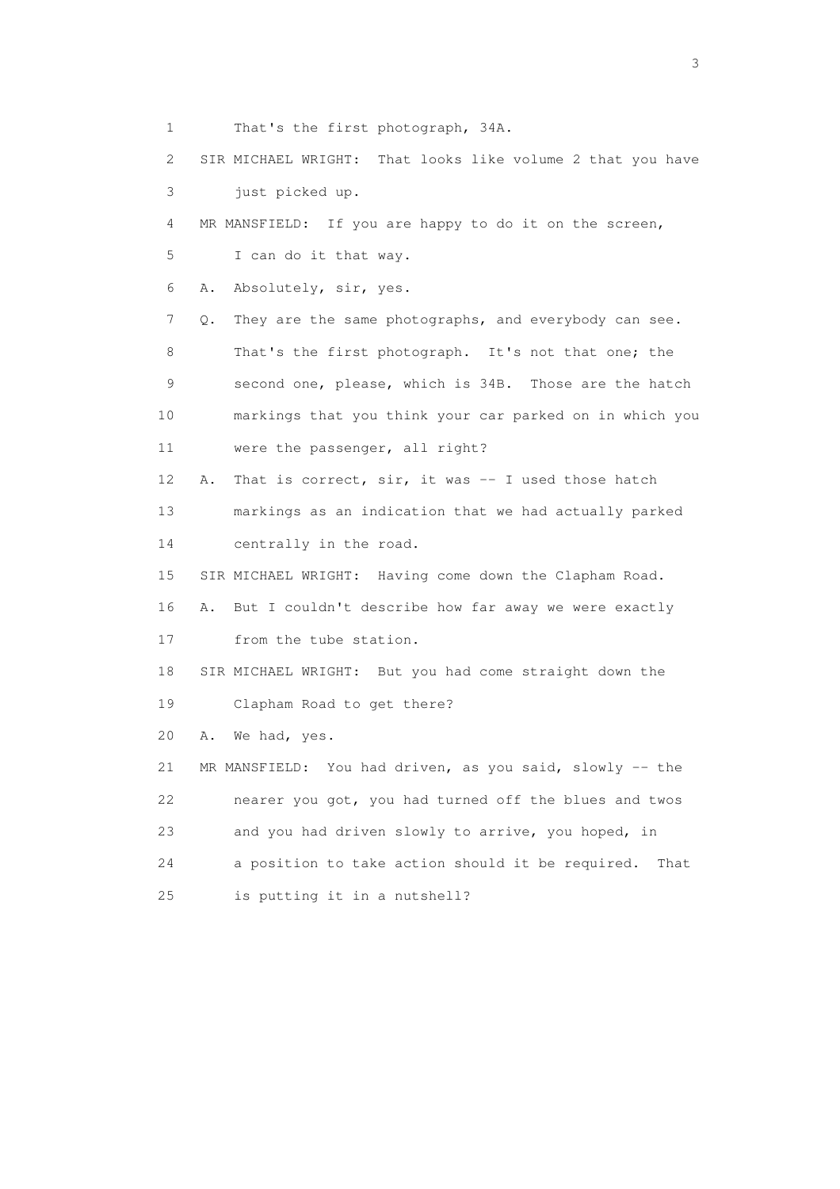1 That's the first photograph, 34A.

2 SIR MICHAEL WRIGHT: That looks like volume 2 that you have

3 just picked up.

4 MR MANSFIELD: If you are happy to do it on the screen,

5 I can do it that way.

6 A. Absolutely, sir, yes.

7 Q. They are the same photographs, and everybody can see.

8 That's the first photograph. It's not that one; the

9 second one, please, which is 34B. Those are the hatch

10 markings that you think your car parked on in which you

11 were the passenger, all right?

12 A. That is correct, sir, it was -- I used those hatch

13 markings as an indication that we had actually parked

14 centrally in the road.

15 SIR MICHAEL WRIGHT: Having come down the Clapham Road.

16 A. But I couldn't describe how far away we were exactly

17 from the tube station.

18 SIR MICHAEL WRIGHT: But you had come straight down the

19 Clapham Road to get there?

20 A. We had, yes.

21 MR MANSFIELD: You had driven, as you said, slowly -- the

22 nearer you got, you had turned off the blues and twos

23 and you had driven slowly to arrive, you hoped, in

24 a position to take action should it be required. That

25 is putting it in a nutshell?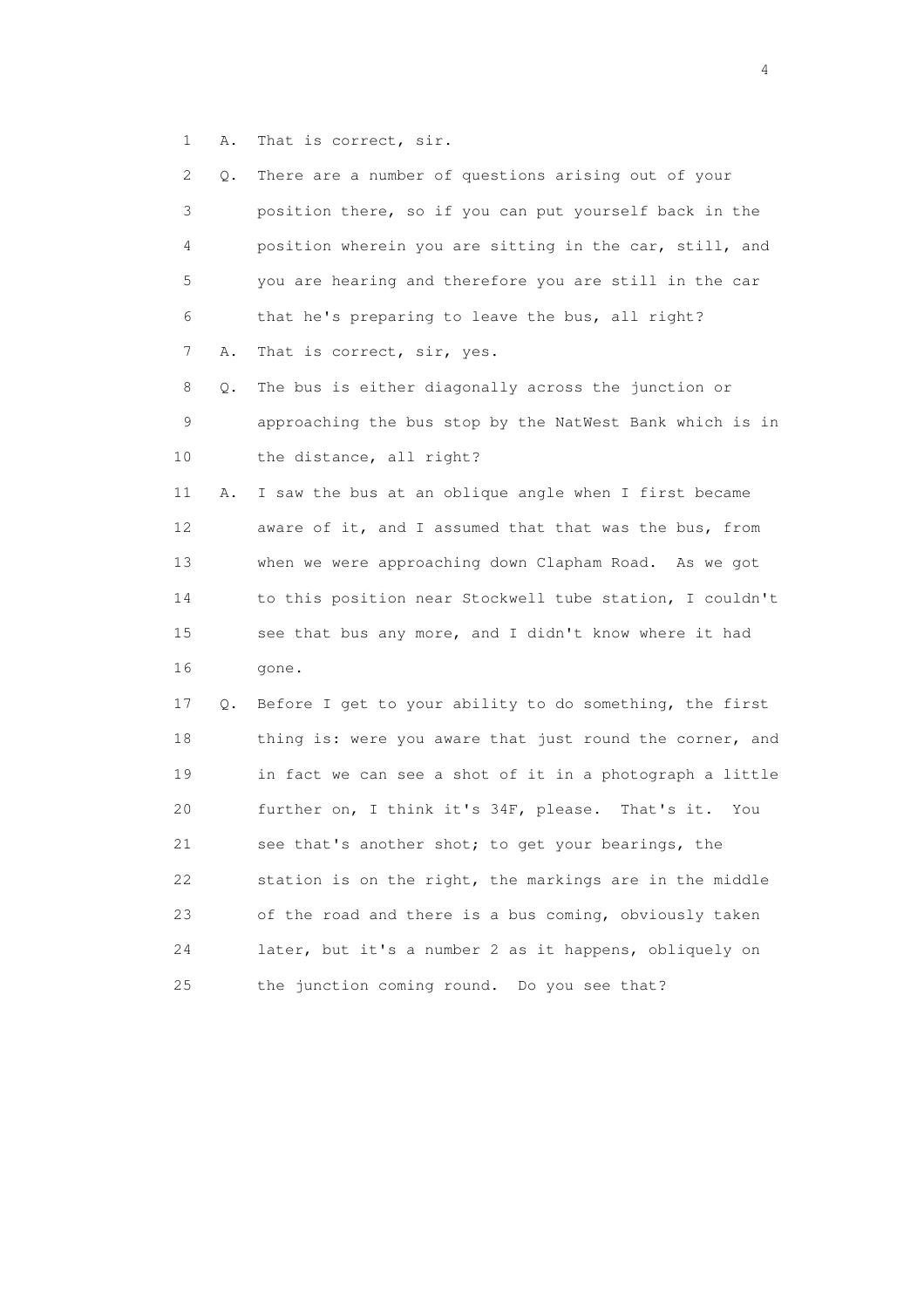1 A. That is correct, sir.

2 Q. There are a number of questions arising out of your
3 position there, so if you can put yourself back in the
4 position wherein you are sitting in the car, still, and
5 you are hearing and therefore you are still in the car
6 that he's preparing to leave the bus, all right?

7 A. That is correct, sir, yes.

8 Q. The bus is either diagonally across the junction or
9 approaching the bus stop by the NatWest Bank which is in
10 the distance, all right?

11 A. I saw the bus at an oblique angle when I first became
12 aware of it, and I assumed that that was the bus, from
13 when we were approaching down Clapham Road. As we got
14 to this position near Stockwell tube station, I couldn't
15 see that bus any more, and I didn't know where it had
16 gone.

17 Q. Before I get to your ability to do something, the first
18 thing is: were you aware that just round the corner, and
19 in fact we can see a shot of it in a photograph a little
20 further on, I think it's 34F, please. That's it. You
21 see that's another shot; to get your bearings, the
22 station is on the right, the markings are in the middle
23 of the road and there is a bus coming, obviously taken
24 later, but it's a number 2 as it happens, obliquely on
25 the junction coming round. Do you see that?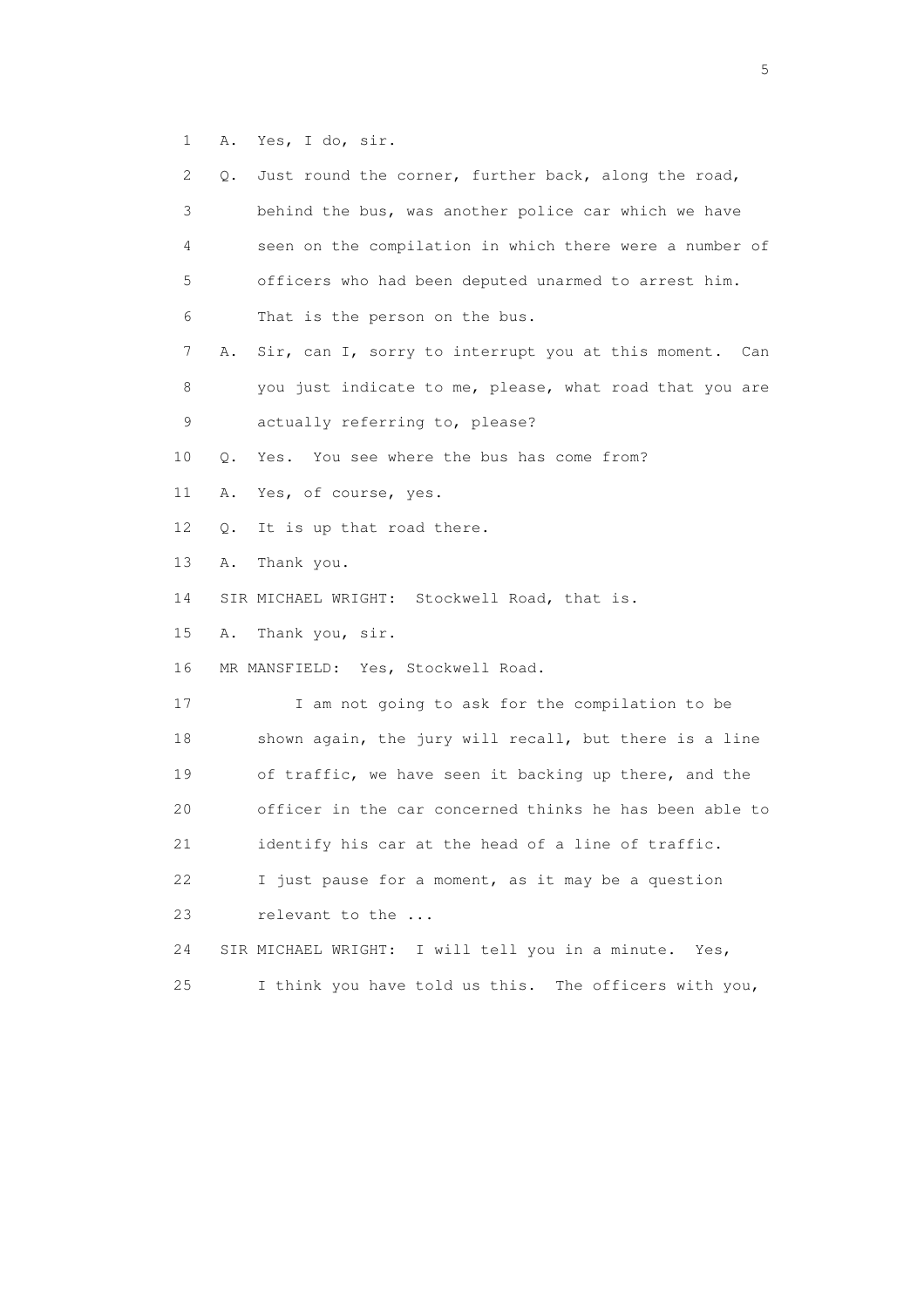1 A. Yes, I do, sir.

2 Q. Just round the corner, further back, along the road,

3 behind the bus, was another police car which we have

4 seen on the compilation in which there were a number of

5 officers who had been deputed unarmed to arrest him.

6 That is the person on the bus.

7 A. Sir, can I, sorry to interrupt you at this moment. Can

8 you just indicate to me, please, what road that you are

9 actually referring to, please?

10 Q. Yes. You see where the bus has come from?

11 A. Yes, of course, yes.

12 Q. It is up that road there.

13 A. Thank you.

14 SIR MICHAEL WRIGHT: Stockwell Road, that is.

15 A. Thank you, sir.

16 MR MANSFIELD: Yes, Stockwell Road.

17 I am not going to ask for the compilation to be

18 shown again, the jury will recall, but there is a line

19 of traffic, we have seen it backing up there, and the

20 officer in the car concerned thinks he has been able to

21 identify his car at the head of a line of traffic.

22 I just pause for a moment, as it may be a question

23 relevant to the ...

24 SIR MICHAEL WRIGHT: I will tell you in a minute. Yes,

25 I think you have told us this. The officers with you,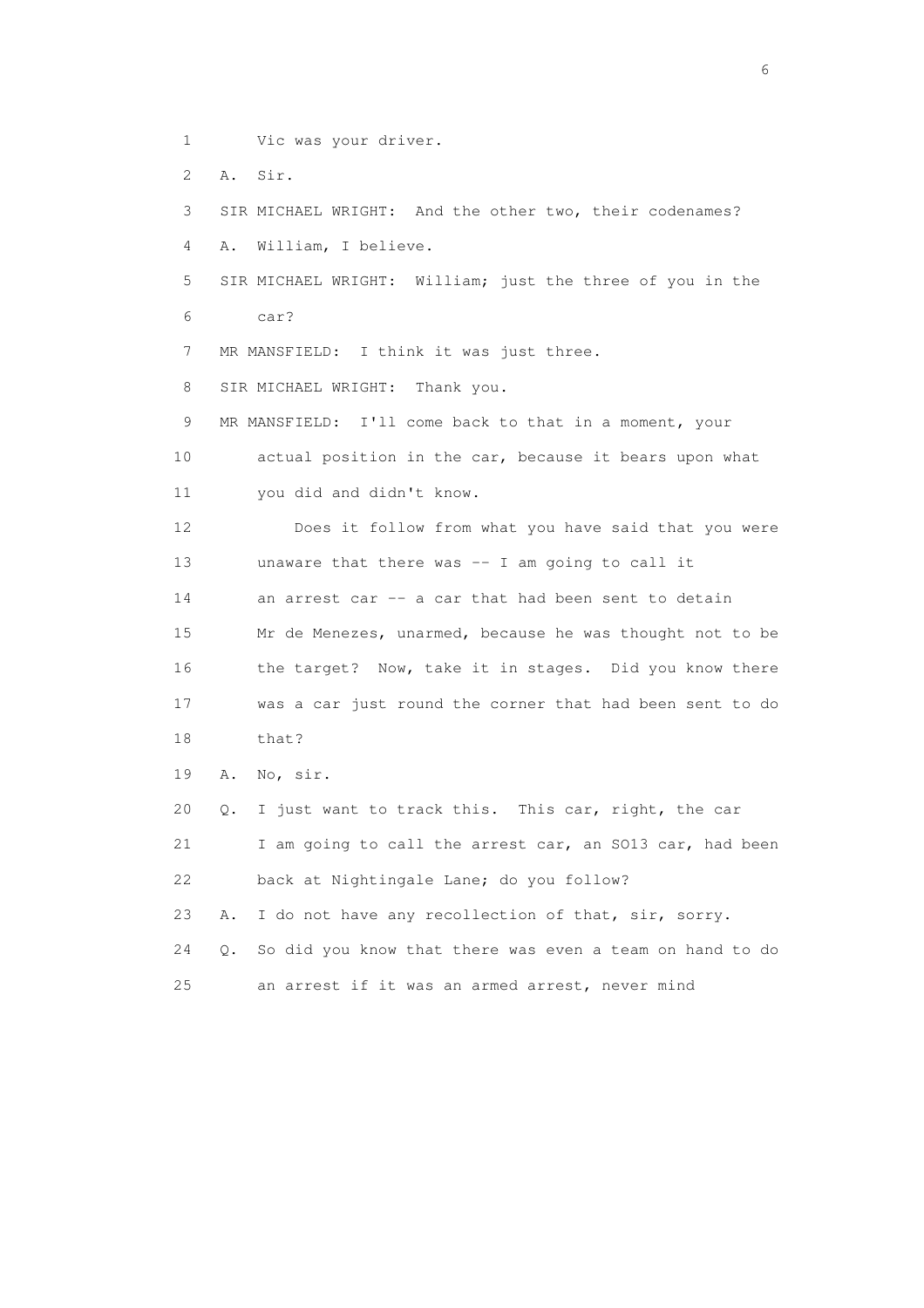1 Vic was your driver.

2 A. Sir.

3 SIR MICHAEL WRIGHT: And the other two, their codenames?

4 A. William, I believe.

5 SIR MICHAEL WRIGHT: William; just the three of you in the

6 car?

7 MR MANSFIELD: I think it was just three.

8 SIR MICHAEL WRIGHT: Thank you.

9 MR MANSFIELD: I'll come back to that in a moment, your

10 actual position in the car, because it bears upon what

11 you did and didn't know.

12 Does it follow from what you have said that you were

13 unaware that there was -- I am going to call it

14 an arrest car -- a car that had been sent to detain

15 Mr de Menezes, unarmed, because he was thought not to be

16 the target? Now, take it in stages. Did you know there

17 was a car just round the corner that had been sent to do

18 that?

19 A. No, sir.

20 Q. I just want to track this. This car, right, the car

21 I am going to call the arrest car, an SO13 car, had been

22 back at Nightingale Lane; do you follow?

23 A. I do not have any recollection of that, sir, sorry.

24 Q. So did you know that there was even a team on hand to do

25 an arrest if it was an armed arrest, never mind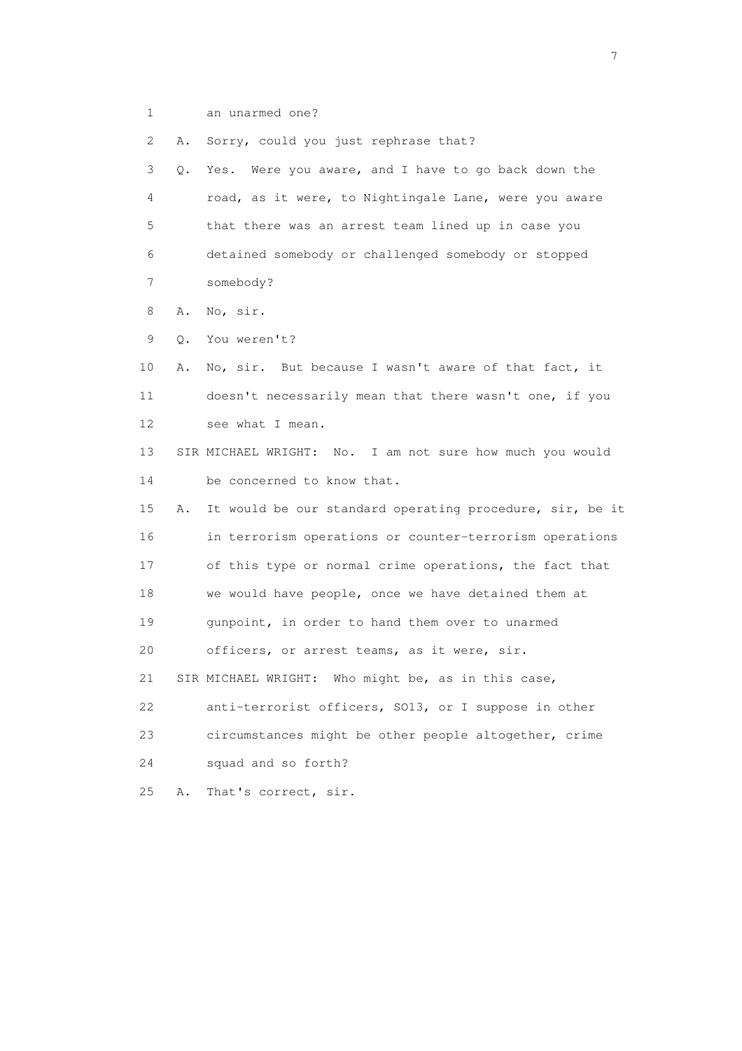1 an unarmed one?

2 A. Sorry, could you just rephrase that?

3 Q. Yes. Were you aware, and I have to go back down the

4 road, as it were, to Nightingale Lane, were you aware

5 that there was an arrest team lined up in case you

6 detained somebody or challenged somebody or stopped

7 somebody?

8 A. No, sir.

9 Q. You weren't?

10 A. No, sir. But because I wasn't aware of that fact, it

11 doesn't necessarily mean that there wasn't one, if you

12 see what I mean.

13 SIR MICHAEL WRIGHT: No. I am not sure how much you would

14 be concerned to know that.

15 A. It would be our standard operating procedure, sir, be it

16 in terrorism operations or counter-terrorism operations

17 of this type or normal crime operations, the fact that

18 we would have people, once we have detained them at

19 gunpoint, in order to hand them over to unarmed

20 officers, or arrest teams, as it were, sir.

21 SIR MICHAEL WRIGHT: Who might be, as in this case,

22 anti-terrorist officers, SO13, or I suppose in other

23 circumstances might be other people altogether, crime

24 squad and so forth?

25 A. That's correct, sir.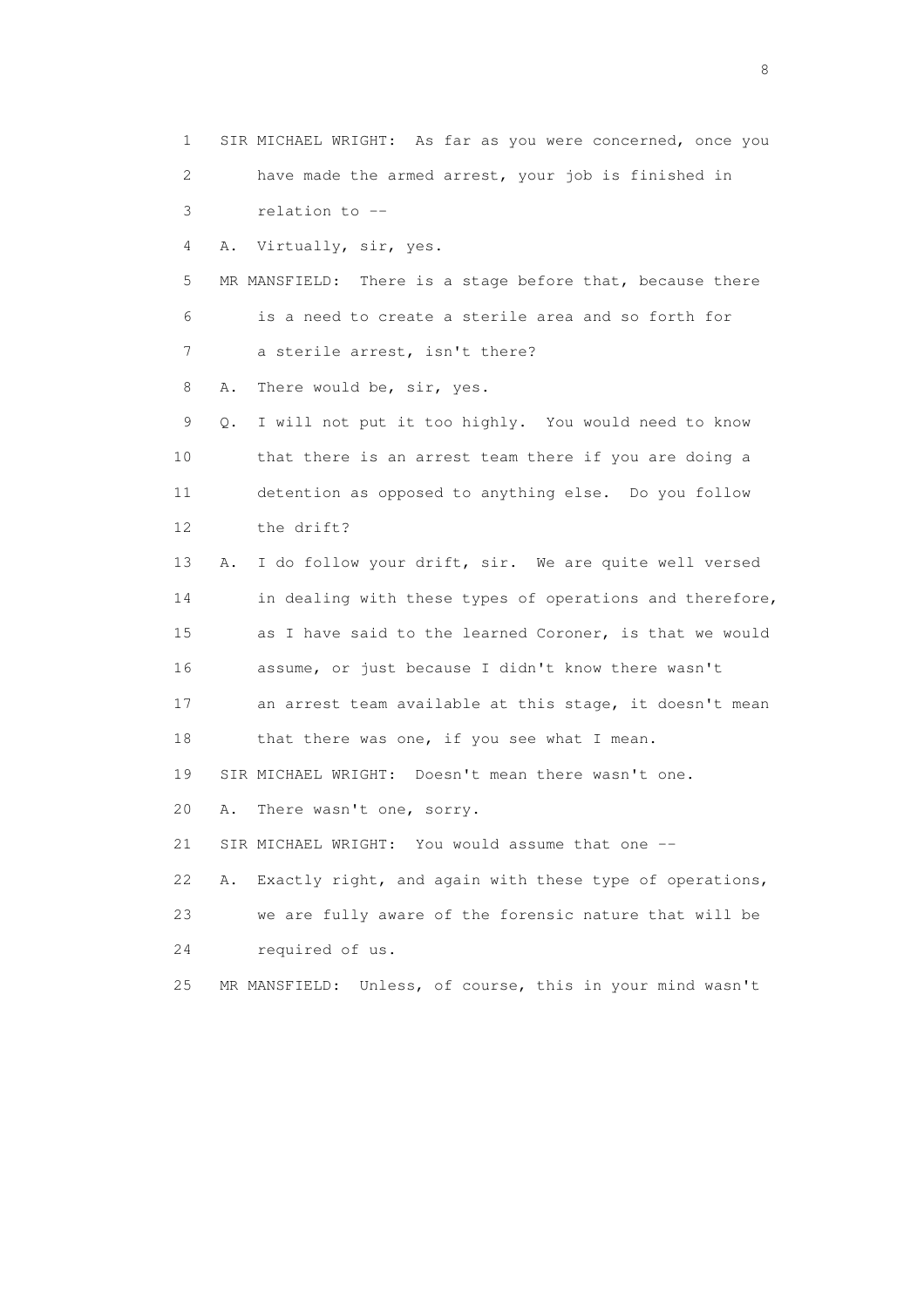1 SIR MICHAEL WRIGHT: As far as you were concerned, once you
2 have made the armed arrest, your job is finished in
3 relation to --
4 A. Virtually, sir, yes.
5 MR MANSFIELD: There is a stage before that, because there
6 is a need to create a sterile area and so forth for
7 a sterile arrest, isn't there?
8 A. There would be, sir, yes.
9 Q. I will not put it too highly. You would need to know
10 that there is an arrest team there if you are doing a
11 detention as opposed to anything else. Do you follow
12 the drift?
13 A. I do follow your drift, sir. We are quite well versed
14 in dealing with these types of operations and therefore,
15 as I have said to the learned Coroner, is that we would
16 assume, or just because I didn't know there wasn't
17 an arrest team available at this stage, it doesn't mean
18 that there was one, if you see what I mean.
19 SIR MICHAEL WRIGHT: Doesn't mean there wasn't one.
20 A. There wasn't one, sorry.
21 SIR MICHAEL WRIGHT: You would assume that one --
22 A. Exactly right, and again with these type of operations,
23 we are fully aware of the forensic nature that will be
24 required of us.
25 MR MANSFIELD: Unless, of course, this in your mind wasn't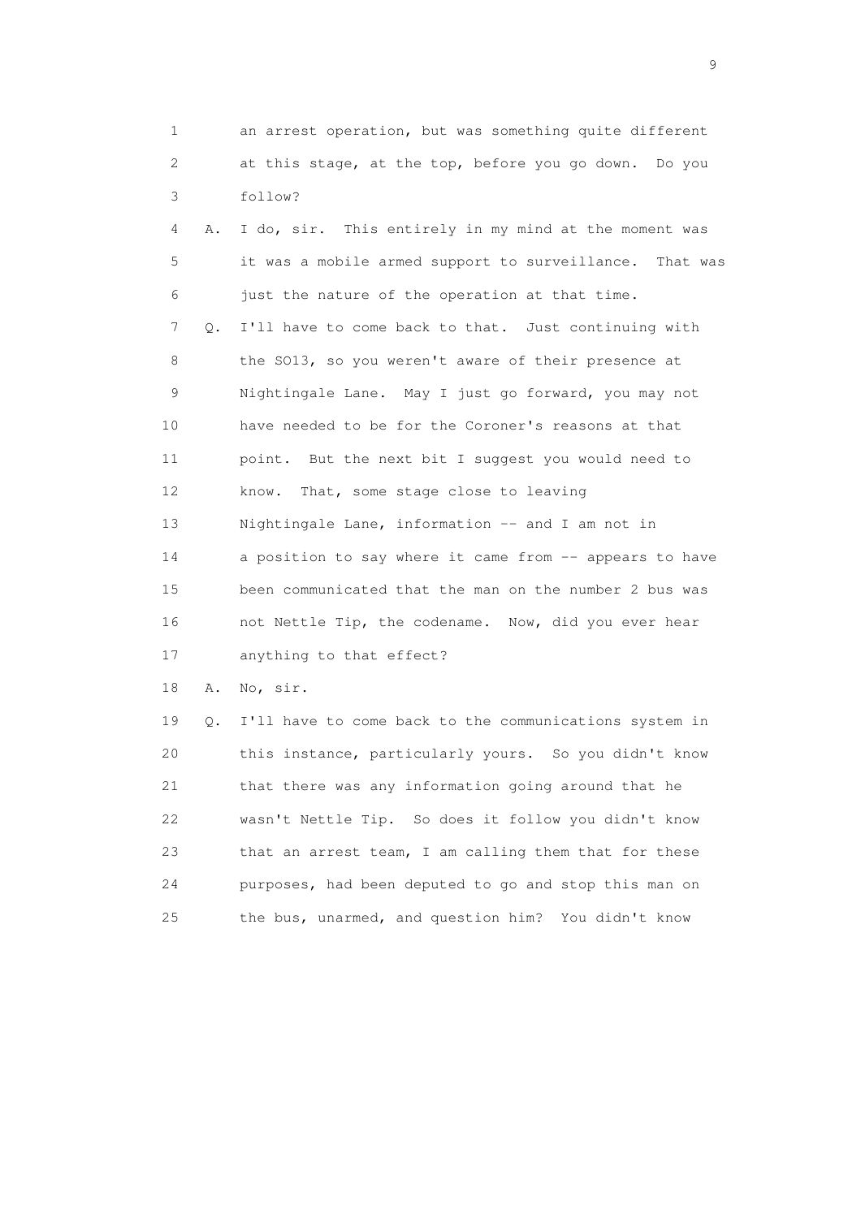1 an arrest operation, but was something quite different
2 at this stage, at the top, before you go down. Do you
3 follow?
4 A. I do, sir. This entirely in my mind at the moment was
5 it was a mobile armed support to surveillance. That was
6 just the nature of the operation at that time.
7 Q. I'll have to come back to that. Just continuing with
8 the SO13, so you weren't aware of their presence at
9 Nightingale Lane. May I just go forward, you may not
10 have needed to be for the Coroner's reasons at that
11 point. But the next bit I suggest you would need to
12 know. That, some stage close to leaving
13 Nightingale Lane, information -- and I am not in
14 a position to say where it came from -- appears to have
15 been communicated that the man on the number 2 bus was
16 not Nettle Tip, the codename. Now, did you ever hear
17 anything to that effect?
18 A. No, sir.
19 Q. I'll have to come back to the communications system in
20 this instance, particularly yours. So you didn't know
21 that there was any information going around that he
22 wasn't Nettle Tip. So does it follow you didn't know
23 that an arrest team, I am calling them that for these
24 purposes, had been deputed to go and stop this man on
25 the bus, unarmed, and question him? You didn't know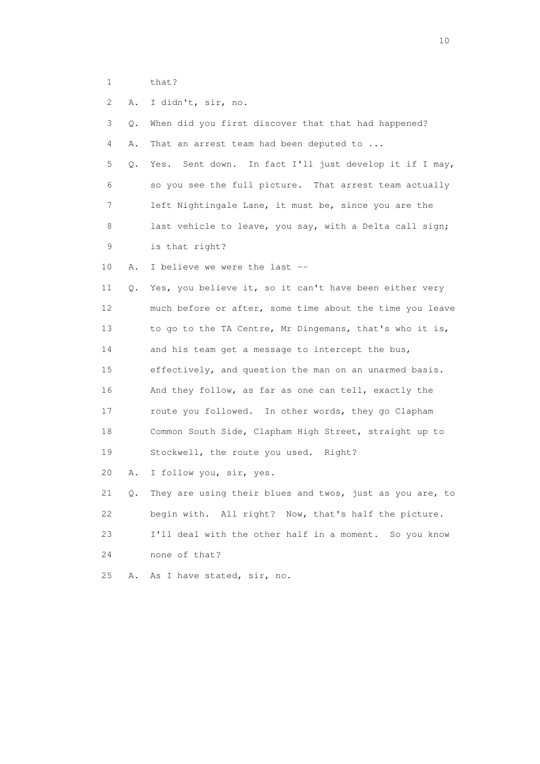1 that?

2 A. I didn't, sir, no.

3 Q. When did you first discover that that had happened?

4 A. That an arrest team had been deputed to ...

5 Q. Yes. Sent down. In fact I'll just develop it if I may,

6 so you see the full picture. That arrest team actually

7 left Nightingale Lane, it must be, since you are the

8 last vehicle to leave, you say, with a Delta call sign;

9 is that right?

10 A. I believe we were the last --

11 Q. Yes, you believe it, so it can't have been either very

12 much before or after, some time about the time you leave

13 to go to the TA Centre, Mr Dingemans, that's who it is,

14 and his team get a message to intercept the bus,

15 effectively, and question the man on an unarmed basis.

16 And they follow, as far as one can tell, exactly the

17 route you followed. In other words, they go Clapham

18 Common South Side, Clapham High Street, straight up to

19 Stockwell, the route you used. Right?

20 A. I follow you, sir, yes.

21 Q. They are using their blues and twos, just as you are, to

22 begin with. All right? Now, that's half the picture.

23 I'll deal with the other half in a moment. So you know

24 none of that?

25 A. As I have stated, sir, no.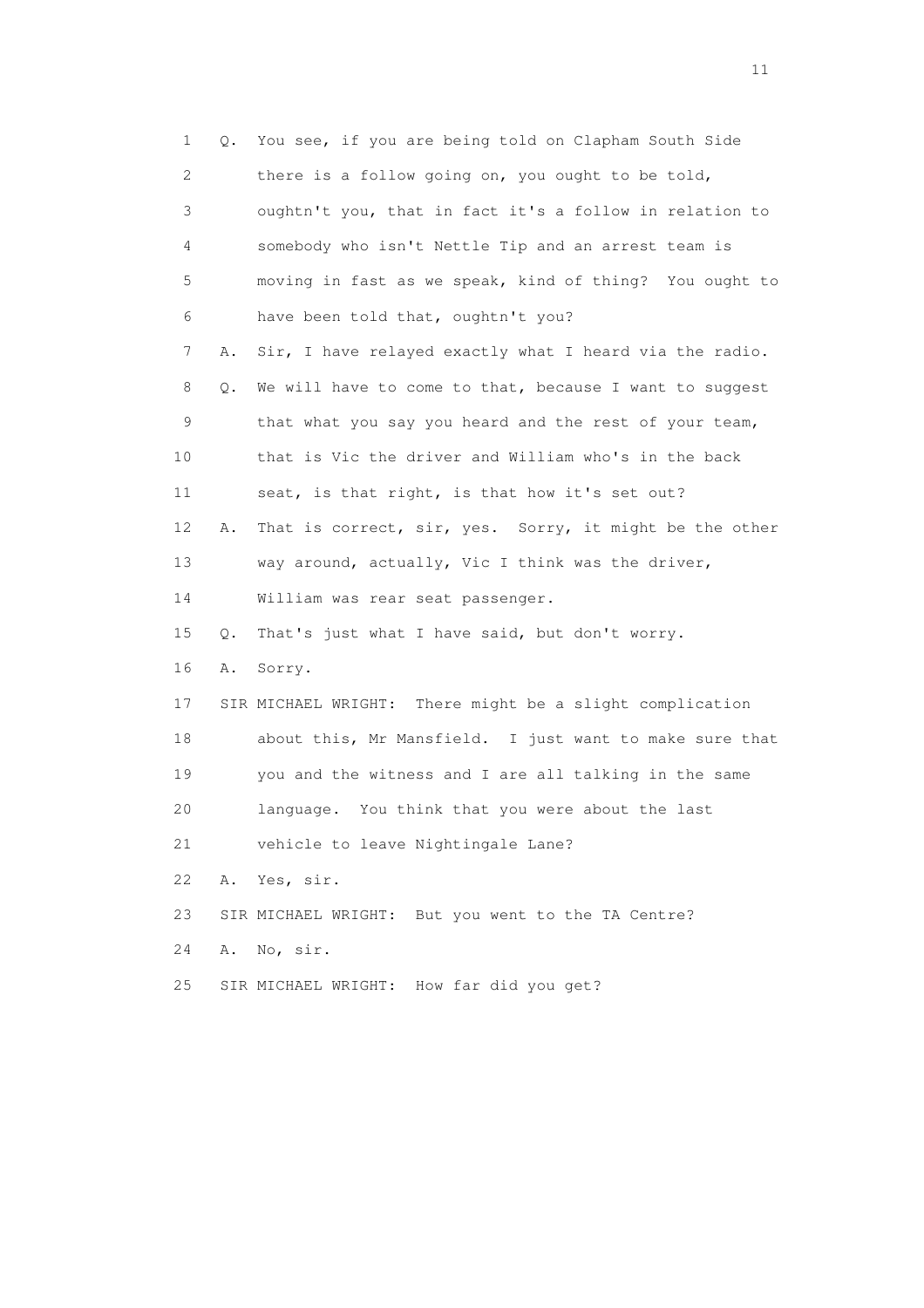1 Q. You see, if you are being told on Clapham South Side
2 there is a follow going on, you ought to be told,
3 oughtn't you, that in fact it's a follow in relation to
4 somebody who isn't Nettle Tip and an arrest team is
5 moving in fast as we speak, kind of thing? You ought to
6 have been told that, oughtn't you?
7 A. Sir, I have relayed exactly what I heard via the radio.
8 Q. We will have to come to that, because I want to suggest
9 that what you say you heard and the rest of your team,
10 that is Vic the driver and William who's in the back
11 seat, is that right, is that how it's set out?
12 A. That is correct, sir, yes. Sorry, it might be the other
13 way around, actually, Vic I think was the driver,
14 William was rear seat passenger.
15 Q. That's just what I have said, but don't worry.
16 A. Sorry.
17 SIR MICHAEL WRIGHT: There might be a slight complication
18 about this, Mr Mansfield. I just want to make sure that
19 you and the witness and I are all talking in the same
20 language. You think that you were about the last
21 vehicle to leave Nightingale Lane?
22 A. Yes, sir.
23 SIR MICHAEL WRIGHT: But you went to the TA Centre?
24 A. No, sir.
25 SIR MICHAEL WRIGHT: How far did you get?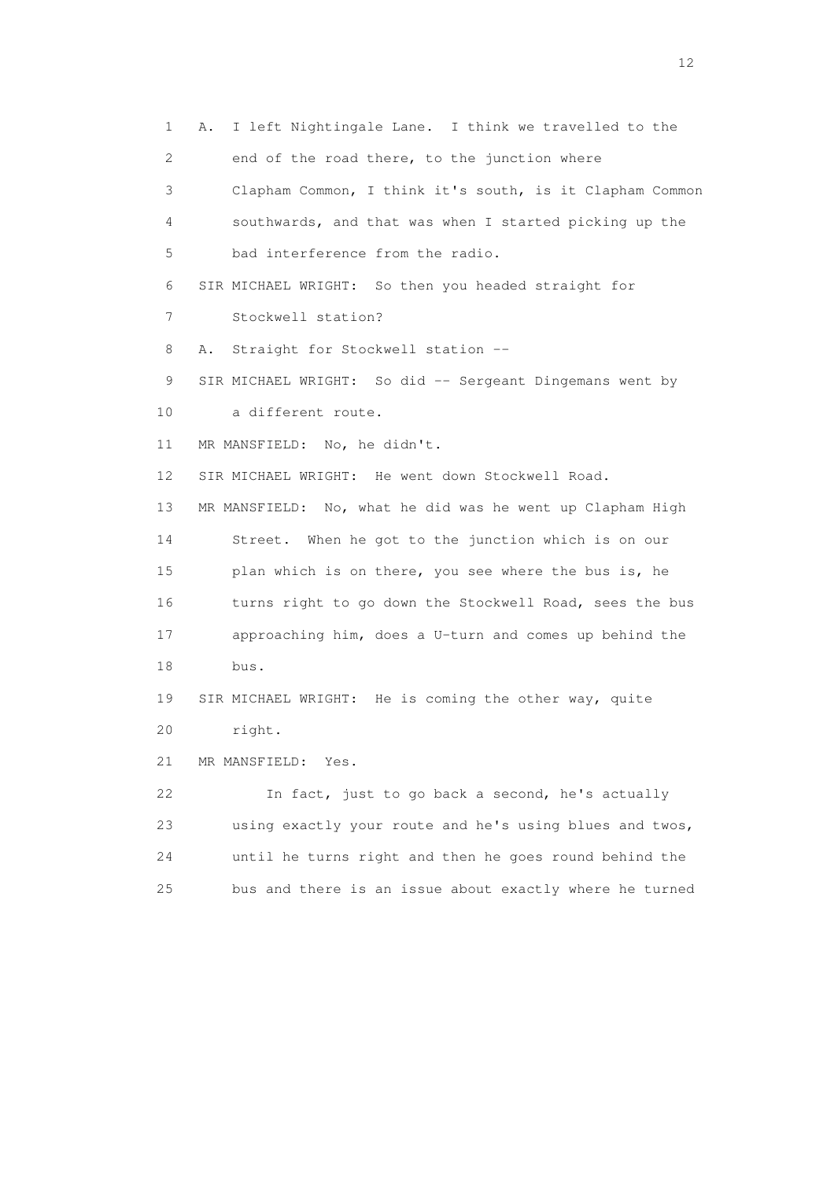1 A. I left Nightingale Lane. I think we travelled to the
2 end of the road there, to the junction where
3 Clapham Common, I think it's south, is it Clapham Common
4 southwards, and that was when I started picking up the
5 bad interference from the radio.
6 SIR MICHAEL WRIGHT: So then you headed straight for
7 Stockwell station?
8 A. Straight for Stockwell station --
9 SIR MICHAEL WRIGHT: So did -- Sergeant Dingemans went by
10 a different route.
11 MR MANSFIELD: No, he didn't.
12 SIR MICHAEL WRIGHT: He went down Stockwell Road.
13 MR MANSFIELD: No, what he did was he went up Clapham High
14 Street. When he got to the junction which is on our
15 plan which is on there, you see where the bus is, he
16 turns right to go down the Stockwell Road, sees the bus
17 approaching him, does a U-turn and comes up behind the
18 bus.
19 SIR MICHAEL WRIGHT: He is coming the other way, quite
20 right.
21 MR MANSFIELD: Yes.
22 In fact, just to go back a second, he's actually
23 using exactly your route and he's using blues and twos,
24 until he turns right and then he goes round behind the
25 bus and there is an issue about exactly where he turned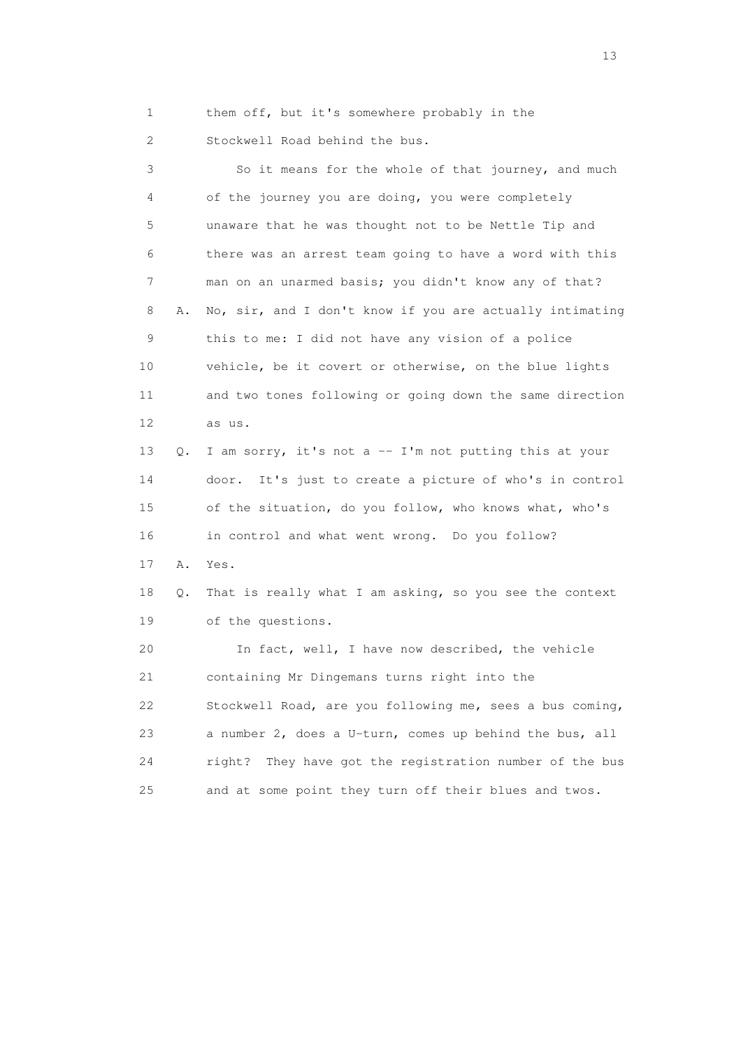1 them off, but it's somewhere probably in the

2 Stockwell Road behind the bus.

3 So it means for the whole of that journey, and much

4 of the journey you are doing, you were completely

5 unaware that he was thought not to be Nettle Tip and

6 there was an arrest team going to have a word with this

7 man on an unarmed basis; you didn't know any of that?

8 A. No, sir, and I don't know if you are actually intimating

9 this to me: I did not have any vision of a police

10 vehicle, be it covert or otherwise, on the blue lights

11 and two tones following or going down the same direction

12 as us.

13 Q. I am sorry, it's not a -- I'm not putting this at your

14 door. It's just to create a picture of who's in control

15 of the situation, do you follow, who knows what, who's

16 in control and what went wrong. Do you follow?

17 A. Yes.

18 Q. That is really what I am asking, so you see the context

19 of the questions.

20 In fact, well, I have now described, the vehicle

21 containing Mr Dingemans turns right into the

22 Stockwell Road, are you following me, sees a bus coming,

23 a number 2, does a U-turn, comes up behind the bus, all

24 right? They have got the registration number of the bus

25 and at some point they turn off their blues and twos.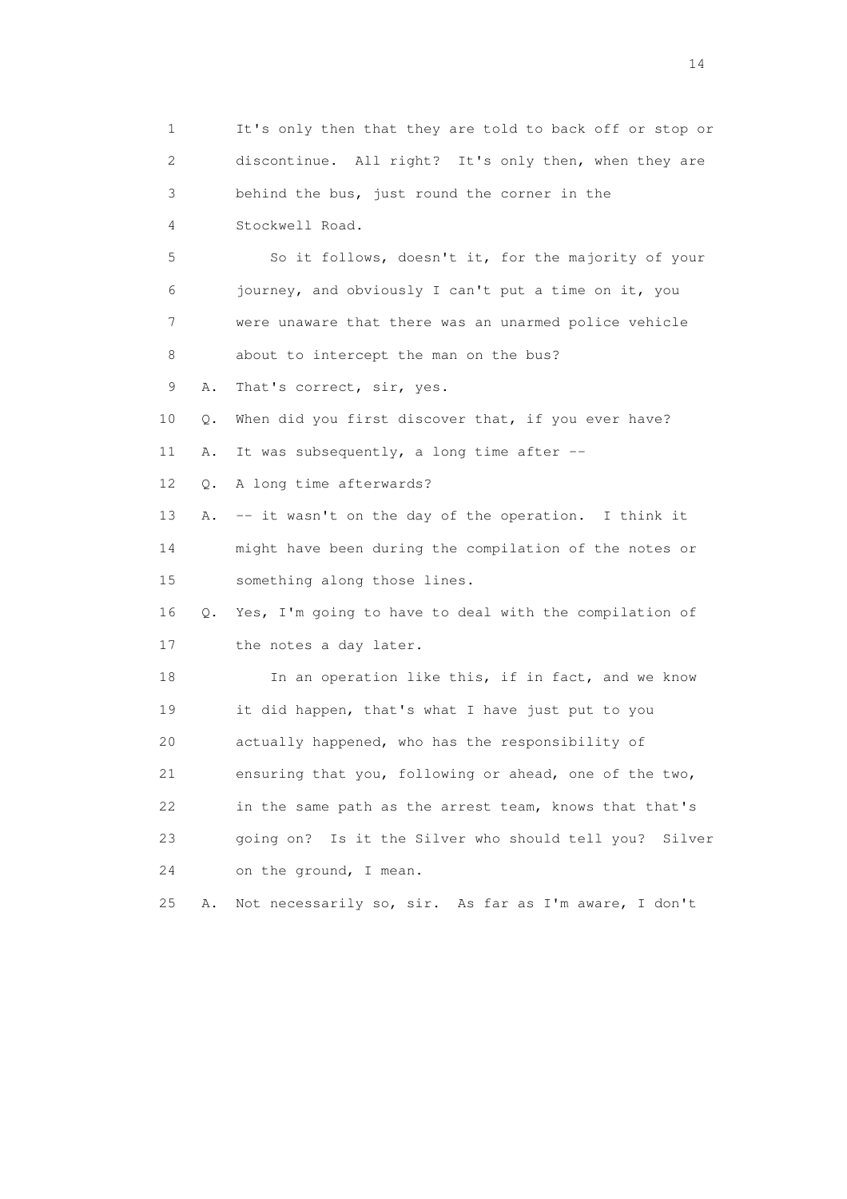1 It's only then that they are told to back off or stop or
2 discontinue. All right? It's only then, when they are
3 behind the bus, just round the corner in the
4 Stockwell Road.

5 So it follows, doesn't it, for the majority of your
6 journey, and obviously I can't put a time on it, you
7 were unaware that there was an unarmed police vehicle
8 about to intercept the man on the bus?

9 A. That's correct, sir, yes.

10 Q. When did you first discover that, if you ever have?

11 A. It was subsequently, a long time after --

12 Q. A long time afterwards?

13 A. -- it wasn't on the day of the operation. I think it
14 might have been during the compilation of the notes or
15 something along those lines.

16 Q. Yes, I'm going to have to deal with the compilation of
17 the notes a day later.

18 In an operation like this, if in fact, and we know
19 it did happen, that's what I have just put to you
20 actually happened, who has the responsibility of
21 ensuring that you, following or ahead, one of the two,
22 in the same path as the arrest team, knows that that's
23 going on? Is it the Silver who should tell you? Silver
24 on the ground, I mean.

25 A. Not necessarily so, sir. As far as I'm aware, I don't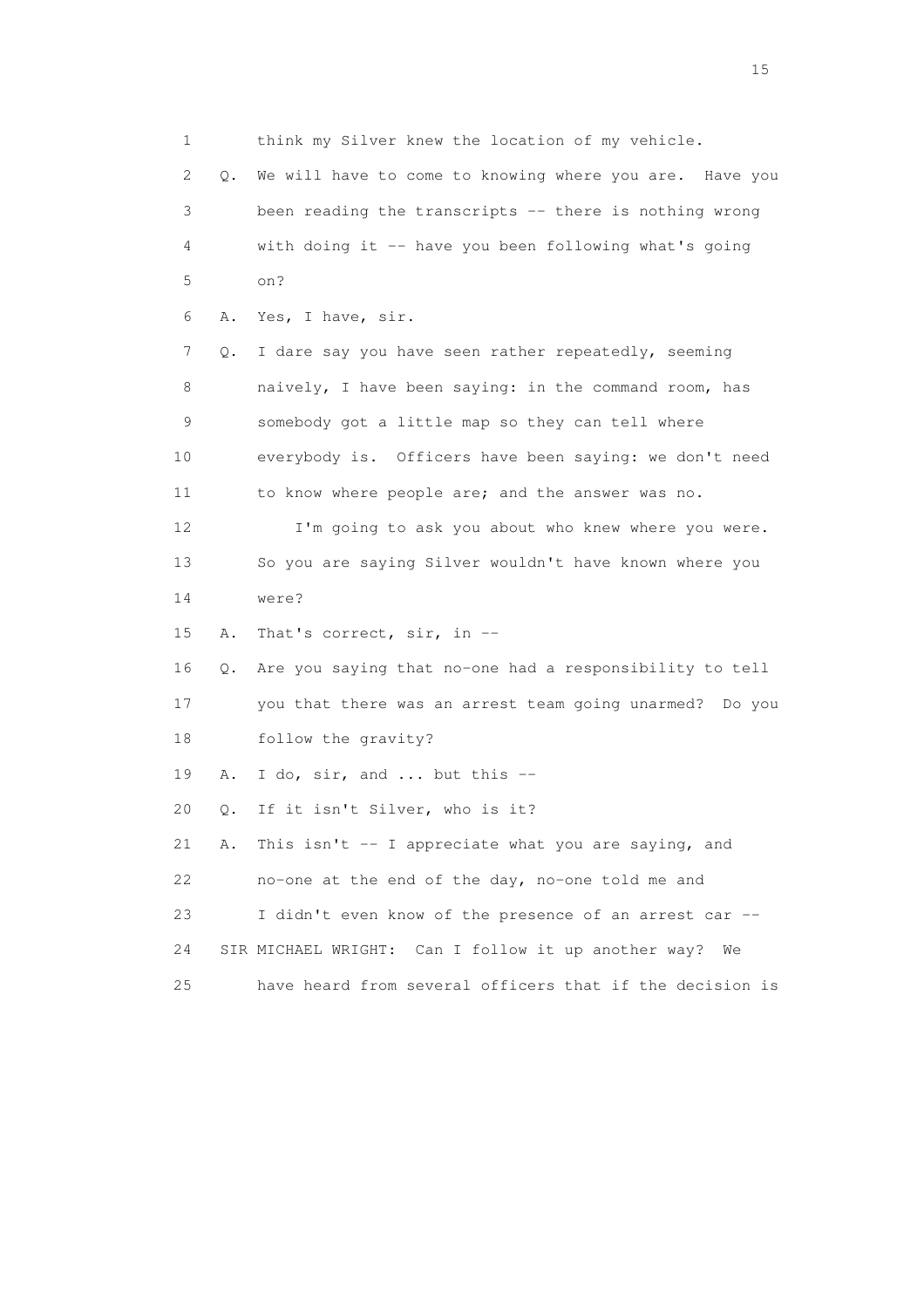1 think my Silver knew the location of my vehicle.

2 Q. We will have to come to knowing where you are. Have you

3 been reading the transcripts -- there is nothing wrong

4 with doing it -- have you been following what's going

5 on?

6 A. Yes, I have, sir.

7 Q. I dare say you have seen rather repeatedly, seeming

8 naively, I have been saying: in the command room, has

9 somebody got a little map so they can tell where

10 everybody is. Officers have been saying: we don't need

11 to know where people are; and the answer was no.

12 I'm going to ask you about who knew where you were.

13 So you are saying Silver wouldn't have known where you

14 were?

15 A. That's correct, sir, in --

16 Q. Are you saying that no-one had a responsibility to tell

17 you that there was an arrest team going unarmed? Do you

18 follow the gravity?

19 A. I do, sir, and ... but this --

20 Q. If it isn't Silver, who is it?

21 A. This isn't -- I appreciate what you are saying, and

22 no-one at the end of the day, no-one told me and

23 I didn't even know of the presence of an arrest car --

24 SIR MICHAEL WRIGHT: Can I follow it up another way? We

25 have heard from several officers that if the decision is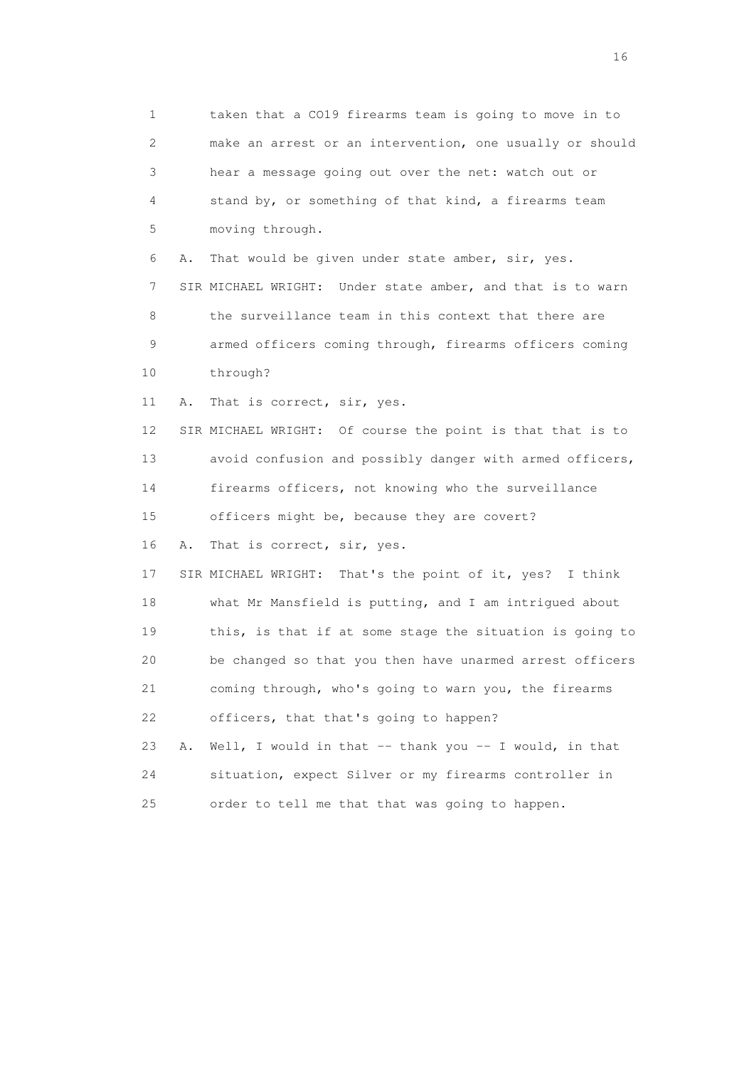1 taken that a CO19 firearms team is going to move in to
2 make an arrest or an intervention, one usually or should
3 hear a message going out over the net: watch out or
4 stand by, or something of that kind, a firearms team
5 moving through.

6 A. That would be given under state amber, sir, yes.

7 SIR MICHAEL WRIGHT: Under state amber, and that is to warn
8 the surveillance team in this context that there are
9 armed officers coming through, firearms officers coming
10 through?

11 A. That is correct, sir, yes.

12 SIR MICHAEL WRIGHT: Of course the point is that that is to
13 avoid confusion and possibly danger with armed officers,
14 firearms officers, not knowing who the surveillance
15 officers might be, because they are covert?

16 A. That is correct, sir, yes.

17 SIR MICHAEL WRIGHT: That's the point of it, yes? I think
18 what Mr Mansfield is putting, and I am intrigued about
19 this, is that if at some stage the situation is going to
20 be changed so that you then have unarmed arrest officers
21 coming through, who's going to warn you, the firearms
22 officers, that that's going to happen?

23 A. Well, I would in that -- thank you -- I would, in that
24 situation, expect Silver or my firearms controller in
25 order to tell me that that was going to happen.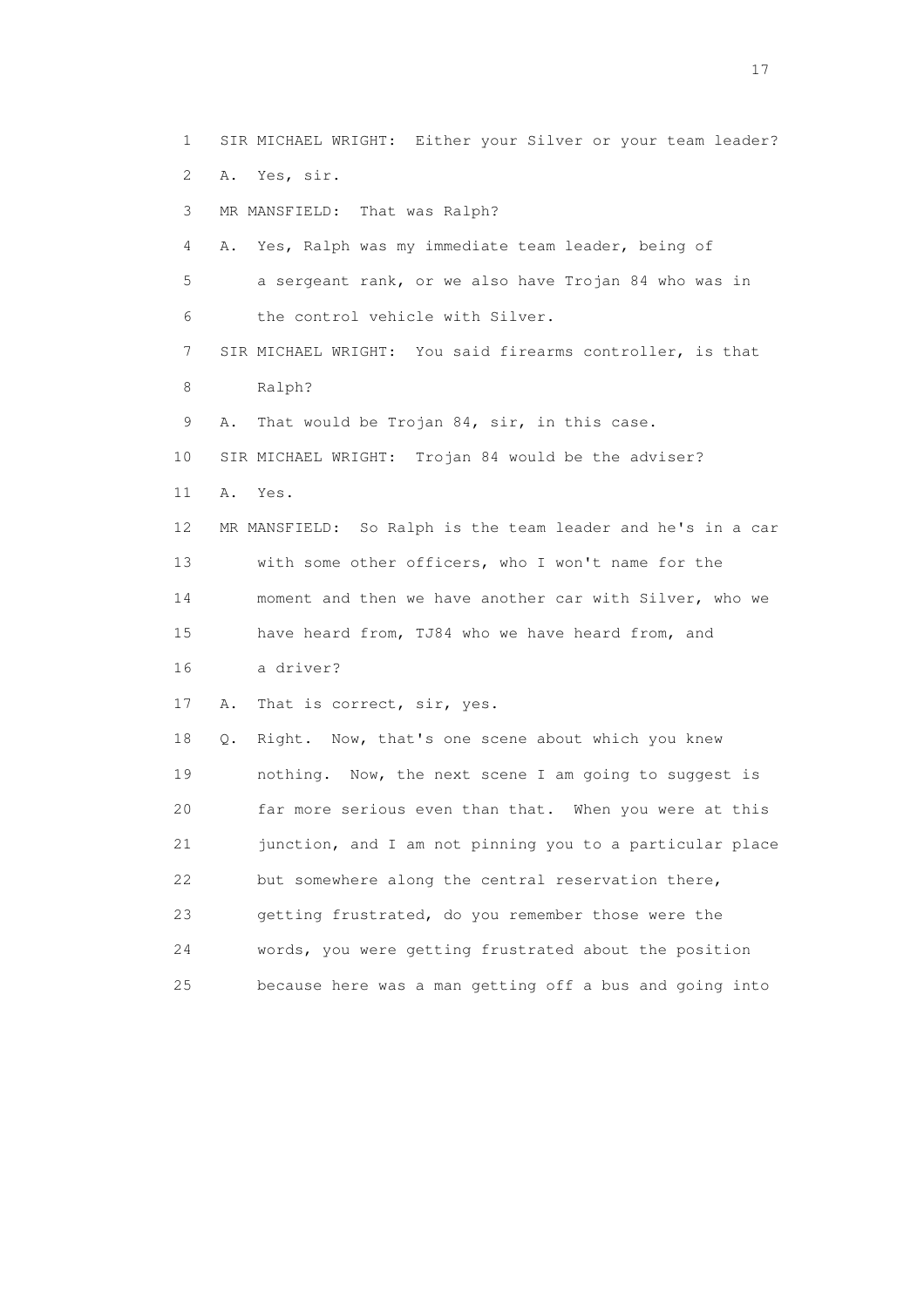1 SIR MICHAEL WRIGHT: Either your Silver or your team leader?

2 A. Yes, sir.

3 MR MANSFIELD: That was Ralph?

4 A. Yes, Ralph was my immediate team leader, being of

5 a sergeant rank, or we also have Trojan 84 who was in

6 the control vehicle with Silver.

7 SIR MICHAEL WRIGHT: You said firearms controller, is that

8 Ralph?

9 A. That would be Trojan 84, sir, in this case.

10 SIR MICHAEL WRIGHT: Trojan 84 would be the adviser?

11 A. Yes.

12 MR MANSFIELD: So Ralph is the team leader and he's in a car

13 with some other officers, who I won't name for the

14 moment and then we have another car with Silver, who we

15 have heard from, TJ84 who we have heard from, and

16 a driver?

17 A. That is correct, sir, yes.

18 Q. Right. Now, that's one scene about which you knew

19 nothing. Now, the next scene I am going to suggest is

20 far more serious even than that. When you were at this

21 junction, and I am not pinning you to a particular place

22 but somewhere along the central reservation there,

23 getting frustrated, do you remember those were the

24 words, you were getting frustrated about the position

25 because here was a man getting off a bus and going into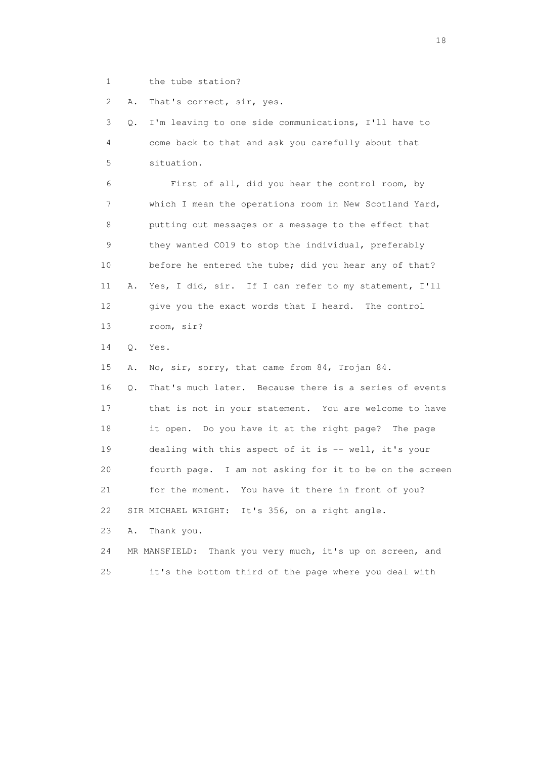1 the tube station?

2 A. That's correct, sir, yes.

3 Q. I'm leaving to one side communications, I'll have to

4 come back to that and ask you carefully about that

5 situation.

6 First of all, did you hear the control room, by

7 which I mean the operations room in New Scotland Yard,

8 putting out messages or a message to the effect that

9 they wanted CO19 to stop the individual, preferably

10 before he entered the tube; did you hear any of that?

11 A. Yes, I did, sir. If I can refer to my statement, I'll

12 give you the exact words that I heard. The control

13 room, sir?

14 Q. Yes.

15 A. No, sir, sorry, that came from 84, Trojan 84.

16 Q. That's much later. Because there is a series of events

17 that is not in your statement. You are welcome to have

18 it open. Do you have it at the right page? The page

19 dealing with this aspect of it is -- well, it's your

20 fourth page. I am not asking for it to be on the screen

21 for the moment. You have it there in front of you?

22 SIR MICHAEL WRIGHT: It's 356, on a right angle.

23 A. Thank you.

24 MR MANSFIELD: Thank you very much, it's up on screen, and

25 it's the bottom third of the page where you deal with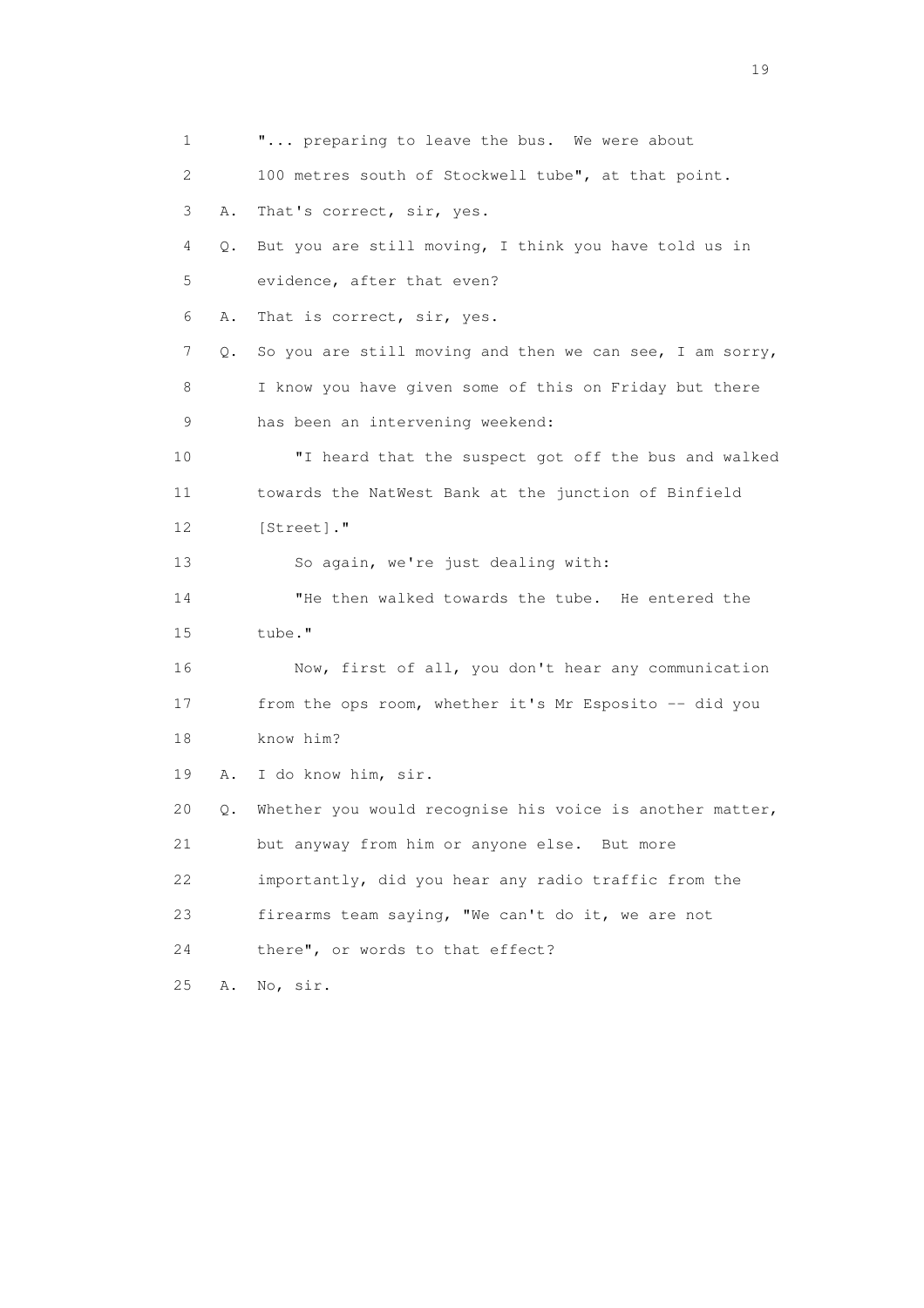1 "... preparing to leave the bus. We were about
2 100 metres south of Stockwell tube", at that point.
3 A. That's correct, sir, yes.
4 Q. But you are still moving, I think you have told us in
5 evidence, after that even?
6 A. That is correct, sir, yes.
7 Q. So you are still moving and then we can see, I am sorry,
8 I know you have given some of this on Friday but there
9 has been an intervening weekend:
10 "I heard that the suspect got off the bus and walked
11 towards the NatWest Bank at the junction of Binfield
12 [Street]."
13 So again, we're just dealing with:
14 "He then walked towards the tube. He entered the
15 tube."
16 Now, first of all, you don't hear any communication
17 from the ops room, whether it's Mr Esposito -- did you
18 know him?
19 A. I do know him, sir.
20 Q. Whether you would recognise his voice is another matter,
21 but anyway from him or anyone else. But more
22 importantly, did you hear any radio traffic from the
23 firearms team saying, "We can't do it, we are not
24 there", or words to that effect?
25 A. No, sir.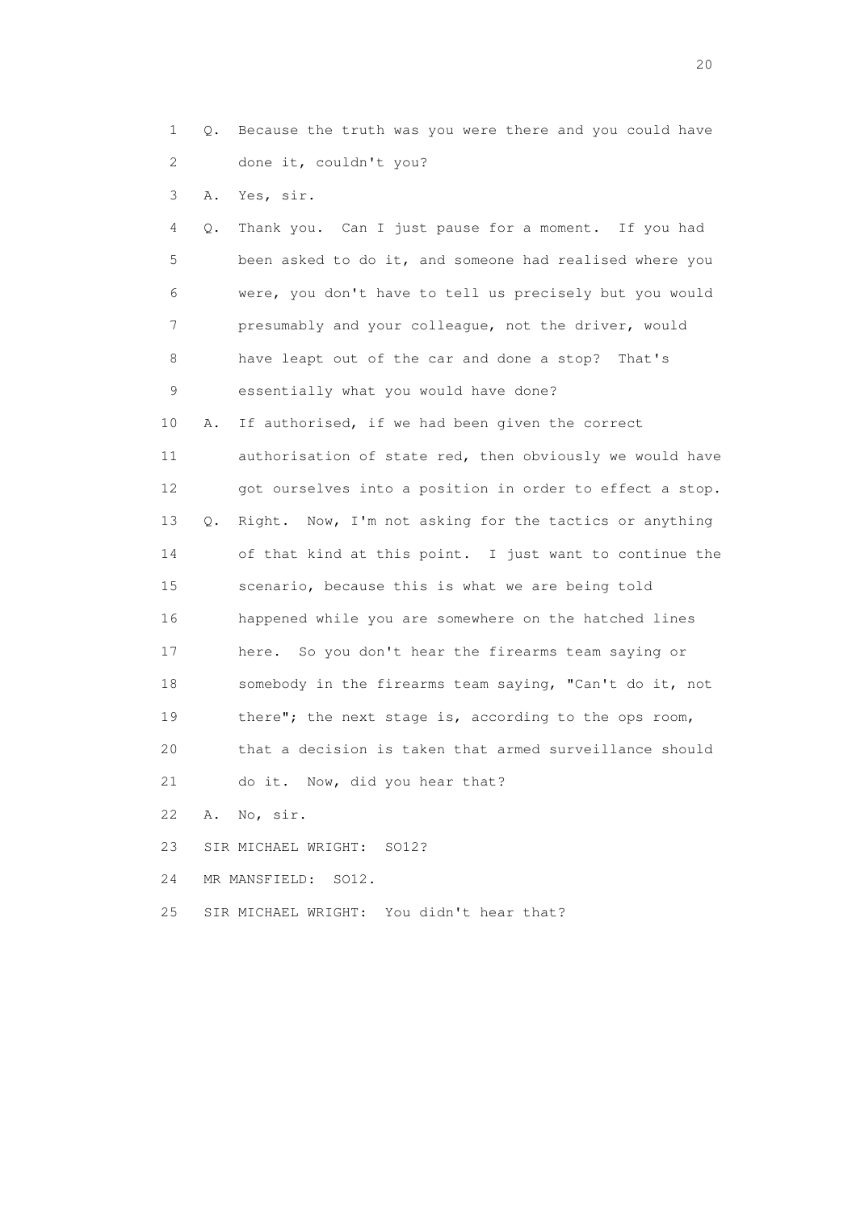1 Q. Because the truth was you were there and you could have
2 done it, couldn't you?

3 A. Yes, sir.

4 Q. Thank you. Can I just pause for a moment. If you had
5 been asked to do it, and someone had realised where you
6 were, you don't have to tell us precisely but you would
7 presumably and your colleague, not the driver, would
8 have leapt out of the car and done a stop? That's
9 essentially what you would have done?

10 A. If authorised, if we had been given the correct
11 authorisation of state red, then obviously we would have
12 got ourselves into a position in order to effect a stop.

13 Q. Right. Now, I'm not asking for the tactics or anything
14 of that kind at this point. I just want to continue the
15 scenario, because this is what we are being told
16 happened while you are somewhere on the hatched lines
17 here. So you don't hear the firearms team saying or
18 somebody in the firearms team saying, "Can't do it, not
19 there"; the next stage is, according to the ops room,
20 that a decision is taken that armed surveillance should
21 do it. Now, did you hear that?

22 A. No, sir.

23 SIR MICHAEL WRIGHT: SO12?

24 MR MANSFIELD: SO12.

25 SIR MICHAEL WRIGHT: You didn't hear that?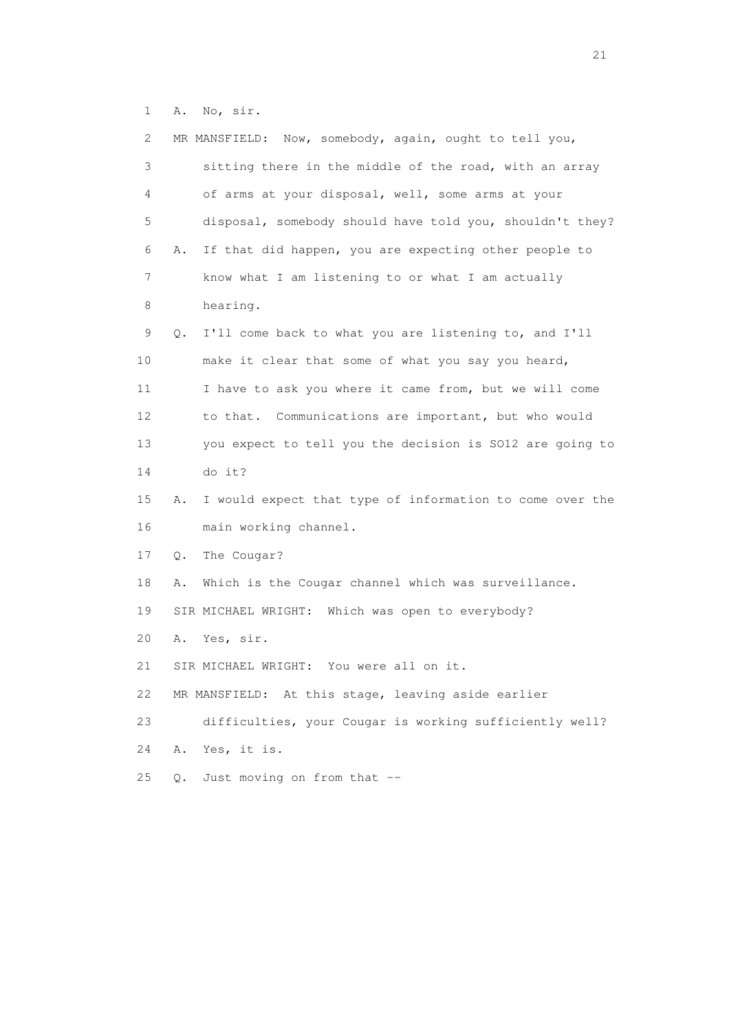1 A. No, sir.

2 MR MANSFIELD: Now, somebody, again, ought to tell you,

3 sitting there in the middle of the road, with an array

4 of arms at your disposal, well, some arms at your

5 disposal, somebody should have told you, shouldn't they?

6 A. If that did happen, you are expecting other people to

7 know what I am listening to or what I am actually

8 hearing.

9 Q. I'll come back to what you are listening to, and I'll

10 make it clear that some of what you say you heard,

11 I have to ask you where it came from, but we will come

12 to that. Communications are important, but who would

13 you expect to tell you the decision is SO12 are going to

14 do it?

15 A. I would expect that type of information to come over the

16 main working channel.

17 Q. The Cougar?

18 A. Which is the Cougar channel which was surveillance.

19 SIR MICHAEL WRIGHT: Which was open to everybody?

20 A. Yes, sir.

21 SIR MICHAEL WRIGHT: You were all on it.

22 MR MANSFIELD: At this stage, leaving aside earlier

23 difficulties, your Cougar is working sufficiently well?

24 A. Yes, it is.

25 Q. Just moving on from that --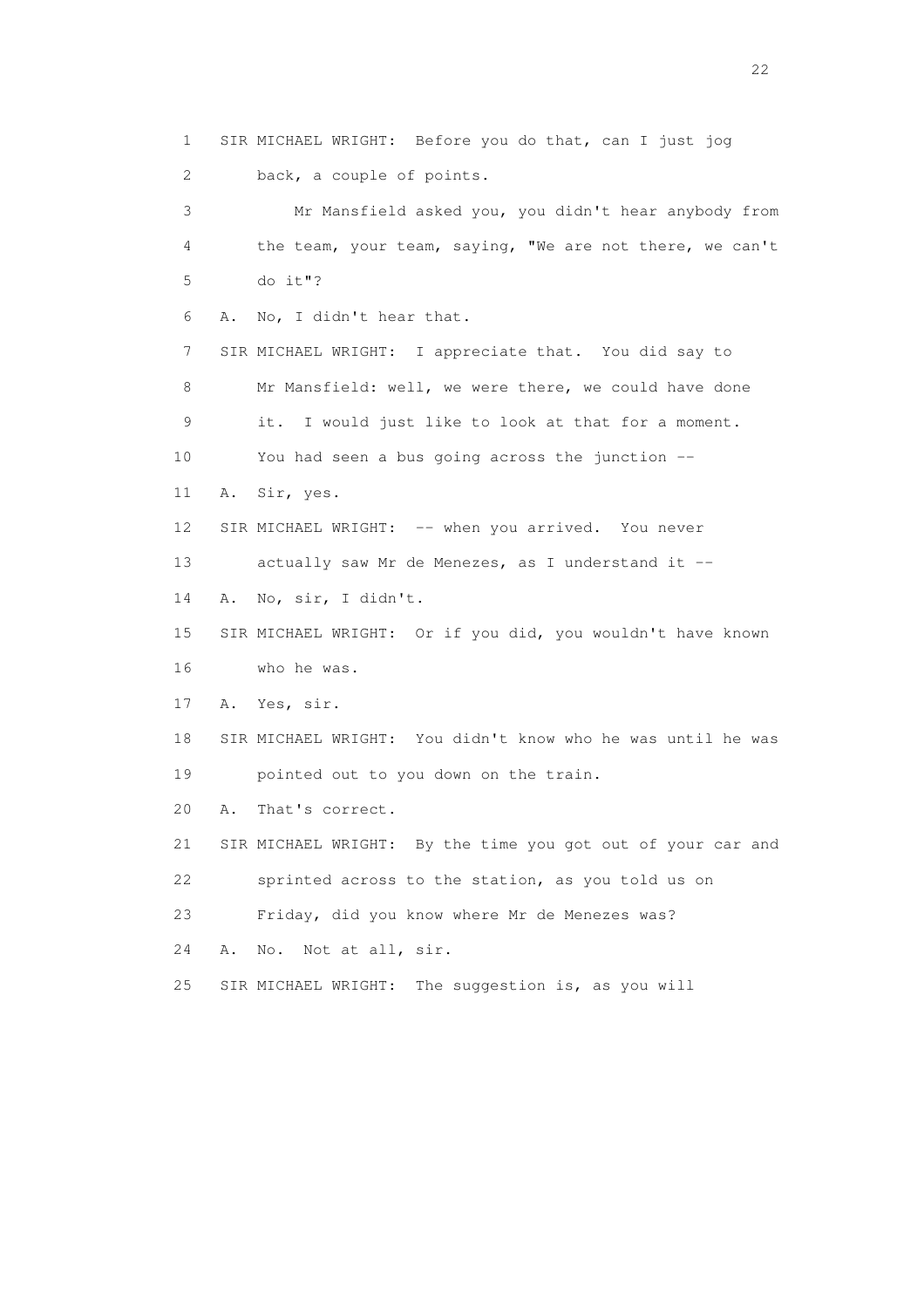1 SIR MICHAEL WRIGHT: Before you do that, can I just jog
2 back, a couple of points.
3 Mr Mansfield asked you, you didn't hear anybody from
4 the team, your team, saying, "We are not there, we can't
5 do it"?
6 A. No, I didn't hear that.
7 SIR MICHAEL WRIGHT: I appreciate that. You did say to
8 Mr Mansfield: well, we were there, we could have done
9 it. I would just like to look at that for a moment.
10 You had seen a bus going across the junction --
11 A. Sir, yes.
12 SIR MICHAEL WRIGHT: -- when you arrived. You never
13 actually saw Mr de Menezes, as I understand it --
14 A. No, sir, I didn't.
15 SIR MICHAEL WRIGHT: Or if you did, you wouldn't have known
16 who he was.
17 A. Yes, sir.
18 SIR MICHAEL WRIGHT: You didn't know who he was until he was
19 pointed out to you down on the train.
20 A. That's correct.
21 SIR MICHAEL WRIGHT: By the time you got out of your car and
22 sprinted across to the station, as you told us on
23 Friday, did you know where Mr de Menezes was?
24 A. No. Not at all, sir.
25 SIR MICHAEL WRIGHT: The suggestion is, as you will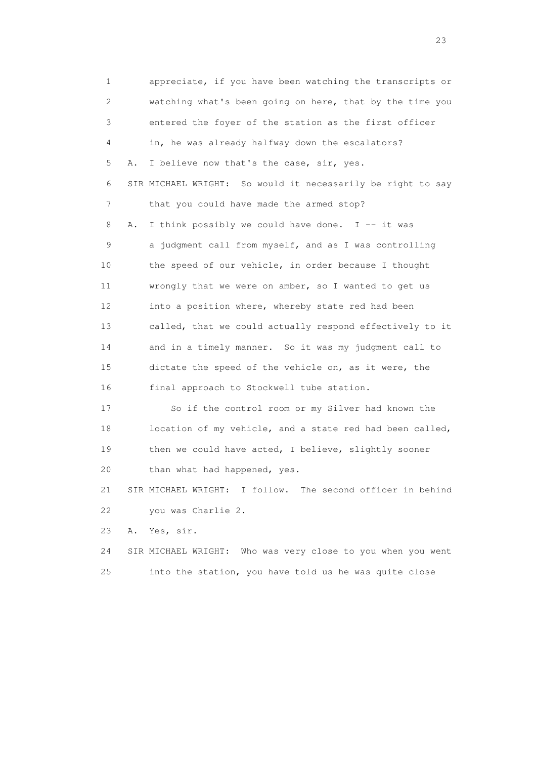1 appreciate, if you have been watching the transcripts or
2 watching what's been going on here, that by the time you
3 entered the foyer of the station as the first officer
4 in, he was already halfway down the escalators?
5 A. I believe now that's the case, sir, yes.
6 SIR MICHAEL WRIGHT: So would it necessarily be right to say
7 that you could have made the armed stop?
8 A. I think possibly we could have done. I -- it was
9 a judgment call from myself, and as I was controlling
10 the speed of our vehicle, in order because I thought
11 wrongly that we were on amber, so I wanted to get us
12 into a position where, whereby state red had been
13 called, that we could actually respond effectively to it
14 and in a timely manner. So it was my judgment call to
15 dictate the speed of the vehicle on, as it were, the
16 final approach to Stockwell tube station.
17 So if the control room or my Silver had known the
18 location of my vehicle, and a state red had been called,
19 then we could have acted, I believe, slightly sooner
20 than what had happened, yes.
21 SIR MICHAEL WRIGHT: I follow. The second officer in behind
22 you was Charlie 2.
23 A. Yes, sir.
24 SIR MICHAEL WRIGHT: Who was very close to you when you went
25 into the station, you have told us he was quite close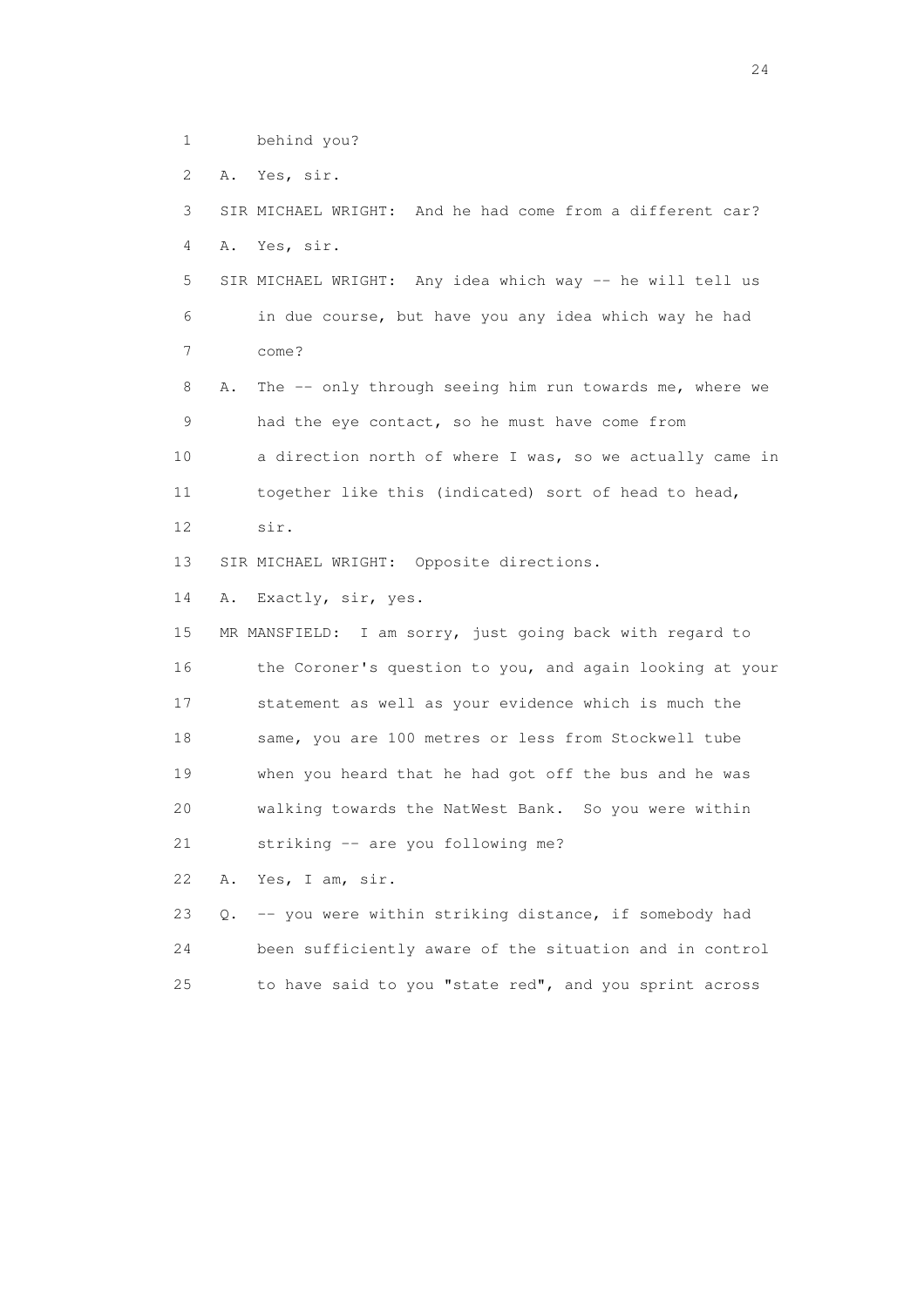1 behind you?

2 A. Yes, sir.

3 SIR MICHAEL WRIGHT: And he had come from a different car?

4 A. Yes, sir.

5 SIR MICHAEL WRIGHT: Any idea which way -- he will tell us

6 in due course, but have you any idea which way he had

7 come?

8 A. The -- only through seeing him run towards me, where we

9 had the eye contact, so he must have come from

10 a direction north of where I was, so we actually came in

11 together like this (indicated) sort of head to head,

12 sir.

13 SIR MICHAEL WRIGHT: Opposite directions.

14 A. Exactly, sir, yes.

15 MR MANSFIELD: I am sorry, just going back with regard to

16 the Coroner's question to you, and again looking at your

17 statement as well as your evidence which is much the

18 same, you are 100 metres or less from Stockwell tube

19 when you heard that he had got off the bus and he was

20 walking towards the NatWest Bank. So you were within

21 striking -- are you following me?

22 A. Yes, I am, sir.

23 Q. -- you were within striking distance, if somebody had

24 been sufficiently aware of the situation and in control

25 to have said to you "state red", and you sprint across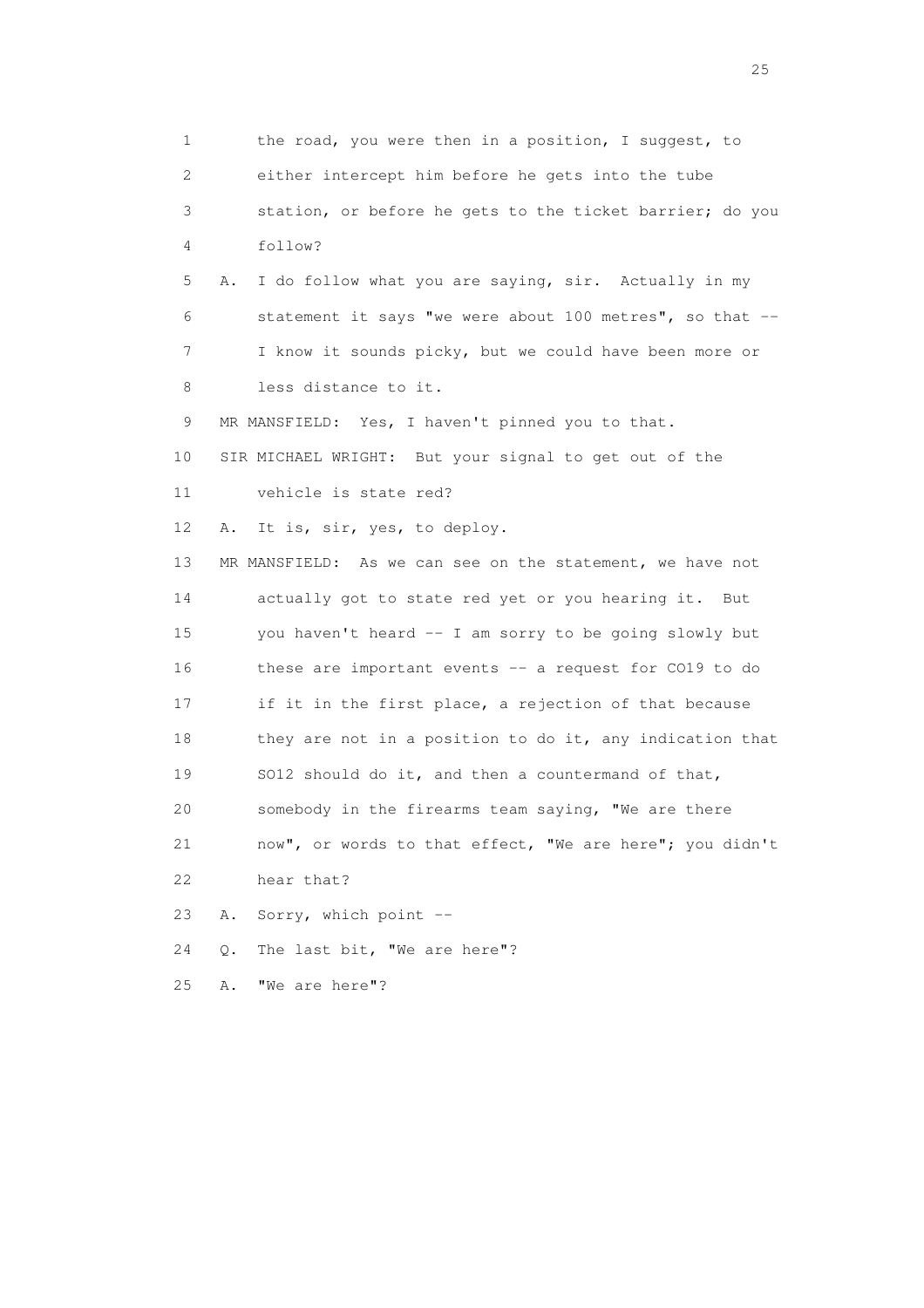1 the road, you were then in a position, I suggest, to
2 either intercept him before he gets into the tube
3 station, or before he gets to the ticket barrier; do you
4 follow?
5 A. I do follow what you are saying, sir. Actually in my
6 statement it says "we were about 100 metres", so that --
7 I know it sounds picky, but we could have been more or
8 less distance to it.
9 MR MANSFIELD: Yes, I haven't pinned you to that.
10 SIR MICHAEL WRIGHT: But your signal to get out of the
11 vehicle is state red?
12 A. It is, sir, yes, to deploy.
13 MR MANSFIELD: As we can see on the statement, we have not
14 actually got to state red yet or you hearing it. But
15 you haven't heard -- I am sorry to be going slowly but
16 these are important events -- a request for CO19 to do
17 if it in the first place, a rejection of that because
18 they are not in a position to do it, any indication that
19 SO12 should do it, and then a countermand of that,
20 somebody in the firearms team saying, "We are there
21 now", or words to that effect, "We are here"; you didn't
22 hear that?
23 A. Sorry, which point --
24 Q. The last bit, "We are here"?
25 A. "We are here"?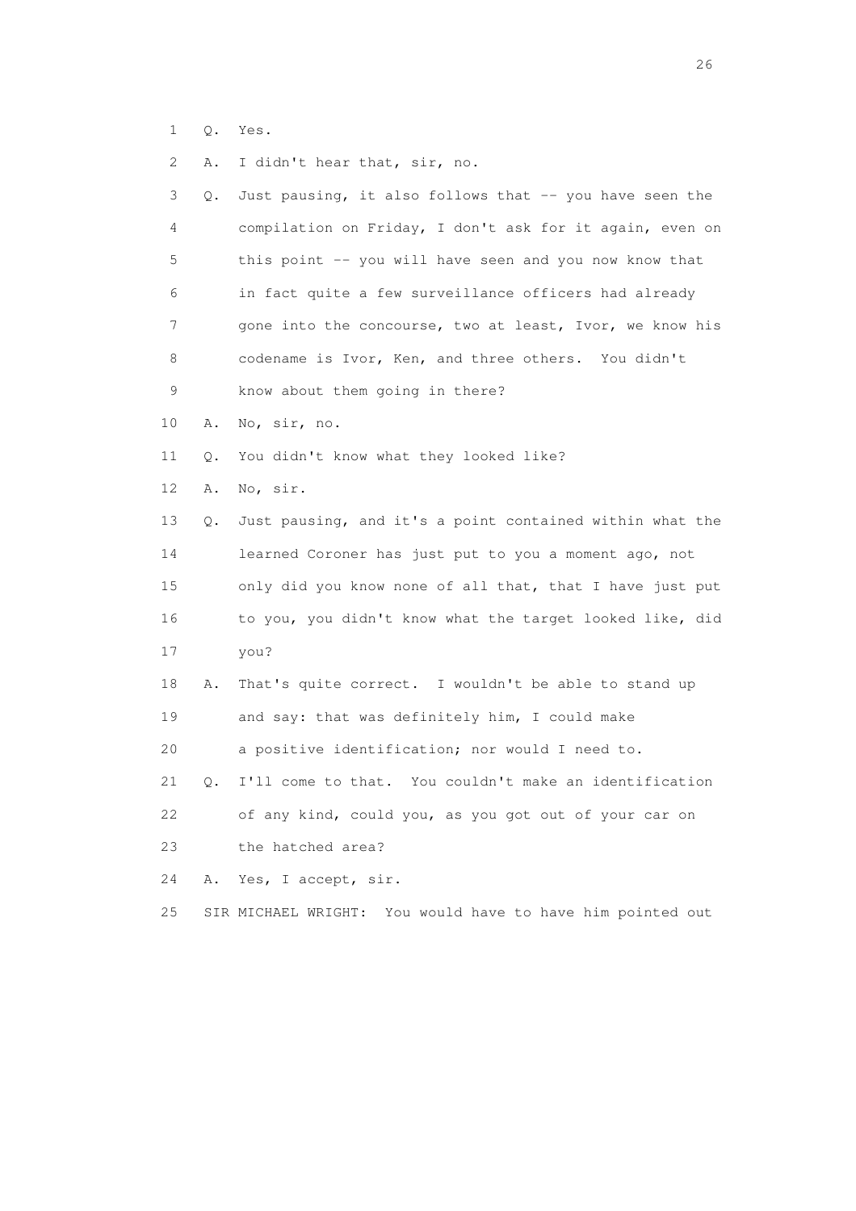1 Q. Yes.

2 A. I didn't hear that, sir, no.

3 Q. Just pausing, it also follows that -- you have seen the

4 compilation on Friday, I don't ask for it again, even on

5 this point -- you will have seen and you now know that

6 in fact quite a few surveillance officers had already

7 gone into the concourse, two at least, Ivor, we know his

8 codename is Ivor, Ken, and three others. You didn't

9 know about them going in there?

10 A. No, sir, no.

11 Q. You didn't know what they looked like?

12 A. No, sir.

13 Q. Just pausing, and it's a point contained within what the

14 learned Coroner has just put to you a moment ago, not

15 only did you know none of all that, that I have just put

16 to you, you didn't know what the target looked like, did

17 you?

18 A. That's quite correct. I wouldn't be able to stand up

19 and say: that was definitely him, I could make

20 a positive identification; nor would I need to.

21 Q. I'll come to that. You couldn't make an identification

22 of any kind, could you, as you got out of your car on

23 the hatched area?

24 A. Yes, I accept, sir.

25 SIR MICHAEL WRIGHT: You would have to have him pointed out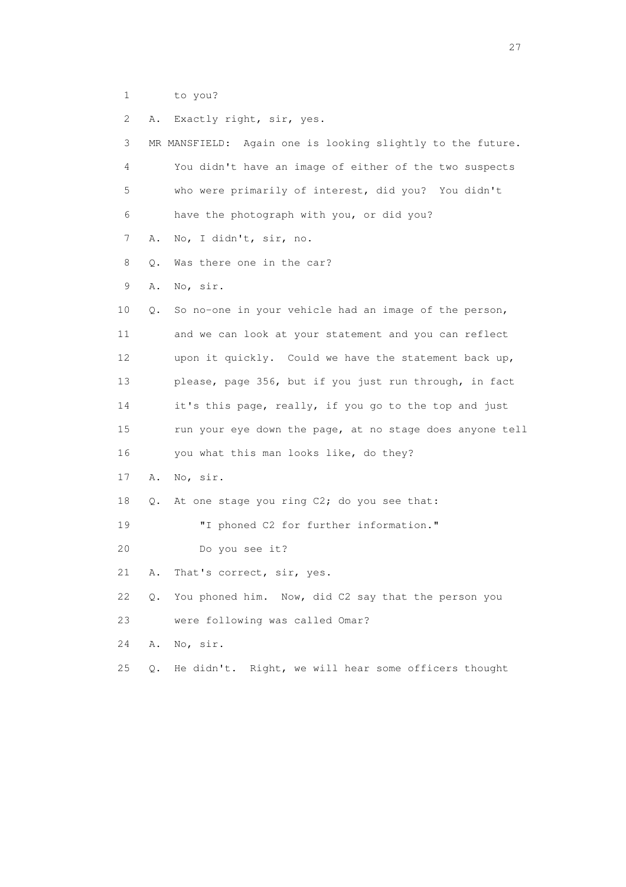1 to you?

2 A. Exactly right, sir, yes.

3 MR MANSFIELD: Again one is looking slightly to the future.

4 You didn't have an image of either of the two suspects

5 who were primarily of interest, did you? You didn't

6 have the photograph with you, or did you?

7 A. No, I didn't, sir, no.

8 Q. Was there one in the car?

9 A. No, sir.

10 Q. So no-one in your vehicle had an image of the person,

11 and we can look at your statement and you can reflect

12 upon it quickly. Could we have the statement back up,

13 please, page 356, but if you just run through, in fact

14 it's this page, really, if you go to the top and just

15 run your eye down the page, at no stage does anyone tell

16 you what this man looks like, do they?

17 A. No, sir.

18 Q. At one stage you ring C2; do you see that:

19 "I phoned C2 for further information."

20 Do you see it?

21 A. That's correct, sir, yes.

22 Q. You phoned him. Now, did C2 say that the person you

23 were following was called Omar?

24 A. No, sir.

25 Q. He didn't. Right, we will hear some officers thought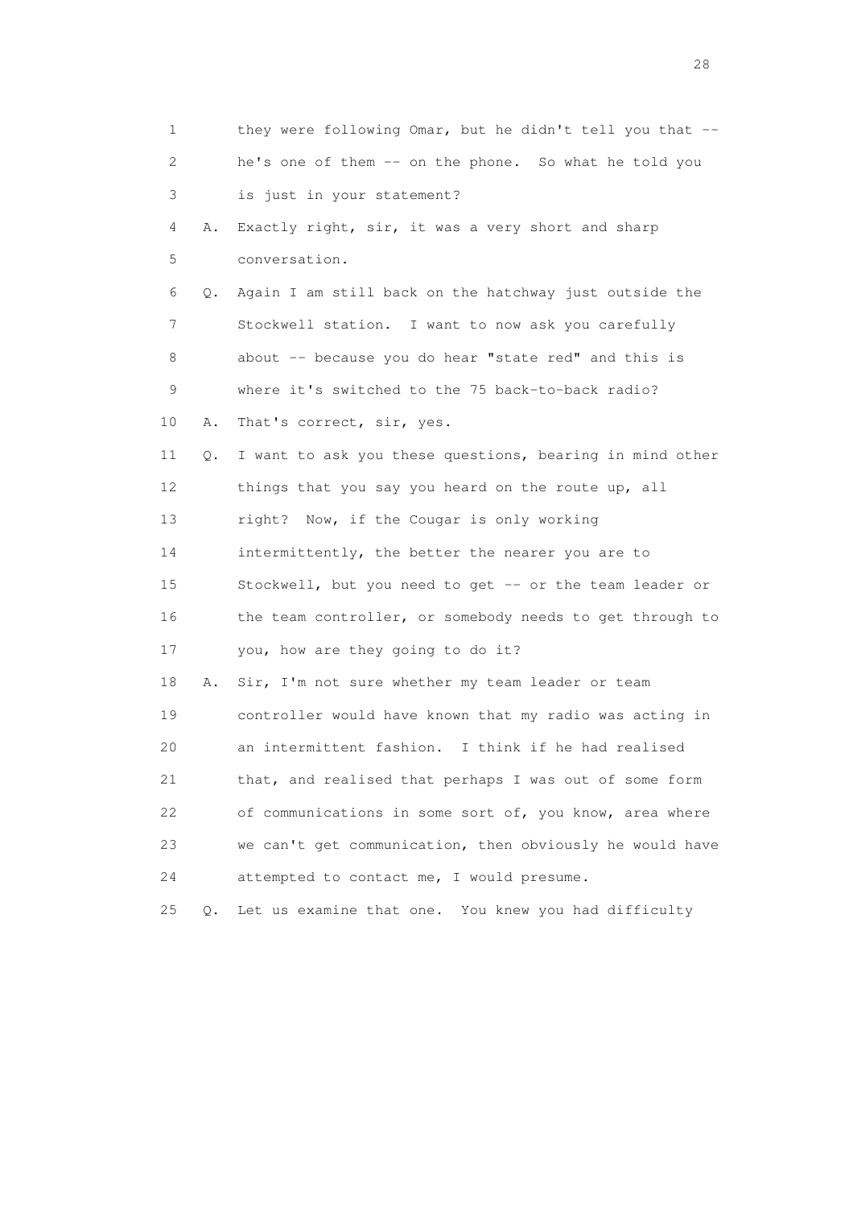1 they were following Omar, but he didn't tell you that --

2 he's one of them -- on the phone. So what he told you

3 is just in your statement?

4 A. Exactly right, sir, it was a very short and sharp

5 conversation.

6 Q. Again I am still back on the hatchway just outside the

7 Stockwell station. I want to now ask you carefully

8 about -- because you do hear "state red" and this is

9 where it's switched to the 75 back-to-back radio?

10 A. That's correct, sir, yes.

11 Q. I want to ask you these questions, bearing in mind other

12 things that you say you heard on the route up, all

13 right? Now, if the Cougar is only working

14 intermittently, the better the nearer you are to

15 Stockwell, but you need to get -- or the team leader or

16 the team controller, or somebody needs to get through to

17 you, how are they going to do it?

18 A. Sir, I'm not sure whether my team leader or team

19 controller would have known that my radio was acting in

20 an intermittent fashion. I think if he had realised

21 that, and realised that perhaps I was out of some form

22 of communications in some sort of, you know, area where

23 we can't get communication, then obviously he would have

24 attempted to contact me, I would presume.

25 Q. Let us examine that one. You knew you had difficulty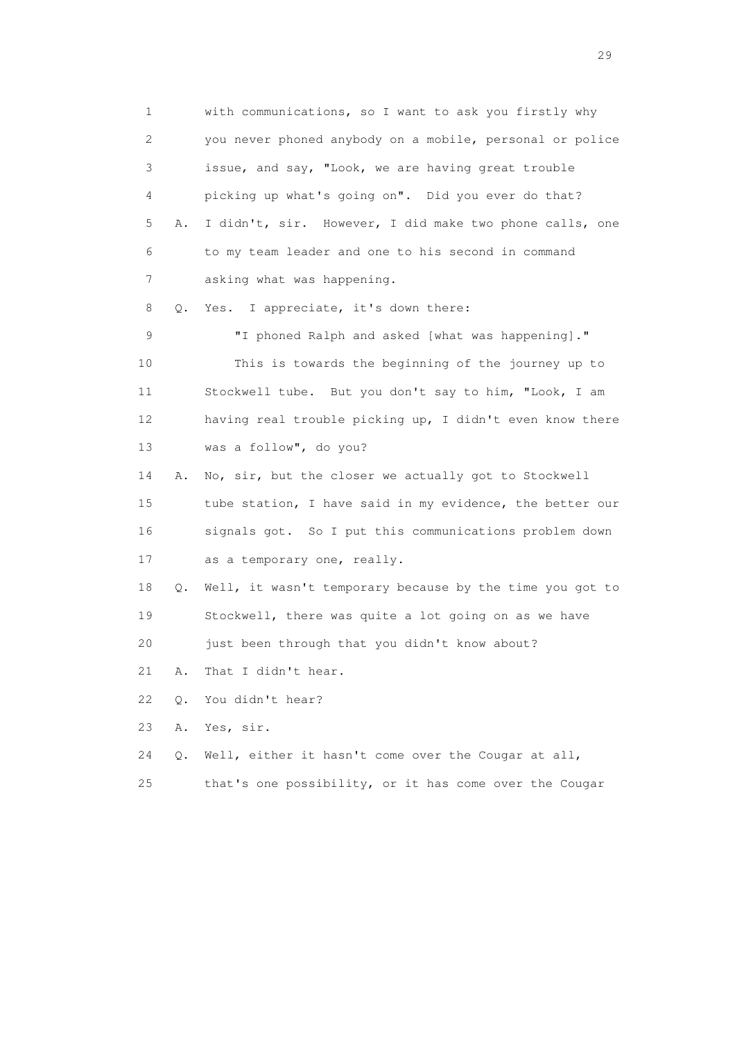1 with communications, so I want to ask you firstly why
2 you never phoned anybody on a mobile, personal or police
3 issue, and say, "Look, we are having great trouble
4 picking up what's going on". Did you ever do that?
5 A. I didn't, sir. However, I did make two phone calls, one
6 to my team leader and one to his second in command
7 asking what was happening.
8 Q. Yes. I appreciate, it's down there:
9 "I phoned Ralph and asked [what was happening]."
10 This is towards the beginning of the journey up to
11 Stockwell tube. But you don't say to him, "Look, I am
12 having real trouble picking up, I didn't even know there
13 was a follow", do you?
14 A. No, sir, but the closer we actually got to Stockwell
15 tube station, I have said in my evidence, the better our
16 signals got. So I put this communications problem down
17 as a temporary one, really.
18 Q. Well, it wasn't temporary because by the time you got to
19 Stockwell, there was quite a lot going on as we have
20 just been through that you didn't know about?
21 A. That I didn't hear.
22 Q. You didn't hear?
23 A. Yes, sir.
24 Q. Well, either it hasn't come over the Cougar at all,
25 that's one possibility, or it has come over the Cougar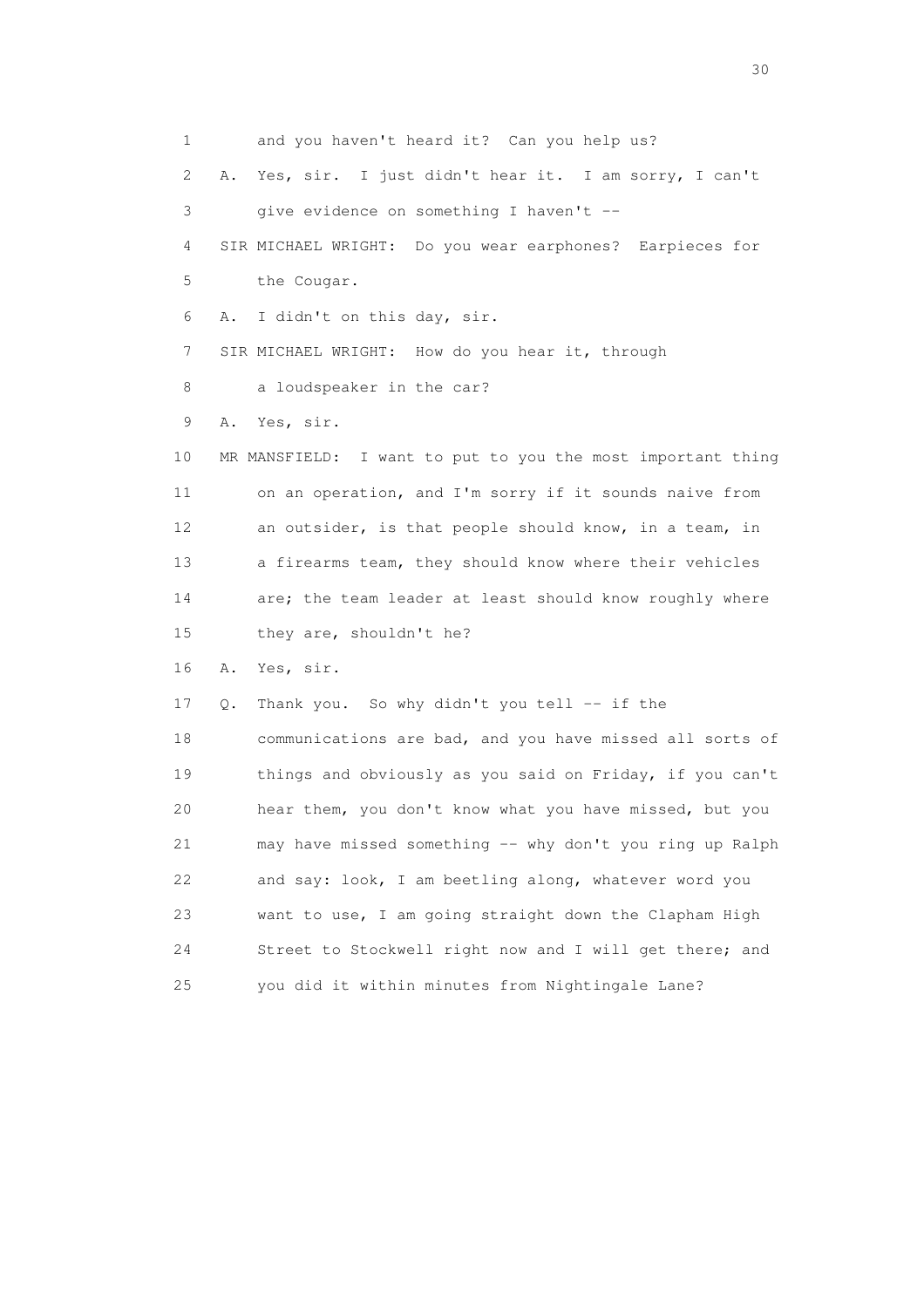1 and you haven't heard it? Can you help us?

2 A. Yes, sir. I just didn't hear it. I am sorry, I can't

3 give evidence on something I haven't --

4 SIR MICHAEL WRIGHT: Do you wear earphones? Earpieces for

5 the Cougar.

6 A. I didn't on this day, sir.

7 SIR MICHAEL WRIGHT: How do you hear it, through

8 a loudspeaker in the car?

9 A. Yes, sir.

10 MR MANSFIELD: I want to put to you the most important thing

11 on an operation, and I'm sorry if it sounds naive from

12 an outsider, is that people should know, in a team, in

13 a firearms team, they should know where their vehicles

14 are; the team leader at least should know roughly where

15 they are, shouldn't he?

16 A. Yes, sir.

17 Q. Thank you. So why didn't you tell -- if the

18 communications are bad, and you have missed all sorts of

19 things and obviously as you said on Friday, if you can't

20 hear them, you don't know what you have missed, but you

21 may have missed something -- why don't you ring up Ralph

22 and say: look, I am beetling along, whatever word you

23 want to use, I am going straight down the Clapham High

24 Street to Stockwell right now and I will get there; and

25 you did it within minutes from Nightingale Lane?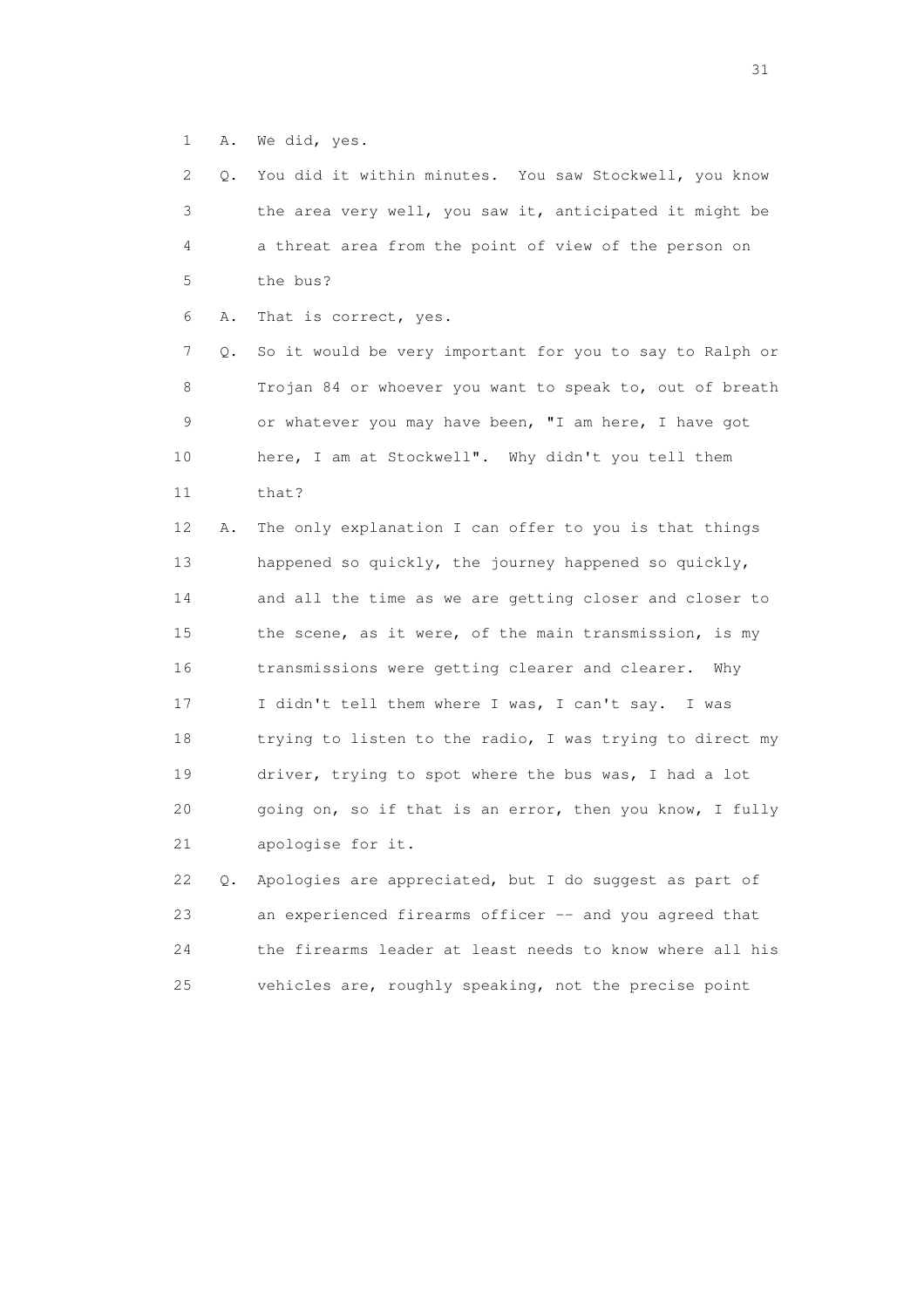1 A. We did, yes.

2 Q. You did it within minutes. You saw Stockwell, you know
3 the area very well, you saw it, anticipated it might be
4 a threat area from the point of view of the person on
5 the bus?

6 A. That is correct, yes.

7 Q. So it would be very important for you to say to Ralph or
8 Trojan 84 or whoever you want to speak to, out of breath
9 or whatever you may have been, "I am here, I have got
10 here, I am at Stockwell". Why didn't you tell them
11 that?

12 A. The only explanation I can offer to you is that things
13 happened so quickly, the journey happened so quickly,
14 and all the time as we are getting closer and closer to
15 the scene, as it were, of the main transmission, is my
16 transmissions were getting clearer and clearer. Why
17 I didn't tell them where I was, I can't say. I was
18 trying to listen to the radio, I was trying to direct my
19 driver, trying to spot where the bus was, I had a lot
20 going on, so if that is an error, then you know, I fully
21 apologise for it.

22 Q. Apologies are appreciated, but I do suggest as part of
23 an experienced firearms officer -- and you agreed that
24 the firearms leader at least needs to know where all his
25 vehicles are, roughly speaking, not the precise point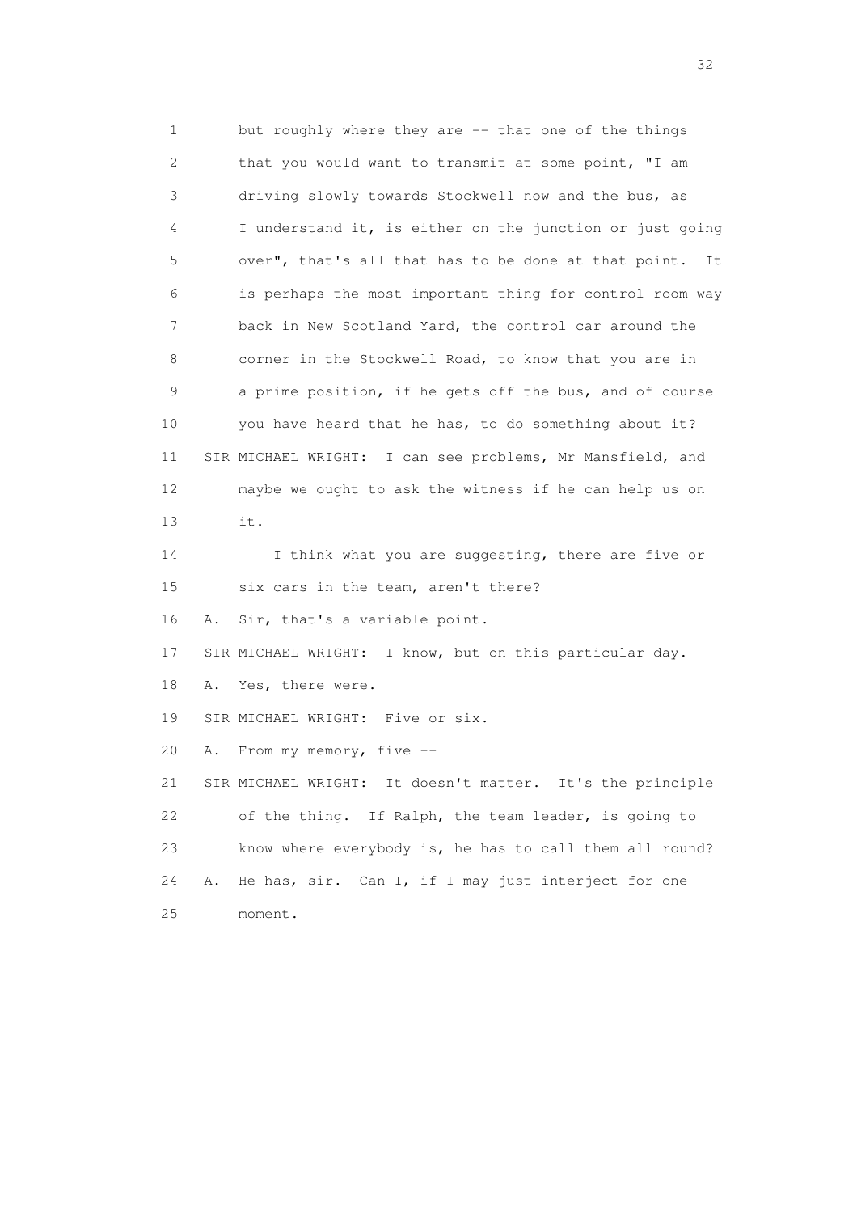1 but roughly where they are -- that one of the things
2 that you would want to transmit at some point, "I am
3 driving slowly towards Stockwell now and the bus, as
4 I understand it, is either on the junction or just going
5 over", that's all that has to be done at that point. It
6 is perhaps the most important thing for control room way
7 back in New Scotland Yard, the control car around the
8 corner in the Stockwell Road, to know that you are in
9 a prime position, if he gets off the bus, and of course
10 you have heard that he has, to do something about it?
11 SIR MICHAEL WRIGHT: I can see problems, Mr Mansfield, and
12 maybe we ought to ask the witness if he can help us on
13 it.
14 I think what you are suggesting, there are five or
15 six cars in the team, aren't there?
16 A. Sir, that's a variable point.
17 SIR MICHAEL WRIGHT: I know, but on this particular day.
18 A. Yes, there were.
19 SIR MICHAEL WRIGHT: Five or six.
20 A. From my memory, five --
21 SIR MICHAEL WRIGHT: It doesn't matter. It's the principle
22 of the thing. If Ralph, the team leader, is going to
23 know where everybody is, he has to call them all round?
24 A. He has, sir. Can I, if I may just interject for one
25 moment.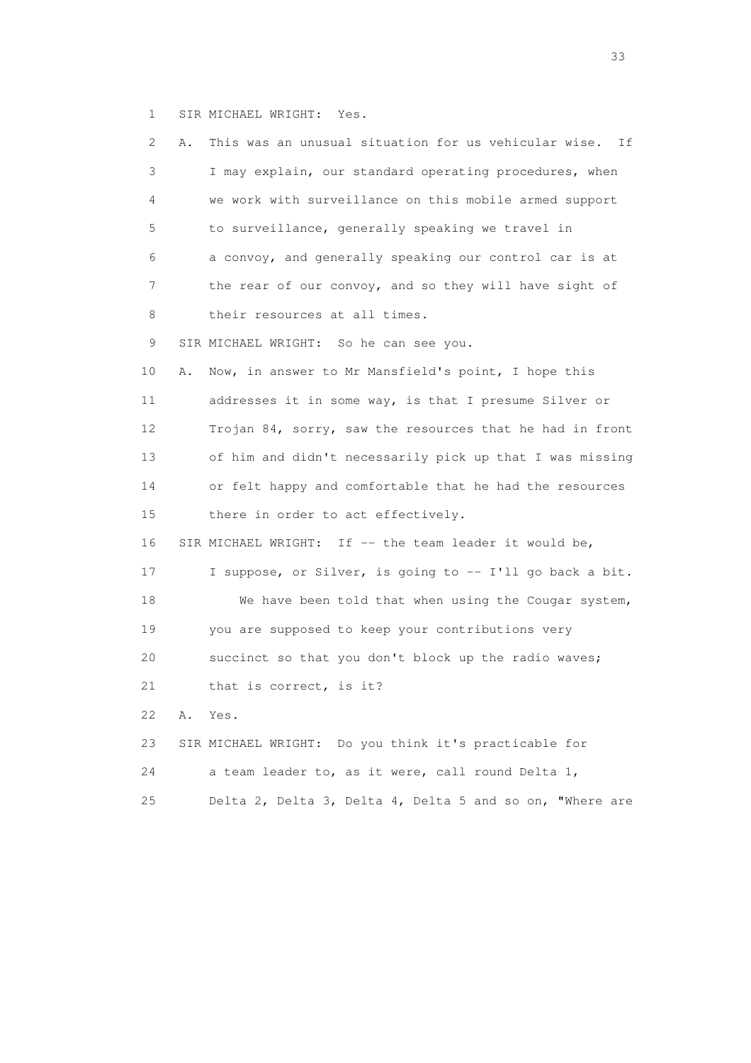1 SIR MICHAEL WRIGHT: Yes.

2 A. This was an unusual situation for us vehicular wise. If

3 I may explain, our standard operating procedures, when

4 we work with surveillance on this mobile armed support

5 to surveillance, generally speaking we travel in

6 a convoy, and generally speaking our control car is at

7 the rear of our convoy, and so they will have sight of

8 their resources at all times.

9 SIR MICHAEL WRIGHT: So he can see you.

10 A. Now, in answer to Mr Mansfield's point, I hope this

11 addresses it in some way, is that I presume Silver or

12 Trojan 84, sorry, saw the resources that he had in front

13 of him and didn't necessarily pick up that I was missing

14 or felt happy and comfortable that he had the resources

15 there in order to act effectively.

16 SIR MICHAEL WRIGHT: If -- the team leader it would be,

17 I suppose, or Silver, is going to -- I'll go back a bit.

18 We have been told that when using the Cougar system,

19 you are supposed to keep your contributions very

20 succinct so that you don't block up the radio waves;

21 that is correct, is it?

22 A. Yes.

23 SIR MICHAEL WRIGHT: Do you think it's practicable for

24 a team leader to, as it were, call round Delta 1,

25 Delta 2, Delta 3, Delta 4, Delta 5 and so on, "Where are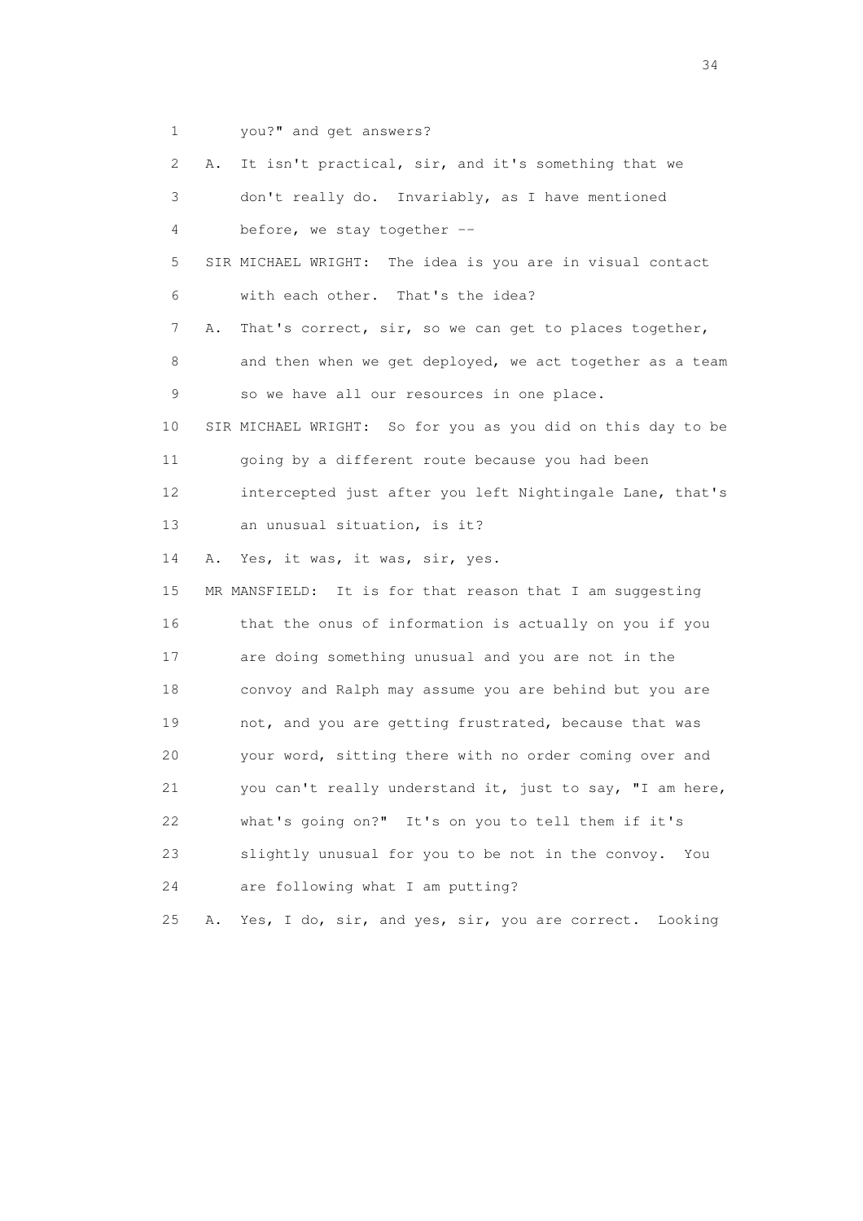1 you?" and get answers?

2 A. It isn't practical, sir, and it's something that we

3 don't really do. Invariably, as I have mentioned

4 before, we stay together --

5 SIR MICHAEL WRIGHT: The idea is you are in visual contact

6 with each other. That's the idea?

7 A. That's correct, sir, so we can get to places together,

8 and then when we get deployed, we act together as a team

9 so we have all our resources in one place.

10 SIR MICHAEL WRIGHT: So for you as you did on this day to be

11 going by a different route because you had been

12 intercepted just after you left Nightingale Lane, that's

13 an unusual situation, is it?

14 A. Yes, it was, it was, sir, yes.

15 MR MANSFIELD: It is for that reason that I am suggesting

16 that the onus of information is actually on you if you

17 are doing something unusual and you are not in the

18 convoy and Ralph may assume you are behind but you are

19 not, and you are getting frustrated, because that was

20 your word, sitting there with no order coming over and

21 you can't really understand it, just to say, "I am here,

22 what's going on?" It's on you to tell them if it's

23 slightly unusual for you to be not in the convoy. You

24 are following what I am putting?

25 A. Yes, I do, sir, and yes, sir, you are correct. Looking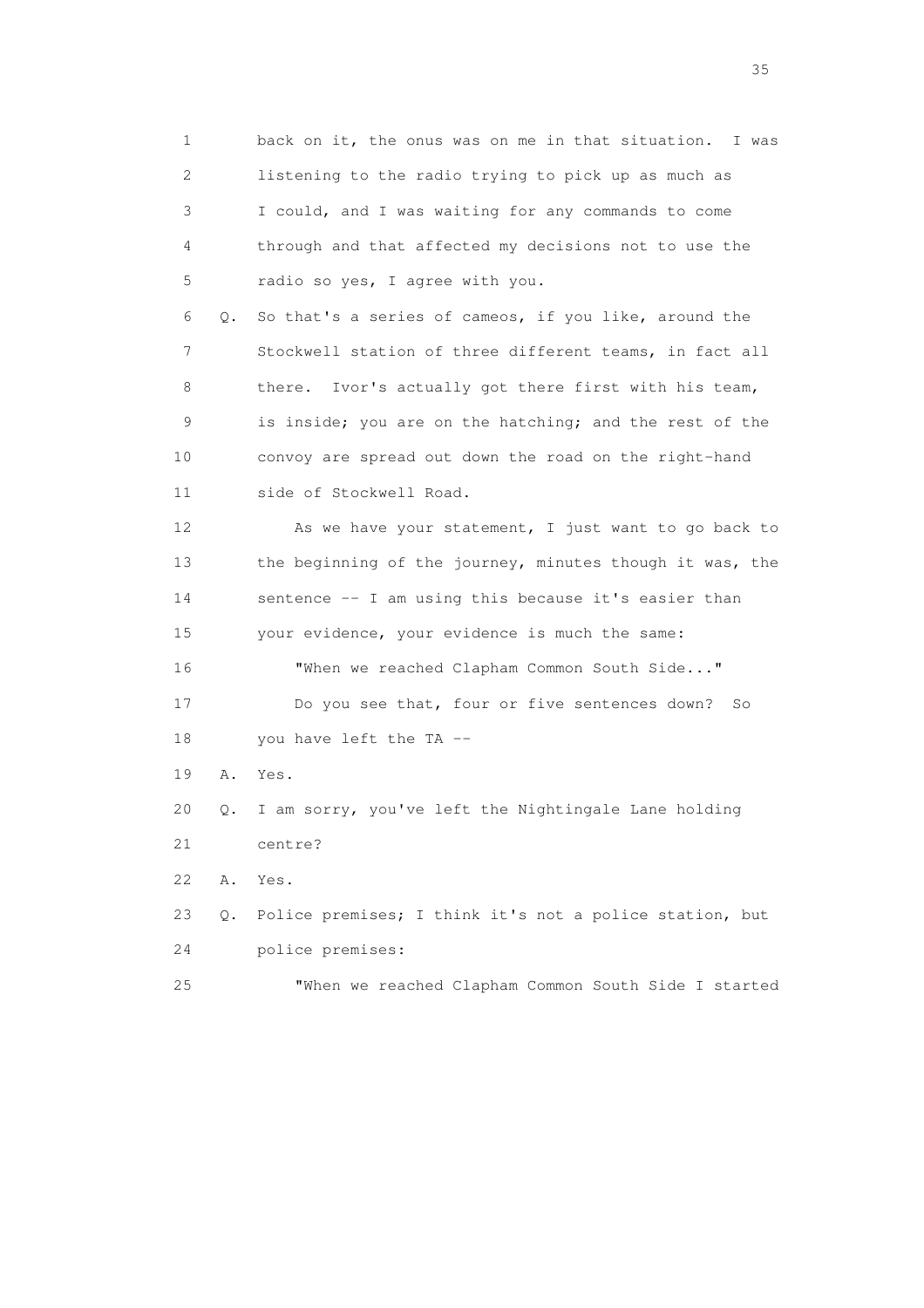1 back on it, the onus was on me in that situation. I was
2 listening to the radio trying to pick up as much as
3 I could, and I was waiting for any commands to come
4 through and that affected my decisions not to use the
5 radio so yes, I agree with you.

6 Q. So that's a series of cameos, if you like, around the
7 Stockwell station of three different teams, in fact all
8 there. Ivor's actually got there first with his team,
9 is inside; you are on the hatching; and the rest of the
10 convoy are spread out down the road on the right-hand
11 side of Stockwell Road.

12 As we have your statement, I just want to go back to
13 the beginning of the journey, minutes though it was, the
14 sentence -- I am using this because it's easier than
15 your evidence, your evidence is much the same:

16 "When we reached Clapham Common South Side..."

17 Do you see that, four or five sentences down? So
18 you have left the TA --

19 A. Yes.

20 Q. I am sorry, you've left the Nightingale Lane holding
21 centre?

22 A. Yes.

23 Q. Police premises; I think it's not a police station, but
24 police premises:

25 "When we reached Clapham Common South Side I started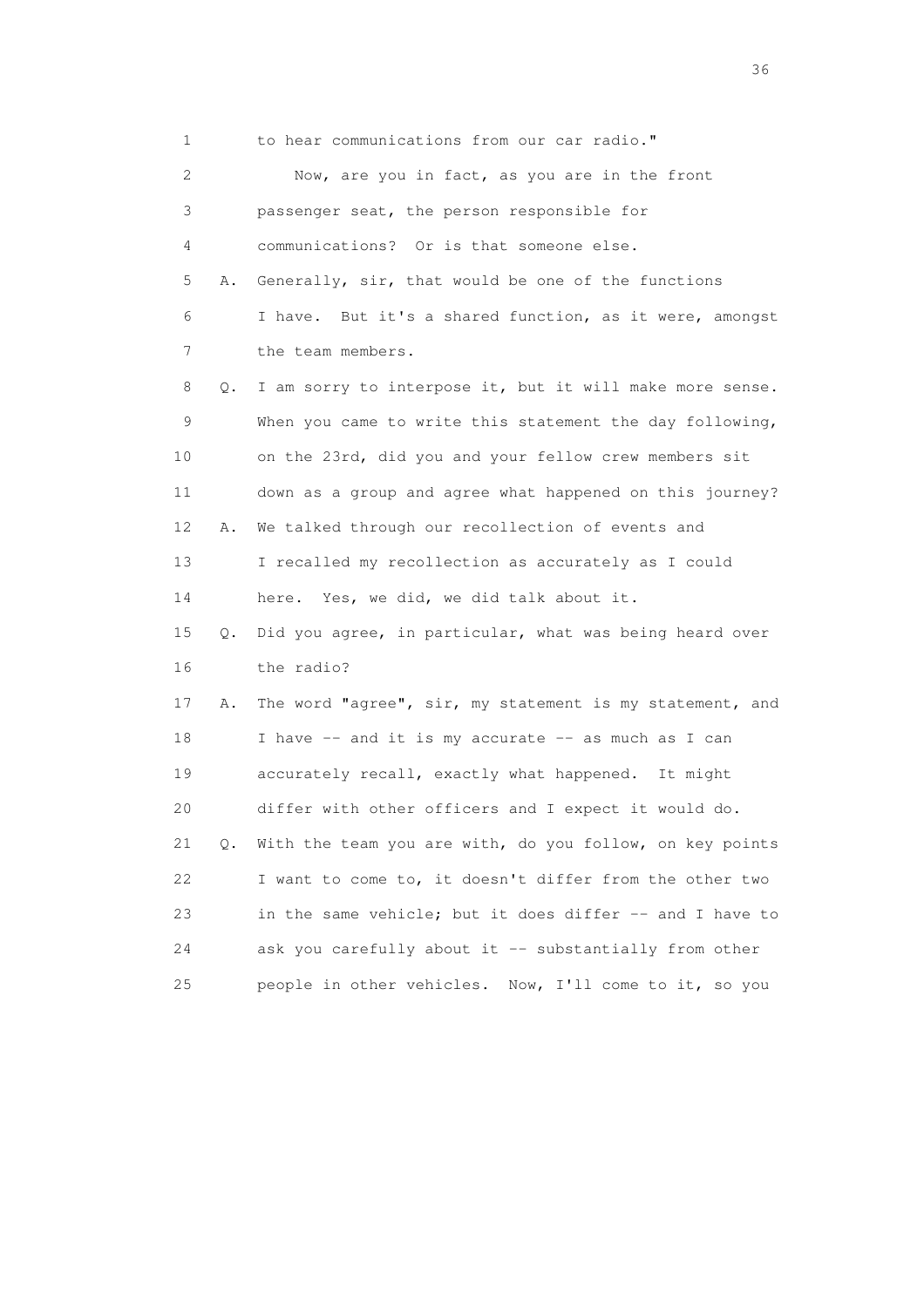1 to hear communications from our car radio."

2 Now, are you in fact, as you are in the front

3 passenger seat, the person responsible for

4 communications? Or is that someone else.

5 A. Generally, sir, that would be one of the functions

6 I have. But it's a shared function, as it were, amongst

7 the team members.

8 Q. I am sorry to interpose it, but it will make more sense.

9 When you came to write this statement the day following,

10 on the 23rd, did you and your fellow crew members sit

11 down as a group and agree what happened on this journey?

12 A. We talked through our recollection of events and

13 I recalled my recollection as accurately as I could

14 here. Yes, we did, we did talk about it.

15 Q. Did you agree, in particular, what was being heard over

16 the radio?

17 A. The word "agree", sir, my statement is my statement, and

18 I have -- and it is my accurate -- as much as I can

19 accurately recall, exactly what happened. It might

20 differ with other officers and I expect it would do.

21 Q. With the team you are with, do you follow, on key points

22 I want to come to, it doesn't differ from the other two

23 in the same vehicle; but it does differ -- and I have to

24 ask you carefully about it -- substantially from other

25 people in other vehicles. Now, I'll come to it, so you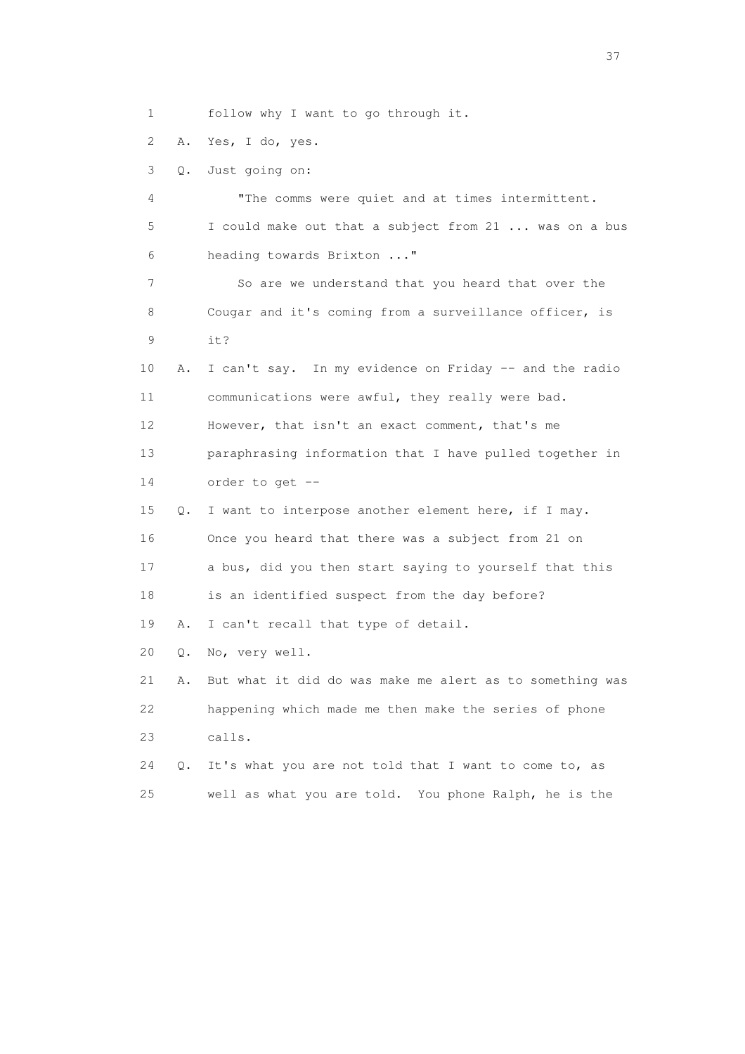1 follow why I want to go through it.

2 A. Yes, I do, yes.

3 Q. Just going on:

4 "The comms were quiet and at times intermittent.

5 I could make out that a subject from 21 ... was on a bus

6 heading towards Brixton ..."

7 So are we understand that you heard that over the

8 Cougar and it's coming from a surveillance officer, is

9 it?

10 A. I can't say. In my evidence on Friday -- and the radio

11 communications were awful, they really were bad.

12 However, that isn't an exact comment, that's me

13 paraphrasing information that I have pulled together in

14 order to get --

15 Q. I want to interpose another element here, if I may.

16 Once you heard that there was a subject from 21 on

17 a bus, did you then start saying to yourself that this

18 is an identified suspect from the day before?

19 A. I can't recall that type of detail.

20 Q. No, very well.

21 A. But what it did do was make me alert as to something was

22 happening which made me then make the series of phone

23 calls.

24 Q. It's what you are not told that I want to come to, as

25 well as what you are told. You phone Ralph, he is the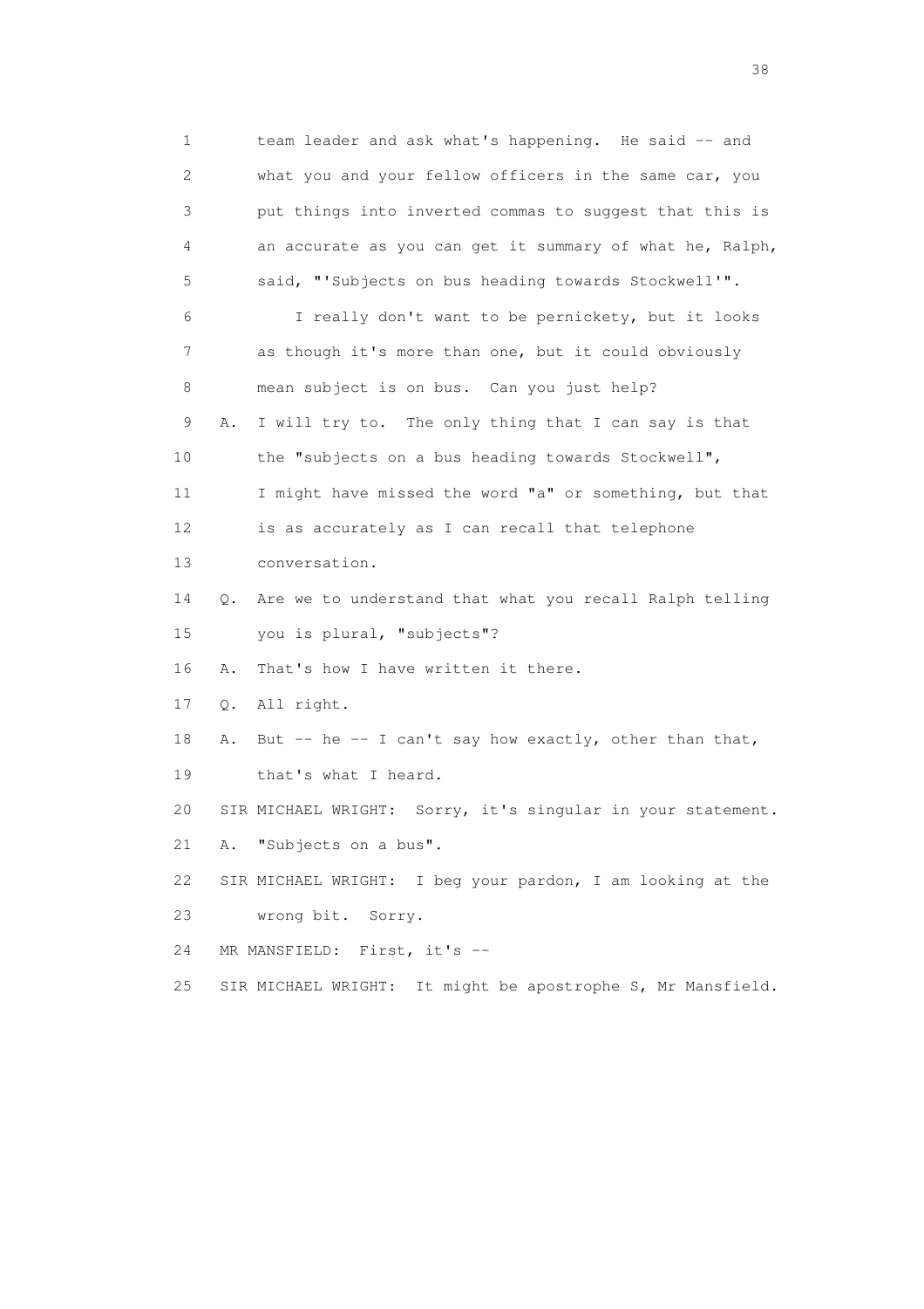1 team leader and ask what's happening. He said -- and
2 what you and your fellow officers in the same car, you
3 put things into inverted commas to suggest that this is
4 an accurate as you can get it summary of what he, Ralph,
5 said, "'Subjects on bus heading towards Stockwell'".
6 I really don't want to be pernickety, but it looks
7 as though it's more than one, but it could obviously
8 mean subject is on bus. Can you just help?
9 A. I will try to. The only thing that I can say is that
10 the "subjects on a bus heading towards Stockwell",
11 I might have missed the word "a" or something, but that
12 is as accurately as I can recall that telephone
13 conversation.
14 Q. Are we to understand that what you recall Ralph telling
15 you is plural, "subjects"?
16 A. That's how I have written it there.
17 Q. All right.
18 A. But -- he -- I can't say how exactly, other than that,
19 that's what I heard.
20 SIR MICHAEL WRIGHT: Sorry, it's singular in your statement.
21 A. "Subjects on a bus".
22 SIR MICHAEL WRIGHT: I beg your pardon, I am looking at the
23 wrong bit. Sorry.
24 MR MANSFIELD: First, it's --
25 SIR MICHAEL WRIGHT: It might be apostrophe S, Mr Mansfield.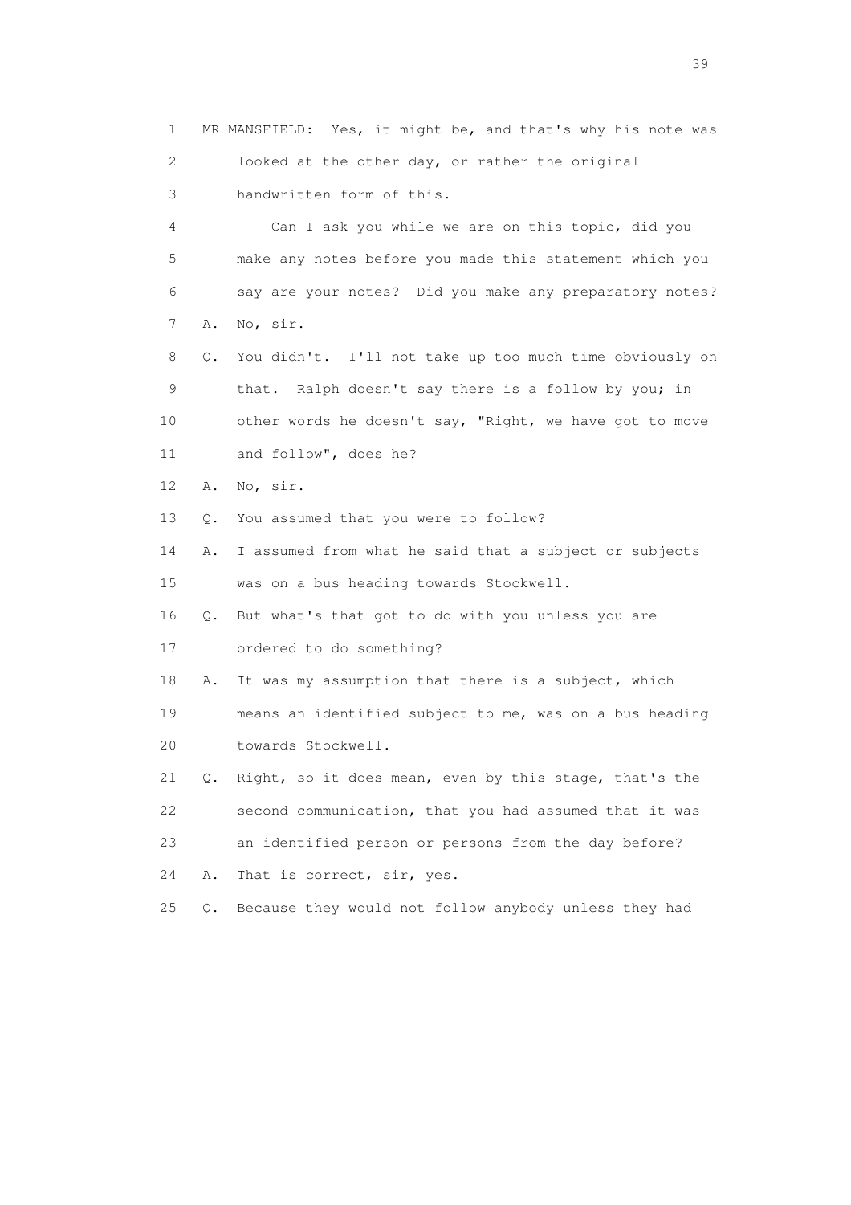1 MR MANSFIELD: Yes, it might be, and that's why his note was
2 looked at the other day, or rather the original
3 handwritten form of this.
4 Can I ask you while we are on this topic, did you
5 make any notes before you made this statement which you
6 say are your notes? Did you make any preparatory notes?
7 A. No, sir.
8 Q. You didn't. I'll not take up too much time obviously on
9 that. Ralph doesn't say there is a follow by you; in
10 other words he doesn't say, "Right, we have got to move
11 and follow", does he?
12 A. No, sir.
13 Q. You assumed that you were to follow?
14 A. I assumed from what he said that a subject or subjects
15 was on a bus heading towards Stockwell.
16 Q. But what's that got to do with you unless you are
17 ordered to do something?
18 A. It was my assumption that there is a subject, which
19 means an identified subject to me, was on a bus heading
20 towards Stockwell.
21 Q. Right, so it does mean, even by this stage, that's the
22 second communication, that you had assumed that it was
23 an identified person or persons from the day before?
24 A. That is correct, sir, yes.
25 Q. Because they would not follow anybody unless they had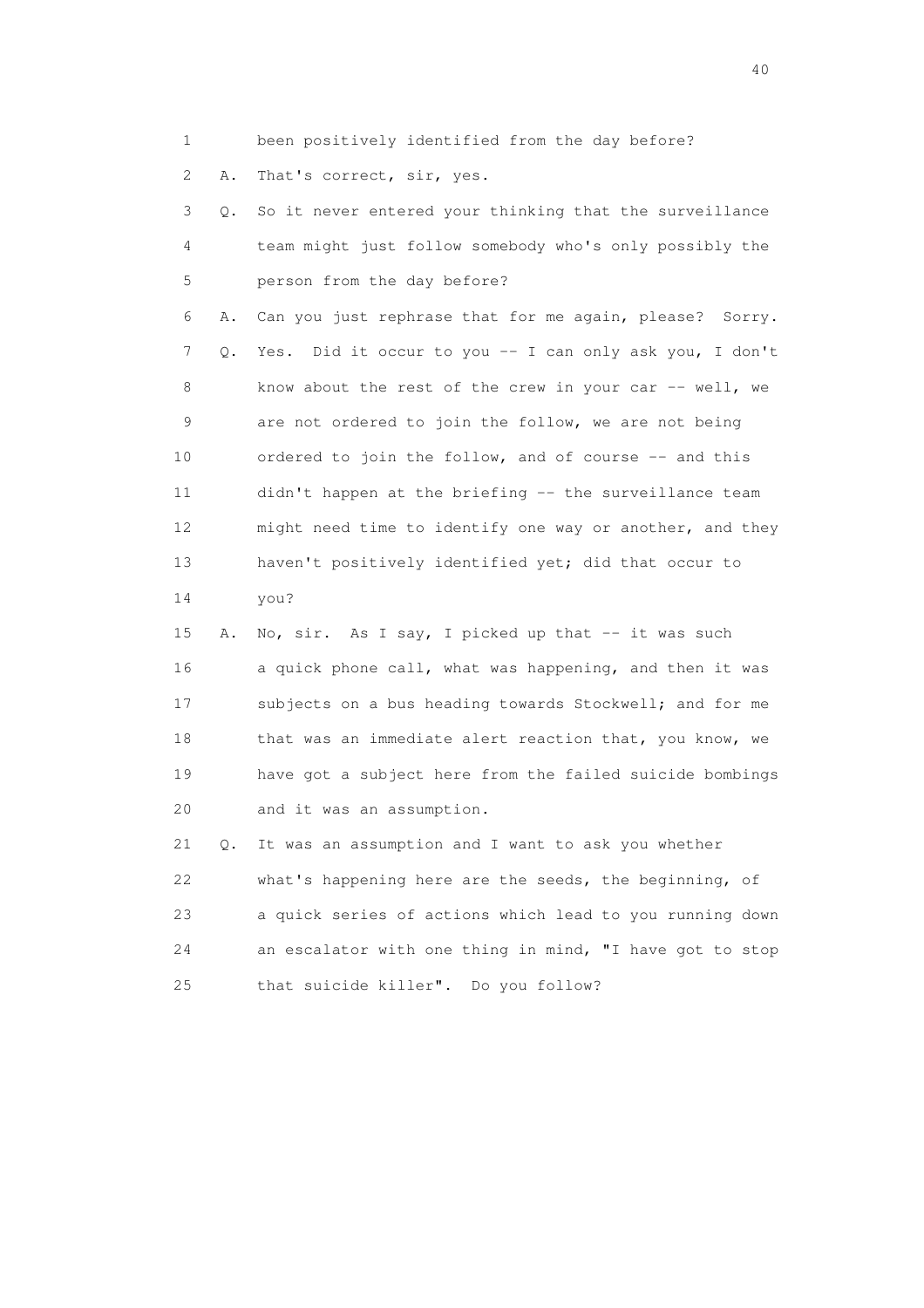1 been positively identified from the day before?

2 A. That's correct, sir, yes.

3 Q. So it never entered your thinking that the surveillance

4 team might just follow somebody who's only possibly the

5 person from the day before?

6 A. Can you just rephrase that for me again, please? Sorry.

7 Q. Yes. Did it occur to you -- I can only ask you, I don't

8 know about the rest of the crew in your car -- well, we

9 are not ordered to join the follow, we are not being

10 ordered to join the follow, and of course -- and this

11 didn't happen at the briefing -- the surveillance team

12 might need time to identify one way or another, and they

13 haven't positively identified yet; did that occur to

14 you?

15 A. No, sir. As I say, I picked up that -- it was such

16 a quick phone call, what was happening, and then it was

17 subjects on a bus heading towards Stockwell; and for me

18 that was an immediate alert reaction that, you know, we

19 have got a subject here from the failed suicide bombings

20 and it was an assumption.

21 Q. It was an assumption and I want to ask you whether

22 what's happening here are the seeds, the beginning, of

23 a quick series of actions which lead to you running down

24 an escalator with one thing in mind, "I have got to stop

25 that suicide killer". Do you follow?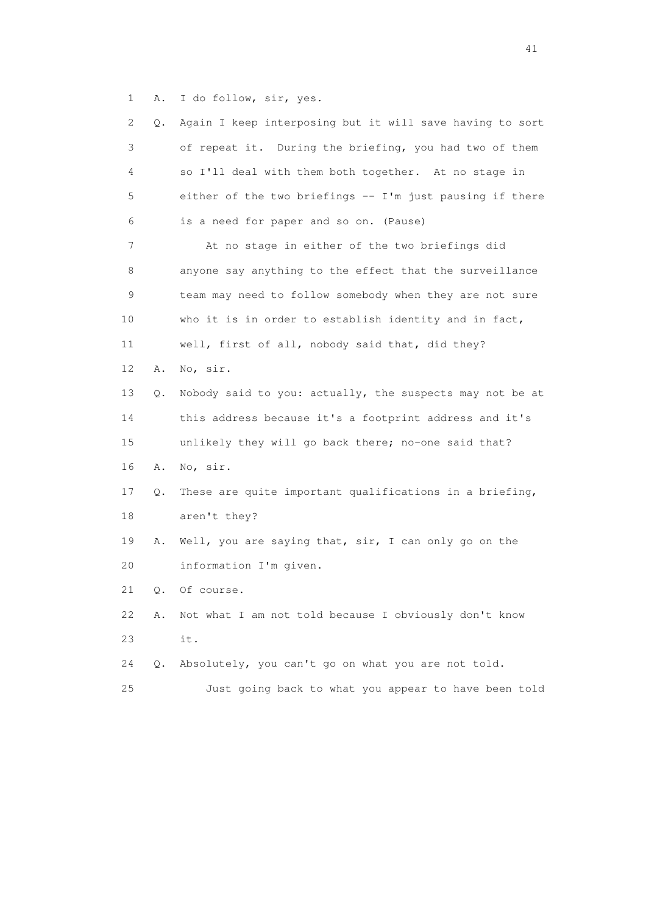1 A. I do follow, sir, yes.

2 Q. Again I keep interposing but it will save having to sort

3 of repeat it. During the briefing, you had two of them

4 so I'll deal with them both together. At no stage in

5 either of the two briefings -- I'm just pausing if there

6 is a need for paper and so on. (Pause)

7 At no stage in either of the two briefings did

8 anyone say anything to the effect that the surveillance

9 team may need to follow somebody when they are not sure

10 who it is in order to establish identity and in fact,

11 well, first of all, nobody said that, did they?

12 A. No, sir.

13 Q. Nobody said to you: actually, the suspects may not be at

14 this address because it's a footprint address and it's

15 unlikely they will go back there; no-one said that?

16 A. No, sir.

17 Q. These are quite important qualifications in a briefing,

18 aren't they?

19 A. Well, you are saying that, sir, I can only go on the

20 information I'm given.

21 Q. Of course.

22 A. Not what I am not told because I obviously don't know

23 it.

24 Q. Absolutely, you can't go on what you are not told.

25 Just going back to what you appear to have been told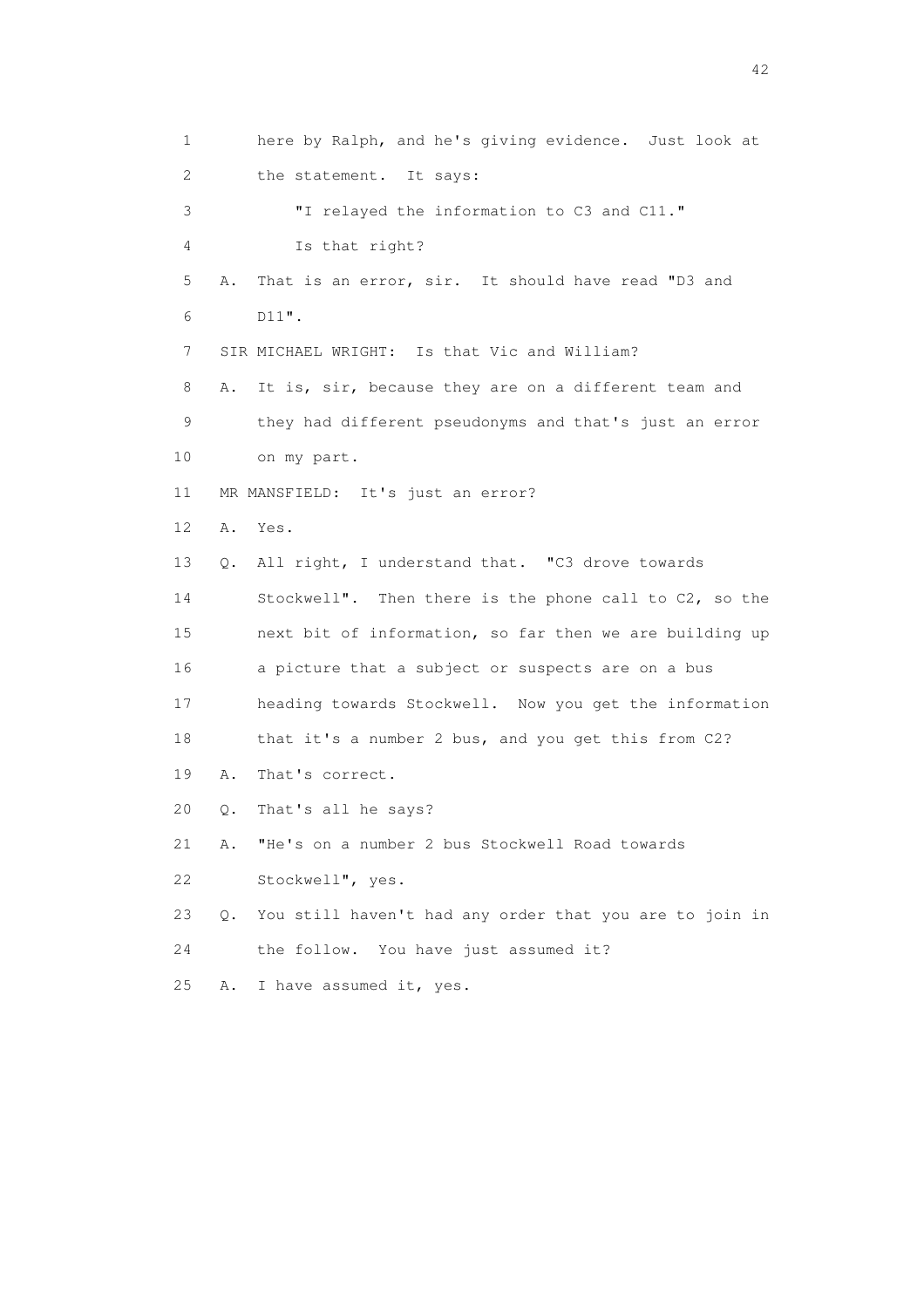1 here by Ralph, and he's giving evidence. Just look at
2 the statement. It says:
3 "I relayed the information to C3 and C11."
4 Is that right?
5 A. That is an error, sir. It should have read "D3 and
6 D11".
7 SIR MICHAEL WRIGHT: Is that Vic and William?
8 A. It is, sir, because they are on a different team and
9 they had different pseudonyms and that's just an error
10 on my part.
11 MR MANSFIELD: It's just an error?
12 A. Yes.
13 Q. All right, I understand that. "C3 drove towards
14 Stockwell". Then there is the phone call to C2, so the
15 next bit of information, so far then we are building up
16 a picture that a subject or suspects are on a bus
17 heading towards Stockwell. Now you get the information
18 that it's a number 2 bus, and you get this from C2?
19 A. That's correct.
20 Q. That's all he says?
21 A. "He's on a number 2 bus Stockwell Road towards
22 Stockwell", yes.
23 Q. You still haven't had any order that you are to join in
24 the follow. You have just assumed it?
25 A. I have assumed it, yes.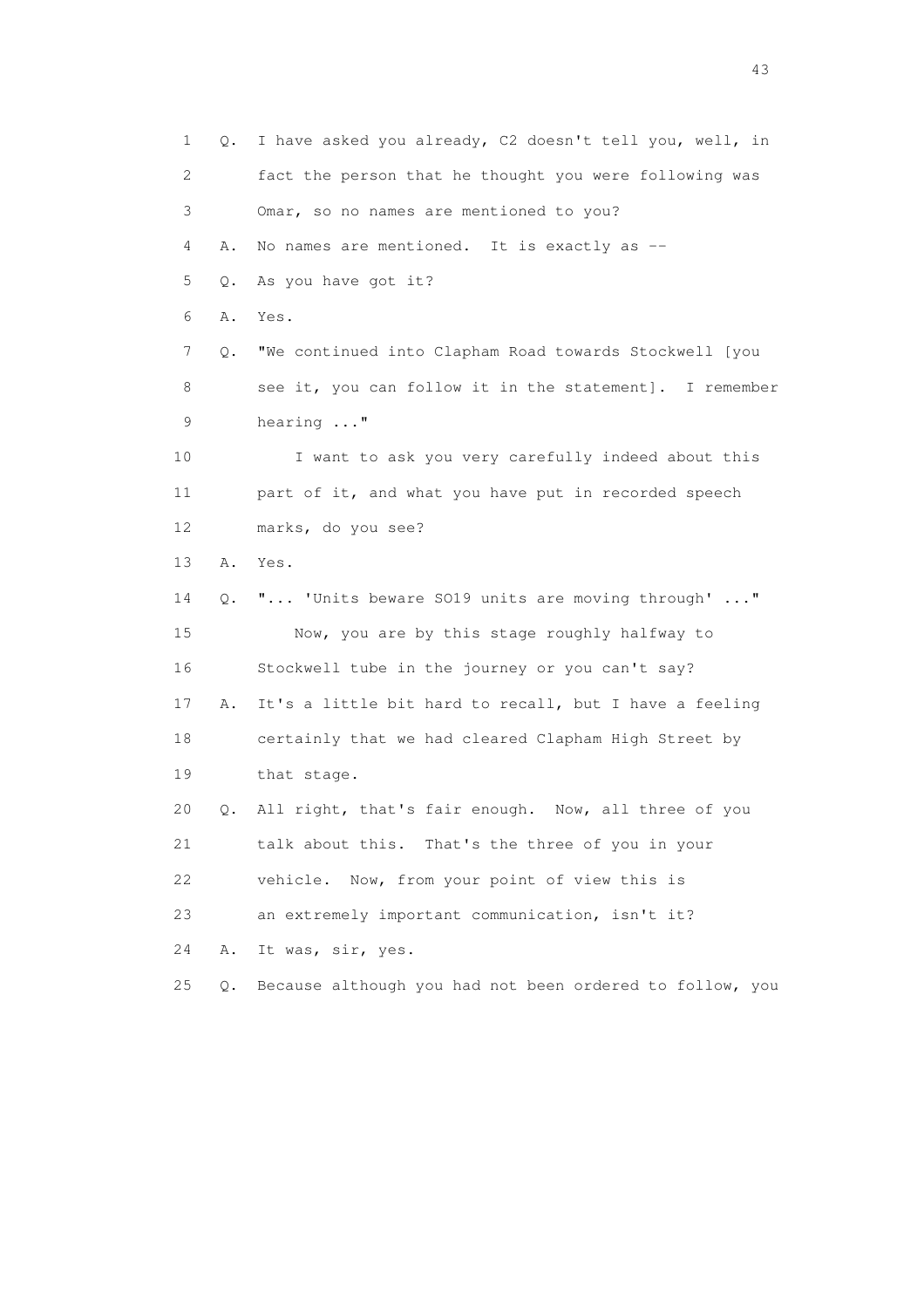1 Q. I have asked you already, C2 doesn't tell you, well, in
2 fact the person that he thought you were following was
3 Omar, so no names are mentioned to you?

4 A. No names are mentioned. It is exactly as --

5 Q. As you have got it?

6 A. Yes.

7 Q. "We continued into Clapham Road towards Stockwell [you
8 see it, you can follow it in the statement]. I remember
9 hearing ..."

10 I want to ask you very carefully indeed about this
11 part of it, and what you have put in recorded speech
12 marks, do you see?

13 A. Yes.

14 Q. "... 'Units beware SO19 units are moving through' ..."

15 Now, you are by this stage roughly halfway to
16 Stockwell tube in the journey or you can't say?

17 A. It's a little bit hard to recall, but I have a feeling
18 certainly that we had cleared Clapham High Street by
19 that stage.

20 Q. All right, that's fair enough. Now, all three of you
21 talk about this. That's the three of you in your
22 vehicle. Now, from your point of view this is
23 an extremely important communication, isn't it?

24 A. It was, sir, yes.

25 Q. Because although you had not been ordered to follow, you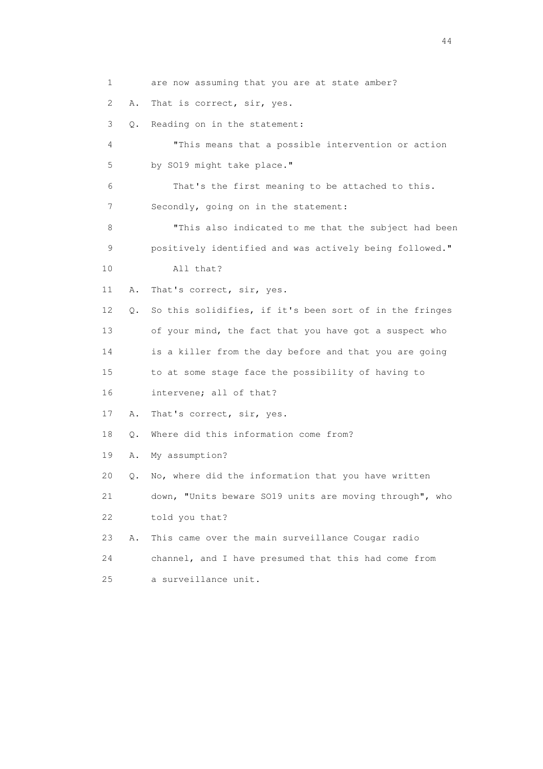1 are now assuming that you are at state amber?

2 A. That is correct, sir, yes.

3 Q. Reading on in the statement:

4 "This means that a possible intervention or action

5 by SO19 might take place."

6 That's the first meaning to be attached to this.

7 Secondly, going on in the statement:

8 "This also indicated to me that the subject had been

9 positively identified and was actively being followed."

10 All that?

11 A. That's correct, sir, yes.

12 Q. So this solidifies, if it's been sort of in the fringes

13 of your mind, the fact that you have got a suspect who

14 is a killer from the day before and that you are going

15 to at some stage face the possibility of having to

16 intervene; all of that?

17 A. That's correct, sir, yes.

18 Q. Where did this information come from?

19 A. My assumption?

20 Q. No, where did the information that you have written

21 down, "Units beware SO19 units are moving through", who

22 told you that?

23 A. This came over the main surveillance Cougar radio

24 channel, and I have presumed that this had come from

25 a surveillance unit.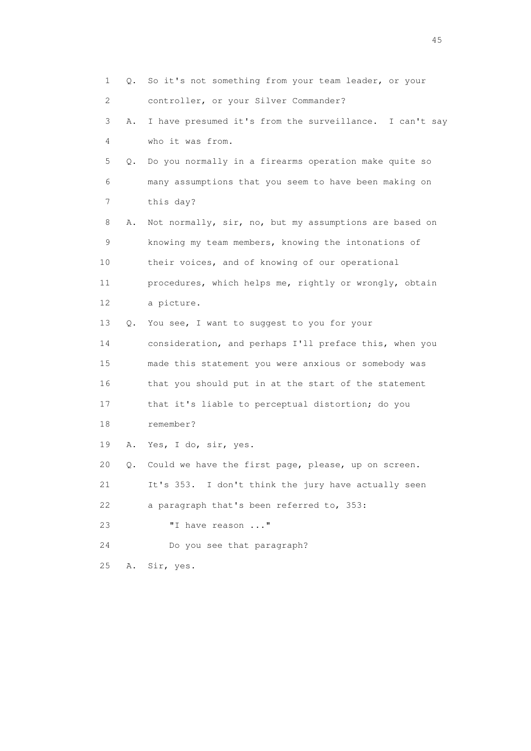1 Q. So it's not something from your team leader, or your
2 controller, or your Silver Commander?
3 A. I have presumed it's from the surveillance. I can't say
4 who it was from.
5 Q. Do you normally in a firearms operation make quite so
6 many assumptions that you seem to have been making on
7 this day?
8 A. Not normally, sir, no, but my assumptions are based on
9 knowing my team members, knowing the intonations of
10 their voices, and of knowing of our operational
11 procedures, which helps me, rightly or wrongly, obtain
12 a picture.
13 Q. You see, I want to suggest to you for your
14 consideration, and perhaps I'll preface this, when you
15 made this statement you were anxious or somebody was
16 that you should put in at the start of the statement
17 that it's liable to perceptual distortion; do you
18 remember?
19 A. Yes, I do, sir, yes.
20 Q. Could we have the first page, please, up on screen.
21 It's 353. I don't think the jury have actually seen
22 a paragraph that's been referred to, 353:
23 "I have reason ..."
24 Do you see that paragraph?
25 A. Sir, yes.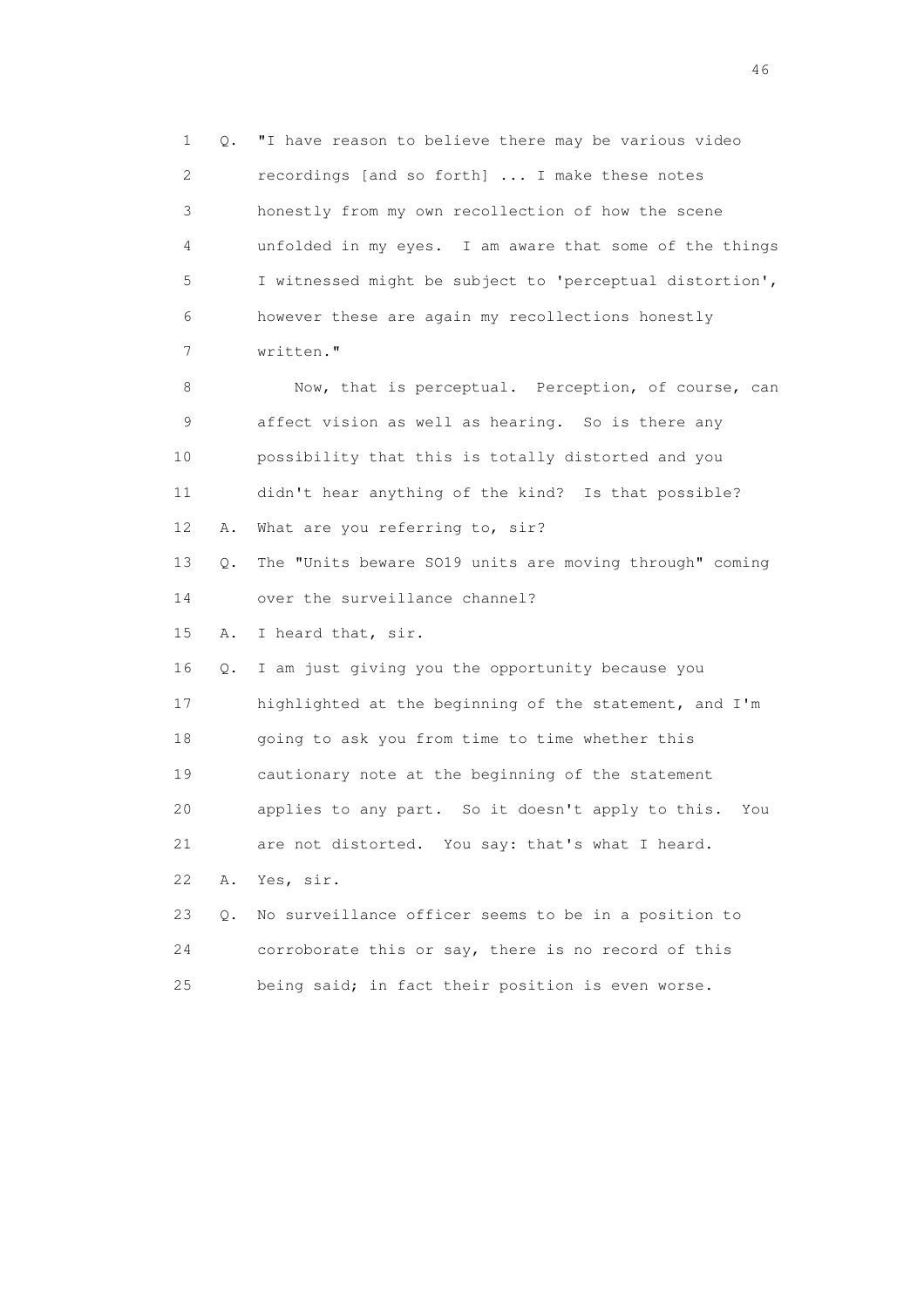1 Q. "I have reason to believe there may be various video
2 recordings [and so forth] ... I make these notes
3 honestly from my own recollection of how the scene
4 unfolded in my eyes. I am aware that some of the things
5 I witnessed might be subject to 'perceptual distortion',
6 however these are again my recollections honestly
7 written."

8 Now, that is perceptual. Perception, of course, can
9 affect vision as well as hearing. So is there any
10 possibility that this is totally distorted and you
11 didn't hear anything of the kind? Is that possible?

12 A. What are you referring to, sir?

13 Q. The "Units beware SO19 units are moving through" coming
14 over the surveillance channel?

15 A. I heard that, sir.

16 Q. I am just giving you the opportunity because you
17 highlighted at the beginning of the statement, and I'm
18 going to ask you from time to time whether this
19 cautionary note at the beginning of the statement
20 applies to any part. So it doesn't apply to this. You
21 are not distorted. You say: that's what I heard.

22 A. Yes, sir.

23 Q. No surveillance officer seems to be in a position to
24 corroborate this or say, there is no record of this
25 being said; in fact their position is even worse.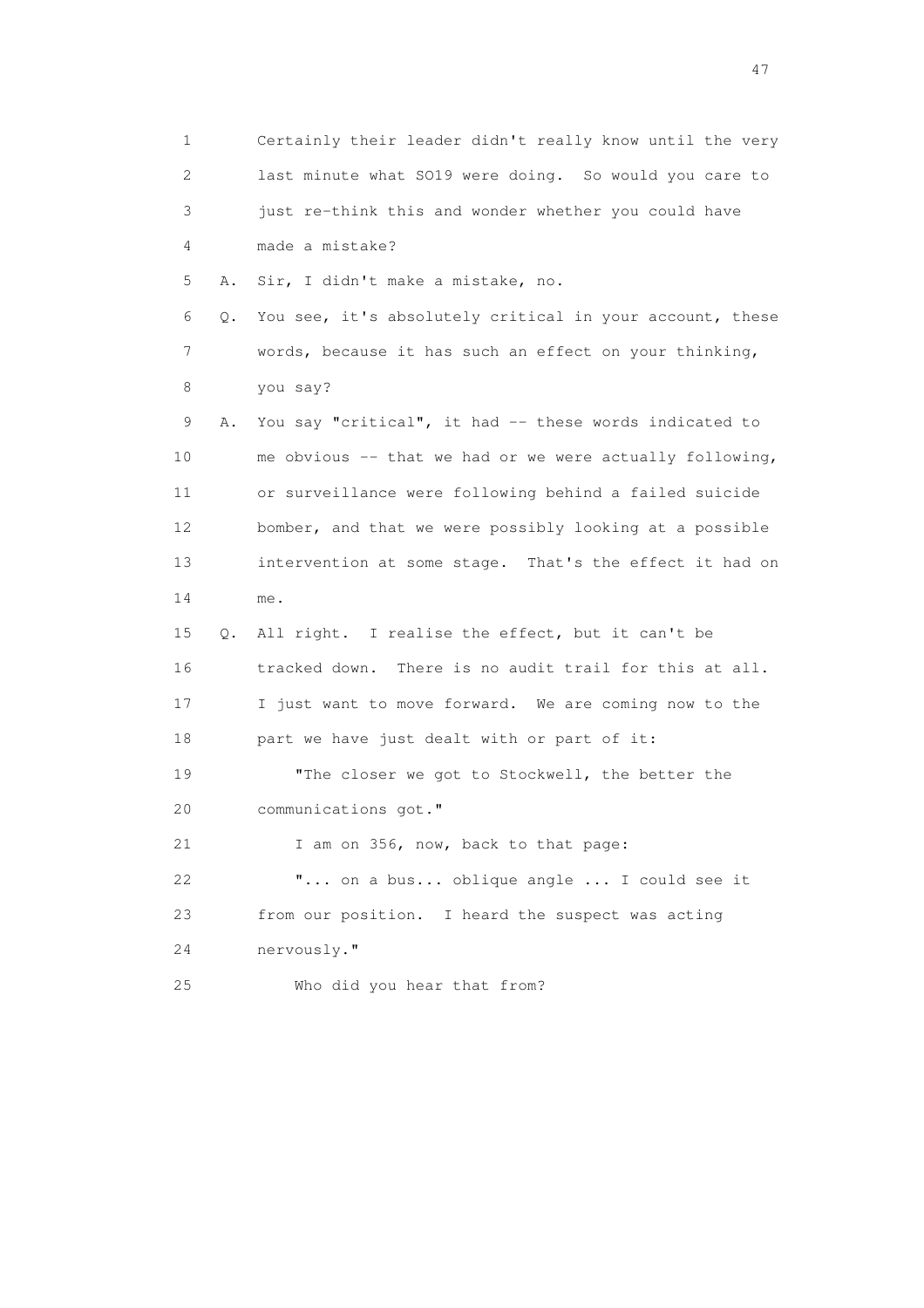1 Certainly their leader didn't really know until the very
2 last minute what SO19 were doing. So would you care to
3 just re-think this and wonder whether you could have
4 made a mistake?

5 A. Sir, I didn't make a mistake, no.

6 Q. You see, it's absolutely critical in your account, these
7 words, because it has such an effect on your thinking,
8 you say?

9 A. You say "critical", it had -- these words indicated to
10 me obvious -- that we had or we were actually following,
11 or surveillance were following behind a failed suicide
12 bomber, and that we were possibly looking at a possible
13 intervention at some stage. That's the effect it had on
14 me.

15 Q. All right. I realise the effect, but it can't be
16 tracked down. There is no audit trail for this at all.
17 I just want to move forward. We are coming now to the
18 part we have just dealt with or part of it:

19 "The closer we got to Stockwell, the better the
20 communications got."

21 I am on 356, now, back to that page:

22 "... on a bus... oblique angle ... I could see it
23 from our position. I heard the suspect was acting
24 nervously."

25 Who did you hear that from?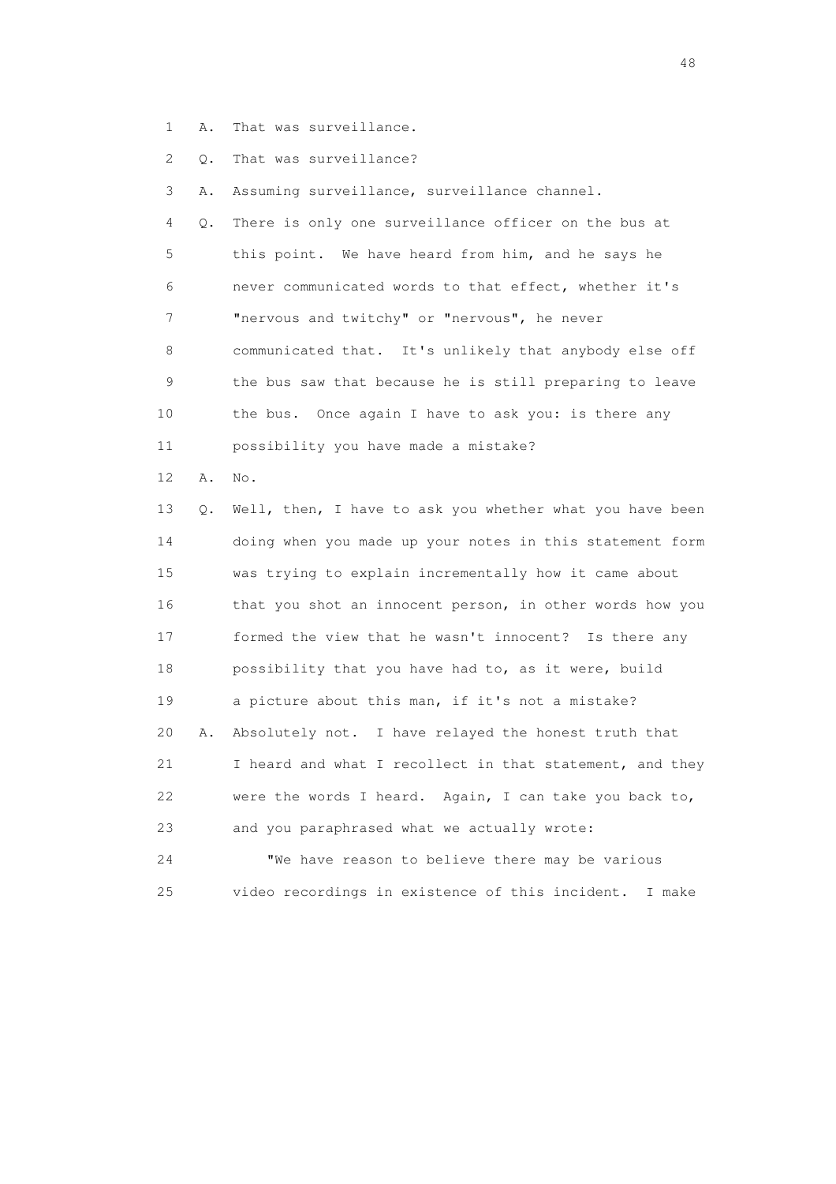1 A. That was surveillance.

2 Q. That was surveillance?

3 A. Assuming surveillance, surveillance channel.

4 Q. There is only one surveillance officer on the bus at
5 this point. We have heard from him, and he says he
6 never communicated words to that effect, whether it's
7 "nervous and twitchy" or "nervous", he never
8 communicated that. It's unlikely that anybody else off
9 the bus saw that because he is still preparing to leave
10 the bus. Once again I have to ask you: is there any
11 possibility you have made a mistake?

12 A. No.

13 Q. Well, then, I have to ask you whether what you have been
14 doing when you made up your notes in this statement form
15 was trying to explain incrementally how it came about
16 that you shot an innocent person, in other words how you
17 formed the view that he wasn't innocent? Is there any
18 possibility that you have had to, as it were, build
19 a picture about this man, if it's not a mistake?

20 A. Absolutely not. I have relayed the honest truth that
21 I heard and what I recollect in that statement, and they
22 were the words I heard. Again, I can take you back to,
23 and you paraphrased what we actually wrote:

24 "We have reason to believe there may be various
25 video recordings in existence of this incident. I make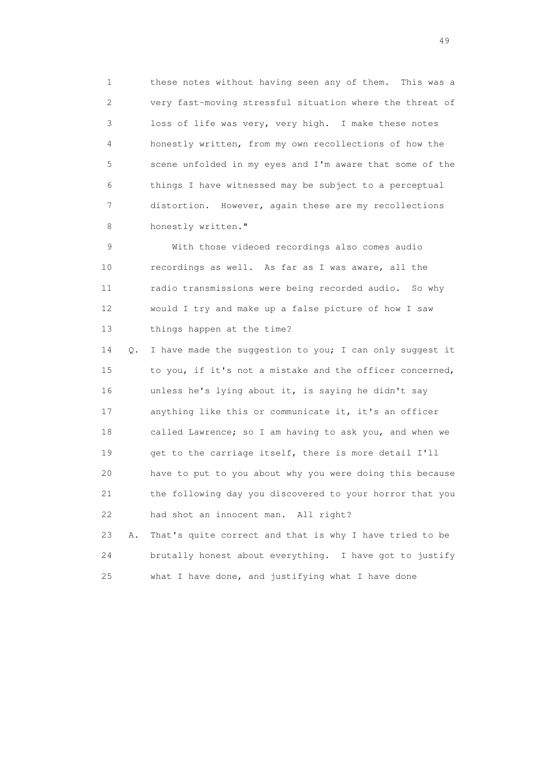1 these notes without having seen any of them. This was a
2 very fast-moving stressful situation where the threat of
3 loss of life was very, very high. I make these notes
4 honestly written, from my own recollections of how the
5 scene unfolded in my eyes and I'm aware that some of the
6 things I have witnessed may be subject to a perceptual
7 distortion. However, again these are my recollections
8 honestly written."

9 With those videoed recordings also comes audio
10 recordings as well. As far as I was aware, all the
11 radio transmissions were being recorded audio. So why
12 would I try and make up a false picture of how I saw
13 things happen at the time?

14 Q. I have made the suggestion to you; I can only suggest it
15 to you, if it's not a mistake and the officer concerned,
16 unless he's lying about it, is saying he didn't say
17 anything like this or communicate it, it's an officer
18 called Lawrence; so I am having to ask you, and when we
19 get to the carriage itself, there is more detail I'll
20 have to put to you about why you were doing this because
21 the following day you discovered to your horror that you
22 had shot an innocent man. All right?

23 A. That's quite correct and that is why I have tried to be
24 brutally honest about everything. I have got to justify
25 what I have done, and justifying what I have done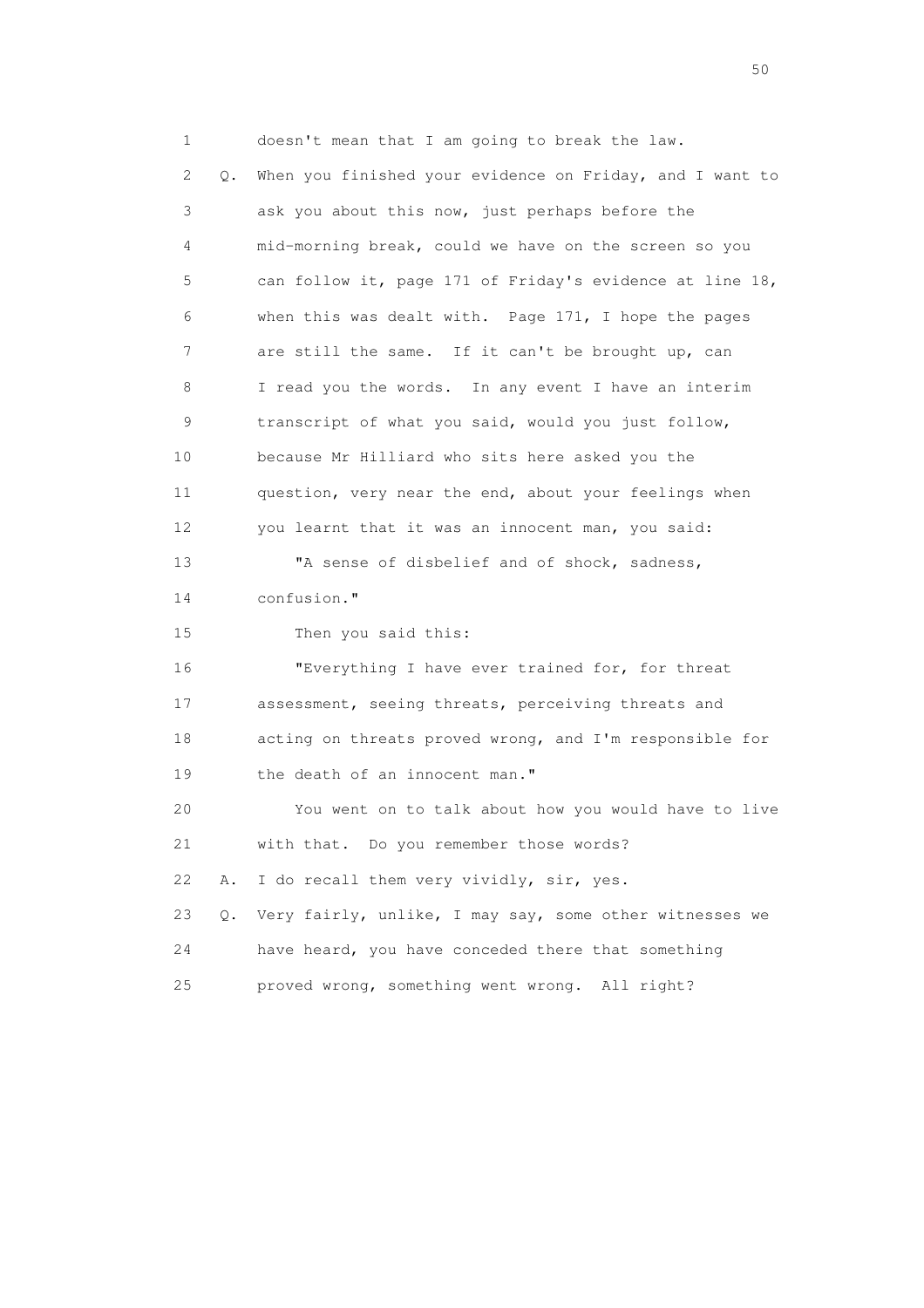1 doesn't mean that I am going to break the law.

2 Q. When you finished your evidence on Friday, and I want to

3 ask you about this now, just perhaps before the

4 mid-morning break, could we have on the screen so you

5 can follow it, page 171 of Friday's evidence at line 18,

6 when this was dealt with. Page 171, I hope the pages

7 are still the same. If it can't be brought up, can

8 I read you the words. In any event I have an interim

9 transcript of what you said, would you just follow,

10 because Mr Hilliard who sits here asked you the

11 question, very near the end, about your feelings when

12 you learnt that it was an innocent man, you said:

13 "A sense of disbelief and of shock, sadness,

14 confusion."

15 Then you said this:

16 "Everything I have ever trained for, for threat

17 assessment, seeing threats, perceiving threats and

18 acting on threats proved wrong, and I'm responsible for

19 the death of an innocent man."

20 You went on to talk about how you would have to live

21 with that. Do you remember those words?

22 A. I do recall them very vividly, sir, yes.

23 Q. Very fairly, unlike, I may say, some other witnesses we

24 have heard, you have conceded there that something

25 proved wrong, something went wrong. All right?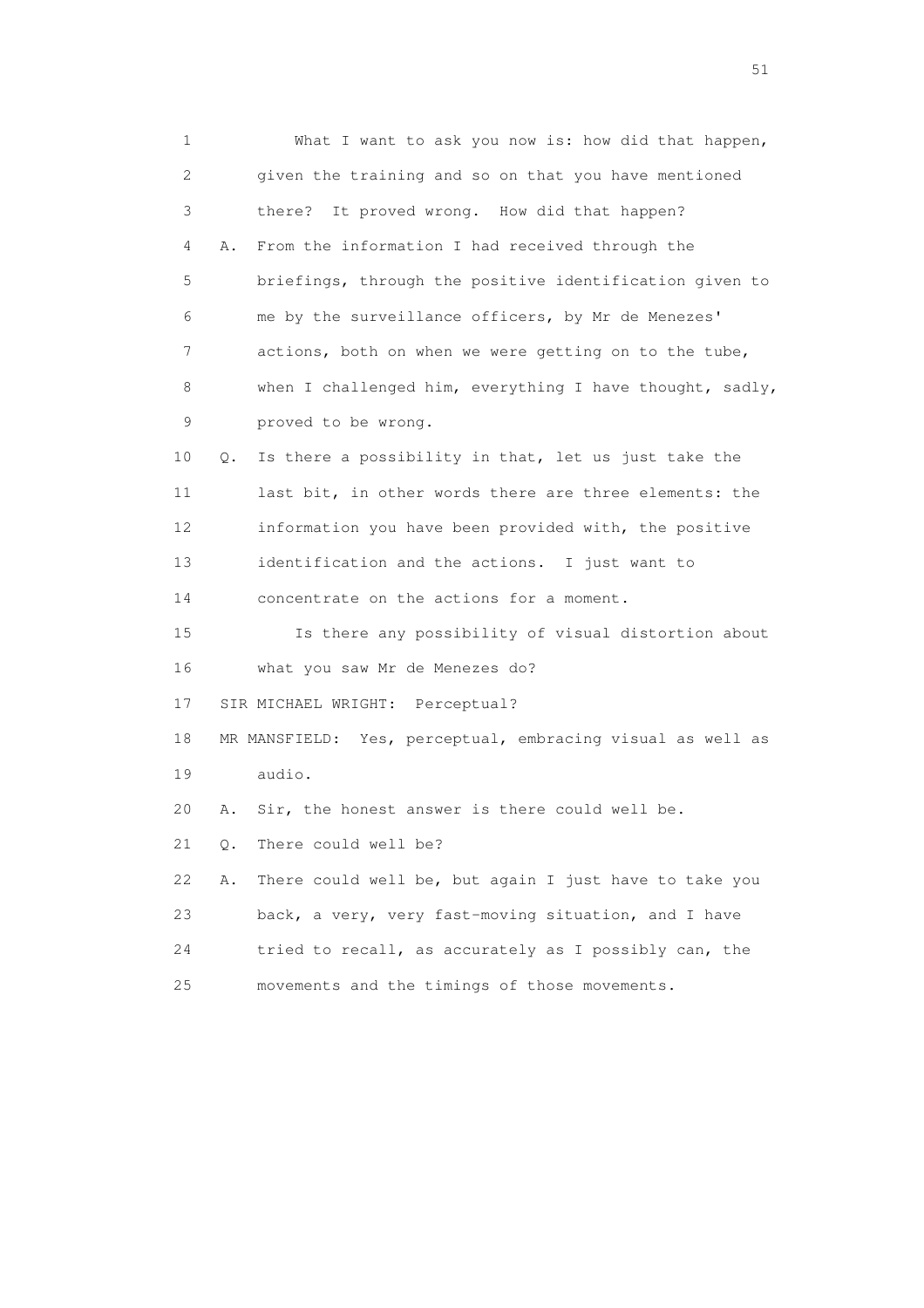1 What I want to ask you now is: how did that happen,
2 given the training and so on that you have mentioned
3 there? It proved wrong. How did that happen?
4 A. From the information I had received through the
5 briefings, through the positive identification given to
6 me by the surveillance officers, by Mr de Menezes'
7 actions, both on when we were getting on to the tube,
8 when I challenged him, everything I have thought, sadly,
9 proved to be wrong.
10 Q. Is there a possibility in that, let us just take the
11 last bit, in other words there are three elements: the
12 information you have been provided with, the positive
13 identification and the actions. I just want to
14 concentrate on the actions for a moment.
15 Is there any possibility of visual distortion about
16 what you saw Mr de Menezes do?
17 SIR MICHAEL WRIGHT: Perceptual?
18 MR MANSFIELD: Yes, perceptual, embracing visual as well as
19 audio.
20 A. Sir, the honest answer is there could well be.
21 Q. There could well be?
22 A. There could well be, but again I just have to take you
23 back, a very, very fast-moving situation, and I have
24 tried to recall, as accurately as I possibly can, the
25 movements and the timings of those movements.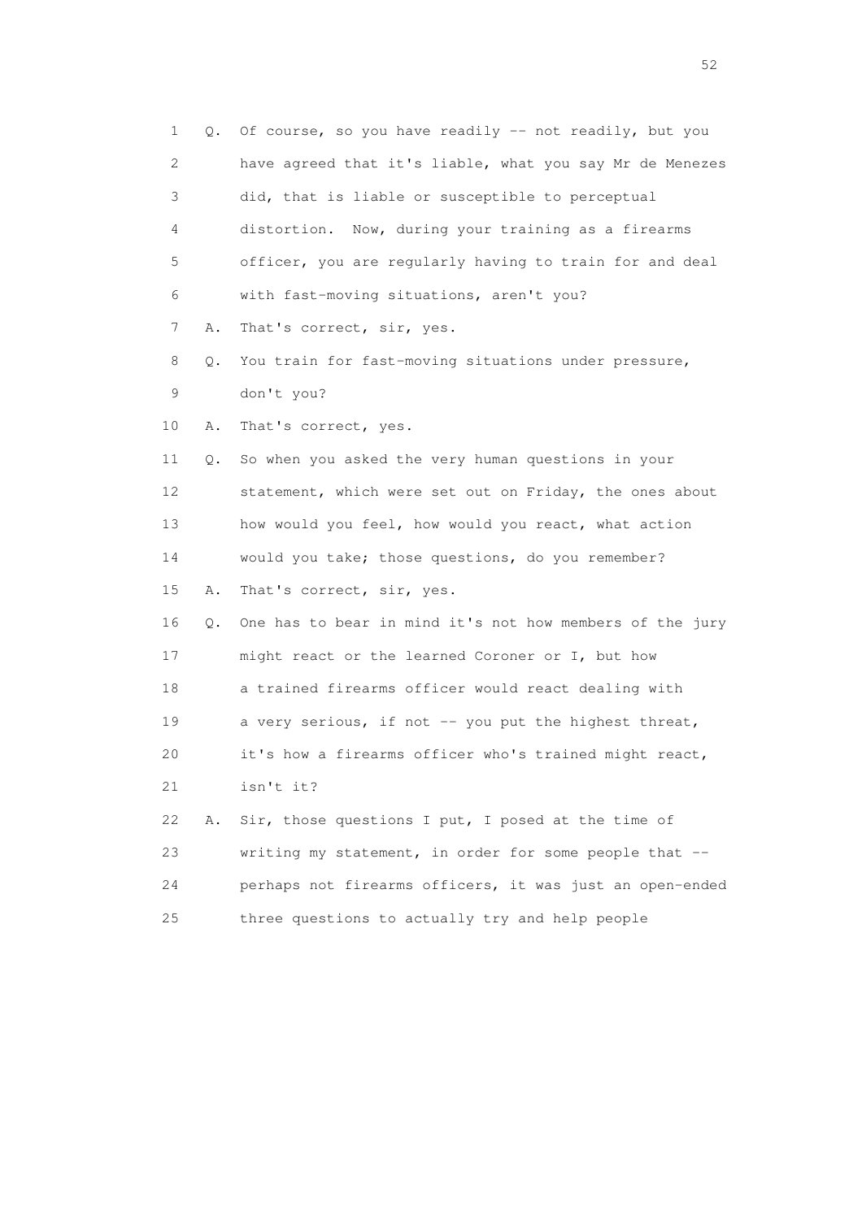1 Q. Of course, so you have readily -- not readily, but you
2 have agreed that it's liable, what you say Mr de Menezes
3 did, that is liable or susceptible to perceptual
4 distortion. Now, during your training as a firearms
5 officer, you are regularly having to train for and deal
6 with fast-moving situations, aren't you?
7 A. That's correct, sir, yes.
8 Q. You train for fast-moving situations under pressure,
9 don't you?
10 A. That's correct, yes.
11 Q. So when you asked the very human questions in your
12 statement, which were set out on Friday, the ones about
13 how would you feel, how would you react, what action
14 would you take; those questions, do you remember?
15 A. That's correct, sir, yes.
16 Q. One has to bear in mind it's not how members of the jury
17 might react or the learned Coroner or I, but how
18 a trained firearms officer would react dealing with
19 a very serious, if not -- you put the highest threat,
20 it's how a firearms officer who's trained might react,
21 isn't it?
22 A. Sir, those questions I put, I posed at the time of
23 writing my statement, in order for some people that --
24 perhaps not firearms officers, it was just an open-ended
25 three questions to actually try and help people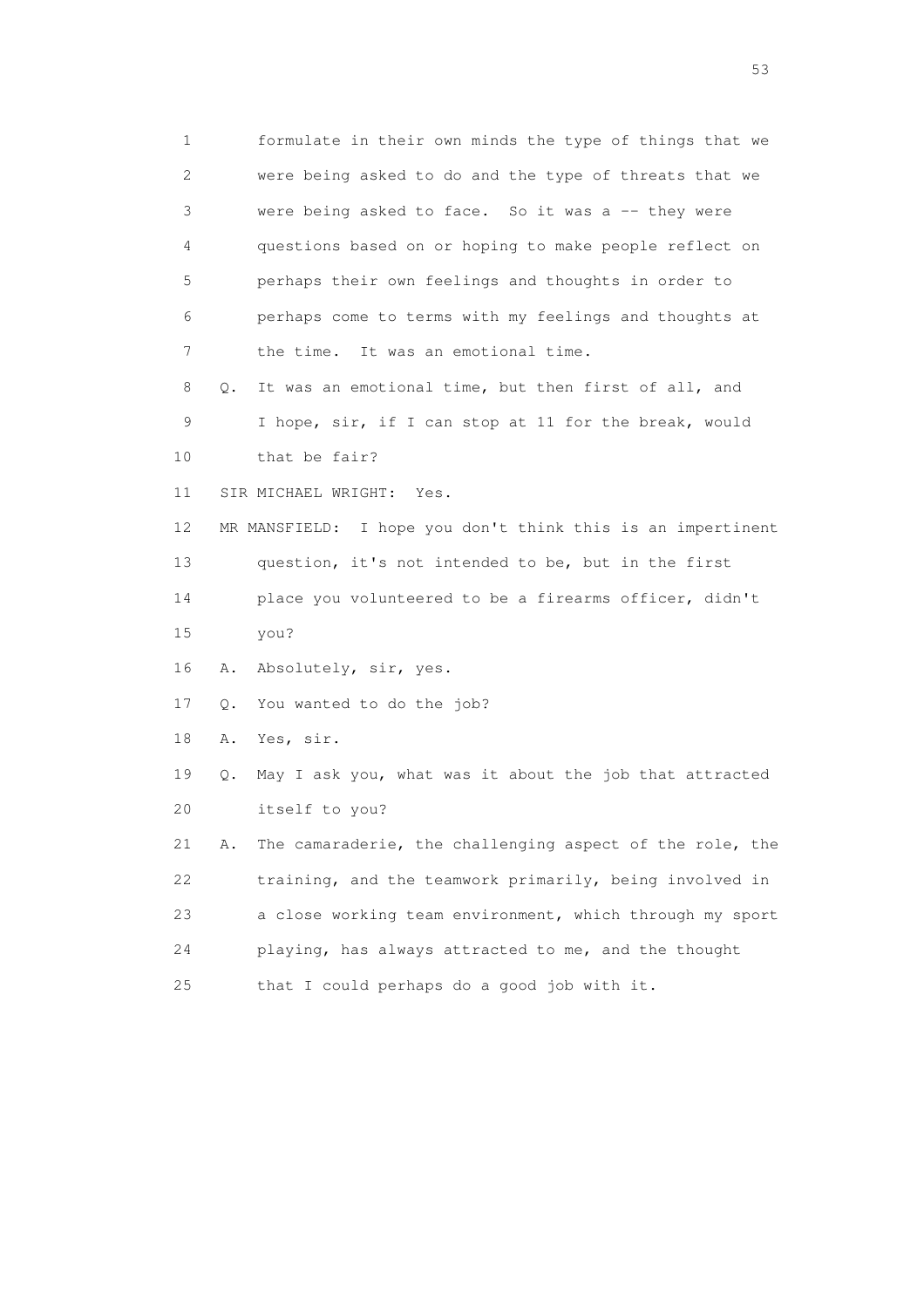1 formulate in their own minds the type of things that we
2 were being asked to do and the type of threats that we
3 were being asked to face. So it was a -- they were
4 questions based on or hoping to make people reflect on
5 perhaps their own feelings and thoughts in order to
6 perhaps come to terms with my feelings and thoughts at
7 the time. It was an emotional time.

8 Q. It was an emotional time, but then first of all, and
9 I hope, sir, if I can stop at 11 for the break, would
10 that be fair?

11 SIR MICHAEL WRIGHT: Yes.

12 MR MANSFIELD: I hope you don't think this is an impertinent
13 question, it's not intended to be, but in the first
14 place you volunteered to be a firearms officer, didn't
15 you?

16 A. Absolutely, sir, yes.

17 Q. You wanted to do the job?

18 A. Yes, sir.

19 Q. May I ask you, what was it about the job that attracted
20 itself to you?

21 A. The camaraderie, the challenging aspect of the role, the
22 training, and the teamwork primarily, being involved in
23 a close working team environment, which through my sport
24 playing, has always attracted to me, and the thought
25 that I could perhaps do a good job with it.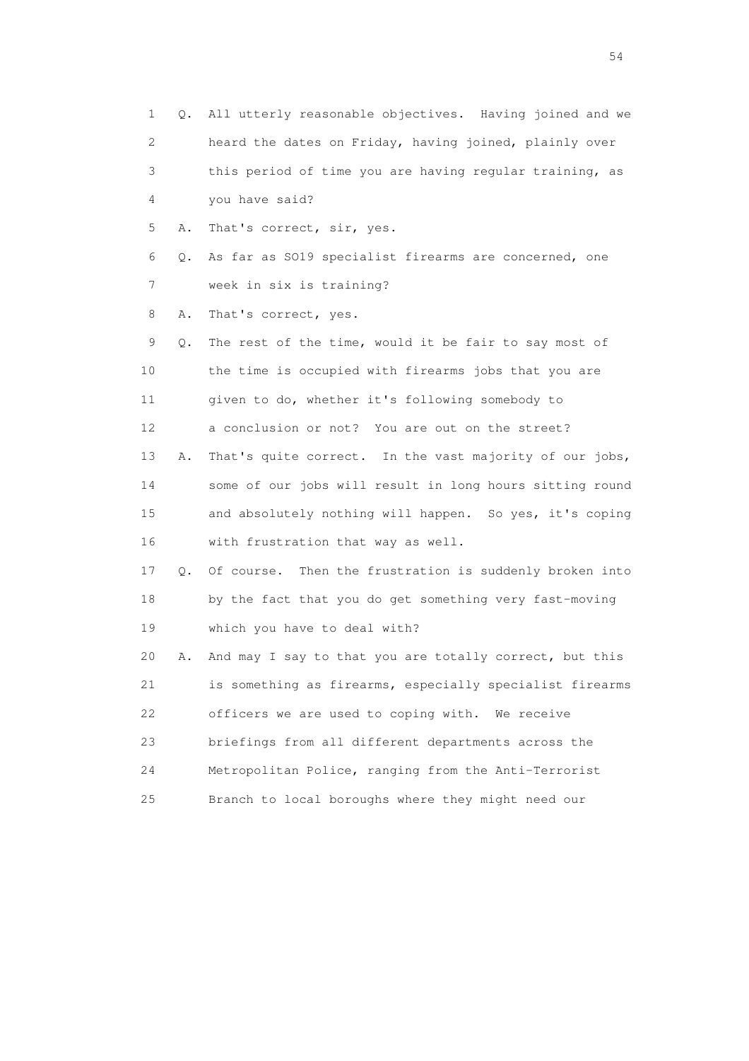1 Q. All utterly reasonable objectives. Having joined and we
2 heard the dates on Friday, having joined, plainly over
3 this period of time you are having regular training, as
4 you have said?

5 A. That's correct, sir, yes.

6 Q. As far as SO19 specialist firearms are concerned, one
7 week in six is training?

8 A. That's correct, yes.

9 Q. The rest of the time, would it be fair to say most of
10 the time is occupied with firearms jobs that you are
11 given to do, whether it's following somebody to
12 a conclusion or not? You are out on the street?

13 A. That's quite correct. In the vast majority of our jobs,
14 some of our jobs will result in long hours sitting round
15 and absolutely nothing will happen. So yes, it's coping
16 with frustration that way as well.

17 Q. Of course. Then the frustration is suddenly broken into
18 by the fact that you do get something very fast-moving
19 which you have to deal with?

20 A. And may I say to that you are totally correct, but this
21 is something as firearms, especially specialist firearms
22 officers we are used to coping with. We receive
23 briefings from all different departments across the
24 Metropolitan Police, ranging from the Anti-Terrorist
25 Branch to local boroughs where they might need our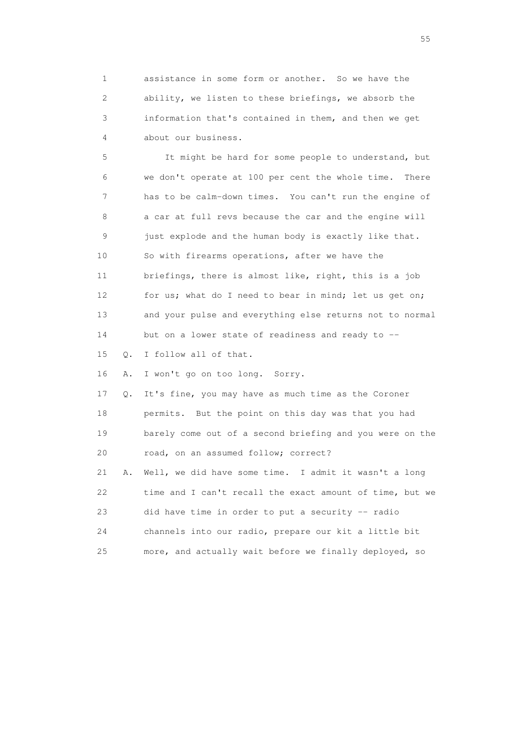1 assistance in some form or another. So we have the
2 ability, we listen to these briefings, we absorb the
3 information that's contained in them, and then we get
4 about our business.

5 It might be hard for some people to understand, but
6 we don't operate at 100 per cent the whole time. There
7 has to be calm-down times. You can't run the engine of
8 a car at full revs because the car and the engine will
9 just explode and the human body is exactly like that.
10 So with firearms operations, after we have the
11 briefings, there is almost like, right, this is a job
12 for us; what do I need to bear in mind; let us get on;
13 and your pulse and everything else returns not to normal
14 but on a lower state of readiness and ready to --

15 Q. I follow all of that.

16 A. I won't go on too long. Sorry.

17 Q. It's fine, you may have as much time as the Coroner
18 permits. But the point on this day was that you had
19 barely come out of a second briefing and you were on the
20 road, on an assumed follow; correct?

21 A. Well, we did have some time. I admit it wasn't a long
22 time and I can't recall the exact amount of time, but we
23 did have time in order to put a security -- radio
24 channels into our radio, prepare our kit a little bit
25 more, and actually wait before we finally deployed, so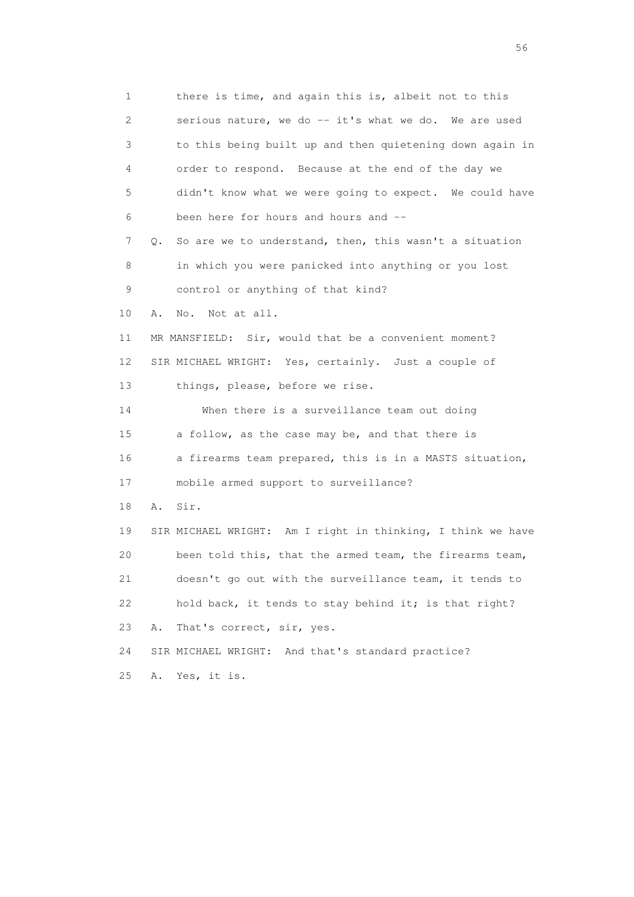1 there is time, and again this is, albeit not to this
2 serious nature, we do -- it's what we do. We are used
3 to this being built up and then quietening down again in
4 order to respond. Because at the end of the day we
5 didn't know what we were going to expect. We could have
6 been here for hours and hours and --
7 Q. So are we to understand, then, this wasn't a situation
8 in which you were panicked into anything or you lost
9 control or anything of that kind?
10 A. No. Not at all.
11 MR MANSFIELD: Sir, would that be a convenient moment?
12 SIR MICHAEL WRIGHT: Yes, certainly. Just a couple of
13 things, please, before we rise.
14 When there is a surveillance team out doing
15 a follow, as the case may be, and that there is
16 a firearms team prepared, this is in a MASTS situation,
17 mobile armed support to surveillance?
18 A. Sir.
19 SIR MICHAEL WRIGHT: Am I right in thinking, I think we have
20 been told this, that the armed team, the firearms team,
21 doesn't go out with the surveillance team, it tends to
22 hold back, it tends to stay behind it; is that right?
23 A. That's correct, sir, yes.
24 SIR MICHAEL WRIGHT: And that's standard practice?
25 A. Yes, it is.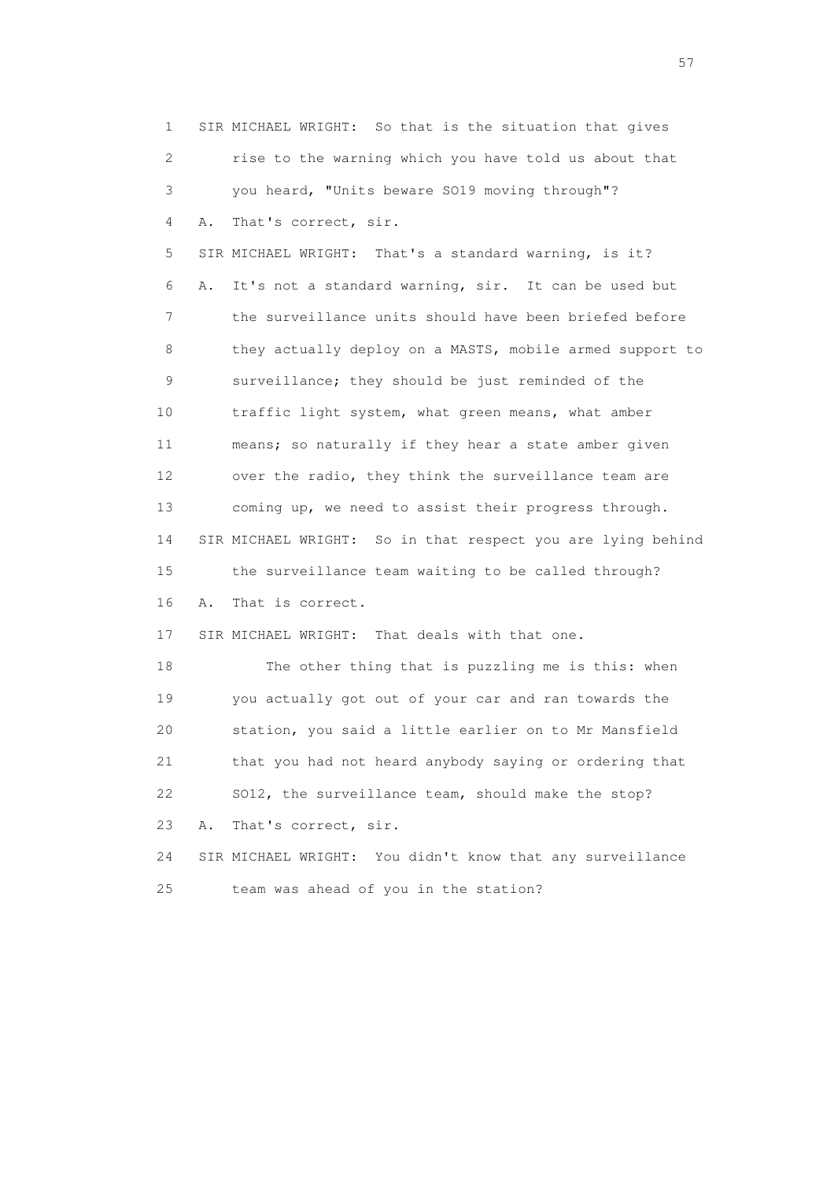1 SIR MICHAEL WRIGHT: So that is the situation that gives
2 rise to the warning which you have told us about that
3 you heard, "Units beware SO19 moving through"?
4 A. That's correct, sir.
5 SIR MICHAEL WRIGHT: That's a standard warning, is it?
6 A. It's not a standard warning, sir. It can be used but
7 the surveillance units should have been briefed before
8 they actually deploy on a MASTS, mobile armed support to
9 surveillance; they should be just reminded of the
10 traffic light system, what green means, what amber
11 means; so naturally if they hear a state amber given
12 over the radio, they think the surveillance team are
13 coming up, we need to assist their progress through.
14 SIR MICHAEL WRIGHT: So in that respect you are lying behind
15 the surveillance team waiting to be called through?
16 A. That is correct.
17 SIR MICHAEL WRIGHT: That deals with that one.
18 The other thing that is puzzling me is this: when
19 you actually got out of your car and ran towards the
20 station, you said a little earlier on to Mr Mansfield
21 that you had not heard anybody saying or ordering that
22 SO12, the surveillance team, should make the stop?
23 A. That's correct, sir.
24 SIR MICHAEL WRIGHT: You didn't know that any surveillance
25 team was ahead of you in the station?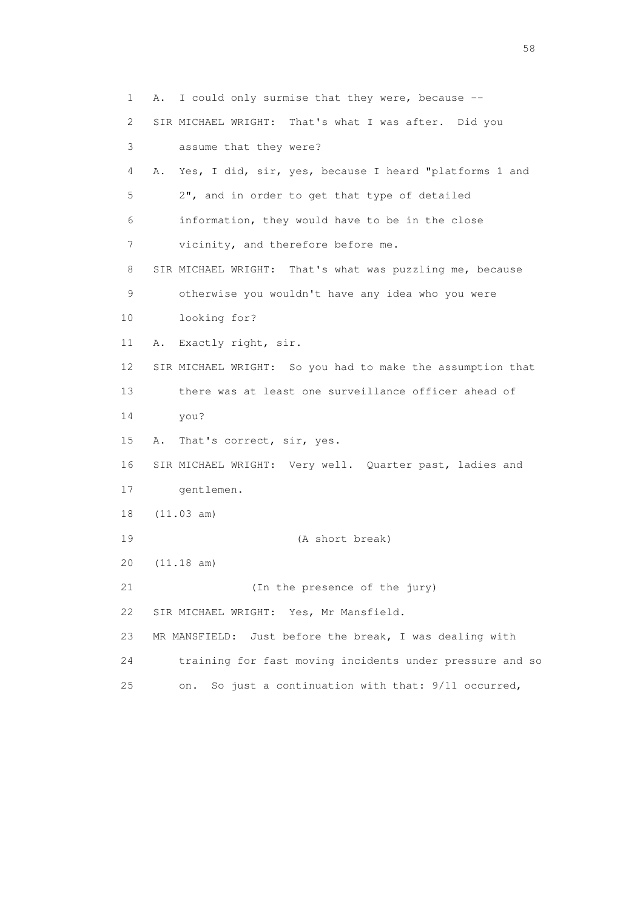1 A. I could only surmise that they were, because --

2 SIR MICHAEL WRIGHT: That's what I was after. Did you

3 assume that they were?

4 A. Yes, I did, sir, yes, because I heard "platforms 1 and

5 2", and in order to get that type of detailed

6 information, they would have to be in the close

7 vicinity, and therefore before me.

8 SIR MICHAEL WRIGHT: That's what was puzzling me, because

9 otherwise you wouldn't have any idea who you were

10 looking for?

11 A. Exactly right, sir.

12 SIR MICHAEL WRIGHT: So you had to make the assumption that

13 there was at least one surveillance officer ahead of

14 you?

15 A. That's correct, sir, yes.

16 SIR MICHAEL WRIGHT: Very well. Quarter past, ladies and

17 gentlemen.

18 (11.03 am)

19 (A short break)

20 (11.18 am)

21 (In the presence of the jury)

22 SIR MICHAEL WRIGHT: Yes, Mr Mansfield.

23 MR MANSFIELD: Just before the break, I was dealing with

24 training for fast moving incidents under pressure and so

25 on. So just a continuation with that: 9/11 occurred,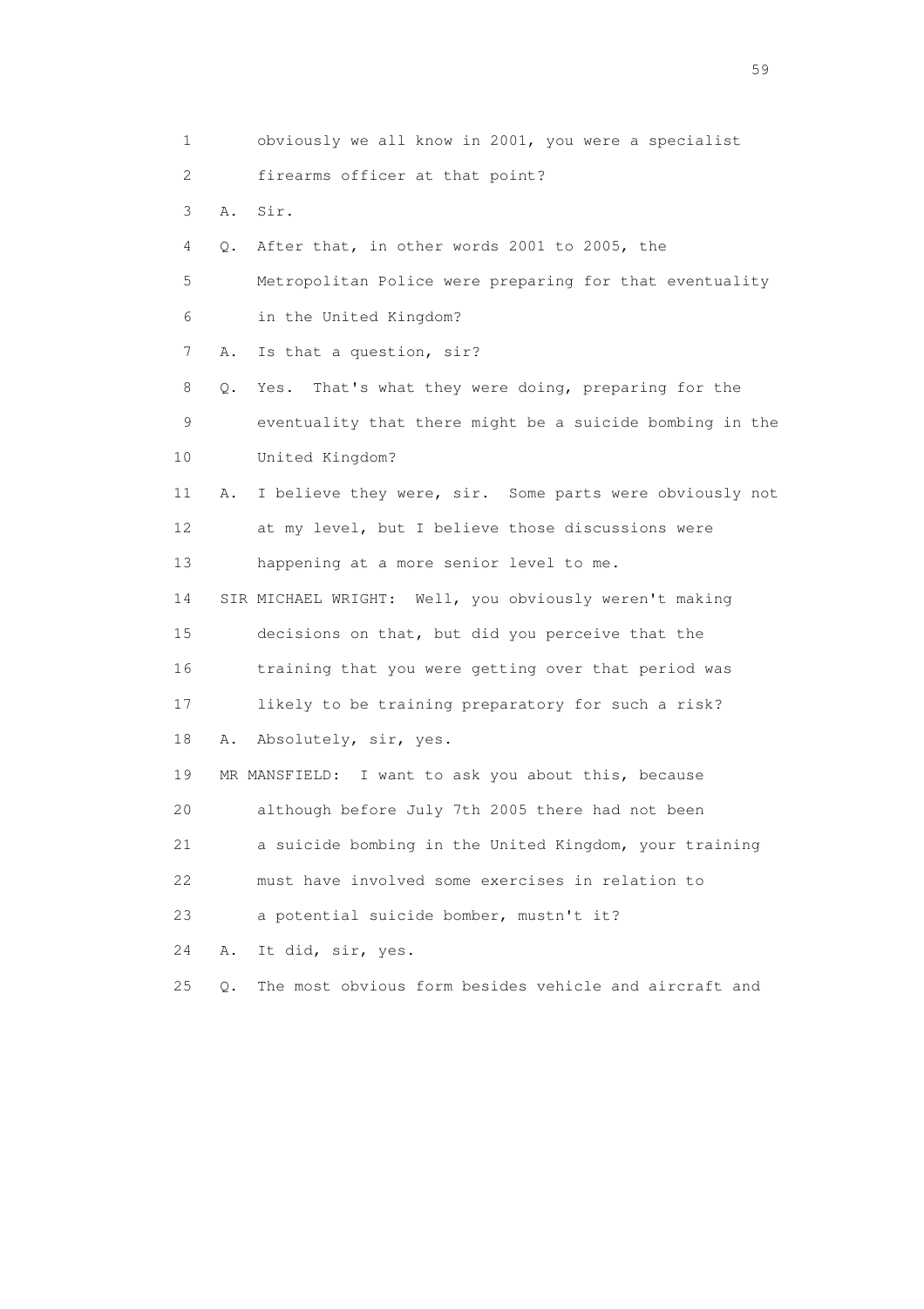1 obviously we all know in 2001, you were a specialist
2 firearms officer at that point?
3 A. Sir.
4 Q. After that, in other words 2001 to 2005, the
5 Metropolitan Police were preparing for that eventuality
6 in the United Kingdom?
7 A. Is that a question, sir?
8 Q. Yes. That's what they were doing, preparing for the
9 eventuality that there might be a suicide bombing in the
10 United Kingdom?
11 A. I believe they were, sir. Some parts were obviously not
12 at my level, but I believe those discussions were
13 happening at a more senior level to me.
14 SIR MICHAEL WRIGHT: Well, you obviously weren't making
15 decisions on that, but did you perceive that the
16 training that you were getting over that period was
17 likely to be training preparatory for such a risk?
18 A. Absolutely, sir, yes.
19 MR MANSFIELD: I want to ask you about this, because
20 although before July 7th 2005 there had not been
21 a suicide bombing in the United Kingdom, your training
22 must have involved some exercises in relation to
23 a potential suicide bomber, mustn't it?
24 A. It did, sir, yes.
25 Q. The most obvious form besides vehicle and aircraft and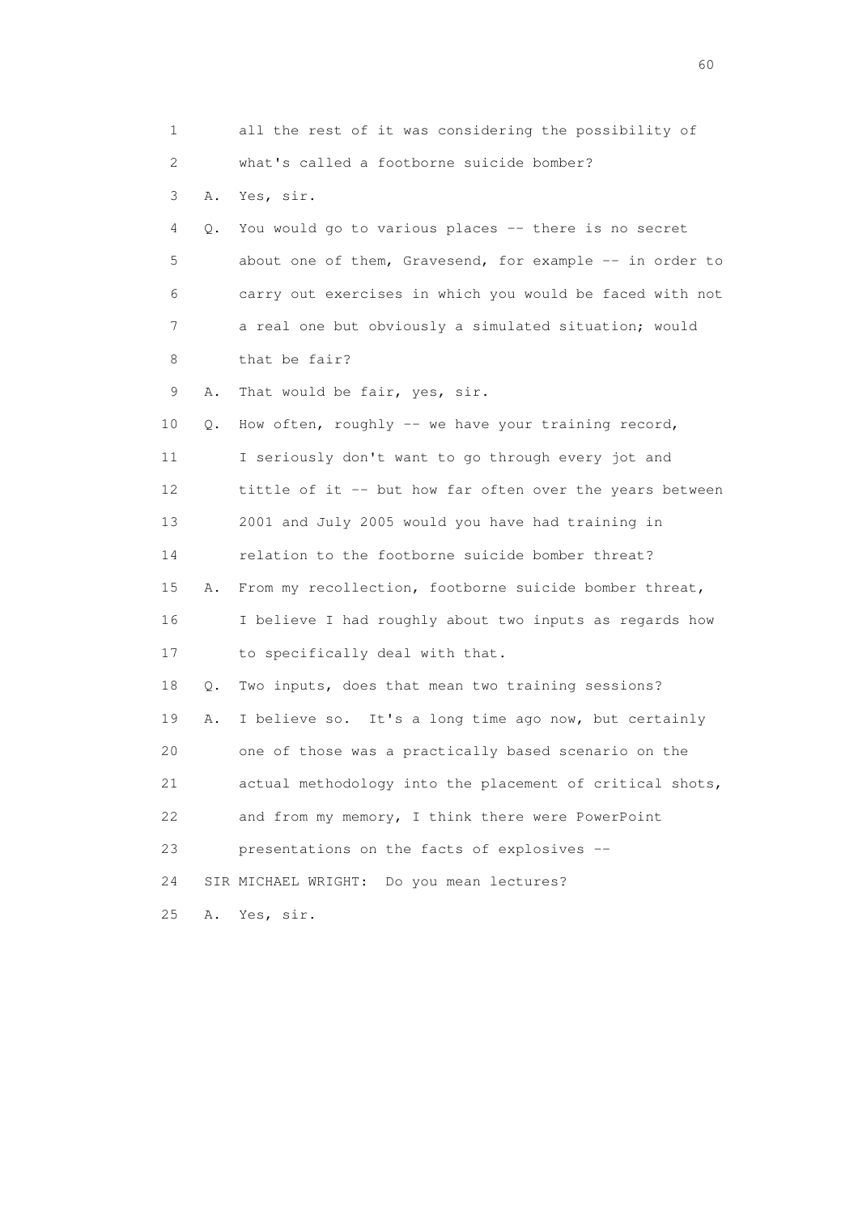1 all the rest of it was considering the possibility of
2 what's called a footborne suicide bomber?
3 A. Yes, sir.
4 Q. You would go to various places -- there is no secret
5 about one of them, Gravesend, for example -- in order to
6 carry out exercises in which you would be faced with not
7 a real one but obviously a simulated situation; would
8 that be fair?
9 A. That would be fair, yes, sir.
10 Q. How often, roughly -- we have your training record,
11 I seriously don't want to go through every jot and
12 tittle of it -- but how far often over the years between
13 2001 and July 2005 would you have had training in
14 relation to the footborne suicide bomber threat?
15 A. From my recollection, footborne suicide bomber threat,
16 I believe I had roughly about two inputs as regards how
17 to specifically deal with that.
18 Q. Two inputs, does that mean two training sessions?
19 A. I believe so. It's a long time ago now, but certainly
20 one of those was a practically based scenario on the
21 actual methodology into the placement of critical shots,
22 and from my memory, I think there were PowerPoint
23 presentations on the facts of explosives --
24 SIR MICHAEL WRIGHT: Do you mean lectures?
25 A. Yes, sir.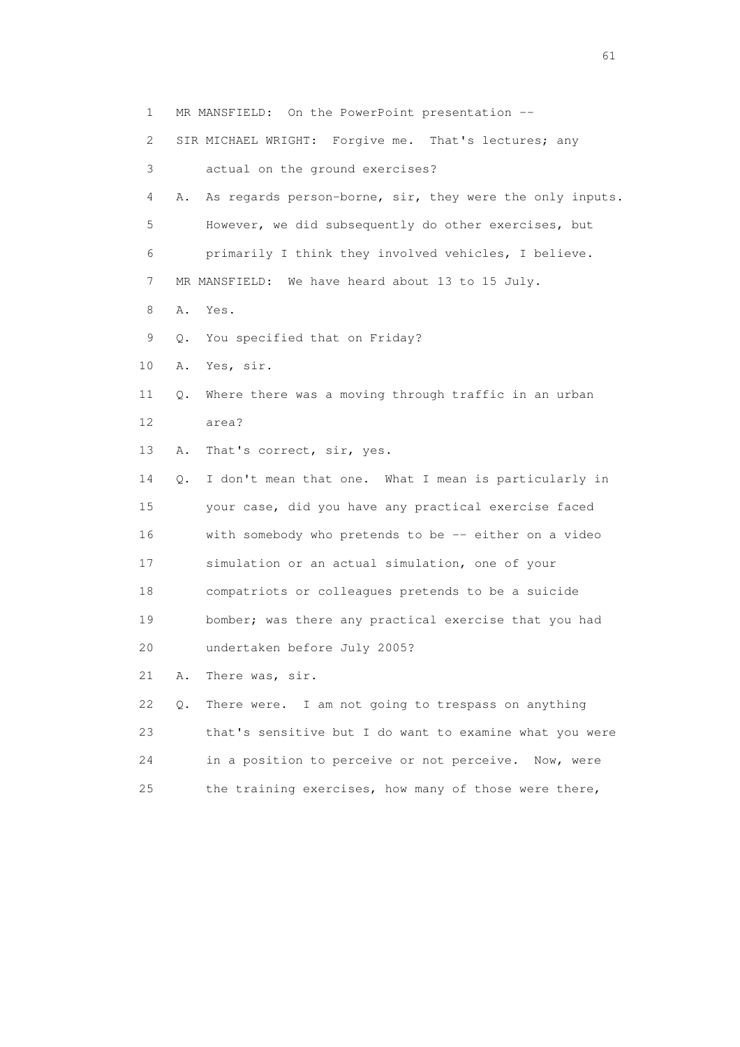1 MR MANSFIELD: On the PowerPoint presentation --

2 SIR MICHAEL WRIGHT: Forgive me. That's lectures; any

3 actual on the ground exercises?

4 A. As regards person-borne, sir, they were the only inputs.

5 However, we did subsequently do other exercises, but

6 primarily I think they involved vehicles, I believe.

7 MR MANSFIELD: We have heard about 13 to 15 July.

8 A. Yes.

9 Q. You specified that on Friday?

10 A. Yes, sir.

11 Q. Where there was a moving through traffic in an urban

12 area?

13 A. That's correct, sir, yes.

14 Q. I don't mean that one. What I mean is particularly in

15 your case, did you have any practical exercise faced

16 with somebody who pretends to be -- either on a video

17 simulation or an actual simulation, one of your

18 compatriots or colleagues pretends to be a suicide

19 bomber; was there any practical exercise that you had

20 undertaken before July 2005?

21 A. There was, sir.

22 Q. There were. I am not going to trespass on anything

23 that's sensitive but I do want to examine what you were

24 in a position to perceive or not perceive. Now, were

25 the training exercises, how many of those were there,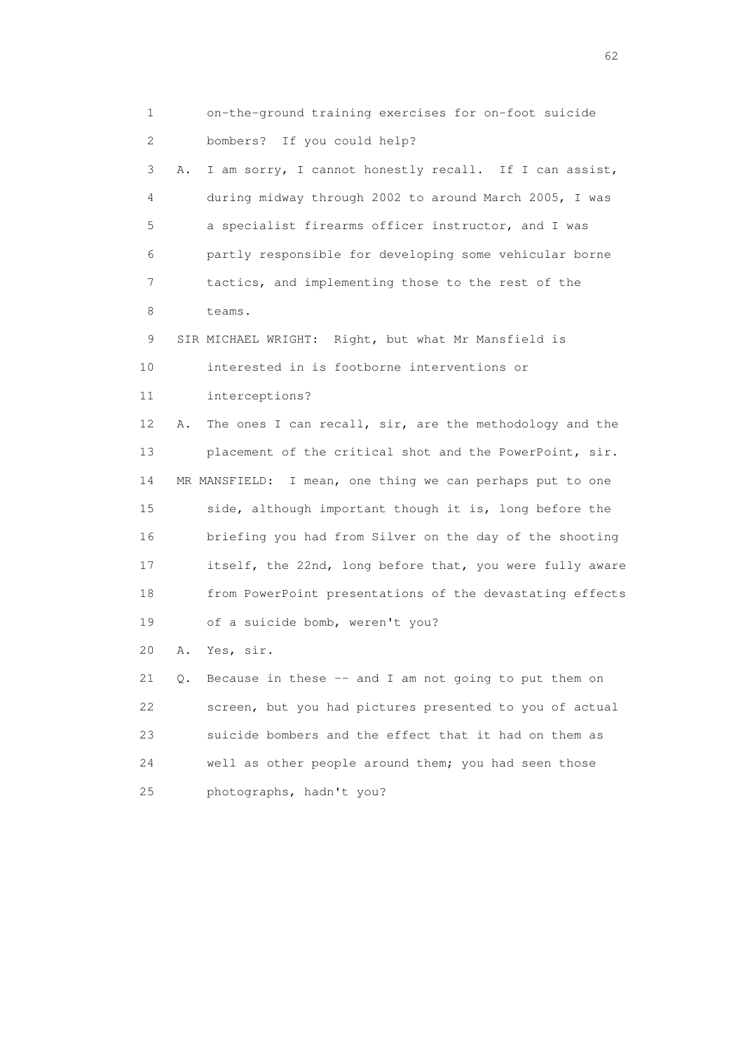1 on-the-ground training exercises for on-foot suicide
2 bombers? If you could help?
3 A. I am sorry, I cannot honestly recall. If I can assist,
4 during midway through 2002 to around March 2005, I was
5 a specialist firearms officer instructor, and I was
6 partly responsible for developing some vehicular borne
7 tactics, and implementing those to the rest of the
8 teams.
9 SIR MICHAEL WRIGHT: Right, but what Mr Mansfield is
10 interested in is footborne interventions or
11 interceptions?
12 A. The ones I can recall, sir, are the methodology and the
13 placement of the critical shot and the PowerPoint, sir.
14 MR MANSFIELD: I mean, one thing we can perhaps put to one
15 side, although important though it is, long before the
16 briefing you had from Silver on the day of the shooting
17 itself, the 22nd, long before that, you were fully aware
18 from PowerPoint presentations of the devastating effects
19 of a suicide bomb, weren't you?
20 A. Yes, sir.
21 Q. Because in these -- and I am not going to put them on
22 screen, but you had pictures presented to you of actual
23 suicide bombers and the effect that it had on them as
24 well as other people around them; you had seen those
25 photographs, hadn't you?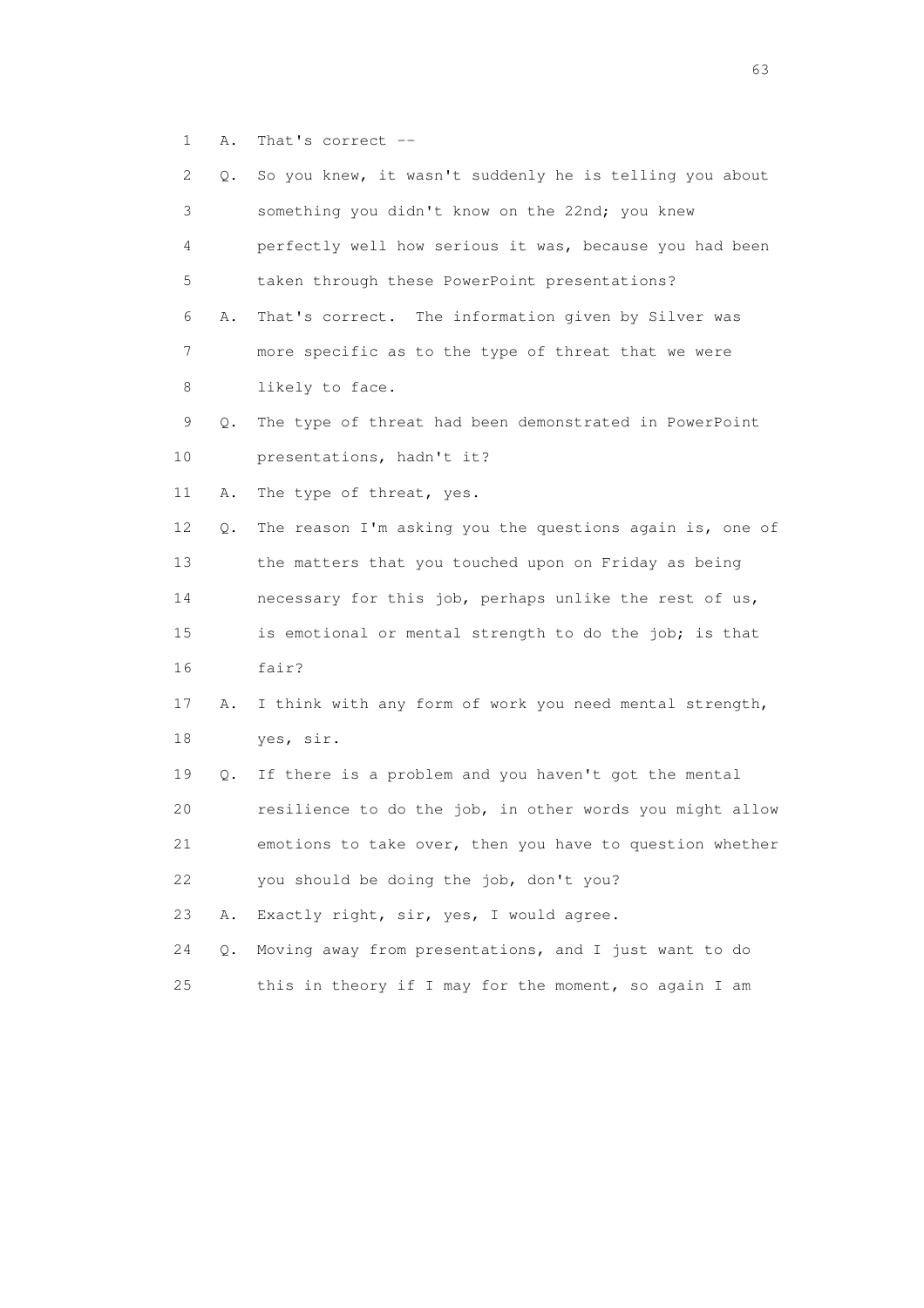1 A. That's correct --

2 Q. So you knew, it wasn't suddenly he is telling you about
3 something you didn't know on the 22nd; you knew
4 perfectly well how serious it was, because you had been
5 taken through these PowerPoint presentations?

6 A. That's correct. The information given by Silver was
7 more specific as to the type of threat that we were
8 likely to face.

9 Q. The type of threat had been demonstrated in PowerPoint
10 presentations, hadn't it?

11 A. The type of threat, yes.

12 Q. The reason I'm asking you the questions again is, one of
13 the matters that you touched upon on Friday as being
14 necessary for this job, perhaps unlike the rest of us,
15 is emotional or mental strength to do the job; is that
16 fair?

17 A. I think with any form of work you need mental strength,
18 yes, sir.

19 Q. If there is a problem and you haven't got the mental
20 resilience to do the job, in other words you might allow
21 emotions to take over, then you have to question whether
22 you should be doing the job, don't you?

23 A. Exactly right, sir, yes, I would agree.

24 Q. Moving away from presentations, and I just want to do
25 this in theory if I may for the moment, so again I am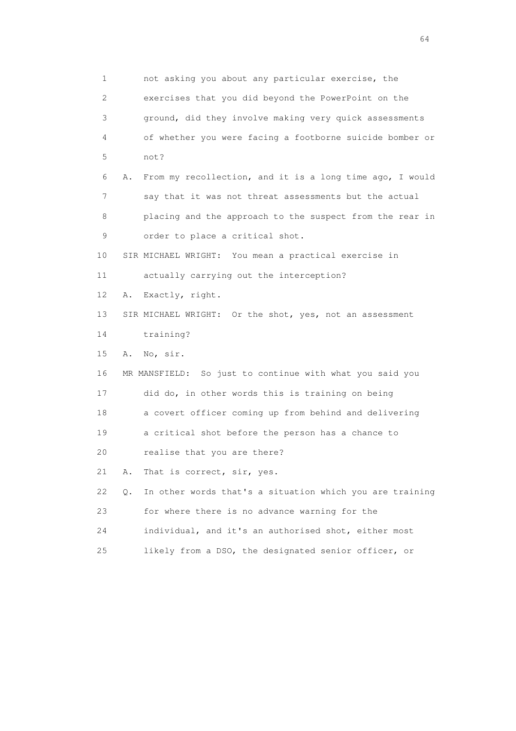1 not asking you about any particular exercise, the
2 exercises that you did beyond the PowerPoint on the
3 ground, did they involve making very quick assessments
4 of whether you were facing a footborne suicide bomber or
5 not?

6 A. From my recollection, and it is a long time ago, I would
7 say that it was not threat assessments but the actual
8 placing and the approach to the suspect from the rear in
9 order to place a critical shot.

10 SIR MICHAEL WRIGHT: You mean a practical exercise in
11 actually carrying out the interception?

12 A. Exactly, right.

13 SIR MICHAEL WRIGHT: Or the shot, yes, not an assessment
14 training?

15 A. No, sir.

16 MR MANSFIELD: So just to continue with what you said you
17 did do, in other words this is training on being
18 a covert officer coming up from behind and delivering
19 a critical shot before the person has a chance to
20 realise that you are there?

21 A. That is correct, sir, yes.

22 Q. In other words that's a situation which you are training
23 for where there is no advance warning for the
24 individual, and it's an authorised shot, either most
25 likely from a DSO, the designated senior officer, or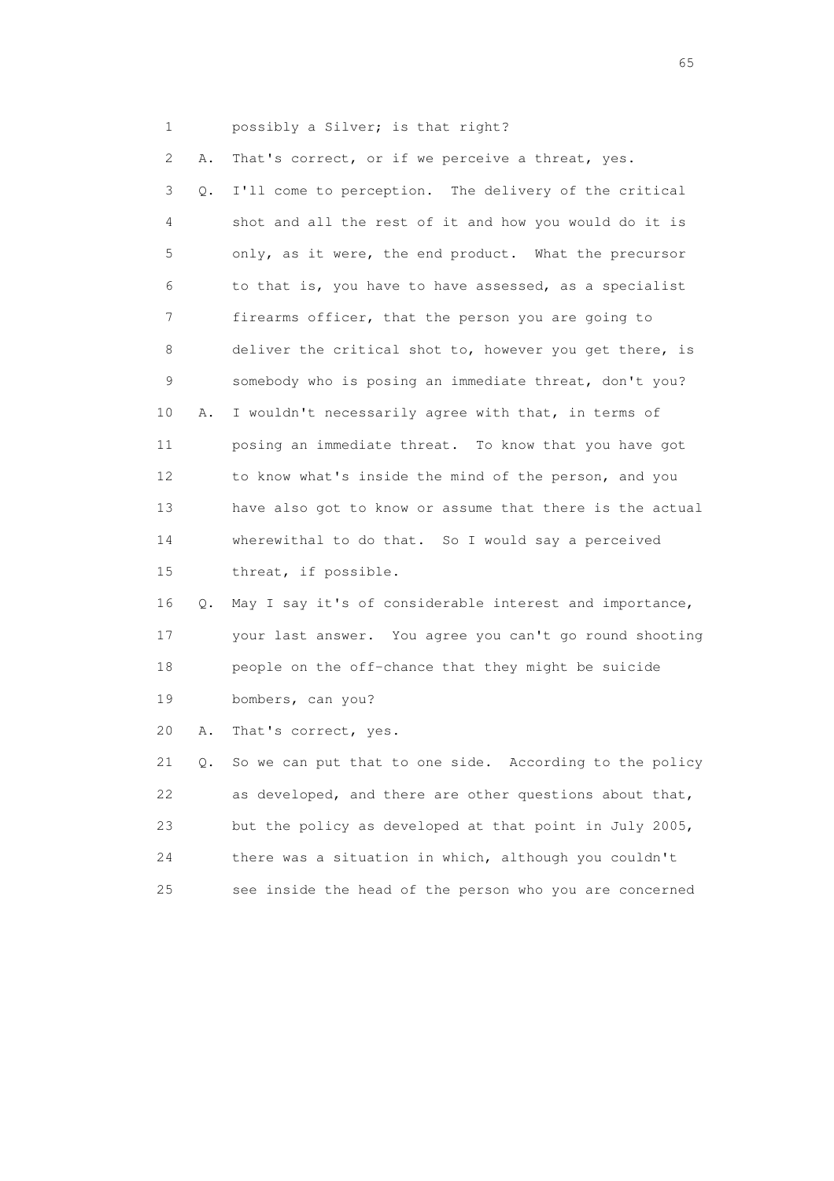1 possibly a Silver; is that right?

2 A. That's correct, or if we perceive a threat, yes.

3 Q. I'll come to perception. The delivery of the critical

4 shot and all the rest of it and how you would do it is

5 only, as it were, the end product. What the precursor

6 to that is, you have to have assessed, as a specialist

7 firearms officer, that the person you are going to

8 deliver the critical shot to, however you get there, is

9 somebody who is posing an immediate threat, don't you?

10 A. I wouldn't necessarily agree with that, in terms of

11 posing an immediate threat. To know that you have got

12 to know what's inside the mind of the person, and you

13 have also got to know or assume that there is the actual

14 wherewithal to do that. So I would say a perceived

15 threat, if possible.

16 Q. May I say it's of considerable interest and importance,

17 your last answer. You agree you can't go round shooting

18 people on the off-chance that they might be suicide

19 bombers, can you?

20 A. That's correct, yes.

21 Q. So we can put that to one side. According to the policy

22 as developed, and there are other questions about that,

23 but the policy as developed at that point in July 2005,

24 there was a situation in which, although you couldn't

25 see inside the head of the person who you are concerned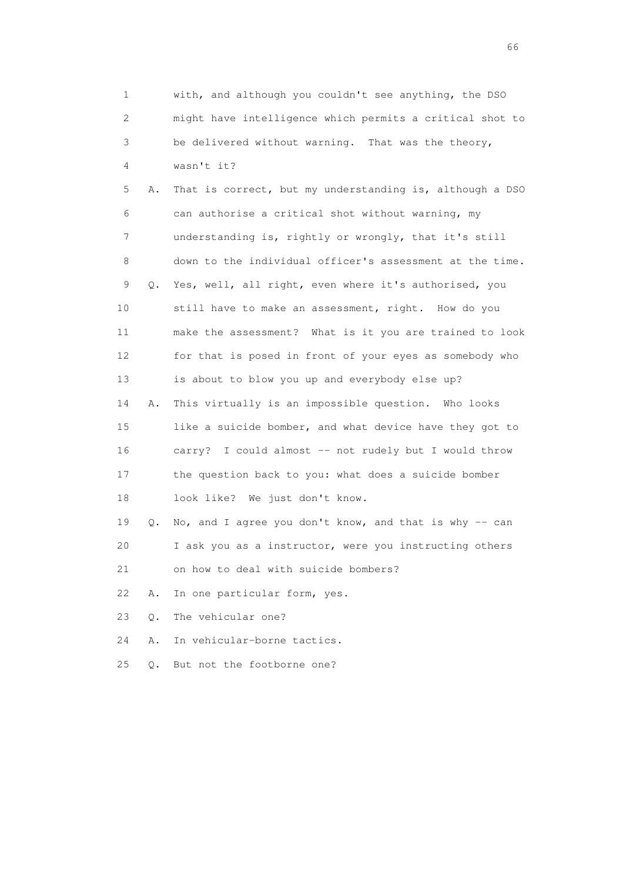1 with, and although you couldn't see anything, the DSO
2 might have intelligence which permits a critical shot to
3 be delivered without warning. That was the theory,
4 wasn't it?

5 A. That is correct, but my understanding is, although a DSO
6 can authorise a critical shot without warning, my
7 understanding is, rightly or wrongly, that it's still
8 down to the individual officer's assessment at the time.

9 Q. Yes, well, all right, even where it's authorised, you
10 still have to make an assessment, right. How do you
11 make the assessment? What is it you are trained to look
12 for that is posed in front of your eyes as somebody who
13 is about to blow you up and everybody else up?

14 A. This virtually is an impossible question. Who looks
15 like a suicide bomber, and what device have they got to
16 carry? I could almost -- not rudely but I would throw
17 the question back to you: what does a suicide bomber
18 look like? We just don't know.

19 Q. No, and I agree you don't know, and that is why -- can
20 I ask you as a instructor, were you instructing others
21 on how to deal with suicide bombers?

22 A. In one particular form, yes.

23 Q. The vehicular one?

24 A. In vehicular-borne tactics.

25 Q. But not the footborne one?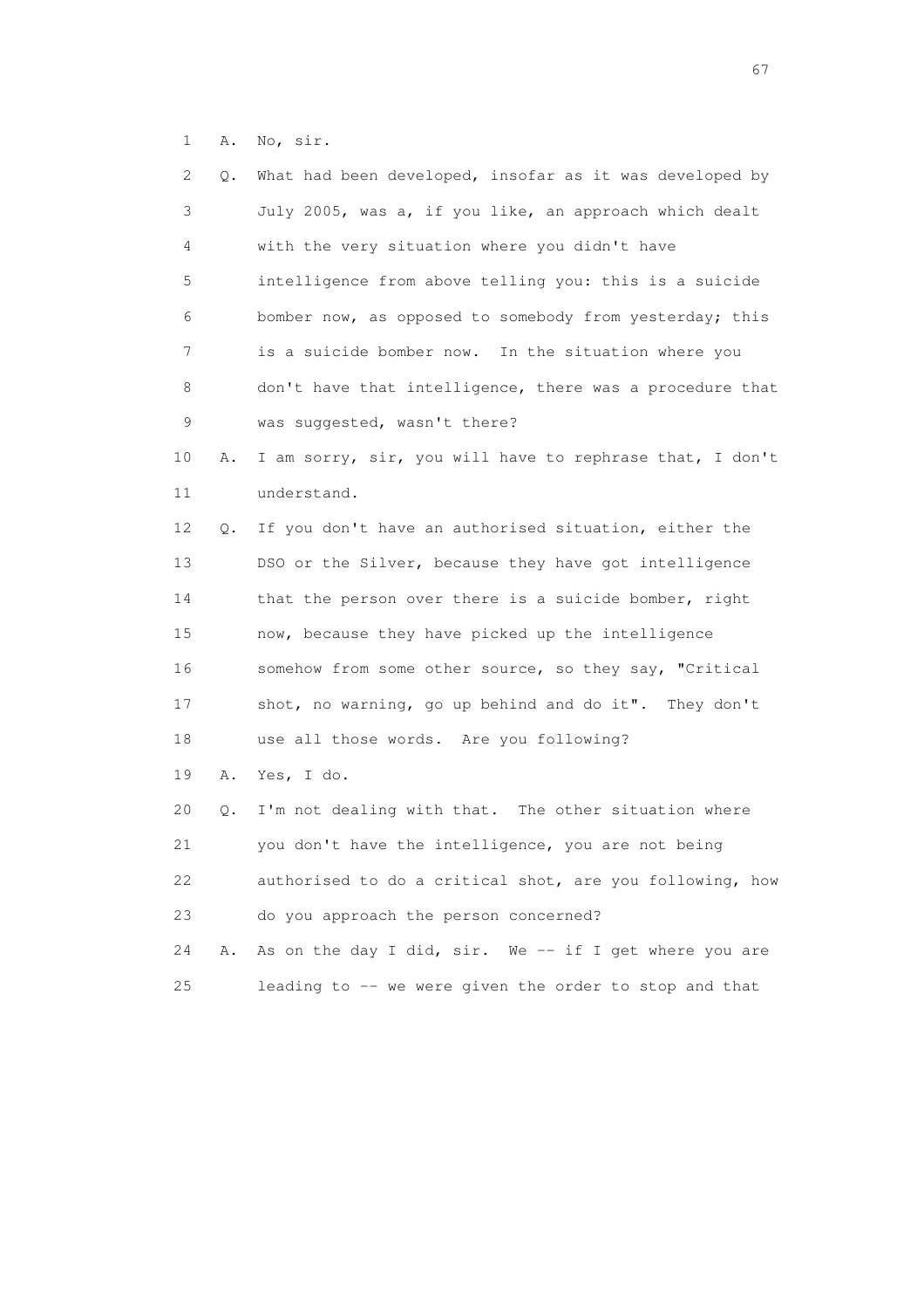1 A. No, sir.

2 Q. What had been developed, insofar as it was developed by
3 July 2005, was a, if you like, an approach which dealt
4 with the very situation where you didn't have
5 intelligence from above telling you: this is a suicide
6 bomber now, as opposed to somebody from yesterday; this
7 is a suicide bomber now. In the situation where you
8 don't have that intelligence, there was a procedure that
9 was suggested, wasn't there?

10 A. I am sorry, sir, you will have to rephrase that, I don't
11 understand.

12 Q. If you don't have an authorised situation, either the
13 DSO or the Silver, because they have got intelligence
14 that the person over there is a suicide bomber, right
15 now, because they have picked up the intelligence
16 somehow from some other source, so they say, "Critical
17 shot, no warning, go up behind and do it". They don't
18 use all those words. Are you following?

19 A. Yes, I do.

20 Q. I'm not dealing with that. The other situation where
21 you don't have the intelligence, you are not being
22 authorised to do a critical shot, are you following, how
23 do you approach the person concerned?

24 A. As on the day I did, sir. We -- if I get where you are
25 leading to -- we were given the order to stop and that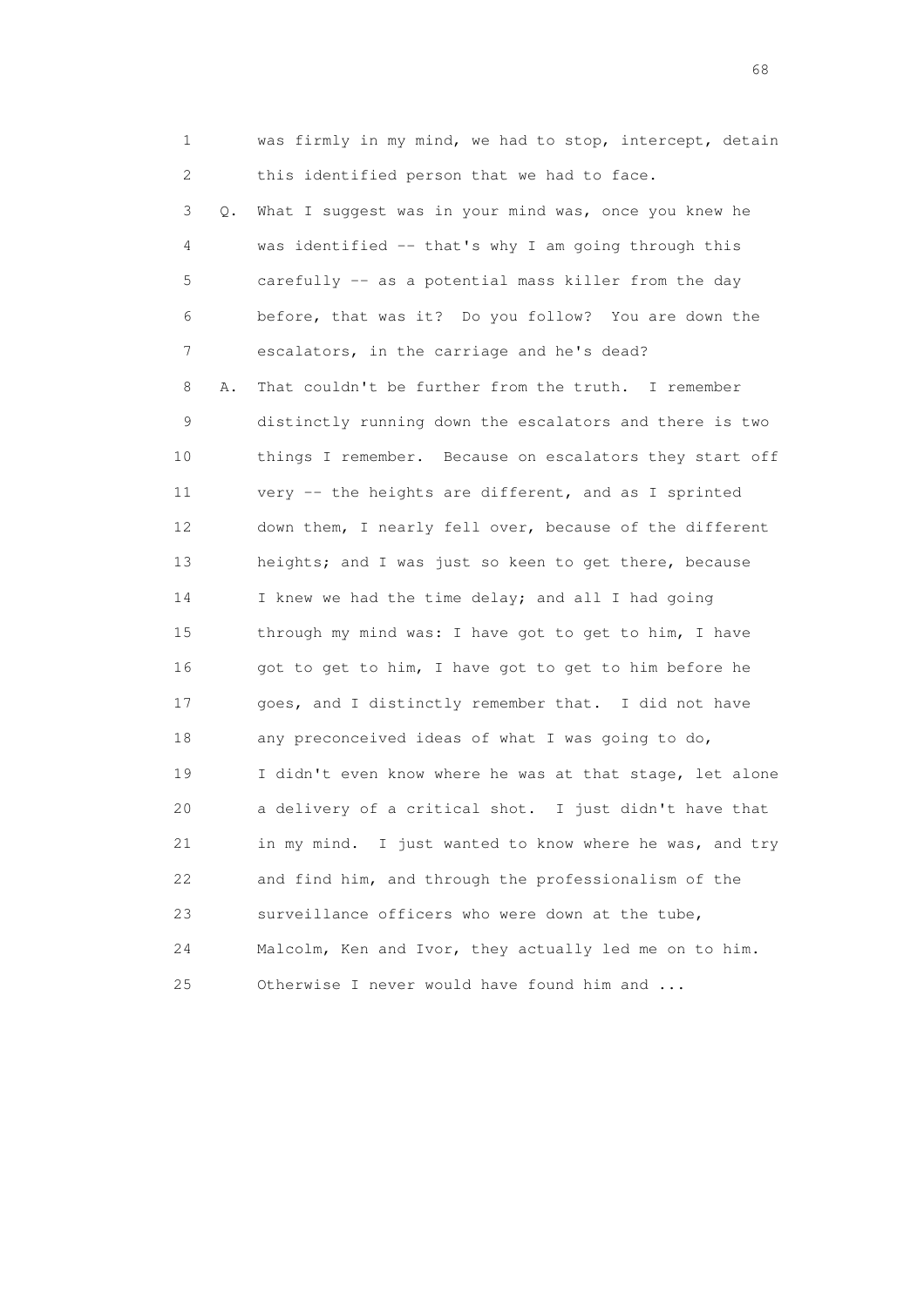1 was firmly in my mind, we had to stop, intercept, detain
2 this identified person that we had to face.
3 Q. What I suggest was in your mind was, once you knew he
4 was identified -- that's why I am going through this
5 carefully -- as a potential mass killer from the day
6 before, that was it? Do you follow? You are down the
7 escalators, in the carriage and he's dead?
8 A. That couldn't be further from the truth. I remember
9 distinctly running down the escalators and there is two
10 things I remember. Because on escalators they start off
11 very -- the heights are different, and as I sprinted
12 down them, I nearly fell over, because of the different
13 heights; and I was just so keen to get there, because
14 I knew we had the time delay; and all I had going
15 through my mind was: I have got to get to him, I have
16 got to get to him, I have got to get to him before he
17 goes, and I distinctly remember that. I did not have
18 any preconceived ideas of what I was going to do,
19 I didn't even know where he was at that stage, let alone
20 a delivery of a critical shot. I just didn't have that
21 in my mind. I just wanted to know where he was, and try
22 and find him, and through the professionalism of the
23 surveillance officers who were down at the tube,
24 Malcolm, Ken and Ivor, they actually led me on to him.
25 Otherwise I never would have found him and ...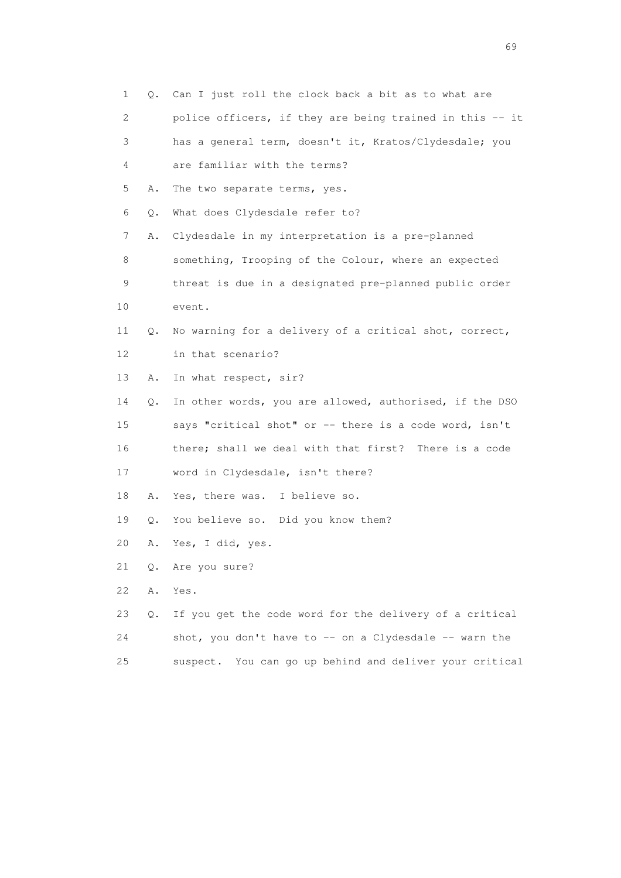1 Q. Can I just roll the clock back a bit as to what are
2 police officers, if they are being trained in this -- it
3 has a general term, doesn't it, Kratos/Clydesdale; you
4 are familiar with the terms?
5 A. The two separate terms, yes.
6 Q. What does Clydesdale refer to?
7 A. Clydesdale in my interpretation is a pre-planned
8 something, Trooping of the Colour, where an expected
9 threat is due in a designated pre-planned public order
10 event.
11 Q. No warning for a delivery of a critical shot, correct,
12 in that scenario?
13 A. In what respect, sir?
14 Q. In other words, you are allowed, authorised, if the DSO
15 says "critical shot" or -- there is a code word, isn't
16 there; shall we deal with that first? There is a code
17 word in Clydesdale, isn't there?
18 A. Yes, there was. I believe so.
19 Q. You believe so. Did you know them?
20 A. Yes, I did, yes.
21 Q. Are you sure?
22 A. Yes.
23 Q. If you get the code word for the delivery of a critical
24 shot, you don't have to -- on a Clydesdale -- warn the
25 suspect. You can go up behind and deliver your critical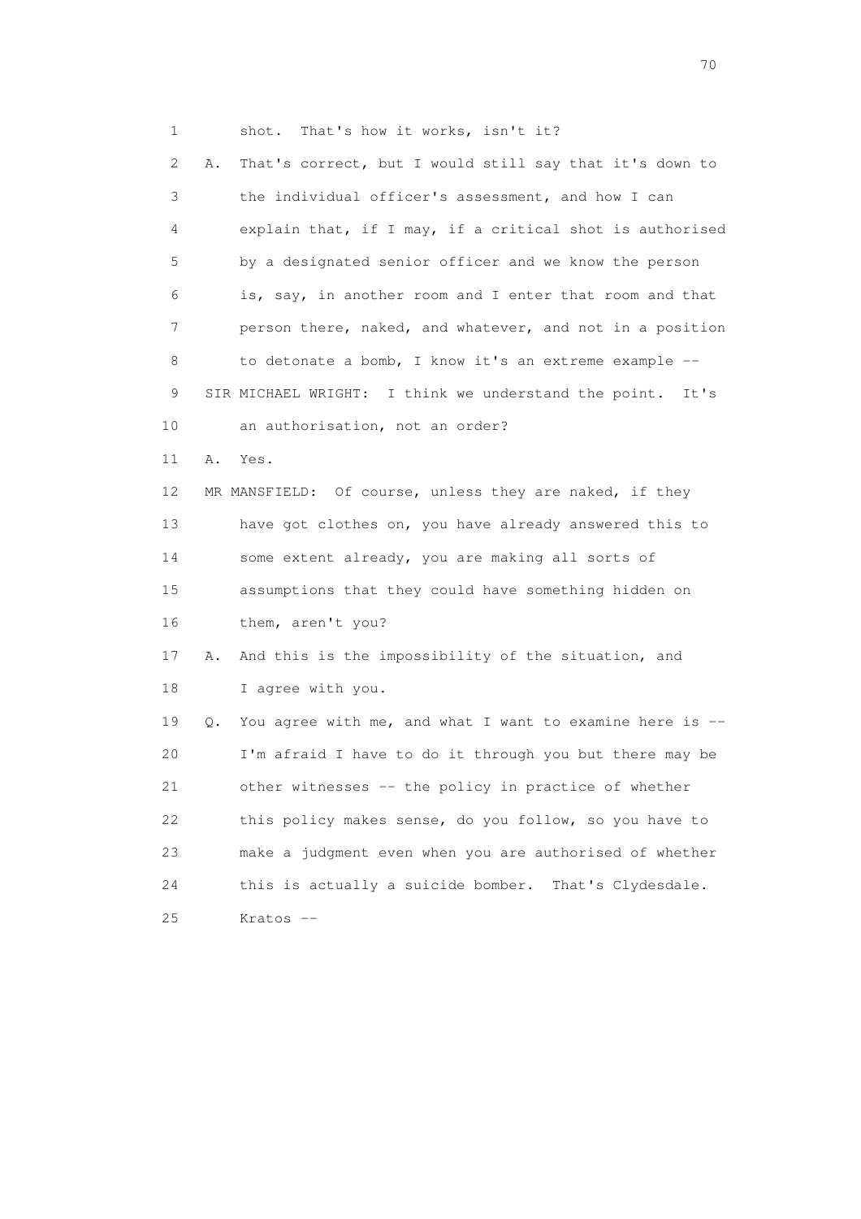1 shot. That's how it works, isn't it?

2 A. That's correct, but I would still say that it's down to

3 the individual officer's assessment, and how I can

4 explain that, if I may, if a critical shot is authorised

5 by a designated senior officer and we know the person

6 is, say, in another room and I enter that room and that

7 person there, naked, and whatever, and not in a position

8 to detonate a bomb, I know it's an extreme example --

9 SIR MICHAEL WRIGHT: I think we understand the point. It's

10 an authorisation, not an order?

11 A. Yes.

12 MR MANSFIELD: Of course, unless they are naked, if they

13 have got clothes on, you have already answered this to

14 some extent already, you are making all sorts of

15 assumptions that they could have something hidden on

16 them, aren't you?

17 A. And this is the impossibility of the situation, and

18 I agree with you.

19 Q. You agree with me, and what I want to examine here is --

20 I'm afraid I have to do it through you but there may be

21 other witnesses -- the policy in practice of whether

22 this policy makes sense, do you follow, so you have to

23 make a judgment even when you are authorised of whether

24 this is actually a suicide bomber. That's Clydesdale.

25 Kratos --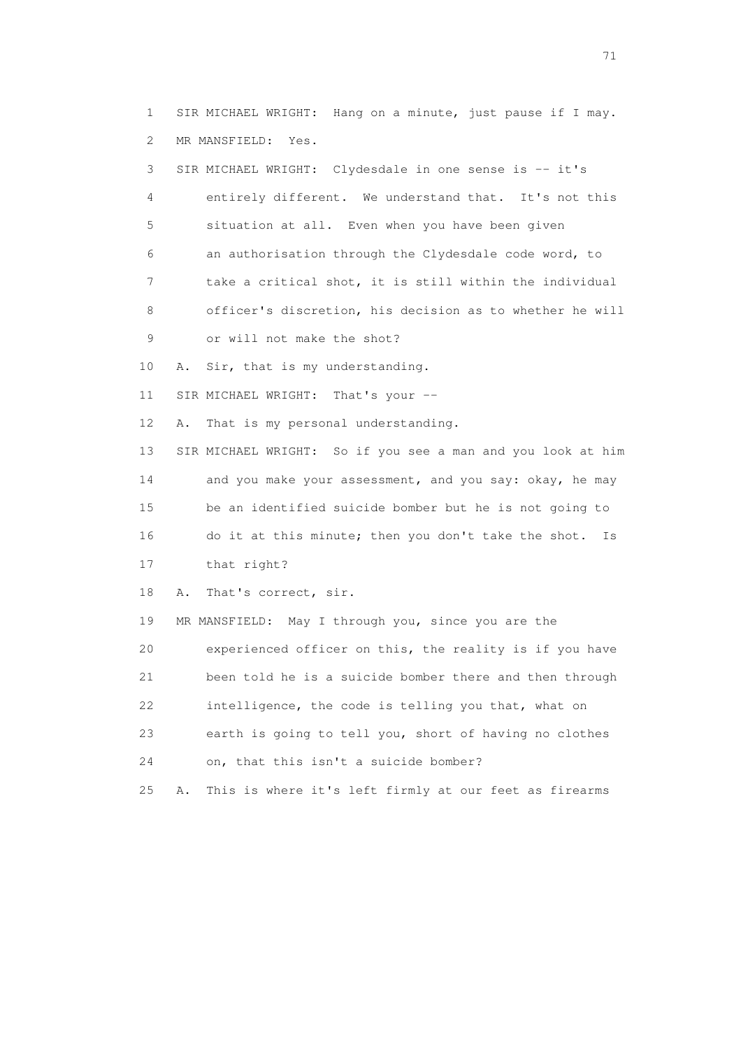1 SIR MICHAEL WRIGHT: Hang on a minute, just pause if I may.
2 MR MANSFIELD: Yes.
3 SIR MICHAEL WRIGHT: Clydesdale in one sense is -- it's
4 entirely different. We understand that. It's not this
5 situation at all. Even when you have been given
6 an authorisation through the Clydesdale code word, to
7 take a critical shot, it is still within the individual
8 officer's discretion, his decision as to whether he will
9 or will not make the shot?
10 A. Sir, that is my understanding.
11 SIR MICHAEL WRIGHT: That's your --
12 A. That is my personal understanding.
13 SIR MICHAEL WRIGHT: So if you see a man and you look at him
14 and you make your assessment, and you say: okay, he may
15 be an identified suicide bomber but he is not going to
16 do it at this minute; then you don't take the shot. Is
17 that right?
18 A. That's correct, sir.
19 MR MANSFIELD: May I through you, since you are the
20 experienced officer on this, the reality is if you have
21 been told he is a suicide bomber there and then through
22 intelligence, the code is telling you that, what on
23 earth is going to tell you, short of having no clothes
24 on, that this isn't a suicide bomber?
25 A. This is where it's left firmly at our feet as firearms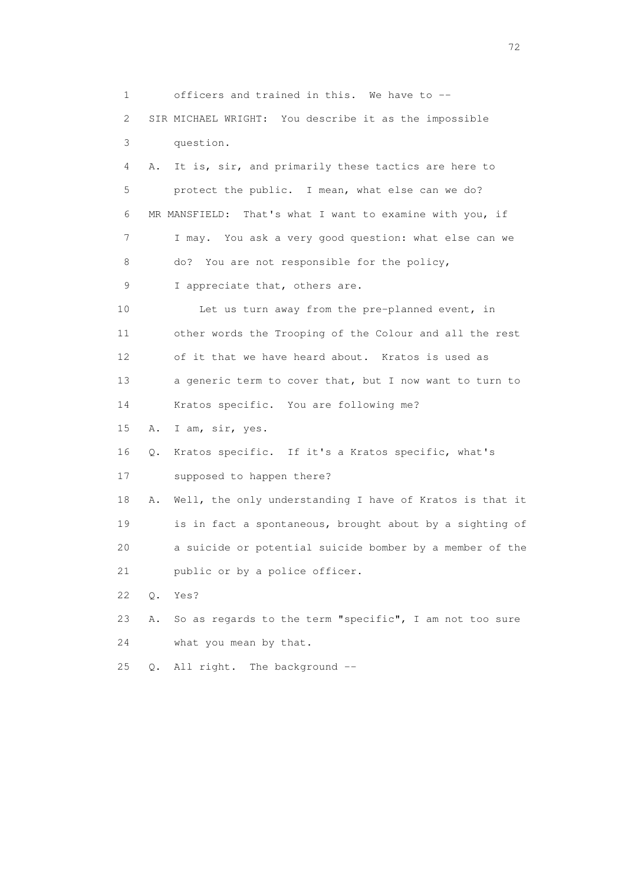1 officers and trained in this. We have to --

2 SIR MICHAEL WRIGHT: You describe it as the impossible

3 question.

4 A. It is, sir, and primarily these tactics are here to

5 protect the public. I mean, what else can we do?

6 MR MANSFIELD: That's what I want to examine with you, if

7 I may. You ask a very good question: what else can we

8 do? You are not responsible for the policy,

9 I appreciate that, others are.

10 Let us turn away from the pre-planned event, in

11 other words the Trooping of the Colour and all the rest

12 of it that we have heard about. Kratos is used as

13 a generic term to cover that, but I now want to turn to

14 Kratos specific. You are following me?

15 A. I am, sir, yes.

16 Q. Kratos specific. If it's a Kratos specific, what's

17 supposed to happen there?

18 A. Well, the only understanding I have of Kratos is that it

19 is in fact a spontaneous, brought about by a sighting of

20 a suicide or potential suicide bomber by a member of the

21 public or by a police officer.

22 Q. Yes?

23 A. So as regards to the term "specific", I am not too sure

24 what you mean by that.

25 Q. All right. The background --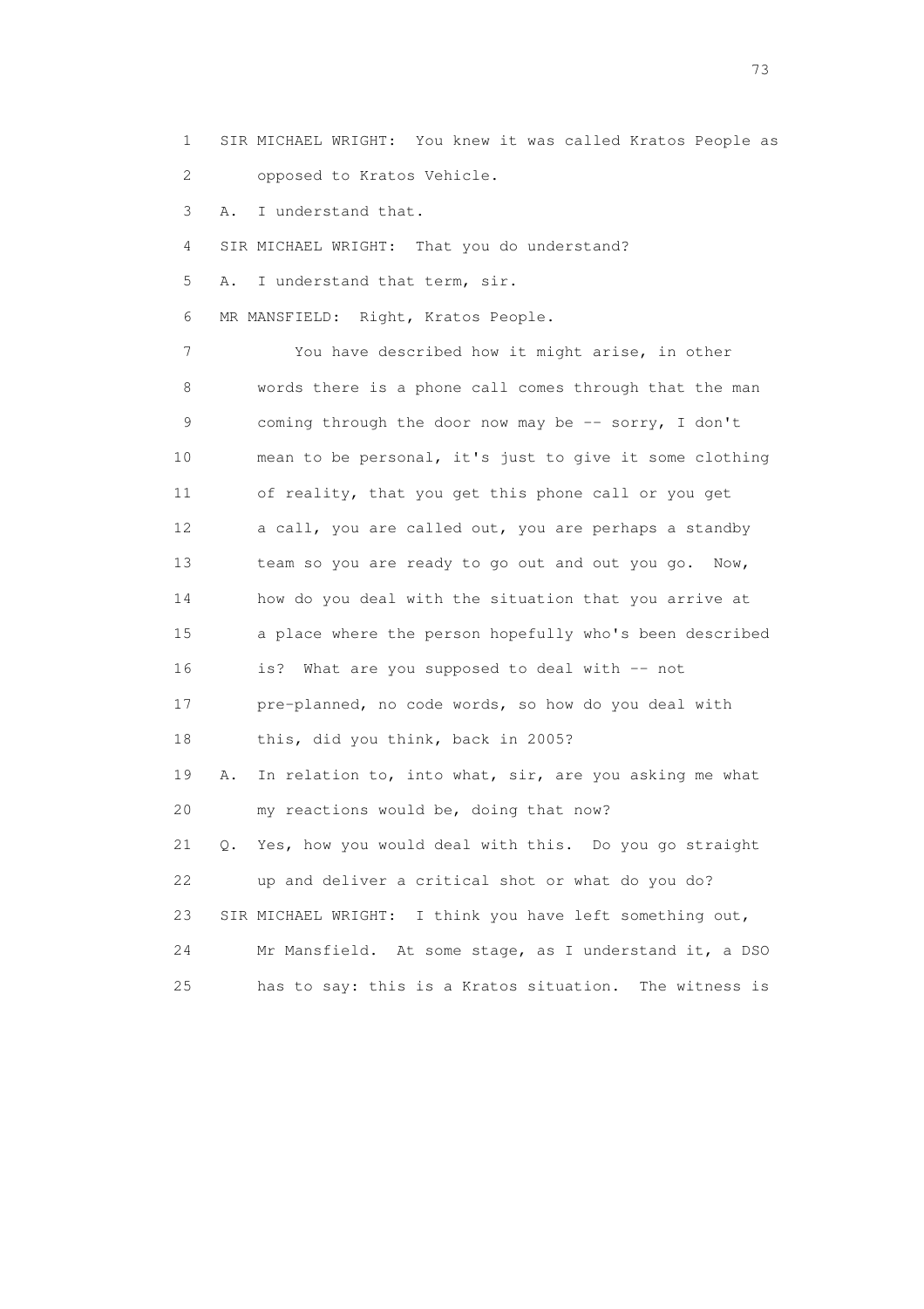1 SIR MICHAEL WRIGHT: You knew it was called Kratos People as
2 opposed to Kratos Vehicle.

3 A. I understand that.

4 SIR MICHAEL WRIGHT: That you do understand?

5 A. I understand that term, sir.

6 MR MANSFIELD: Right, Kratos People.

7 You have described how it might arise, in other
8 words there is a phone call comes through that the man
9 coming through the door now may be -- sorry, I don't
10 mean to be personal, it's just to give it some clothing
11 of reality, that you get this phone call or you get
12 a call, you are called out, you are perhaps a standby
13 team so you are ready to go out and out you go. Now,
14 how do you deal with the situation that you arrive at
15 a place where the person hopefully who's been described
16 is? What are you supposed to deal with -- not
17 pre-planned, no code words, so how do you deal with
18 this, did you think, back in 2005?

19 A. In relation to, into what, sir, are you asking me what
20 my reactions would be, doing that now?

21 Q. Yes, how you would deal with this. Do you go straight
22 up and deliver a critical shot or what do you do?

23 SIR MICHAEL WRIGHT: I think you have left something out,
24 Mr Mansfield. At some stage, as I understand it, a DSO
25 has to say: this is a Kratos situation. The witness is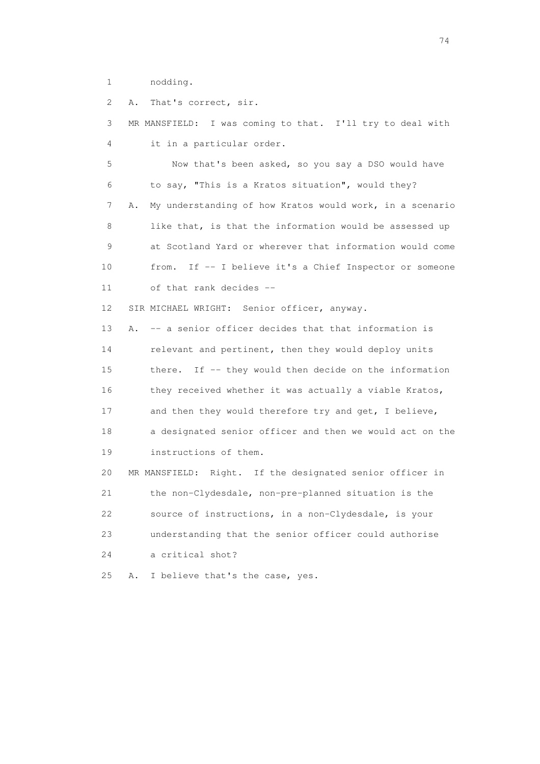1 nodding.

2 A. That's correct, sir.

3 MR MANSFIELD: I was coming to that. I'll try to deal with

4 it in a particular order.

5 Now that's been asked, so you say a DSO would have

6 to say, "This is a Kratos situation", would they?

7 A. My understanding of how Kratos would work, in a scenario

8 like that, is that the information would be assessed up

9 at Scotland Yard or wherever that information would come

10 from. If -- I believe it's a Chief Inspector or someone

11 of that rank decides --

12 SIR MICHAEL WRIGHT: Senior officer, anyway.

13 A. -- a senior officer decides that that information is

14 relevant and pertinent, then they would deploy units

15 there. If -- they would then decide on the information

16 they received whether it was actually a viable Kratos,

17 and then they would therefore try and get, I believe,

18 a designated senior officer and then we would act on the

19 instructions of them.

20 MR MANSFIELD: Right. If the designated senior officer in

21 the non-Clydesdale, non-pre-planned situation is the

22 source of instructions, in a non-Clydesdale, is your

23 understanding that the senior officer could authorise

24 a critical shot?

25 A. I believe that's the case, yes.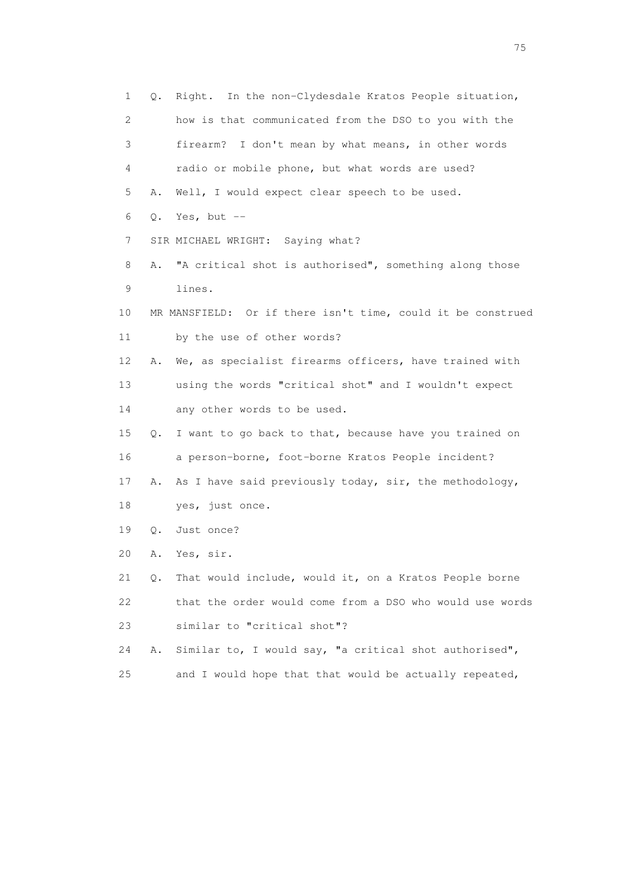1 Q. Right. In the non-Clydesdale Kratos People situation,
2 how is that communicated from the DSO to you with the
3 firearm? I don't mean by what means, in other words
4 radio or mobile phone, but what words are used?
5 A. Well, I would expect clear speech to be used.
6 Q. Yes, but --
7 SIR MICHAEL WRIGHT: Saying what?
8 A. "A critical shot is authorised", something along those
9 lines.
10 MR MANSFIELD: Or if there isn't time, could it be construed
11 by the use of other words?
12 A. We, as specialist firearms officers, have trained with
13 using the words "critical shot" and I wouldn't expect
14 any other words to be used.
15 Q. I want to go back to that, because have you trained on
16 a person-borne, foot-borne Kratos People incident?
17 A. As I have said previously today, sir, the methodology,
18 yes, just once.
19 Q. Just once?
20 A. Yes, sir.
21 Q. That would include, would it, on a Kratos People borne
22 that the order would come from a DSO who would use words
23 similar to "critical shot"?
24 A. Similar to, I would say, "a critical shot authorised",
25 and I would hope that that would be actually repeated,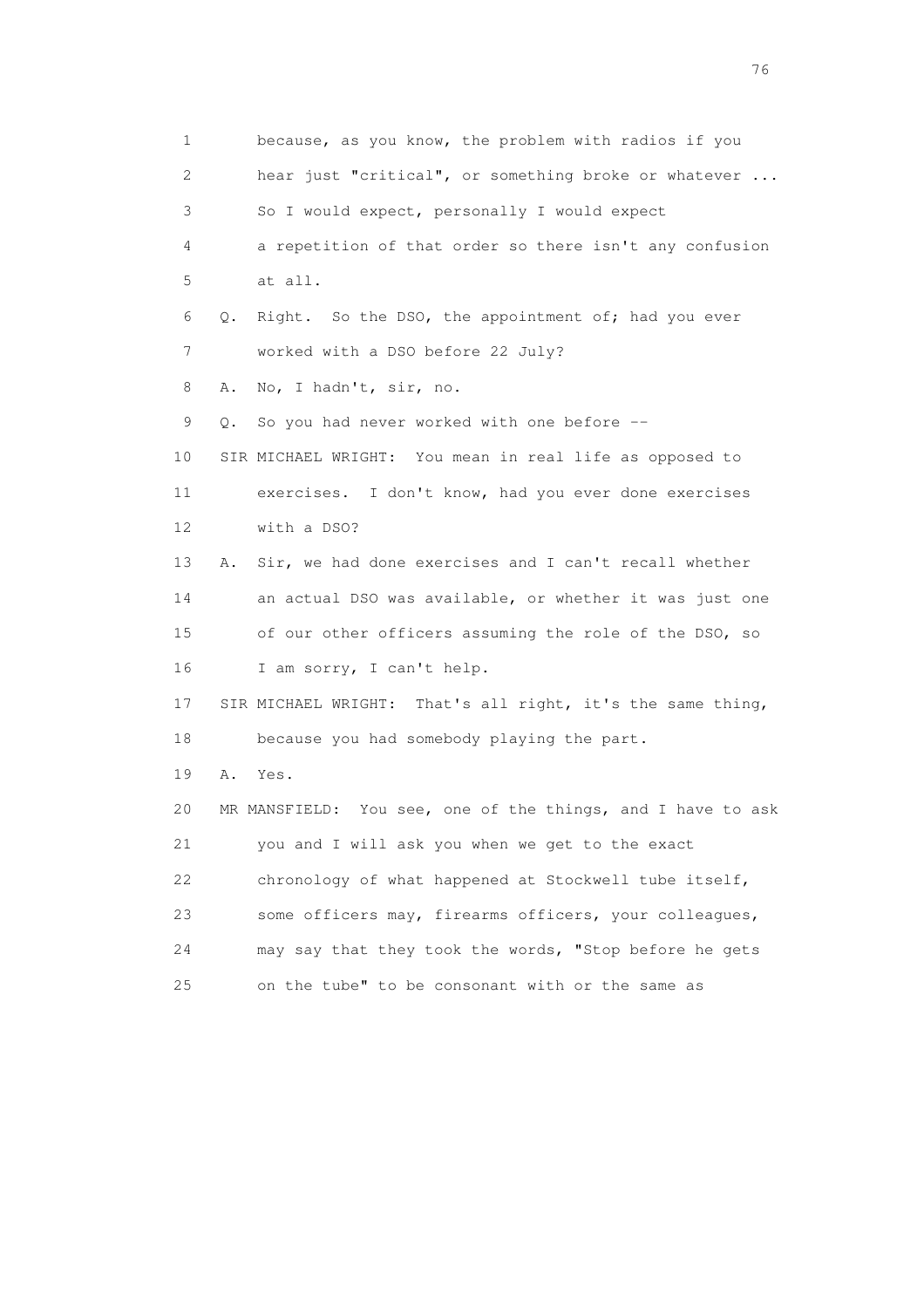1 because, as you know, the problem with radios if you
2 hear just "critical", or something broke or whatever ...
3 So I would expect, personally I would expect
4 a repetition of that order so there isn't any confusion
5 at all.
6 Q. Right. So the DSO, the appointment of; had you ever
7 worked with a DSO before 22 July?
8 A. No, I hadn't, sir, no.
9 Q. So you had never worked with one before --
10 SIR MICHAEL WRIGHT: You mean in real life as opposed to
11 exercises. I don't know, had you ever done exercises
12 with a DSO?
13 A. Sir, we had done exercises and I can't recall whether
14 an actual DSO was available, or whether it was just one
15 of our other officers assuming the role of the DSO, so
16 I am sorry, I can't help.
17 SIR MICHAEL WRIGHT: That's all right, it's the same thing,
18 because you had somebody playing the part.
19 A. Yes.
20 MR MANSFIELD: You see, one of the things, and I have to ask
21 you and I will ask you when we get to the exact
22 chronology of what happened at Stockwell tube itself,
23 some officers may, firearms officers, your colleagues,
24 may say that they took the words, "Stop before he gets
25 on the tube" to be consonant with or the same as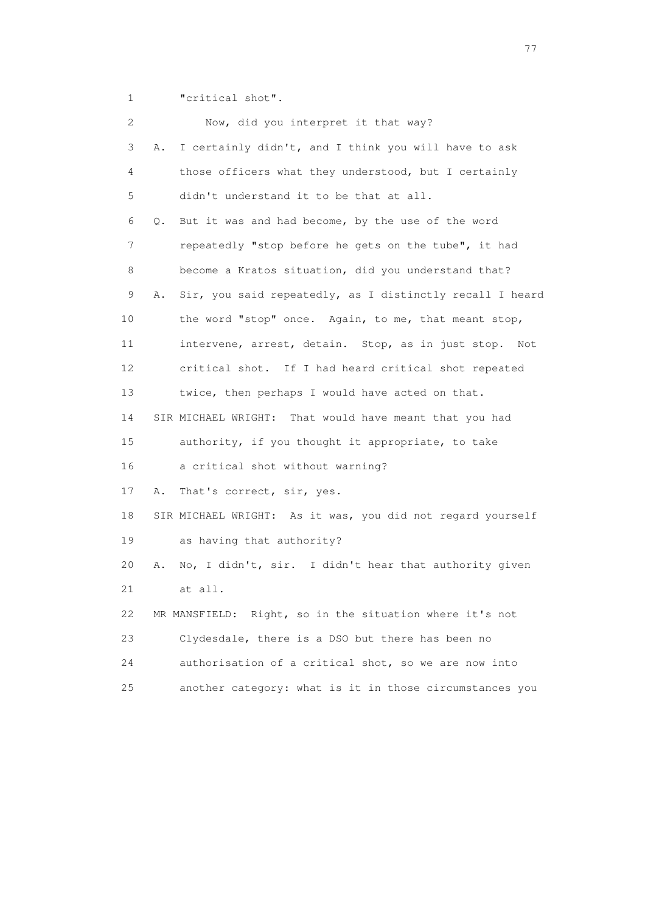1 "critical shot".

2 Now, did you interpret it that way?

3 A. I certainly didn't, and I think you will have to ask

4 those officers what they understood, but I certainly

5 didn't understand it to be that at all.

6 Q. But it was and had become, by the use of the word

7 repeatedly "stop before he gets on the tube", it had

8 become a Kratos situation, did you understand that?

9 A. Sir, you said repeatedly, as I distinctly recall I heard

10 the word "stop" once. Again, to me, that meant stop,

11 intervene, arrest, detain. Stop, as in just stop. Not

12 critical shot. If I had heard critical shot repeated

13 twice, then perhaps I would have acted on that.

14 SIR MICHAEL WRIGHT: That would have meant that you had

15 authority, if you thought it appropriate, to take

16 a critical shot without warning?

17 A. That's correct, sir, yes.

18 SIR MICHAEL WRIGHT: As it was, you did not regard yourself

19 as having that authority?

20 A. No, I didn't, sir. I didn't hear that authority given

21 at all.

22 MR MANSFIELD: Right, so in the situation where it's not

23 Clydesdale, there is a DSO but there has been no

24 authorisation of a critical shot, so we are now into

25 another category: what is it in those circumstances you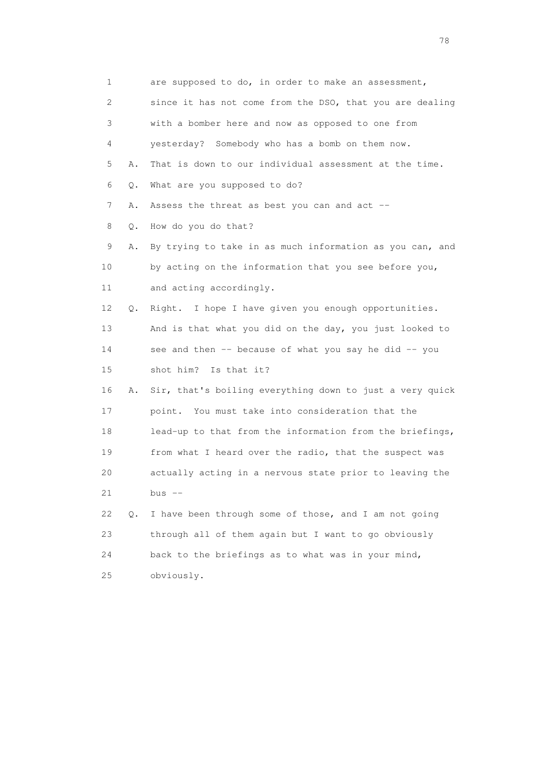1 are supposed to do, in order to make an assessment,

2 since it has not come from the DSO, that you are dealing

3 with a bomber here and now as opposed to one from

4 yesterday? Somebody who has a bomb on them now.

5 A. That is down to our individual assessment at the time.

6 Q. What are you supposed to do?

7 A. Assess the threat as best you can and act --

8 Q. How do you do that?

9 A. By trying to take in as much information as you can, and

10 by acting on the information that you see before you,

11 and acting accordingly.

12 Q. Right. I hope I have given you enough opportunities.

13 And is that what you did on the day, you just looked to

14 see and then -- because of what you say he did -- you

15 shot him? Is that it?

16 A. Sir, that's boiling everything down to just a very quick

17 point. You must take into consideration that the

18 lead-up to that from the information from the briefings,

19 from what I heard over the radio, that the suspect was

20 actually acting in a nervous state prior to leaving the

21 bus --

22 Q. I have been through some of those, and I am not going

23 through all of them again but I want to go obviously

24 back to the briefings as to what was in your mind,

25 obviously.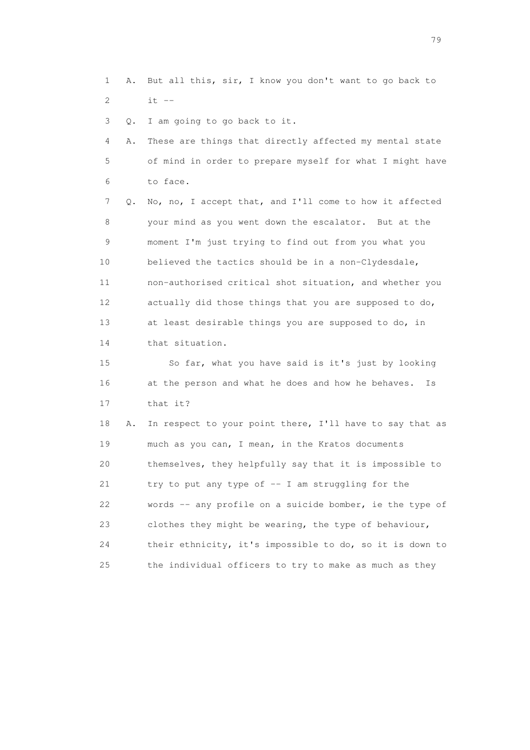1 A. But all this, sir, I know you don't want to go back to
2 it --

3 Q. I am going to go back to it.

4 A. These are things that directly affected my mental state
5 of mind in order to prepare myself for what I might have
6 to face.

7 Q. No, no, I accept that, and I'll come to how it affected
8 your mind as you went down the escalator. But at the
9 moment I'm just trying to find out from you what you
10 believed the tactics should be in a non-Clydesdale,
11 non-authorised critical shot situation, and whether you
12 actually did those things that you are supposed to do,
13 at least desirable things you are supposed to do, in
14 that situation.

15 So far, what you have said is it's just by looking
16 at the person and what he does and how he behaves. Is
17 that it?

18 A. In respect to your point there, I'll have to say that as
19 much as you can, I mean, in the Kratos documents
20 themselves, they helpfully say that it is impossible to
21 try to put any type of -- I am struggling for the
22 words -- any profile on a suicide bomber, ie the type of
23 clothes they might be wearing, the type of behaviour,
24 their ethnicity, it's impossible to do, so it is down to
25 the individual officers to try to make as much as they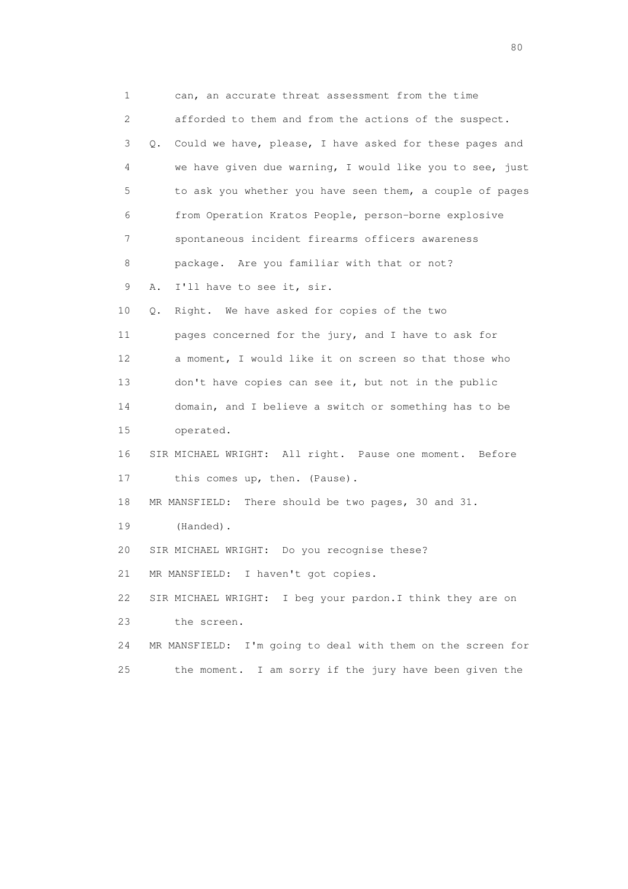1 can, an accurate threat assessment from the time
2 afforded to them and from the actions of the suspect.
3 Q. Could we have, please, I have asked for these pages and
4 we have given due warning, I would like you to see, just
5 to ask you whether you have seen them, a couple of pages
6 from Operation Kratos People, person-borne explosive
7 spontaneous incident firearms officers awareness
8 package. Are you familiar with that or not?
9 A. I'll have to see it, sir.
10 Q. Right. We have asked for copies of the two
11 pages concerned for the jury, and I have to ask for
12 a moment, I would like it on screen so that those who
13 don't have copies can see it, but not in the public
14 domain, and I believe a switch or something has to be
15 operated.
16 SIR MICHAEL WRIGHT: All right. Pause one moment. Before
17 this comes up, then. (Pause).
18 MR MANSFIELD: There should be two pages, 30 and 31.
19 (Handed).
20 SIR MICHAEL WRIGHT: Do you recognise these?
21 MR MANSFIELD: I haven't got copies.
22 SIR MICHAEL WRIGHT: I beg your pardon.I think they are on
23 the screen.
24 MR MANSFIELD: I'm going to deal with them on the screen for
25 the moment. I am sorry if the jury have been given the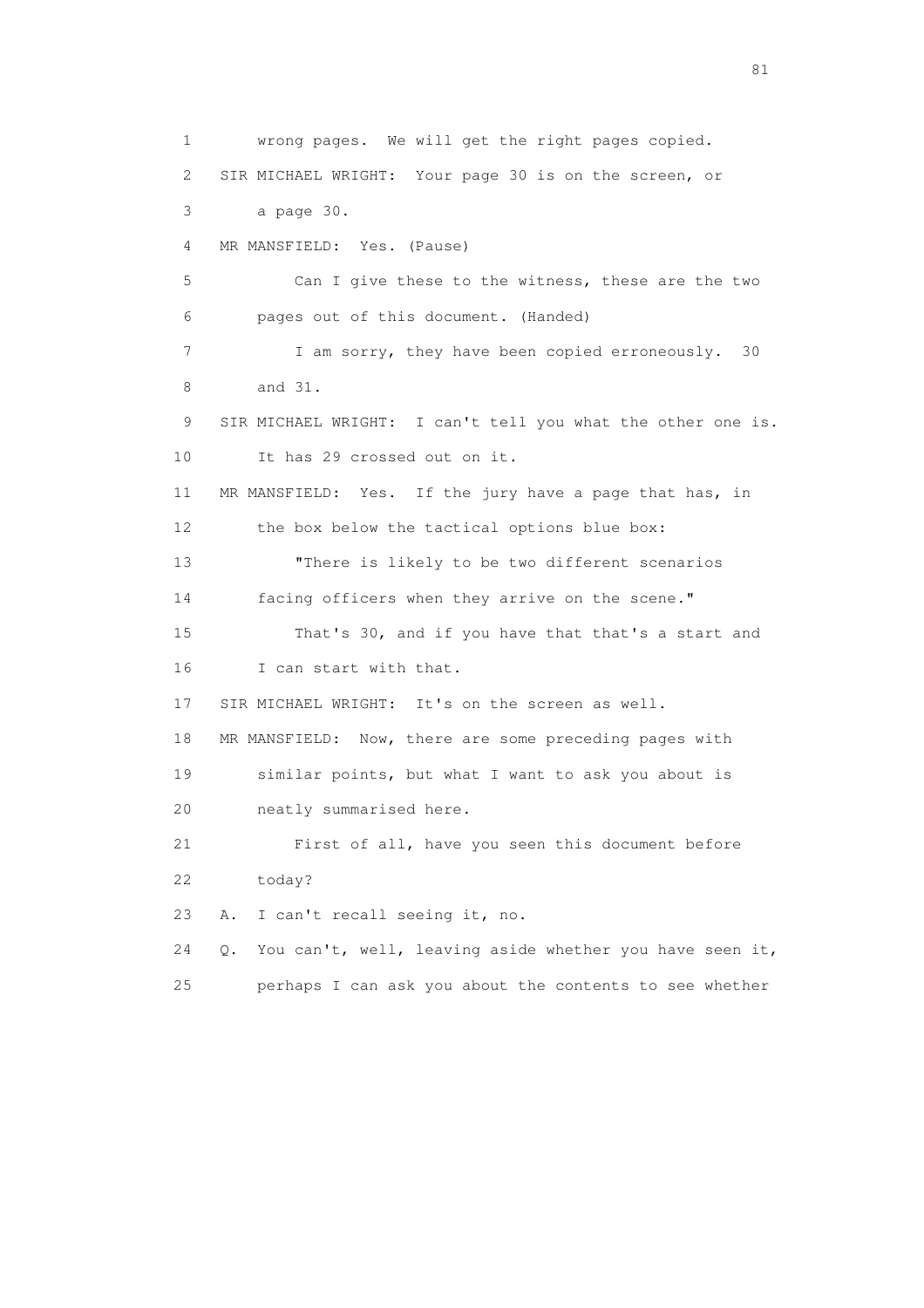1 wrong pages. We will get the right pages copied.

2 SIR MICHAEL WRIGHT: Your page 30 is on the screen, or

3 a page 30.

4 MR MANSFIELD: Yes. (Pause)

5 Can I give these to the witness, these are the two

6 pages out of this document. (Handed)

7 I am sorry, they have been copied erroneously. 30

8 and 31.

9 SIR MICHAEL WRIGHT: I can't tell you what the other one is.

10 It has 29 crossed out on it.

11 MR MANSFIELD: Yes. If the jury have a page that has, in

12 the box below the tactical options blue box:

13 "There is likely to be two different scenarios

14 facing officers when they arrive on the scene."

15 That's 30, and if you have that that's a start and

16 I can start with that.

17 SIR MICHAEL WRIGHT: It's on the screen as well.

18 MR MANSFIELD: Now, there are some preceding pages with

19 similar points, but what I want to ask you about is

20 neatly summarised here.

21 First of all, have you seen this document before

22 today?

23 A. I can't recall seeing it, no.

24 Q. You can't, well, leaving aside whether you have seen it,

25 perhaps I can ask you about the contents to see whether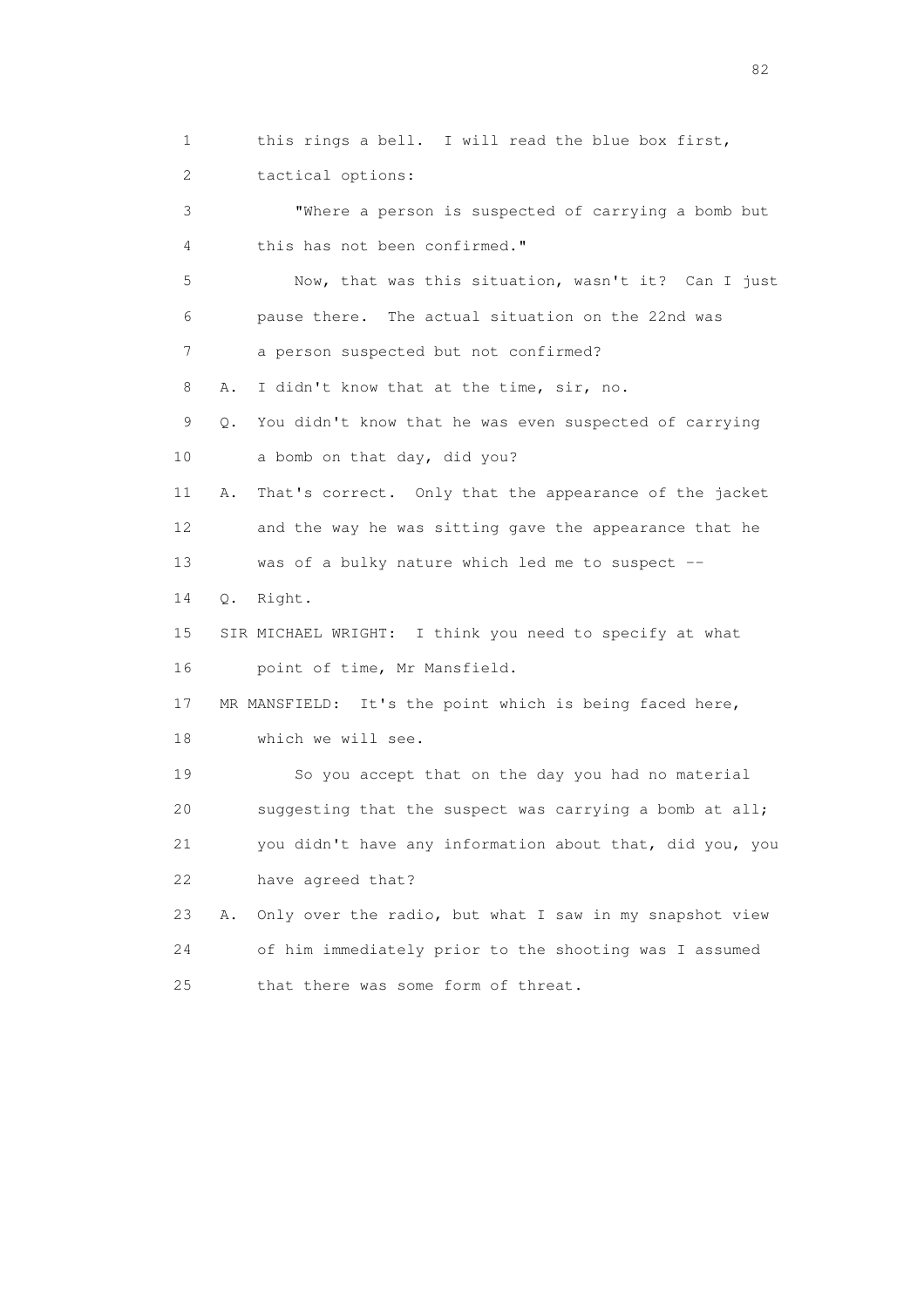1 this rings a bell. I will read the blue box first,
2 tactical options:
3 "Where a person is suspected of carrying a bomb but
4 this has not been confirmed."
5 Now, that was this situation, wasn't it? Can I just
6 pause there. The actual situation on the 22nd was
7 a person suspected but not confirmed?
8 A. I didn't know that at the time, sir, no.
9 Q. You didn't know that he was even suspected of carrying
10 a bomb on that day, did you?
11 A. That's correct. Only that the appearance of the jacket
12 and the way he was sitting gave the appearance that he
13 was of a bulky nature which led me to suspect --
14 Q. Right.
15 SIR MICHAEL WRIGHT: I think you need to specify at what
16 point of time, Mr Mansfield.
17 MR MANSFIELD: It's the point which is being faced here,
18 which we will see.
19 So you accept that on the day you had no material
20 suggesting that the suspect was carrying a bomb at all;
21 you didn't have any information about that, did you, you
22 have agreed that?
23 A. Only over the radio, but what I saw in my snapshot view
24 of him immediately prior to the shooting was I assumed
25 that there was some form of threat.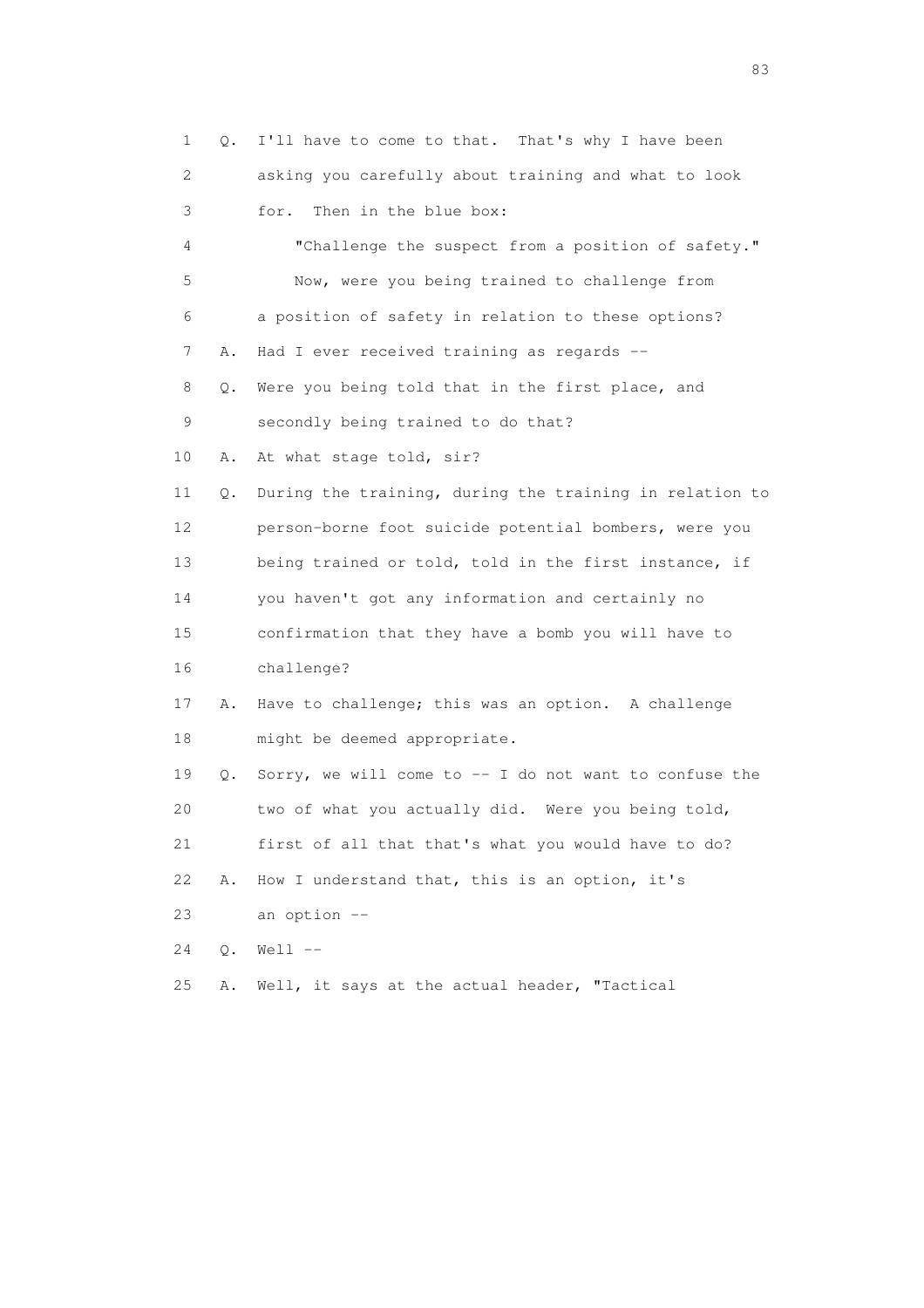1 Q. I'll have to come to that. That's why I have been
2 asking you carefully about training and what to look
3 for. Then in the blue box:
4 "Challenge the suspect from a position of safety."
5 Now, were you being trained to challenge from
6 a position of safety in relation to these options?
7 A. Had I ever received training as regards --
8 Q. Were you being told that in the first place, and
9 secondly being trained to do that?
10 A. At what stage told, sir?
11 Q. During the training, during the training in relation to
12 person-borne foot suicide potential bombers, were you
13 being trained or told, told in the first instance, if
14 you haven't got any information and certainly no
15 confirmation that they have a bomb you will have to
16 challenge?
17 A. Have to challenge; this was an option. A challenge
18 might be deemed appropriate.
19 Q. Sorry, we will come to -- I do not want to confuse the
20 two of what you actually did. Were you being told,
21 first of all that that's what you would have to do?
22 A. How I understand that, this is an option, it's
23 an option --
24 Q. Well --
25 A. Well, it says at the actual header, "Tactical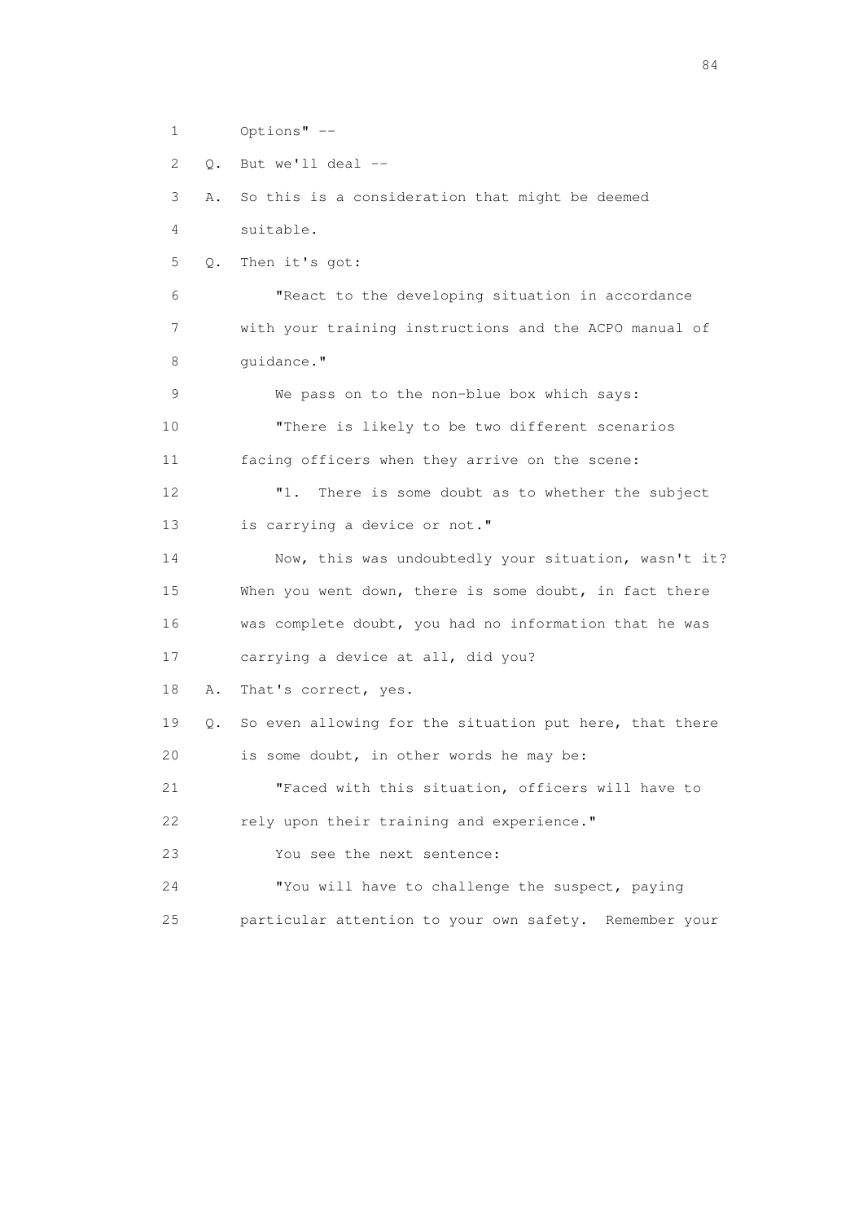1 Options" --

2 Q. But we'll deal --

3 A. So this is a consideration that might be deemed

4 suitable.

5 Q. Then it's got:

6 "React to the developing situation in accordance

7 with your training instructions and the ACPO manual of

8 guidance."

9 We pass on to the non-blue box which says:

10 "There is likely to be two different scenarios

11 facing officers when they arrive on the scene:

12 "1. There is some doubt as to whether the subject

13 is carrying a device or not."

14 Now, this was undoubtedly your situation, wasn't it?

15 When you went down, there is some doubt, in fact there

16 was complete doubt, you had no information that he was

17 carrying a device at all, did you?

18 A. That's correct, yes.

19 Q. So even allowing for the situation put here, that there

20 is some doubt, in other words he may be:

21 "Faced with this situation, officers will have to

22 rely upon their training and experience."

23 You see the next sentence:

24 "You will have to challenge the suspect, paying

25 particular attention to your own safety. Remember your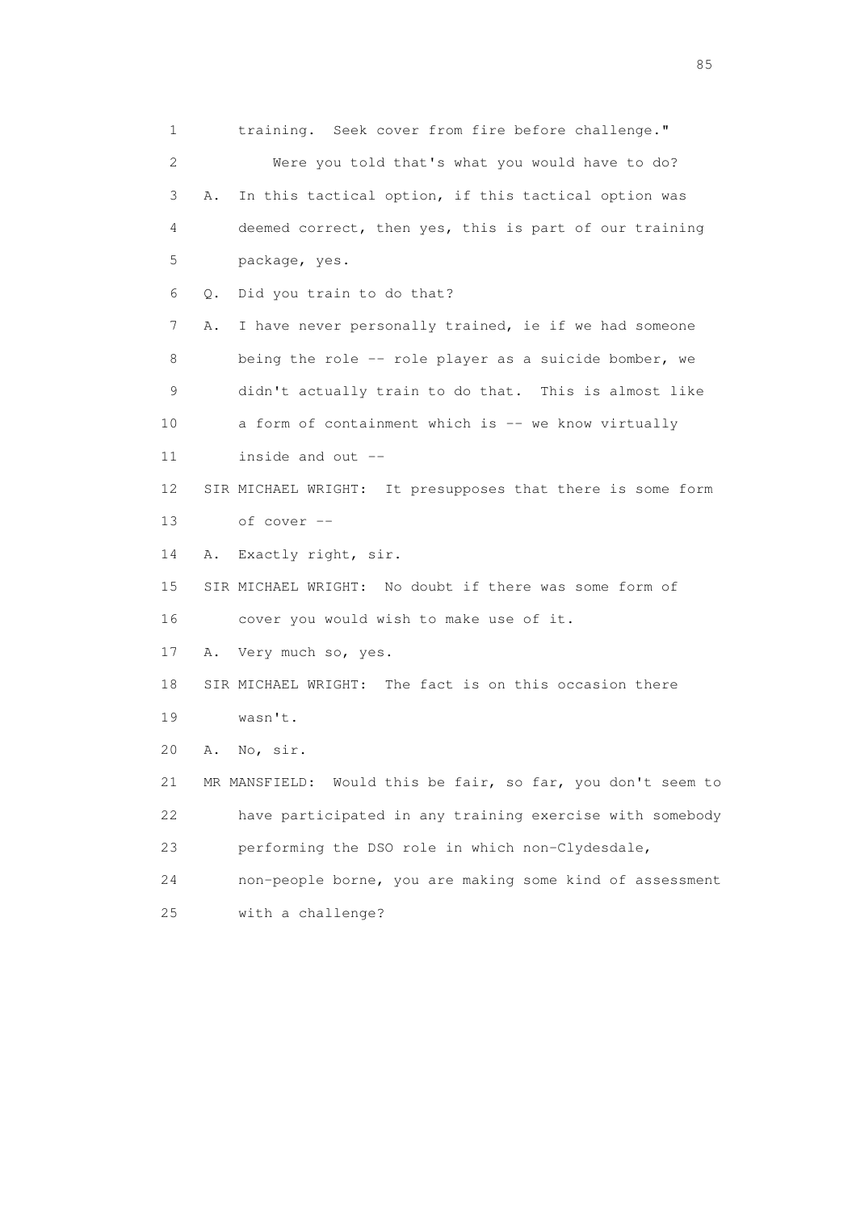1 training. Seek cover from fire before challenge."

2 Were you told that's what you would have to do?

3 A. In this tactical option, if this tactical option was

4 deemed correct, then yes, this is part of our training

5 package, yes.

6 Q. Did you train to do that?

7 A. I have never personally trained, ie if we had someone

8 being the role -- role player as a suicide bomber, we

9 didn't actually train to do that. This is almost like

10 a form of containment which is -- we know virtually

11 inside and out --

12 SIR MICHAEL WRIGHT: It presupposes that there is some form

13 of cover --

14 A. Exactly right, sir.

15 SIR MICHAEL WRIGHT: No doubt if there was some form of

16 cover you would wish to make use of it.

17 A. Very much so, yes.

18 SIR MICHAEL WRIGHT: The fact is on this occasion there

19 wasn't.

20 A. No, sir.

21 MR MANSFIELD: Would this be fair, so far, you don't seem to

22 have participated in any training exercise with somebody

23 performing the DSO role in which non-Clydesdale,

24 non-people borne, you are making some kind of assessment

25 with a challenge?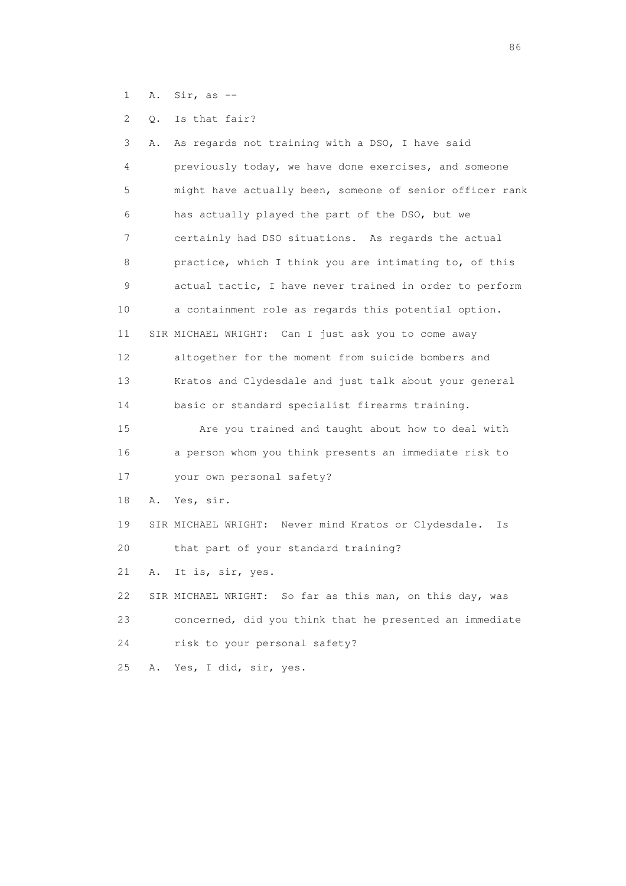1 A. Sir, as --

2 Q. Is that fair?

3 A. As regards not training with a DSO, I have said

4 previously today, we have done exercises, and someone

5 might have actually been, someone of senior officer rank

6 has actually played the part of the DSO, but we

7 certainly had DSO situations. As regards the actual

8 practice, which I think you are intimating to, of this

9 actual tactic, I have never trained in order to perform

10 a containment role as regards this potential option.

11 SIR MICHAEL WRIGHT: Can I just ask you to come away

12 altogether for the moment from suicide bombers and

13 Kratos and Clydesdale and just talk about your general

14 basic or standard specialist firearms training.

15 Are you trained and taught about how to deal with

16 a person whom you think presents an immediate risk to

17 your own personal safety?

18 A. Yes, sir.

19 SIR MICHAEL WRIGHT: Never mind Kratos or Clydesdale. Is

20 that part of your standard training?

21 A. It is, sir, yes.

22 SIR MICHAEL WRIGHT: So far as this man, on this day, was

23 concerned, did you think that he presented an immediate

24 risk to your personal safety?

25 A. Yes, I did, sir, yes.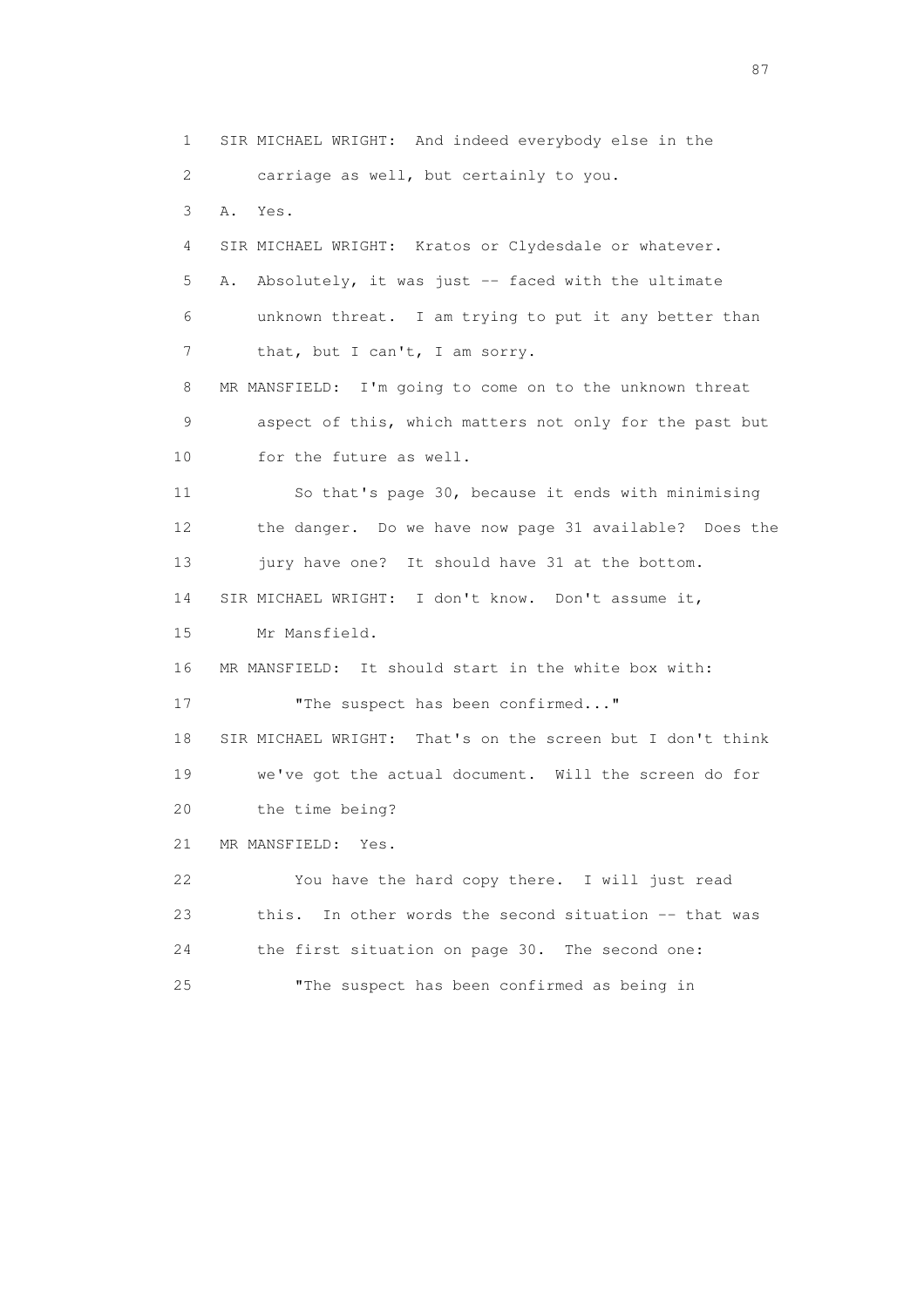1 SIR MICHAEL WRIGHT: And indeed everybody else in the
2 carriage as well, but certainly to you.
3 A. Yes.
4 SIR MICHAEL WRIGHT: Kratos or Clydesdale or whatever.
5 A. Absolutely, it was just -- faced with the ultimate
6 unknown threat. I am trying to put it any better than
7 that, but I can't, I am sorry.
8 MR MANSFIELD: I'm going to come on to the unknown threat
9 aspect of this, which matters not only for the past but
10 for the future as well.
11 So that's page 30, because it ends with minimising
12 the danger. Do we have now page 31 available? Does the
13 jury have one? It should have 31 at the bottom.
14 SIR MICHAEL WRIGHT: I don't know. Don't assume it,
15 Mr Mansfield.
16 MR MANSFIELD: It should start in the white box with:
17 "The suspect has been confirmed..."
18 SIR MICHAEL WRIGHT: That's on the screen but I don't think
19 we've got the actual document. Will the screen do for
20 the time being?
21 MR MANSFIELD: Yes.
22 You have the hard copy there. I will just read
23 this. In other words the second situation -- that was
24 the first situation on page 30. The second one:
25 "The suspect has been confirmed as being in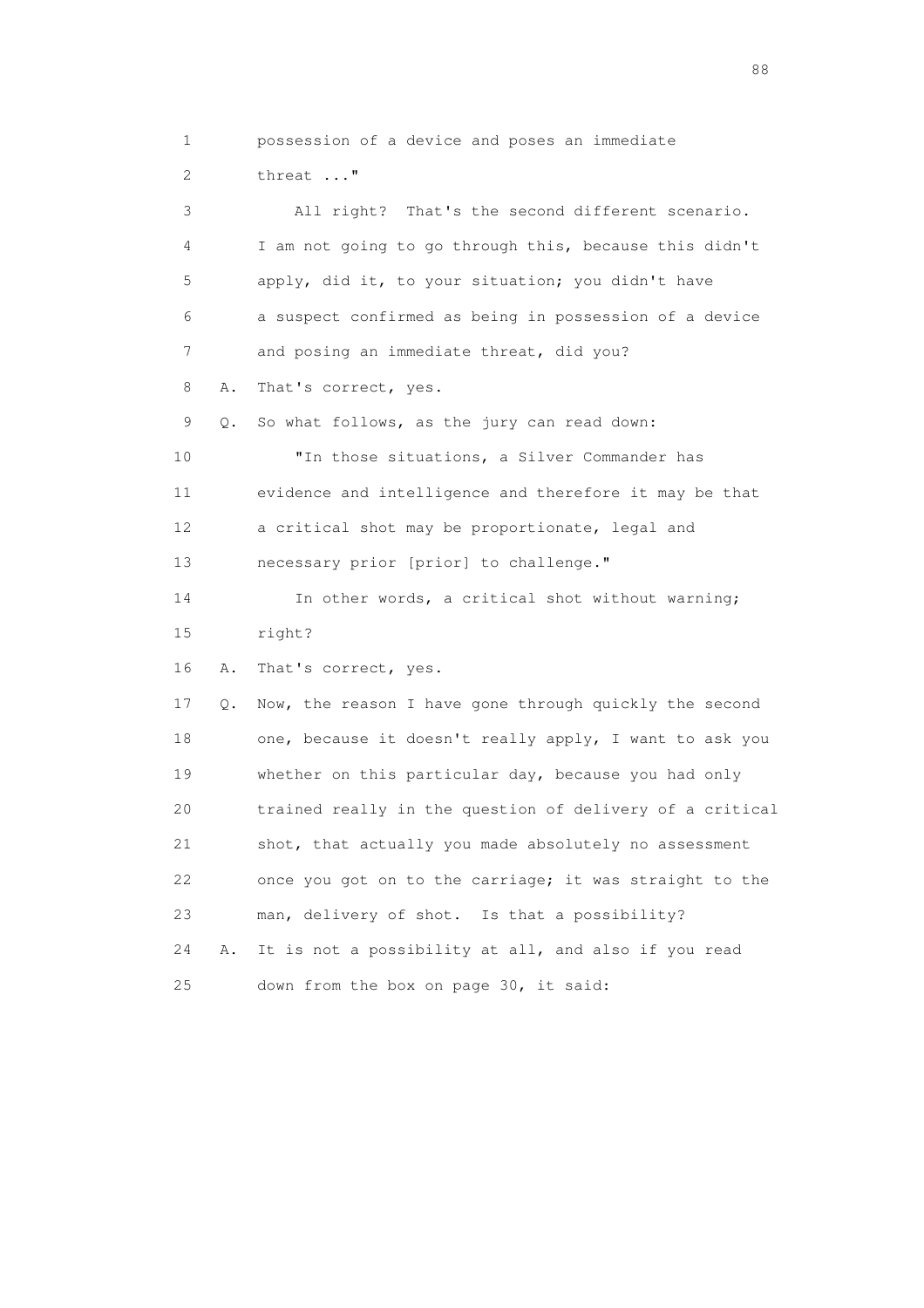1 possession of a device and poses an immediate
2 threat ..."
3 All right? That's the second different scenario.
4 I am not going to go through this, because this didn't
5 apply, did it, to your situation; you didn't have
6 a suspect confirmed as being in possession of a device
7 and posing an immediate threat, did you?
8 A. That's correct, yes.
9 Q. So what follows, as the jury can read down:
10 "In those situations, a Silver Commander has
11 evidence and intelligence and therefore it may be that
12 a critical shot may be proportionate, legal and
13 necessary prior [prior] to challenge."
14 In other words, a critical shot without warning;
15 right?
16 A. That's correct, yes.
17 Q. Now, the reason I have gone through quickly the second
18 one, because it doesn't really apply, I want to ask you
19 whether on this particular day, because you had only
20 trained really in the question of delivery of a critical
21 shot, that actually you made absolutely no assessment
22 once you got on to the carriage; it was straight to the
23 man, delivery of shot. Is that a possibility?
24 A. It is not a possibility at all, and also if you read
25 down from the box on page 30, it said: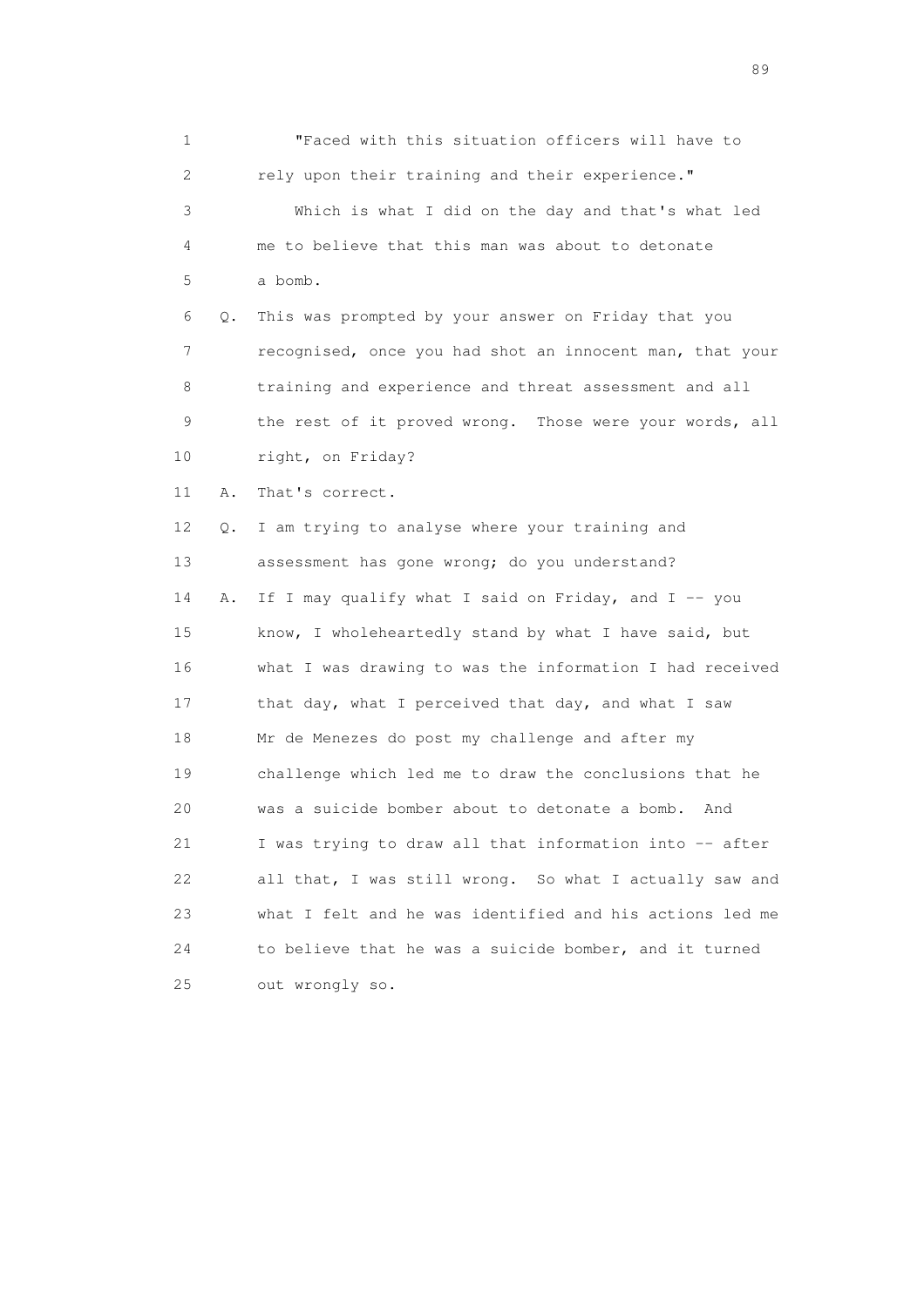1 "Faced with this situation officers will have to
2 rely upon their training and their experience."
3 Which is what I did on the day and that's what led
4 me to believe that this man was about to detonate
5 a bomb.
6 Q. This was prompted by your answer on Friday that you
7 recognised, once you had shot an innocent man, that your
8 training and experience and threat assessment and all
9 the rest of it proved wrong. Those were your words, all
10 right, on Friday?
11 A. That's correct.
12 Q. I am trying to analyse where your training and
13 assessment has gone wrong; do you understand?
14 A. If I may qualify what I said on Friday, and I -- you
15 know, I wholeheartedly stand by what I have said, but
16 what I was drawing to was the information I had received
17 that day, what I perceived that day, and what I saw
18 Mr de Menezes do post my challenge and after my
19 challenge which led me to draw the conclusions that he
20 was a suicide bomber about to detonate a bomb. And
21 I was trying to draw all that information into -- after
22 all that, I was still wrong. So what I actually saw and
23 what I felt and he was identified and his actions led me
24 to believe that he was a suicide bomber, and it turned
25 out wrongly so.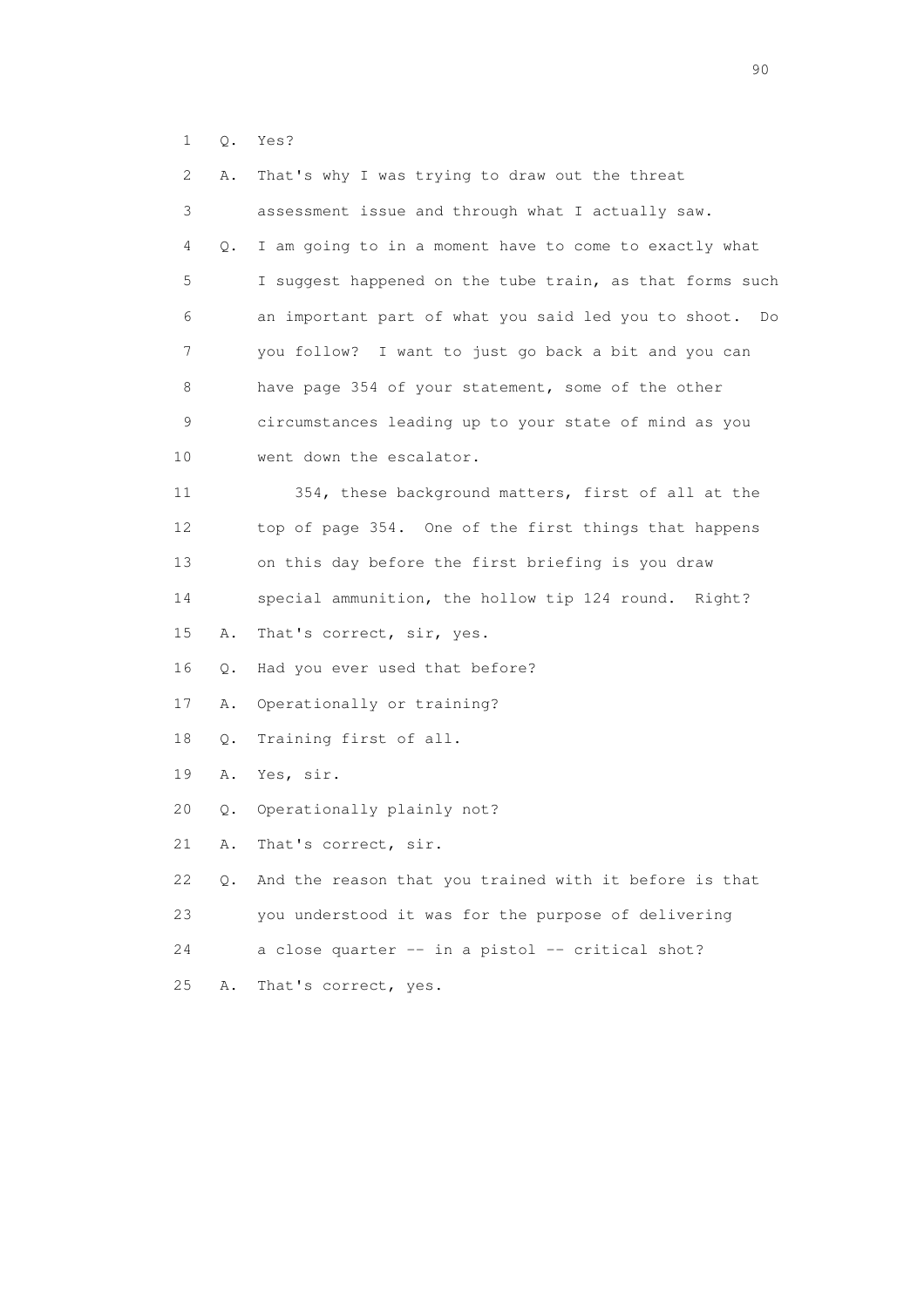1 Q. Yes?

2 A. That's why I was trying to draw out the threat

3 assessment issue and through what I actually saw.

4 Q. I am going to in a moment have to come to exactly what

5 I suggest happened on the tube train, as that forms such

6 an important part of what you said led you to shoot. Do

7 you follow? I want to just go back a bit and you can

8 have page 354 of your statement, some of the other

9 circumstances leading up to your state of mind as you

10 went down the escalator.

11 354, these background matters, first of all at the

12 top of page 354. One of the first things that happens

13 on this day before the first briefing is you draw

14 special ammunition, the hollow tip 124 round. Right?

15 A. That's correct, sir, yes.

16 Q. Had you ever used that before?

17 A. Operationally or training?

18 Q. Training first of all.

19 A. Yes, sir.

20 Q. Operationally plainly not?

21 A. That's correct, sir.

22 Q. And the reason that you trained with it before is that

23 you understood it was for the purpose of delivering

24 a close quarter -- in a pistol -- critical shot?

25 A. That's correct, yes.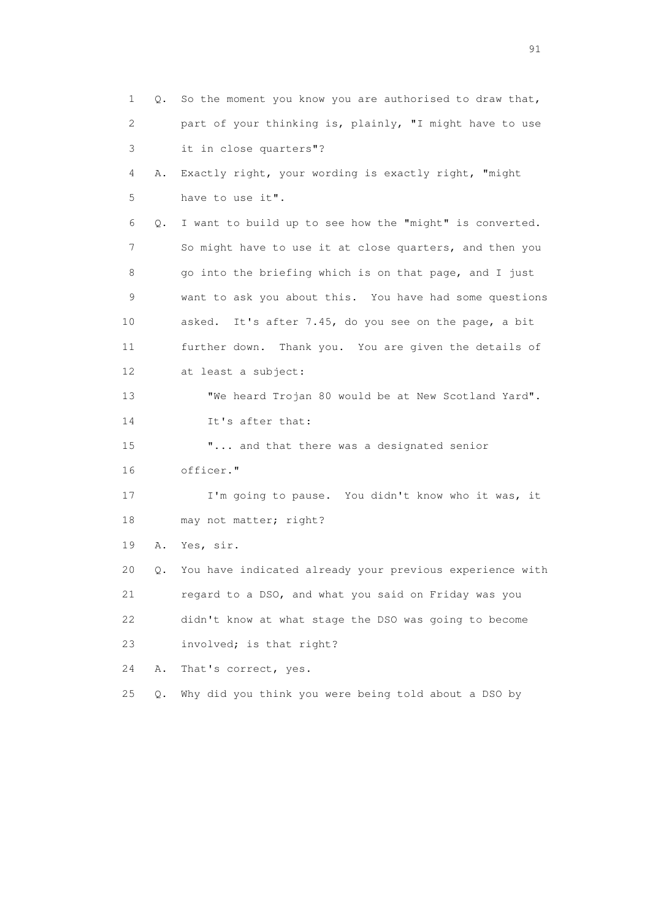1 Q. So the moment you know you are authorised to draw that,
2 part of your thinking is, plainly, "I might have to use
3 it in close quarters"?

4 A. Exactly right, your wording is exactly right, "might
5 have to use it".

6 Q. I want to build up to see how the "might" is converted.
7 So might have to use it at close quarters, and then you
8 go into the briefing which is on that page, and I just
9 want to ask you about this. You have had some questions
10 asked. It's after 7.45, do you see on the page, a bit
11 further down. Thank you. You are given the details of
12 at least a subject:

13 "We heard Trojan 80 would be at New Scotland Yard".
14 It's after that:
15 "... and that there was a designated senior
16 officer."
17 I'm going to pause. You didn't know who it was, it
18 may not matter; right?

19 A. Yes, sir.

20 Q. You have indicated already your previous experience with
21 regard to a DSO, and what you said on Friday was you
22 didn't know at what stage the DSO was going to become
23 involved; is that right?

24 A. That's correct, yes.

25 Q. Why did you think you were being told about a DSO by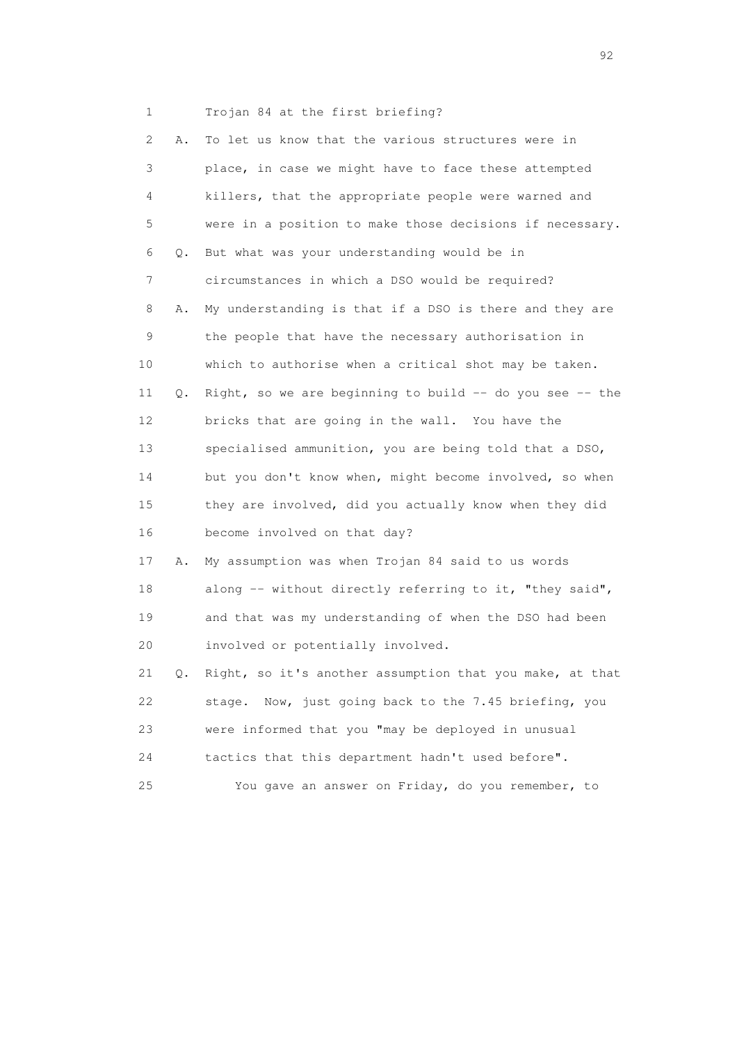1 Trojan 84 at the first briefing?

2 A. To let us know that the various structures were in

3 place, in case we might have to face these attempted

4 killers, that the appropriate people were warned and

5 were in a position to make those decisions if necessary.

6 Q. But what was your understanding would be in

7 circumstances in which a DSO would be required?

8 A. My understanding is that if a DSO is there and they are

9 the people that have the necessary authorisation in

10 which to authorise when a critical shot may be taken.

11 Q. Right, so we are beginning to build -- do you see -- the

12 bricks that are going in the wall. You have the

13 specialised ammunition, you are being told that a DSO,

14 but you don't know when, might become involved, so when

15 they are involved, did you actually know when they did

16 become involved on that day?

17 A. My assumption was when Trojan 84 said to us words

18 along -- without directly referring to it, "they said",

19 and that was my understanding of when the DSO had been

20 involved or potentially involved.

21 Q. Right, so it's another assumption that you make, at that

22 stage. Now, just going back to the 7.45 briefing, you

23 were informed that you "may be deployed in unusual

24 tactics that this department hadn't used before".

25 You gave an answer on Friday, do you remember, to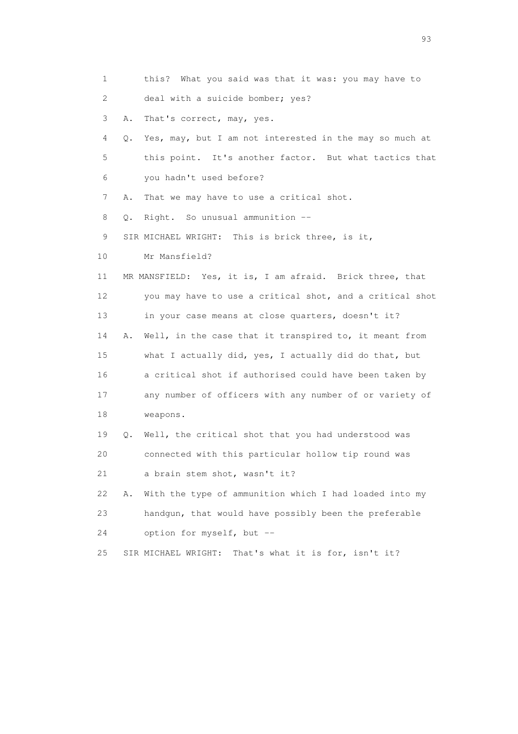1 this? What you said was that it was: you may have to
2 deal with a suicide bomber; yes?
3 A. That's correct, may, yes.
4 Q. Yes, may, but I am not interested in the may so much at
5 this point. It's another factor. But what tactics that
6 you hadn't used before?
7 A. That we may have to use a critical shot.
8 Q. Right. So unusual ammunition --
9 SIR MICHAEL WRIGHT: This is brick three, is it,
10 Mr Mansfield?
11 MR MANSFIELD: Yes, it is, I am afraid. Brick three, that
12 you may have to use a critical shot, and a critical shot
13 in your case means at close quarters, doesn't it?
14 A. Well, in the case that it transpired to, it meant from
15 what I actually did, yes, I actually did do that, but
16 a critical shot if authorised could have been taken by
17 any number of officers with any number of or variety of
18 weapons.
19 Q. Well, the critical shot that you had understood was
20 connected with this particular hollow tip round was
21 a brain stem shot, wasn't it?
22 A. With the type of ammunition which I had loaded into my
23 handgun, that would have possibly been the preferable
24 option for myself, but --
25 SIR MICHAEL WRIGHT: That's what it is for, isn't it?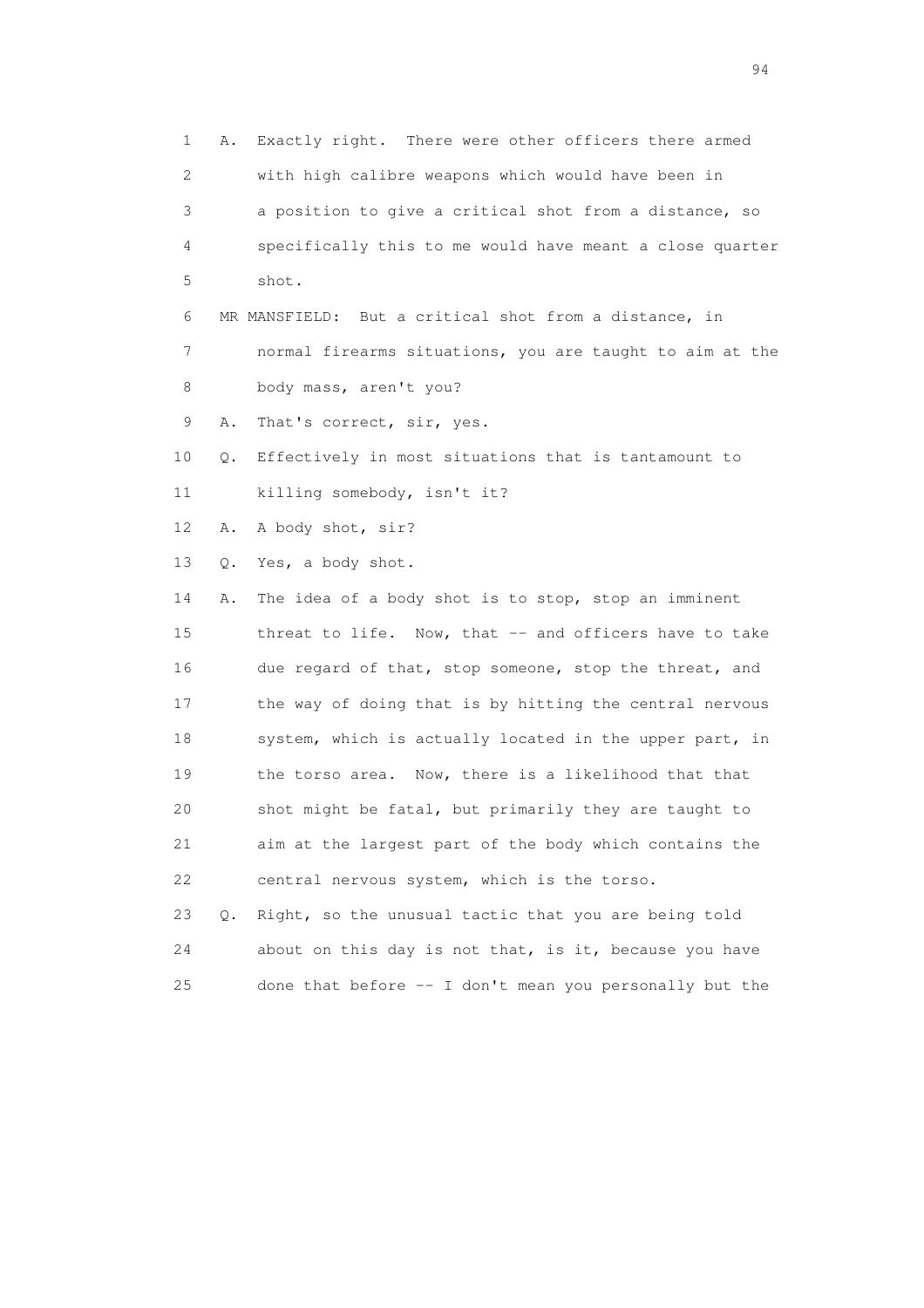1 A. Exactly right. There were other officers there armed
2 with high calibre weapons which would have been in
3 a position to give a critical shot from a distance, so
4 specifically this to me would have meant a close quarter
5 shot.
6 MR MANSFIELD: But a critical shot from a distance, in
7 normal firearms situations, you are taught to aim at the
8 body mass, aren't you?
9 A. That's correct, sir, yes.
10 Q. Effectively in most situations that is tantamount to
11 killing somebody, isn't it?
12 A. A body shot, sir?
13 Q. Yes, a body shot.
14 A. The idea of a body shot is to stop, stop an imminent
15 threat to life. Now, that -- and officers have to take
16 due regard of that, stop someone, stop the threat, and
17 the way of doing that is by hitting the central nervous
18 system, which is actually located in the upper part, in
19 the torso area. Now, there is a likelihood that that
20 shot might be fatal, but primarily they are taught to
21 aim at the largest part of the body which contains the
22 central nervous system, which is the torso.
23 Q. Right, so the unusual tactic that you are being told
24 about on this day is not that, is it, because you have
25 done that before -- I don't mean you personally but the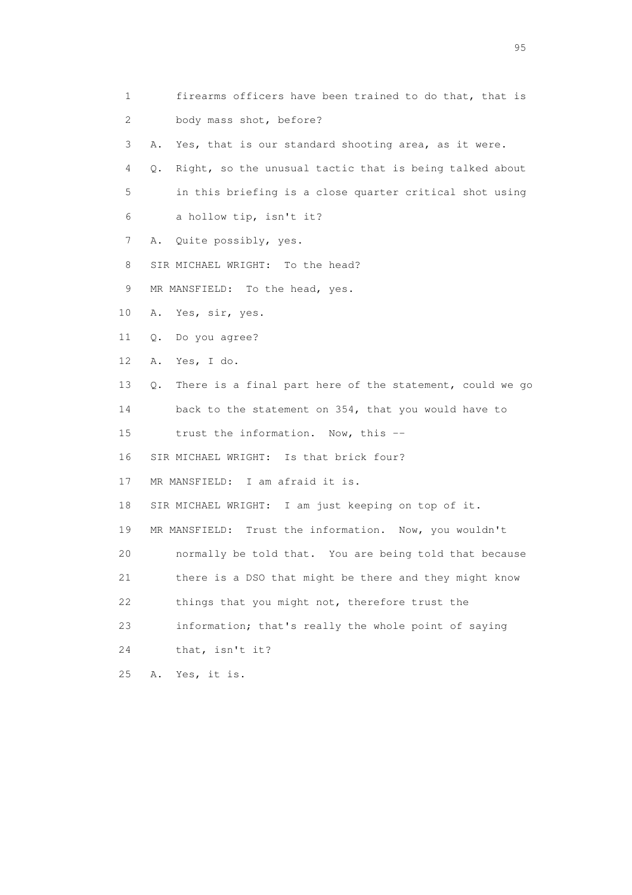1 firearms officers have been trained to do that, that is
2 body mass shot, before?
3 A. Yes, that is our standard shooting area, as it were.
4 Q. Right, so the unusual tactic that is being talked about
5 in this briefing is a close quarter critical shot using
6 a hollow tip, isn't it?
7 A. Quite possibly, yes.
8 SIR MICHAEL WRIGHT: To the head?
9 MR MANSFIELD: To the head, yes.
10 A. Yes, sir, yes.
11 Q. Do you agree?
12 A. Yes, I do.
13 Q. There is a final part here of the statement, could we go
14 back to the statement on 354, that you would have to
15 trust the information. Now, this --
16 SIR MICHAEL WRIGHT: Is that brick four?
17 MR MANSFIELD: I am afraid it is.
18 SIR MICHAEL WRIGHT: I am just keeping on top of it.
19 MR MANSFIELD: Trust the information. Now, you wouldn't
20 normally be told that. You are being told that because
21 there is a DSO that might be there and they might know
22 things that you might not, therefore trust the
23 information; that's really the whole point of saying
24 that, isn't it?
25 A. Yes, it is.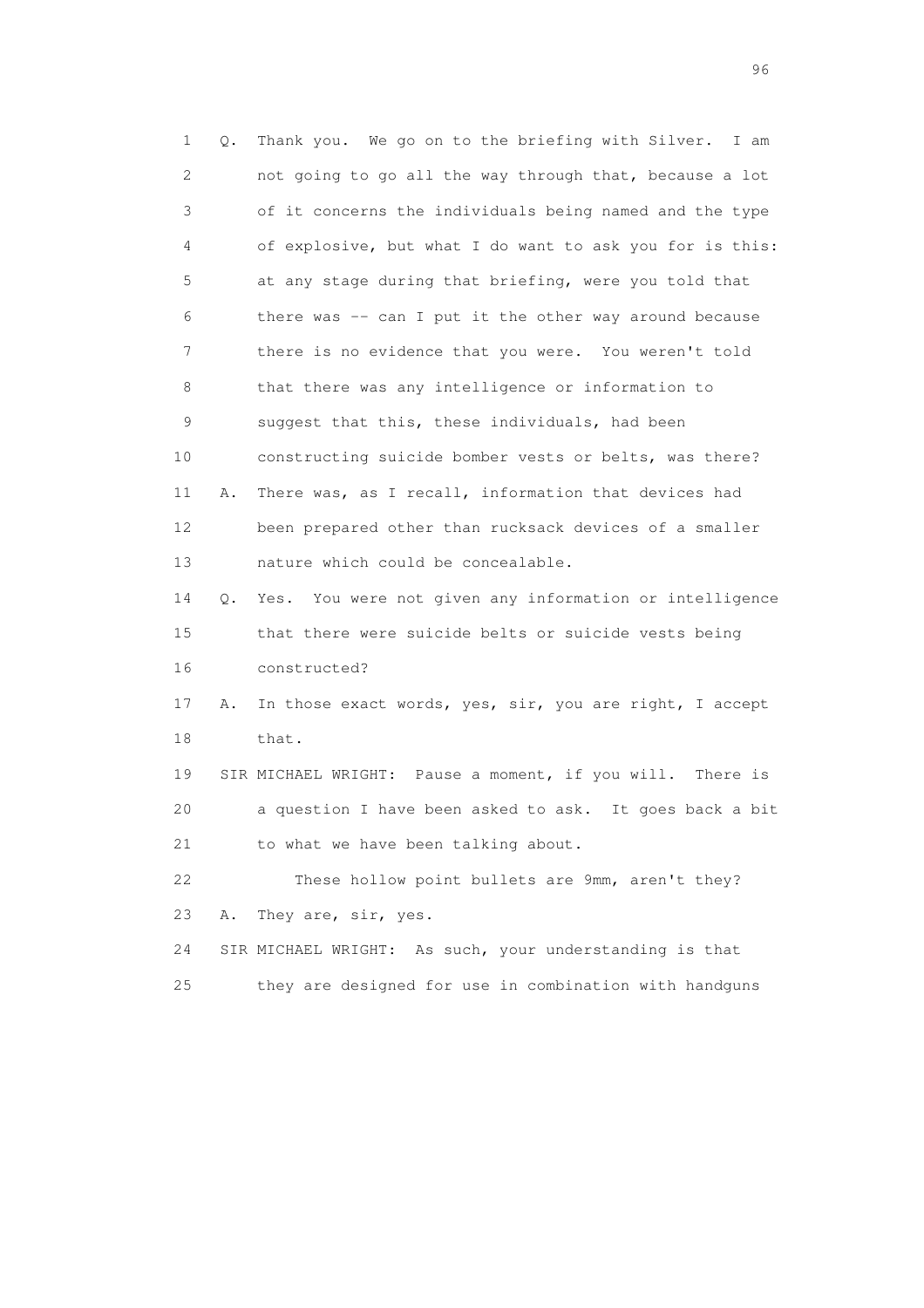1 Q. Thank you. We go on to the briefing with Silver. I am
2 not going to go all the way through that, because a lot
3 of it concerns the individuals being named and the type
4 of explosive, but what I do want to ask you for is this:
5 at any stage during that briefing, were you told that
6 there was -- can I put it the other way around because
7 there is no evidence that you were. You weren't told
8 that there was any intelligence or information to
9 suggest that this, these individuals, had been
10 constructing suicide bomber vests or belts, was there?
11 A. There was, as I recall, information that devices had
12 been prepared other than rucksack devices of a smaller
13 nature which could be concealable.
14 Q. Yes. You were not given any information or intelligence
15 that there were suicide belts or suicide vests being
16 constructed?
17 A. In those exact words, yes, sir, you are right, I accept
18 that.
19 SIR MICHAEL WRIGHT: Pause a moment, if you will. There is
20 a question I have been asked to ask. It goes back a bit
21 to what we have been talking about.
22 These hollow point bullets are 9mm, aren't they?
23 A. They are, sir, yes.
24 SIR MICHAEL WRIGHT: As such, your understanding is that
25 they are designed for use in combination with handguns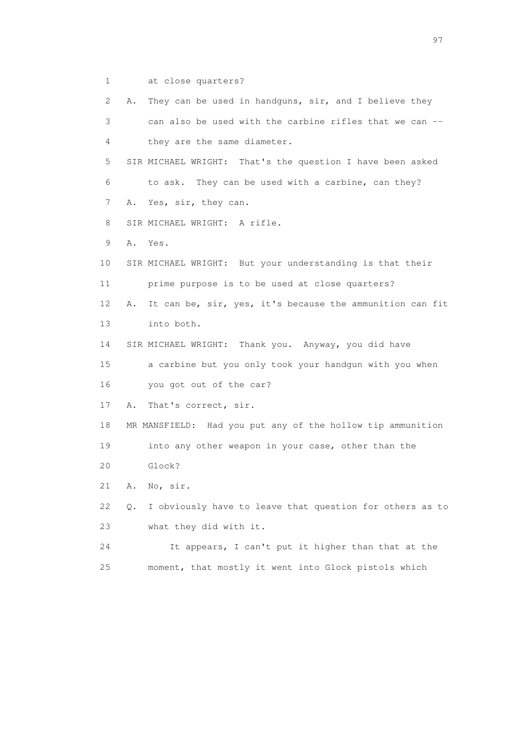1 at close quarters?

2 A. They can be used in handguns, sir, and I believe they

3 can also be used with the carbine rifles that we can --

4 they are the same diameter.

5 SIR MICHAEL WRIGHT: That's the question I have been asked

6 to ask. They can be used with a carbine, can they?

7 A. Yes, sir, they can.

8 SIR MICHAEL WRIGHT: A rifle.

9 A. Yes.

10 SIR MICHAEL WRIGHT: But your understanding is that their

11 prime purpose is to be used at close quarters?

12 A. It can be, sir, yes, it's because the ammunition can fit

13 into both.

14 SIR MICHAEL WRIGHT: Thank you. Anyway, you did have

15 a carbine but you only took your handgun with you when

16 you got out of the car?

17 A. That's correct, sir.

18 MR MANSFIELD: Had you put any of the hollow tip ammunition

19 into any other weapon in your case, other than the

20 Glock?

21 A. No, sir.

22 Q. I obviously have to leave that question for others as to

23 what they did with it.

24 It appears, I can't put it higher than that at the

25 moment, that mostly it went into Glock pistols which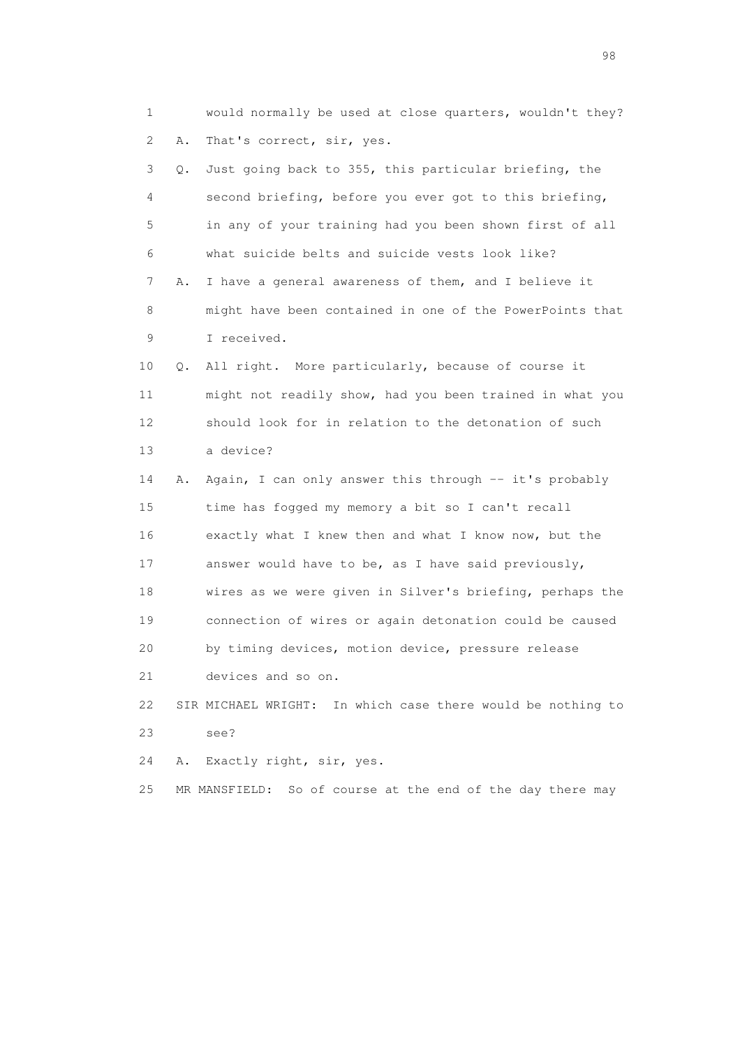1 would normally be used at close quarters, wouldn't they?

2 A. That's correct, sir, yes.

3 Q. Just going back to 355, this particular briefing, the

4 second briefing, before you ever got to this briefing,

5 in any of your training had you been shown first of all

6 what suicide belts and suicide vests look like?

7 A. I have a general awareness of them, and I believe it

8 might have been contained in one of the PowerPoints that

9 I received.

10 Q. All right. More particularly, because of course it

11 might not readily show, had you been trained in what you

12 should look for in relation to the detonation of such

13 a device?

14 A. Again, I can only answer this through -- it's probably

15 time has fogged my memory a bit so I can't recall

16 exactly what I knew then and what I know now, but the

17 answer would have to be, as I have said previously,

18 wires as we were given in Silver's briefing, perhaps the

19 connection of wires or again detonation could be caused

20 by timing devices, motion device, pressure release

21 devices and so on.

22 SIR MICHAEL WRIGHT: In which case there would be nothing to

23 see?

24 A. Exactly right, sir, yes.

25 MR MANSFIELD: So of course at the end of the day there may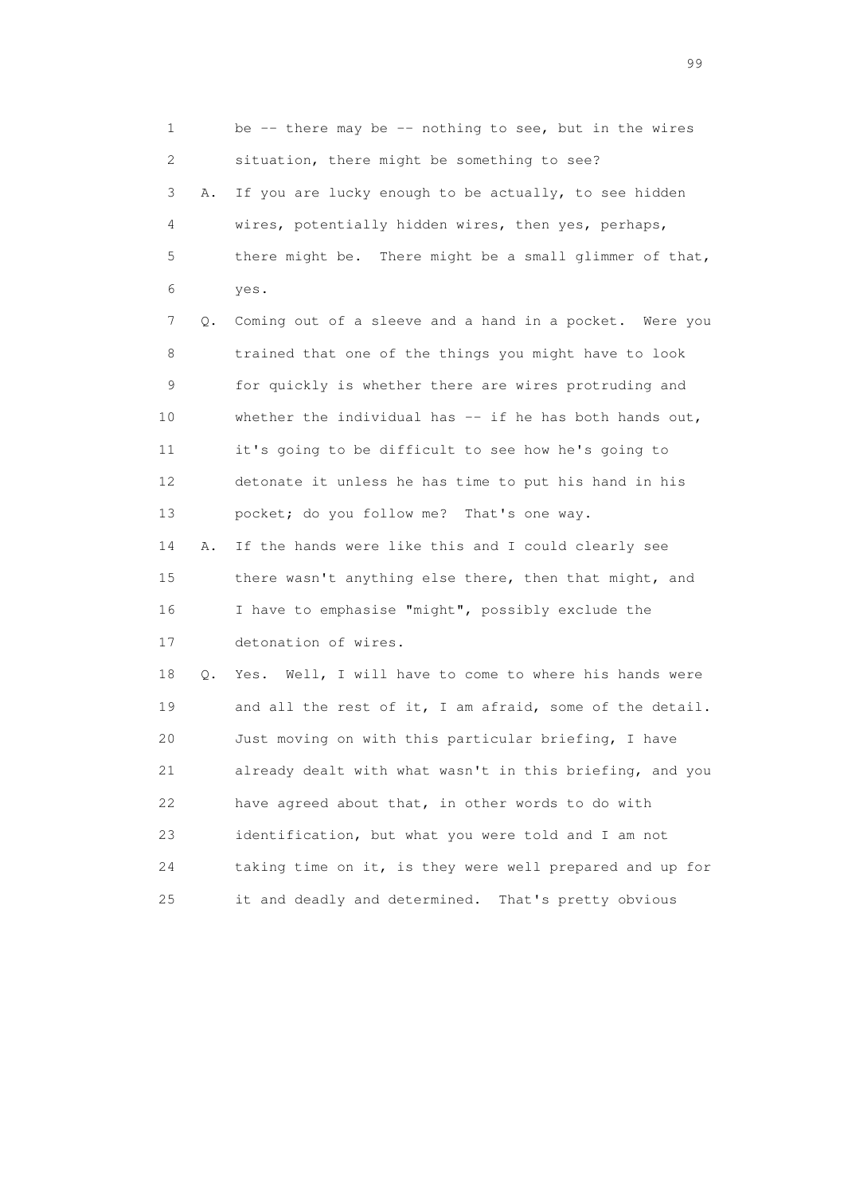1 be -- there may be -- nothing to see, but in the wires
2 situation, there might be something to see?
3 A. If you are lucky enough to be actually, to see hidden
4 wires, potentially hidden wires, then yes, perhaps,
5 there might be. There might be a small glimmer of that,
6 yes.
7 Q. Coming out of a sleeve and a hand in a pocket. Were you
8 trained that one of the things you might have to look
9 for quickly is whether there are wires protruding and
10 whether the individual has -- if he has both hands out,
11 it's going to be difficult to see how he's going to
12 detonate it unless he has time to put his hand in his
13 pocket; do you follow me? That's one way.
14 A. If the hands were like this and I could clearly see
15 there wasn't anything else there, then that might, and
16 I have to emphasise "might", possibly exclude the
17 detonation of wires.
18 Q. Yes. Well, I will have to come to where his hands were
19 and all the rest of it, I am afraid, some of the detail.
20 Just moving on with this particular briefing, I have
21 already dealt with what wasn't in this briefing, and you
22 have agreed about that, in other words to do with
23 identification, but what you were told and I am not
24 taking time on it, is they were well prepared and up for
25 it and deadly and determined. That's pretty obvious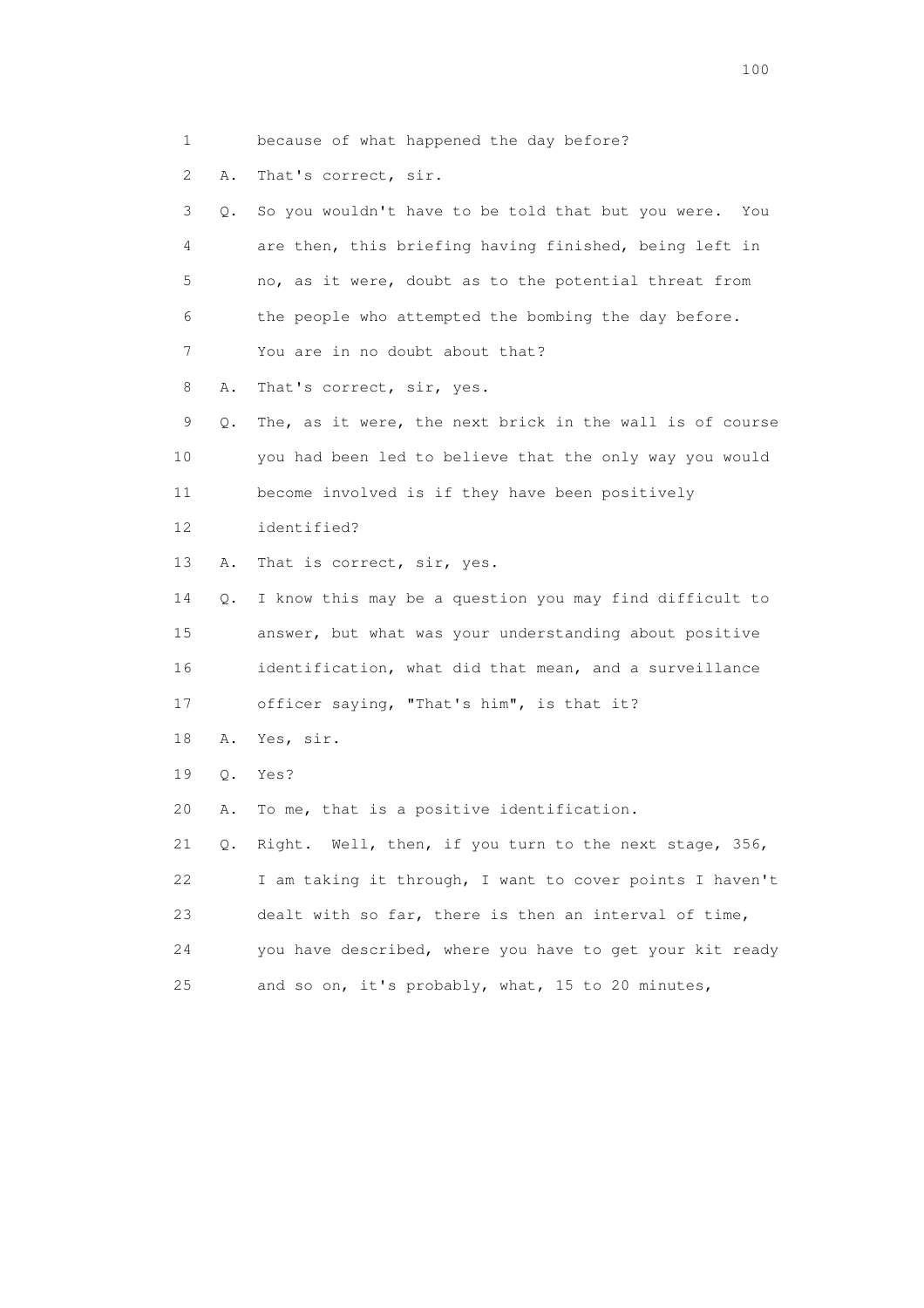1 because of what happened the day before?

2 A. That's correct, sir.

3 Q. So you wouldn't have to be told that but you were. You

4 are then, this briefing having finished, being left in

5 no, as it were, doubt as to the potential threat from

6 the people who attempted the bombing the day before.

7 You are in no doubt about that?

8 A. That's correct, sir, yes.

9 Q. The, as it were, the next brick in the wall is of course

10 you had been led to believe that the only way you would

11 become involved is if they have been positively

12 identified?

13 A. That is correct, sir, yes.

14 Q. I know this may be a question you may find difficult to

15 answer, but what was your understanding about positive

16 identification, what did that mean, and a surveillance

17 officer saying, "That's him", is that it?

18 A. Yes, sir.

19 Q. Yes?

20 A. To me, that is a positive identification.

21 Q. Right. Well, then, if you turn to the next stage, 356,

22 I am taking it through, I want to cover points I haven't

23 dealt with so far, there is then an interval of time,

24 you have described, where you have to get your kit ready

25 and so on, it's probably, what, 15 to 20 minutes,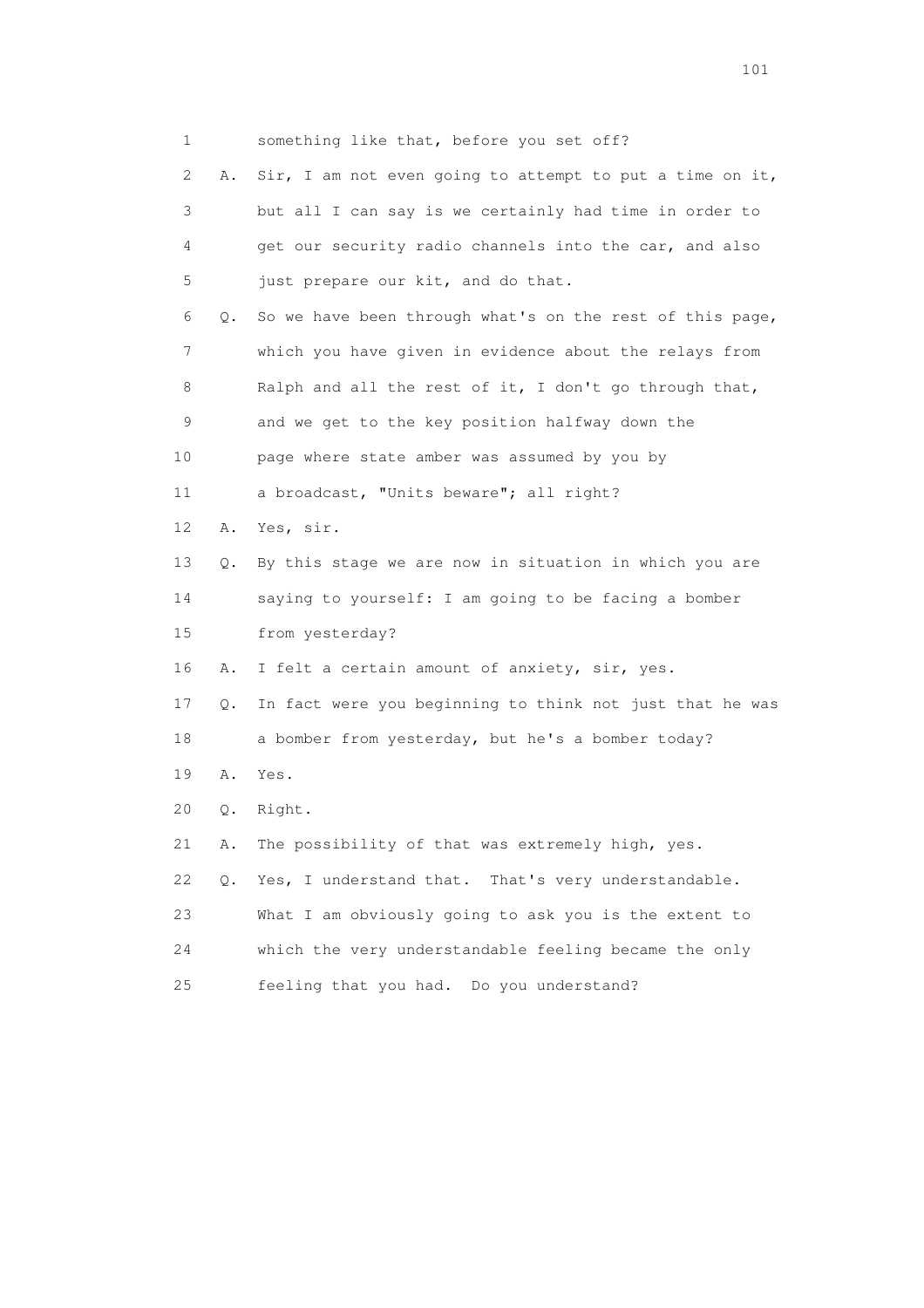1 something like that, before you set off?

2 A. Sir, I am not even going to attempt to put a time on it,

3 but all I can say is we certainly had time in order to

4 get our security radio channels into the car, and also

5 just prepare our kit, and do that.

6 Q. So we have been through what's on the rest of this page,

7 which you have given in evidence about the relays from

8 Ralph and all the rest of it, I don't go through that,

9 and we get to the key position halfway down the

10 page where state amber was assumed by you by

11 a broadcast, "Units beware"; all right?

12 A. Yes, sir.

13 Q. By this stage we are now in situation in which you are

14 saying to yourself: I am going to be facing a bomber

15 from yesterday?

16 A. I felt a certain amount of anxiety, sir, yes.

17 Q. In fact were you beginning to think not just that he was

18 a bomber from yesterday, but he's a bomber today?

19 A. Yes.

20 Q. Right.

21 A. The possibility of that was extremely high, yes.

22 Q. Yes, I understand that. That's very understandable.

23 What I am obviously going to ask you is the extent to

24 which the very understandable feeling became the only

25 feeling that you had. Do you understand?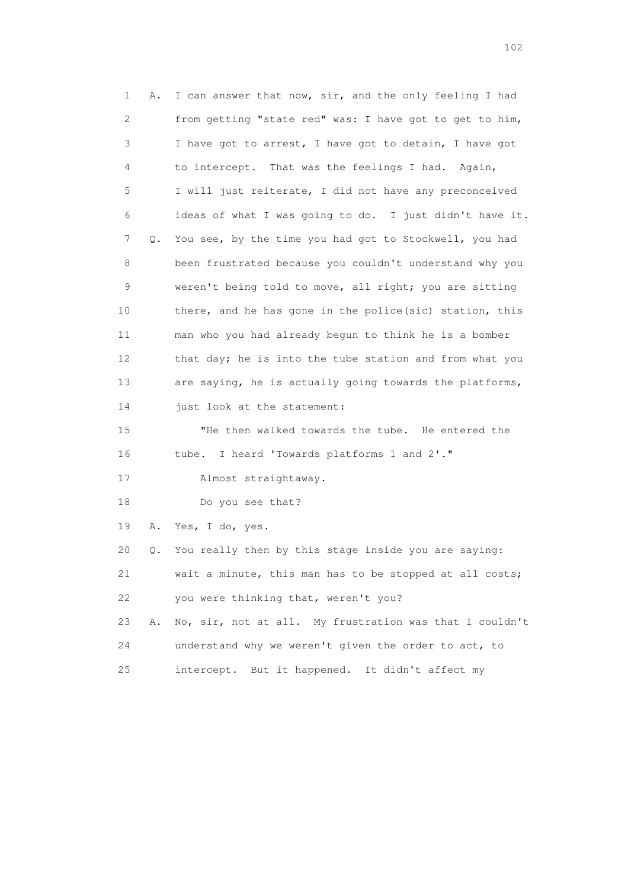1 A. I can answer that now, sir, and the only feeling I had
2 from getting "state red" was: I have got to get to him,
3 I have got to arrest, I have got to detain, I have got
4 to intercept. That was the feelings I had. Again,
5 I will just reiterate, I did not have any preconceived
6 ideas of what I was going to do. I just didn't have it.
7 Q. You see, by the time you had got to Stockwell, you had
8 been frustrated because you couldn't understand why you
9 weren't being told to move, all right; you are sitting
10 there, and he has gone in the police(sic) station, this
11 man who you had already begun to think he is a bomber
12 that day; he is into the tube station and from what you
13 are saying, he is actually going towards the platforms,
14 just look at the statement:
15 "He then walked towards the tube. He entered the
16 tube. I heard 'Towards platforms 1 and 2'."
17 Almost straightaway.
18 Do you see that?
19 A. Yes, I do, yes.
20 Q. You really then by this stage inside you are saying:
21 wait a minute, this man has to be stopped at all costs;
22 you were thinking that, weren't you?
23 A. No, sir, not at all. My frustration was that I couldn't
24 understand why we weren't given the order to act, to
25 intercept. But it happened. It didn't affect my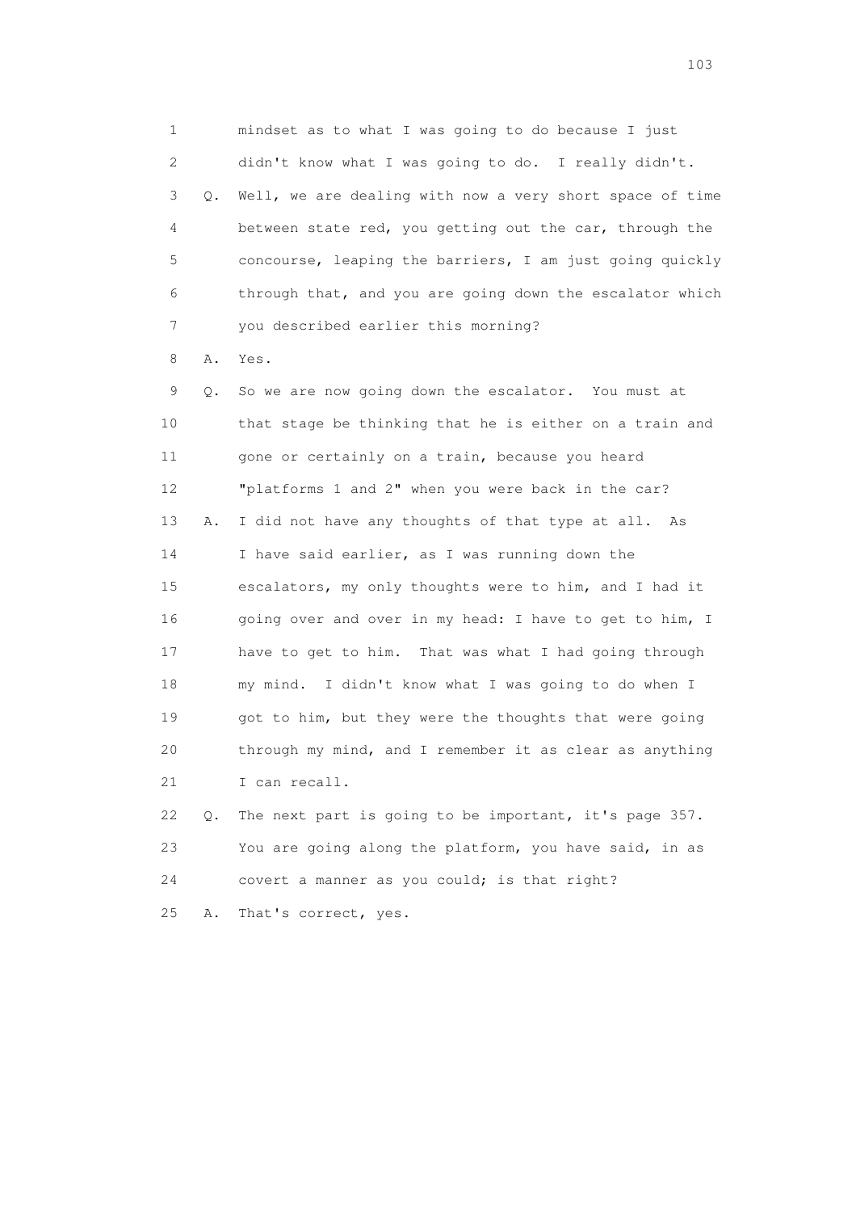1 mindset as to what I was going to do because I just
2 didn't know what I was going to do. I really didn't.
3 Q. Well, we are dealing with now a very short space of time
4 between state red, you getting out the car, through the
5 concourse, leaping the barriers, I am just going quickly
6 through that, and you are going down the escalator which
7 you described earlier this morning?
8 A. Yes.
9 Q. So we are now going down the escalator. You must at
10 that stage be thinking that he is either on a train and
11 gone or certainly on a train, because you heard
12 "platforms 1 and 2" when you were back in the car?
13 A. I did not have any thoughts of that type at all. As
14 I have said earlier, as I was running down the
15 escalators, my only thoughts were to him, and I had it
16 going over and over in my head: I have to get to him, I
17 have to get to him. That was what I had going through
18 my mind. I didn't know what I was going to do when I
19 got to him, but they were the thoughts that were going
20 through my mind, and I remember it as clear as anything
21 I can recall.
22 Q. The next part is going to be important, it's page 357.
23 You are going along the platform, you have said, in as
24 covert a manner as you could; is that right?
25 A. That's correct, yes.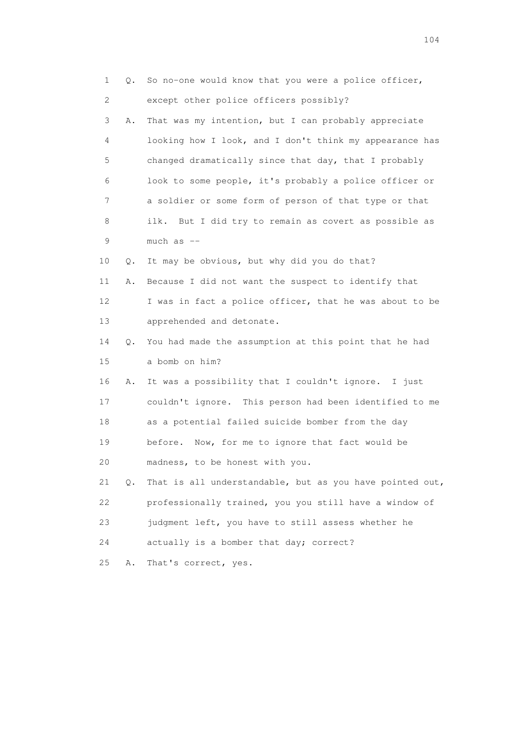1 Q. So no-one would know that you were a police officer,
2 except other police officers possibly?
3 A. That was my intention, but I can probably appreciate
4 looking how I look, and I don't think my appearance has
5 changed dramatically since that day, that I probably
6 look to some people, it's probably a police officer or
7 a soldier or some form of person of that type or that
8 ilk. But I did try to remain as covert as possible as
9 much as --
10 Q. It may be obvious, but why did you do that?
11 A. Because I did not want the suspect to identify that
12 I was in fact a police officer, that he was about to be
13 apprehended and detonate.
14 Q. You had made the assumption at this point that he had
15 a bomb on him?
16 A. It was a possibility that I couldn't ignore. I just
17 couldn't ignore. This person had been identified to me
18 as a potential failed suicide bomber from the day
19 before. Now, for me to ignore that fact would be
20 madness, to be honest with you.
21 Q. That is all understandable, but as you have pointed out,
22 professionally trained, you you still have a window of
23 judgment left, you have to still assess whether he
24 actually is a bomber that day; correct?
25 A. That's correct, yes.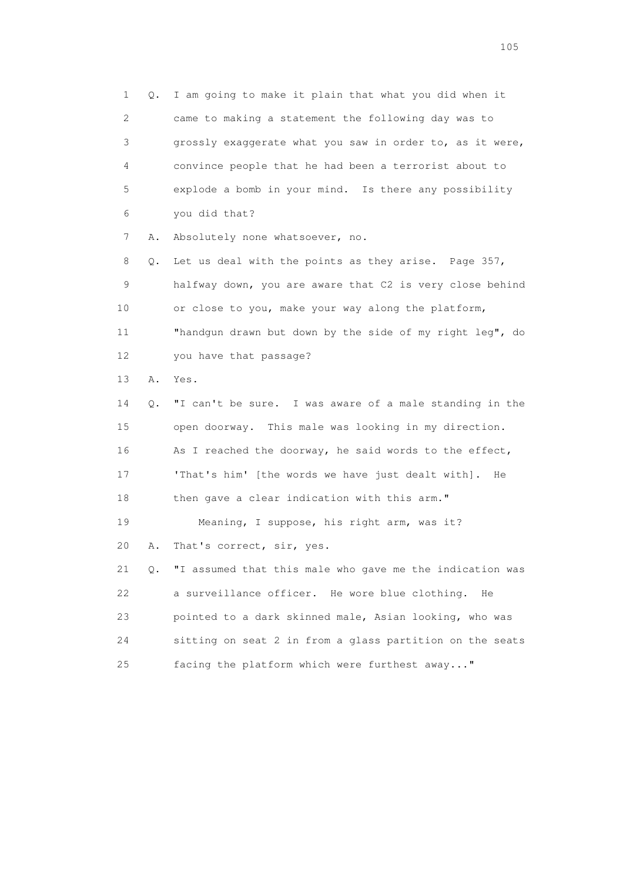1 Q. I am going to make it plain that what you did when it
2 came to making a statement the following day was to
3 grossly exaggerate what you saw in order to, as it were,
4 convince people that he had been a terrorist about to
5 explode a bomb in your mind. Is there any possibility
6 you did that?

7 A. Absolutely none whatsoever, no.

8 Q. Let us deal with the points as they arise. Page 357,
9 halfway down, you are aware that C2 is very close behind
10 or close to you, make your way along the platform,
11 "handgun drawn but down by the side of my right leg", do
12 you have that passage?

13 A. Yes.

14 Q. "I can't be sure. I was aware of a male standing in the
15 open doorway. This male was looking in my direction.
16 As I reached the doorway, he said words to the effect,
17 'That's him' [the words we have just dealt with]. He
18 then gave a clear indication with this arm."

19 Meaning, I suppose, his right arm, was it?

20 A. That's correct, sir, yes.

21 Q. "I assumed that this male who gave me the indication was
22 a surveillance officer. He wore blue clothing. He
23 pointed to a dark skinned male, Asian looking, who was
24 sitting on seat 2 in from a glass partition on the seats
25 facing the platform which were furthest away..."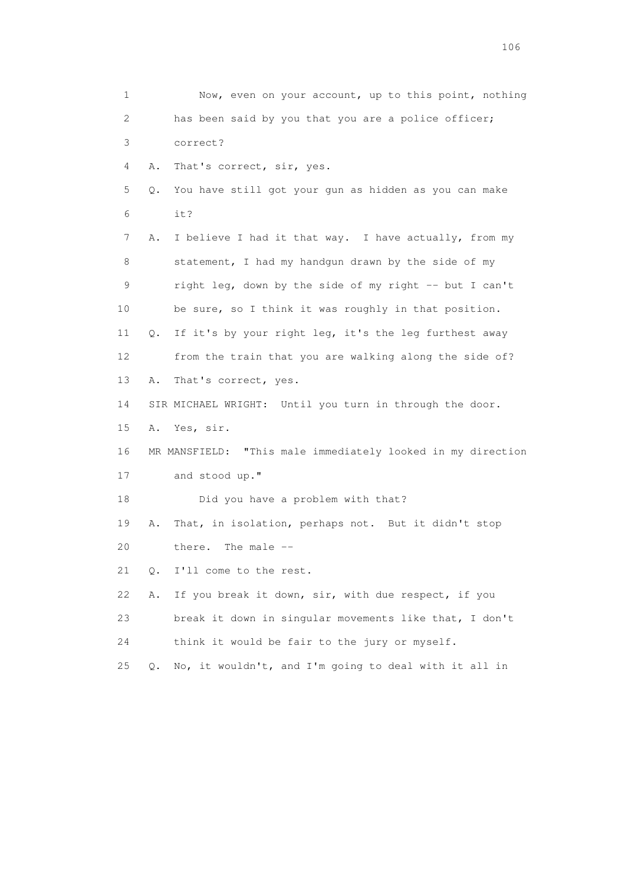1 Now, even on your account, up to this point, nothing
2 has been said by you that you are a police officer;
3 correct?
4 A. That's correct, sir, yes.
5 Q. You have still got your gun as hidden as you can make
6 it?
7 A. I believe I had it that way. I have actually, from my
8 statement, I had my handgun drawn by the side of my
9 right leg, down by the side of my right -- but I can't
10 be sure, so I think it was roughly in that position.
11 Q. If it's by your right leg, it's the leg furthest away
12 from the train that you are walking along the side of?
13 A. That's correct, yes.
14 SIR MICHAEL WRIGHT: Until you turn in through the door.
15 A. Yes, sir.
16 MR MANSFIELD: "This male immediately looked in my direction
17 and stood up."
18 Did you have a problem with that?
19 A. That, in isolation, perhaps not. But it didn't stop
20 there. The male --
21 Q. I'll come to the rest.
22 A. If you break it down, sir, with due respect, if you
23 break it down in singular movements like that, I don't
24 think it would be fair to the jury or myself.
25 Q. No, it wouldn't, and I'm going to deal with it all in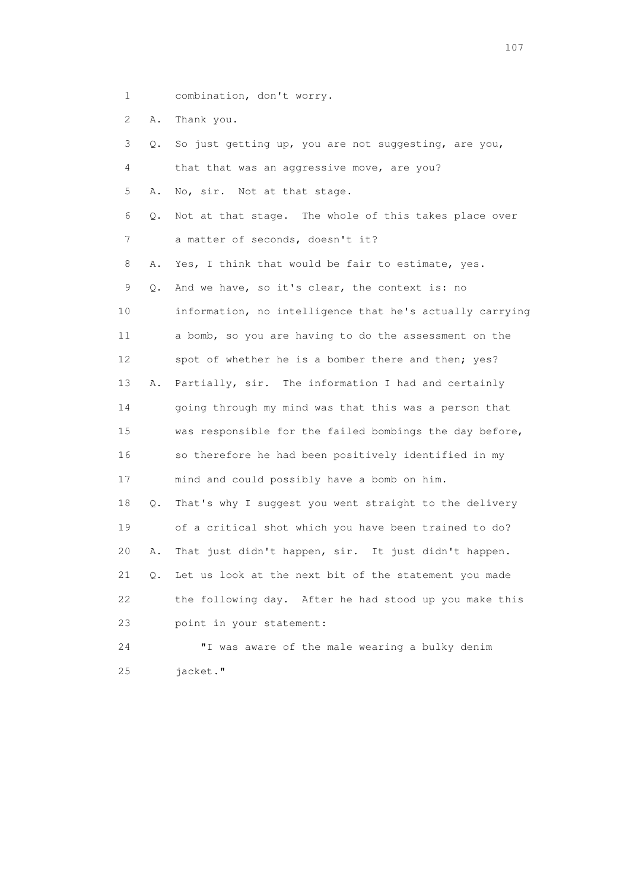1 combination, don't worry.

2 A. Thank you.

3 Q. So just getting up, you are not suggesting, are you,

4 that that was an aggressive move, are you?

5 A. No, sir. Not at that stage.

6 Q. Not at that stage. The whole of this takes place over

7 a matter of seconds, doesn't it?

8 A. Yes, I think that would be fair to estimate, yes.

9 Q. And we have, so it's clear, the context is: no

10 information, no intelligence that he's actually carrying

11 a bomb, so you are having to do the assessment on the

12 spot of whether he is a bomber there and then; yes?

13 A. Partially, sir. The information I had and certainly

14 going through my mind was that this was a person that

15 was responsible for the failed bombings the day before,

16 so therefore he had been positively identified in my

17 mind and could possibly have a bomb on him.

18 Q. That's why I suggest you went straight to the delivery

19 of a critical shot which you have been trained to do?

20 A. That just didn't happen, sir. It just didn't happen.

21 Q. Let us look at the next bit of the statement you made

22 the following day. After he had stood up you make this

23 point in your statement:

24 "I was aware of the male wearing a bulky denim

25 jacket."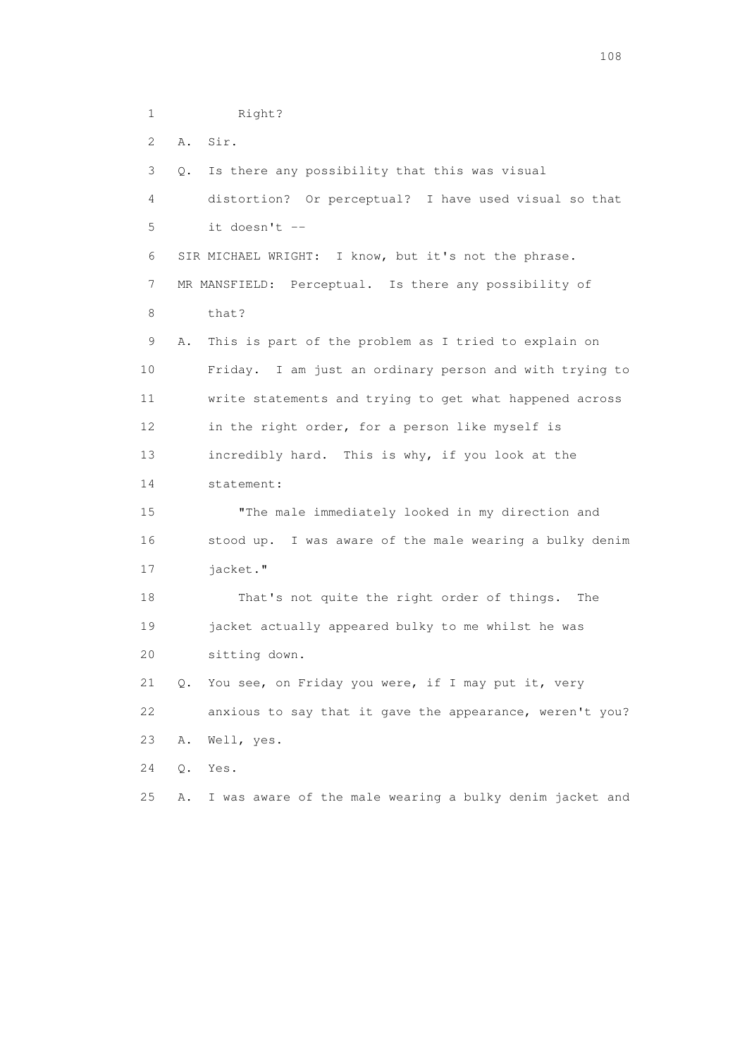1 Right?

2 A. Sir.

3 Q. Is there any possibility that this was visual

4 distortion? Or perceptual? I have used visual so that

5 it doesn't --

6 SIR MICHAEL WRIGHT: I know, but it's not the phrase.

7 MR MANSFIELD: Perceptual. Is there any possibility of

8 that?

9 A. This is part of the problem as I tried to explain on

10 Friday. I am just an ordinary person and with trying to

11 write statements and trying to get what happened across

12 in the right order, for a person like myself is

13 incredibly hard. This is why, if you look at the

14 statement:

15 "The male immediately looked in my direction and

16 stood up. I was aware of the male wearing a bulky denim

17 jacket."

18 That's not quite the right order of things. The

19 jacket actually appeared bulky to me whilst he was

20 sitting down.

21 Q. You see, on Friday you were, if I may put it, very

22 anxious to say that it gave the appearance, weren't you?

23 A. Well, yes.

24 Q. Yes.

25 A. I was aware of the male wearing a bulky denim jacket and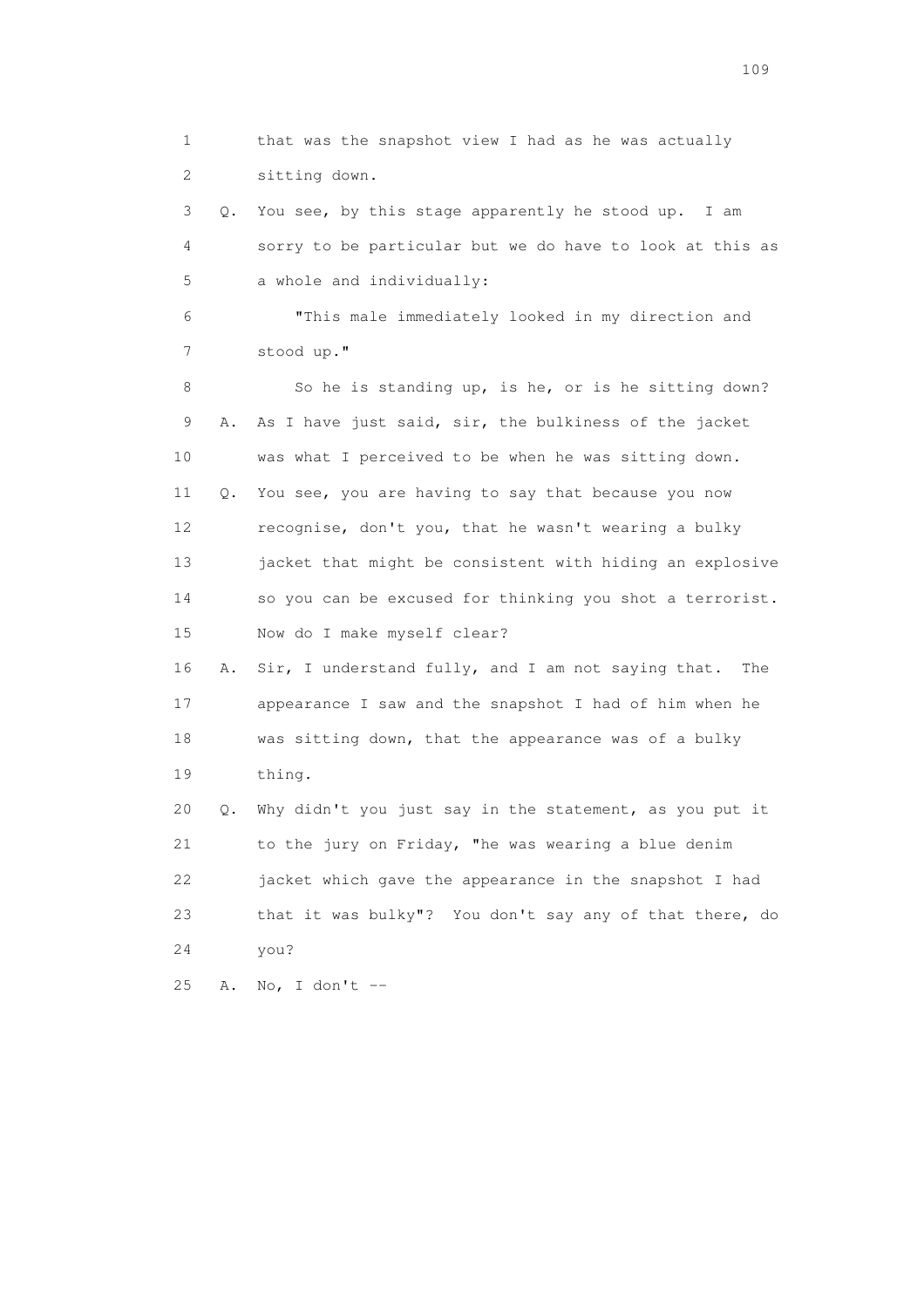1 that was the snapshot view I had as he was actually
2 sitting down.

3 Q. You see, by this stage apparently he stood up. I am
4 sorry to be particular but we do have to look at this as
5 a whole and individually:

6 "This male immediately looked in my direction and
7 stood up."

8 So he is standing up, is he, or is he sitting down?

9 A. As I have just said, sir, the bulkiness of the jacket
10 was what I perceived to be when he was sitting down.

11 Q. You see, you are having to say that because you now
12 recognise, don't you, that he wasn't wearing a bulky
13 jacket that might be consistent with hiding an explosive
14 so you can be excused for thinking you shot a terrorist.
15 Now do I make myself clear?

16 A. Sir, I understand fully, and I am not saying that. The
17 appearance I saw and the snapshot I had of him when he
18 was sitting down, that the appearance was of a bulky
19 thing.

20 Q. Why didn't you just say in the statement, as you put it
21 to the jury on Friday, "he was wearing a blue denim
22 jacket which gave the appearance in the snapshot I had
23 that it was bulky"? You don't say any of that there, do
24 you?

25 A. No, I don't --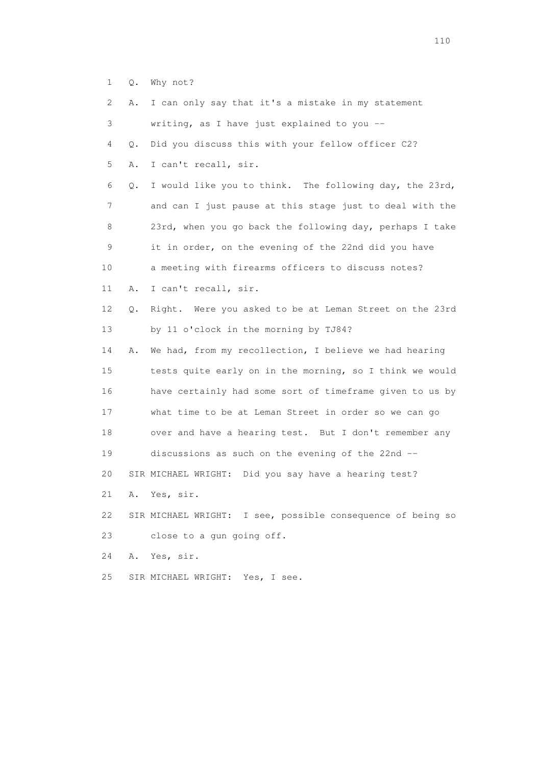1 Q. Why not?

2 A. I can only say that it's a mistake in my statement

3 writing, as I have just explained to you --

4 Q. Did you discuss this with your fellow officer C2?

5 A. I can't recall, sir.

6 Q. I would like you to think. The following day, the 23rd,

7 and can I just pause at this stage just to deal with the

8 23rd, when you go back the following day, perhaps I take

9 it in order, on the evening of the 22nd did you have

10 a meeting with firearms officers to discuss notes?

11 A. I can't recall, sir.

12 Q. Right. Were you asked to be at Leman Street on the 23rd

13 by 11 o'clock in the morning by TJ84?

14 A. We had, from my recollection, I believe we had hearing

15 tests quite early on in the morning, so I think we would

16 have certainly had some sort of timeframe given to us by

17 what time to be at Leman Street in order so we can go

18 over and have a hearing test. But I don't remember any

19 discussions as such on the evening of the 22nd --

20 SIR MICHAEL WRIGHT: Did you say have a hearing test?

21 A. Yes, sir.

22 SIR MICHAEL WRIGHT: I see, possible consequence of being so

23 close to a gun going off.

24 A. Yes, sir.

25 SIR MICHAEL WRIGHT: Yes, I see.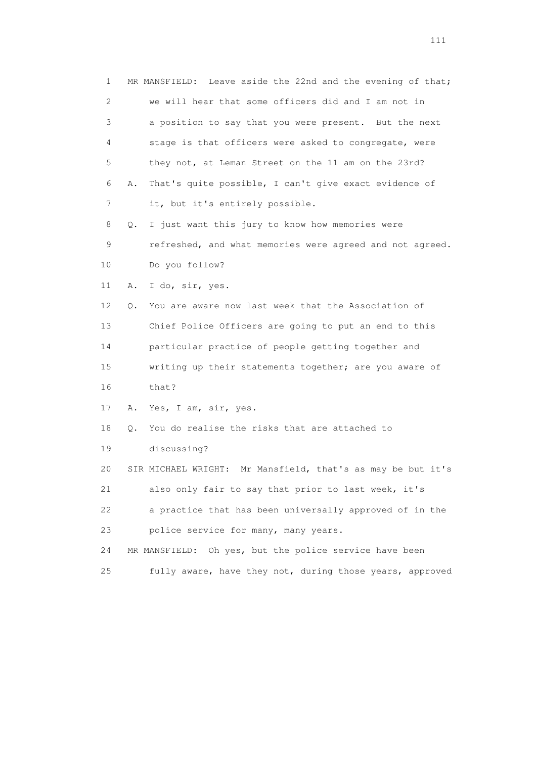1 MR MANSFIELD: Leave aside the 22nd and the evening of that;
2 we will hear that some officers did and I am not in
3 a position to say that you were present. But the next
4 stage is that officers were asked to congregate, were
5 they not, at Leman Street on the 11 am on the 23rd?
6 A. That's quite possible, I can't give exact evidence of
7 it, but it's entirely possible.
8 Q. I just want this jury to know how memories were
9 refreshed, and what memories were agreed and not agreed.
10 Do you follow?
11 A. I do, sir, yes.
12 Q. You are aware now last week that the Association of
13 Chief Police Officers are going to put an end to this
14 particular practice of people getting together and
15 writing up their statements together; are you aware of
16 that?
17 A. Yes, I am, sir, yes.
18 Q. You do realise the risks that are attached to
19 discussing?
20 SIR MICHAEL WRIGHT: Mr Mansfield, that's as may be but it's
21 also only fair to say that prior to last week, it's
22 a practice that has been universally approved of in the
23 police service for many, many years.
24 MR MANSFIELD: Oh yes, but the police service have been
25 fully aware, have they not, during those years, approved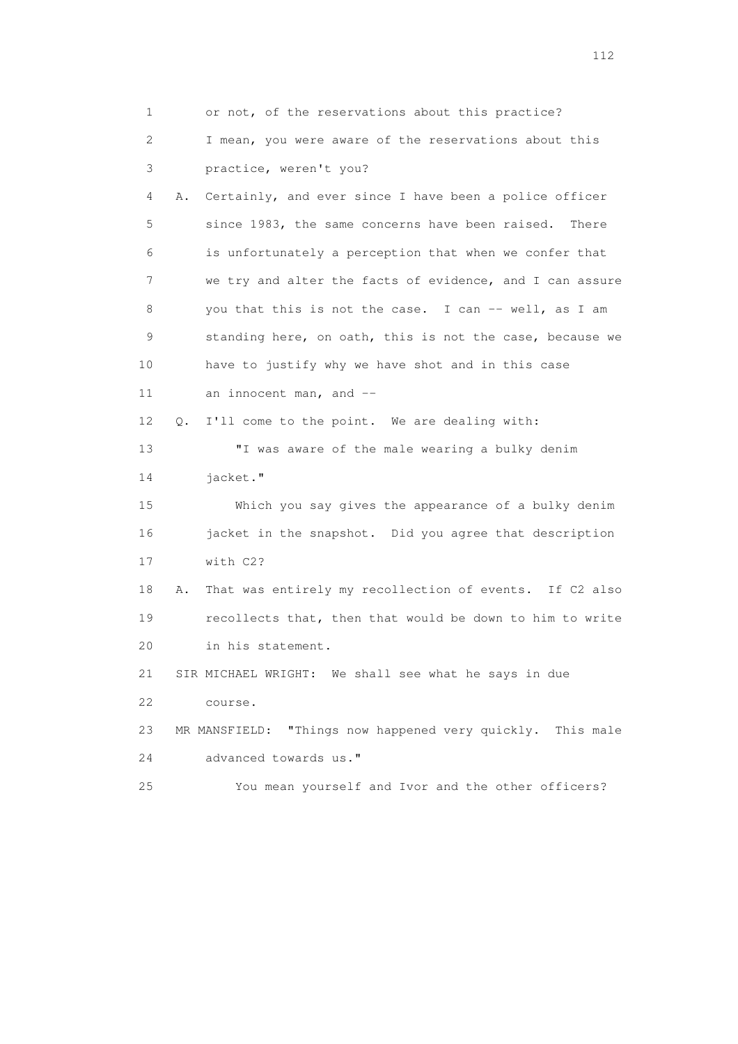1 or not, of the reservations about this practice?
2 I mean, you were aware of the reservations about this
3 practice, weren't you?
4 A. Certainly, and ever since I have been a police officer
5 since 1983, the same concerns have been raised. There
6 is unfortunately a perception that when we confer that
7 we try and alter the facts of evidence, and I can assure
8 you that this is not the case. I can -- well, as I am
9 standing here, on oath, this is not the case, because we
10 have to justify why we have shot and in this case
11 an innocent man, and --
12 Q. I'll come to the point. We are dealing with:
13 "I was aware of the male wearing a bulky denim
14 jacket."
15 Which you say gives the appearance of a bulky denim
16 jacket in the snapshot. Did you agree that description
17 with C2?
18 A. That was entirely my recollection of events. If C2 also
19 recollects that, then that would be down to him to write
20 in his statement.
21 SIR MICHAEL WRIGHT: We shall see what he says in due
22 course.
23 MR MANSFIELD: "Things now happened very quickly. This male
24 advanced towards us."
25 You mean yourself and Ivor and the other officers?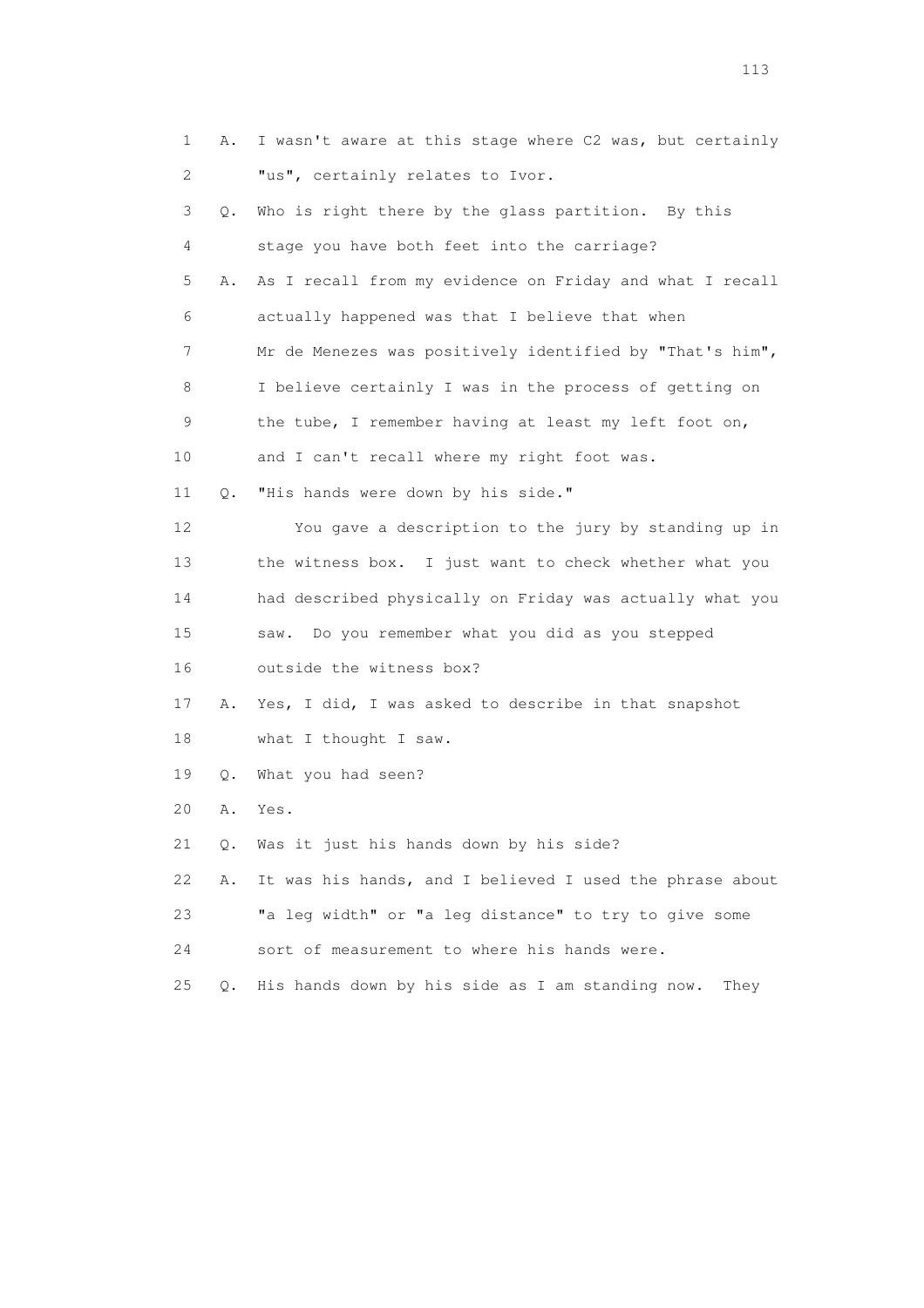1 A. I wasn't aware at this stage where C2 was, but certainly
2 "us", certainly relates to Ivor.
3 Q. Who is right there by the glass partition. By this
4 stage you have both feet into the carriage?
5 A. As I recall from my evidence on Friday and what I recall
6 actually happened was that I believe that when
7 Mr de Menezes was positively identified by "That's him",
8 I believe certainly I was in the process of getting on
9 the tube, I remember having at least my left foot on,
10 and I can't recall where my right foot was.
11 Q. "His hands were down by his side."
12 You gave a description to the jury by standing up in
13 the witness box. I just want to check whether what you
14 had described physically on Friday was actually what you
15 saw. Do you remember what you did as you stepped
16 outside the witness box?
17 A. Yes, I did, I was asked to describe in that snapshot
18 what I thought I saw.
19 Q. What you had seen?
20 A. Yes.
21 Q. Was it just his hands down by his side?
22 A. It was his hands, and I believed I used the phrase about
23 "a leg width" or "a leg distance" to try to give some
24 sort of measurement to where his hands were.
25 Q. His hands down by his side as I am standing now. They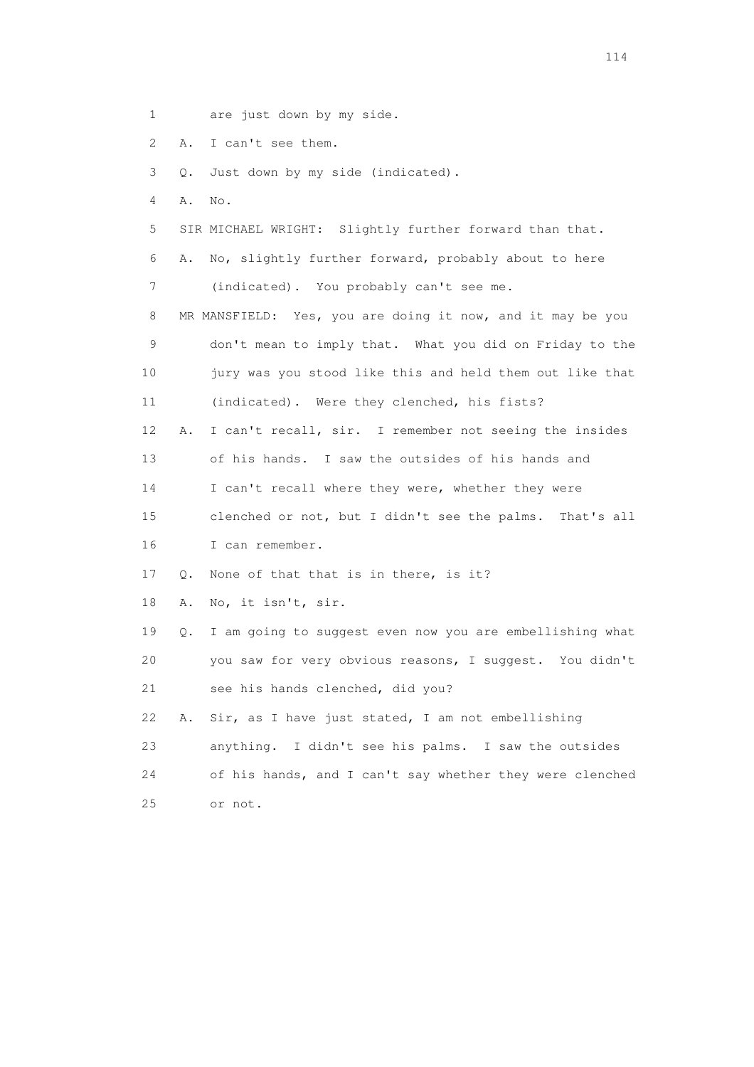1 are just down by my side.

2 A. I can't see them.

3 Q. Just down by my side (indicated).

4 A. No.

5 SIR MICHAEL WRIGHT: Slightly further forward than that.

6 A. No, slightly further forward, probably about to here

7 (indicated). You probably can't see me.

8 MR MANSFIELD: Yes, you are doing it now, and it may be you

9 don't mean to imply that. What you did on Friday to the

10 jury was you stood like this and held them out like that

11 (indicated). Were they clenched, his fists?

12 A. I can't recall, sir. I remember not seeing the insides

13 of his hands. I saw the outsides of his hands and

14 I can't recall where they were, whether they were

15 clenched or not, but I didn't see the palms. That's all

16 I can remember.

17 Q. None of that that is in there, is it?

18 A. No, it isn't, sir.

19 Q. I am going to suggest even now you are embellishing what

20 you saw for very obvious reasons, I suggest. You didn't

21 see his hands clenched, did you?

22 A. Sir, as I have just stated, I am not embellishing

23 anything. I didn't see his palms. I saw the outsides

24 of his hands, and I can't say whether they were clenched

25 or not.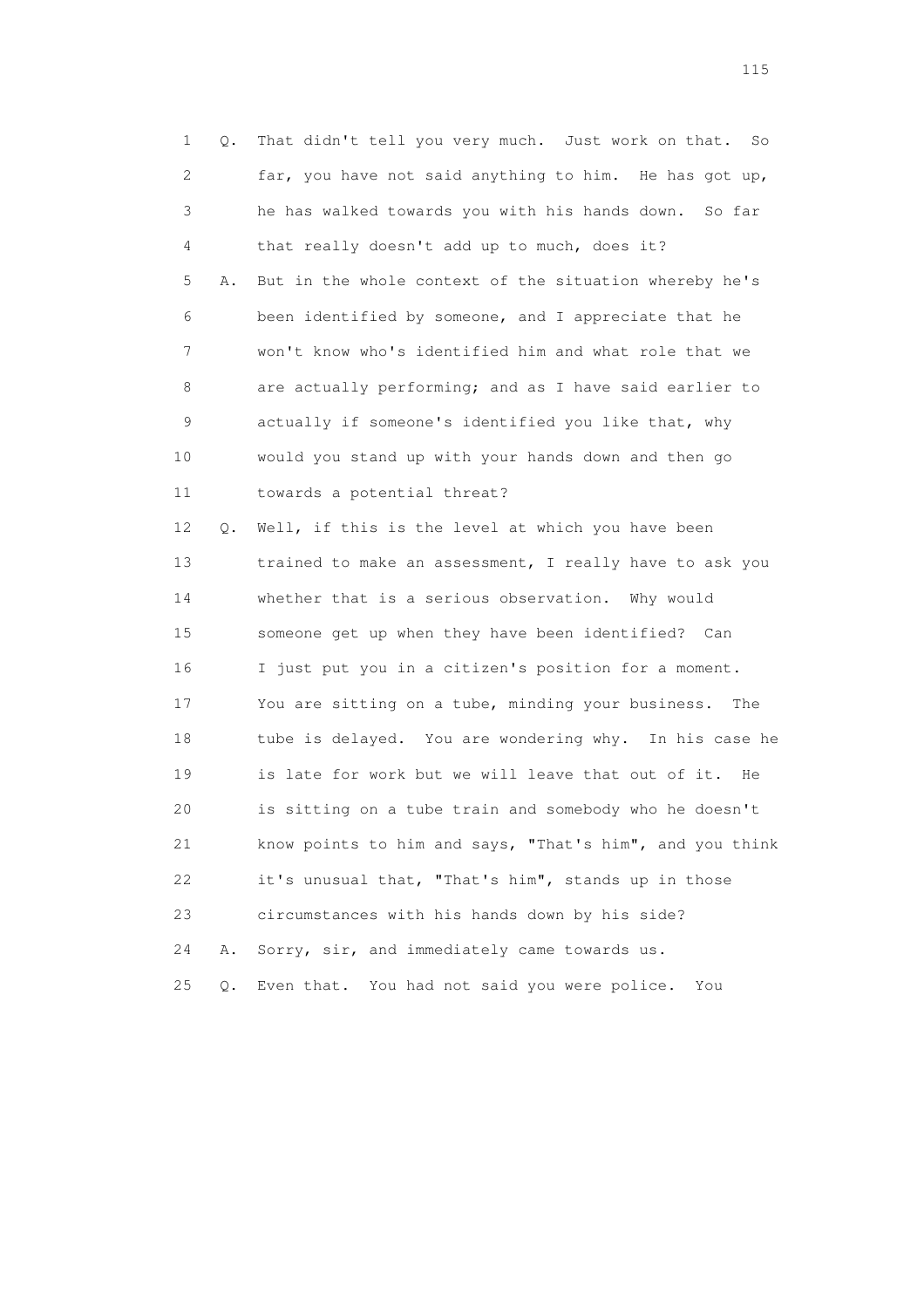1 Q. That didn't tell you very much. Just work on that. So
2 far, you have not said anything to him. He has got up,
3 he has walked towards you with his hands down. So far
4 that really doesn't add up to much, does it?
5 A. But in the whole context of the situation whereby he's
6 been identified by someone, and I appreciate that he
7 won't know who's identified him and what role that we
8 are actually performing; and as I have said earlier to
9 actually if someone's identified you like that, why
10 would you stand up with your hands down and then go
11 towards a potential threat?
12 Q. Well, if this is the level at which you have been
13 trained to make an assessment, I really have to ask you
14 whether that is a serious observation. Why would
15 someone get up when they have been identified? Can
16 I just put you in a citizen's position for a moment.
17 You are sitting on a tube, minding your business. The
18 tube is delayed. You are wondering why. In his case he
19 is late for work but we will leave that out of it. He
20 is sitting on a tube train and somebody who he doesn't
21 know points to him and says, "That's him", and you think
22 it's unusual that, "That's him", stands up in those
23 circumstances with his hands down by his side?
24 A. Sorry, sir, and immediately came towards us.
25 Q. Even that. You had not said you were police. You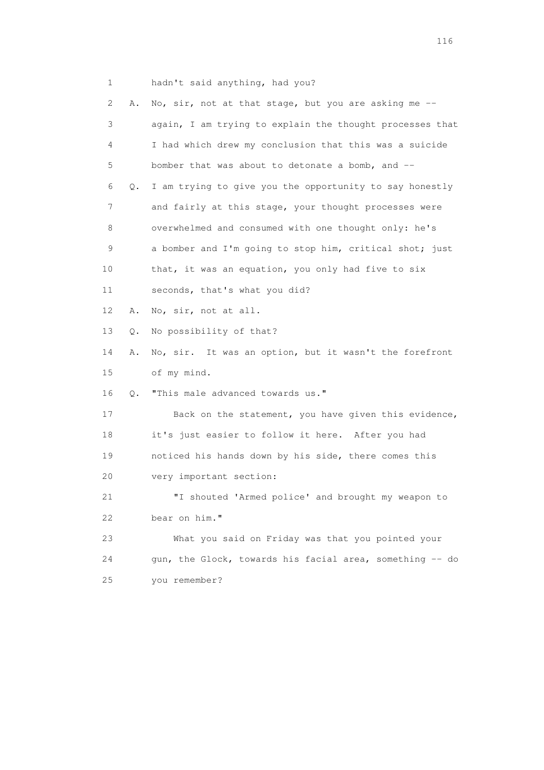1 hadn't said anything, had you?

2 A. No, sir, not at that stage, but you are asking me --

3 again, I am trying to explain the thought processes that

4 I had which drew my conclusion that this was a suicide

5 bomber that was about to detonate a bomb, and --

6 Q. I am trying to give you the opportunity to say honestly

7 and fairly at this stage, your thought processes were

8 overwhelmed and consumed with one thought only: he's

9 a bomber and I'm going to stop him, critical shot; just

10 that, it was an equation, you only had five to six

11 seconds, that's what you did?

12 A. No, sir, not at all.

13 Q. No possibility of that?

14 A. No, sir. It was an option, but it wasn't the forefront

15 of my mind.

16 Q. "This male advanced towards us."

17 Back on the statement, you have given this evidence,

18 it's just easier to follow it here. After you had

19 noticed his hands down by his side, there comes this

20 very important section:

21 "I shouted 'Armed police' and brought my weapon to

22 bear on him."

23 What you said on Friday was that you pointed your

24 gun, the Glock, towards his facial area, something -- do

25 you remember?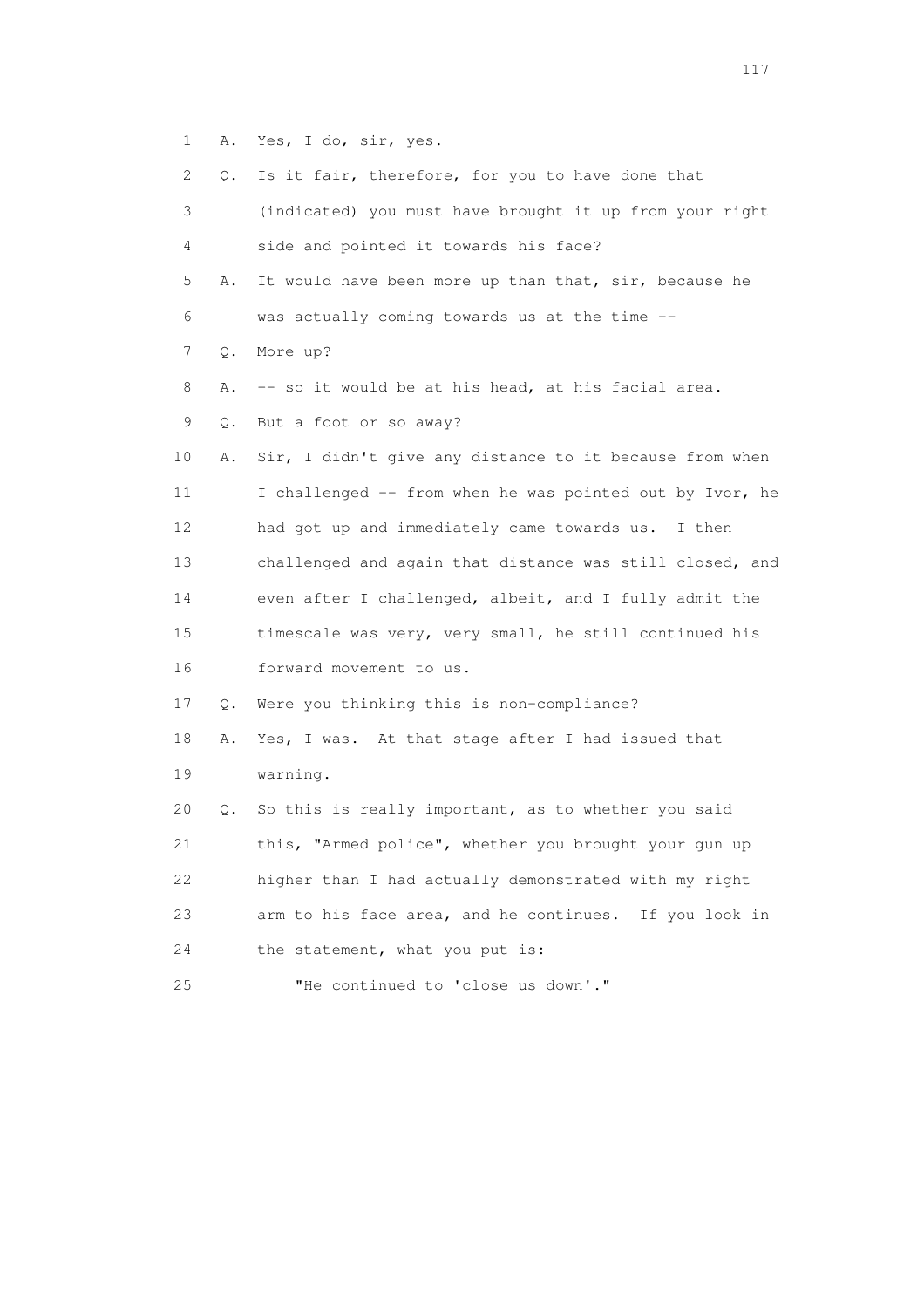1 A. Yes, I do, sir, yes.

2 Q. Is it fair, therefore, for you to have done that

3 (indicated) you must have brought it up from your right

4 side and pointed it towards his face?

5 A. It would have been more up than that, sir, because he

6 was actually coming towards us at the time --

7 Q. More up?

8 A. -- so it would be at his head, at his facial area.

9 Q. But a foot or so away?

10 A. Sir, I didn't give any distance to it because from when

11 I challenged -- from when he was pointed out by Ivor, he

12 had got up and immediately came towards us. I then

13 challenged and again that distance was still closed, and

14 even after I challenged, albeit, and I fully admit the

15 timescale was very, very small, he still continued his

16 forward movement to us.

17 Q. Were you thinking this is non-compliance?

18 A. Yes, I was. At that stage after I had issued that

19 warning.

20 Q. So this is really important, as to whether you said

21 this, "Armed police", whether you brought your gun up

22 higher than I had actually demonstrated with my right

23 arm to his face area, and he continues. If you look in

24 the statement, what you put is:

25 "He continued to 'close us down'."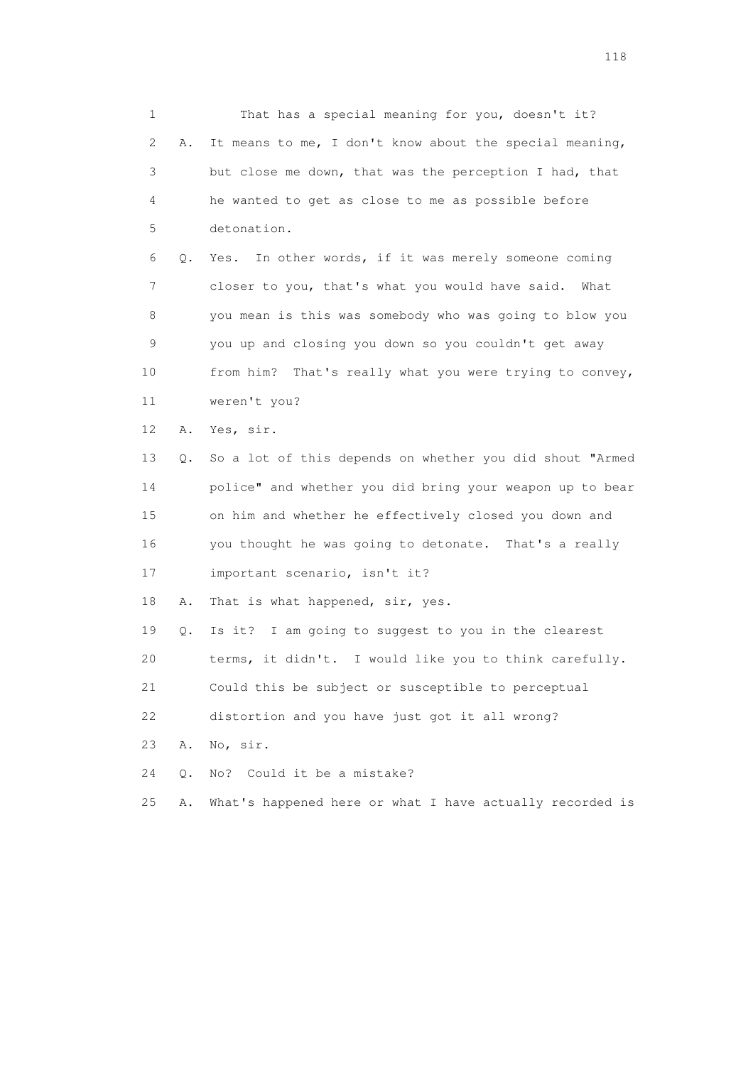1 That has a special meaning for you, doesn't it?

2 A. It means to me, I don't know about the special meaning,

3 but close me down, that was the perception I had, that

4 he wanted to get as close to me as possible before

5 detonation.

6 Q. Yes. In other words, if it was merely someone coming

7 closer to you, that's what you would have said. What

8 you mean is this was somebody who was going to blow you

9 you up and closing you down so you couldn't get away

10 from him? That's really what you were trying to convey,

11 weren't you?

12 A. Yes, sir.

13 Q. So a lot of this depends on whether you did shout "Armed

14 police" and whether you did bring your weapon up to bear

15 on him and whether he effectively closed you down and

16 you thought he was going to detonate. That's a really

17 important scenario, isn't it?

18 A. That is what happened, sir, yes.

19 Q. Is it? I am going to suggest to you in the clearest

20 terms, it didn't. I would like you to think carefully.

21 Could this be subject or susceptible to perceptual

22 distortion and you have just got it all wrong?

23 A. No, sir.

24 Q. No? Could it be a mistake?

25 A. What's happened here or what I have actually recorded is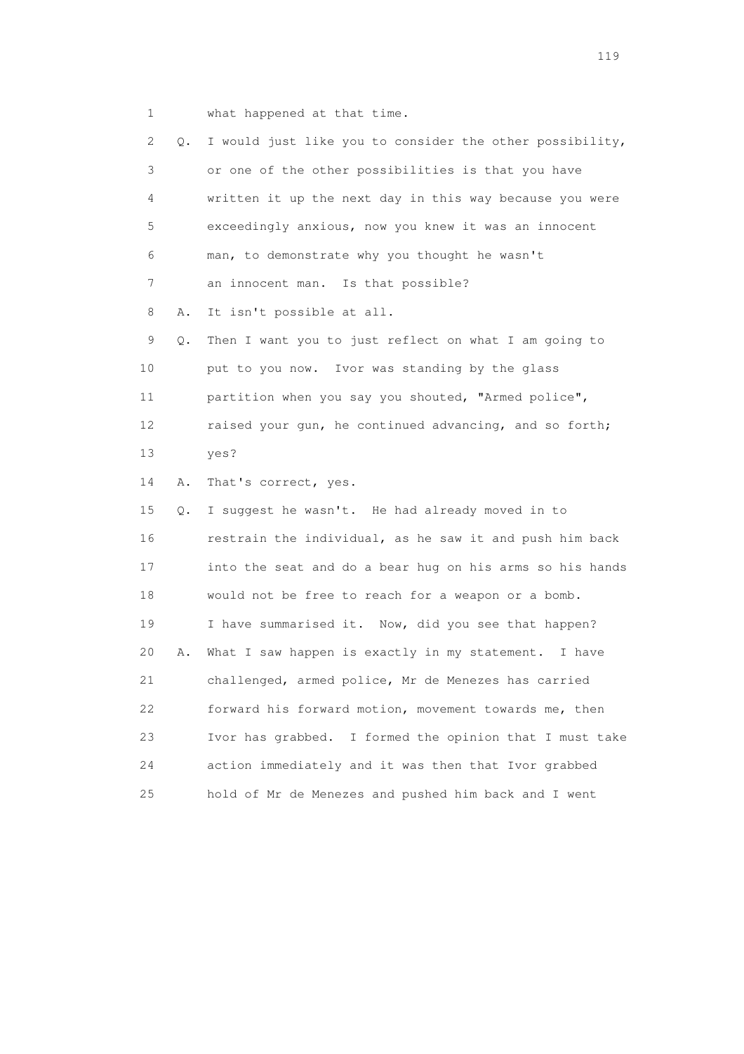1 what happened at that time.

2 Q. I would just like you to consider the other possibility,

3 or one of the other possibilities is that you have

4 written it up the next day in this way because you were

5 exceedingly anxious, now you knew it was an innocent

6 man, to demonstrate why you thought he wasn't

7 an innocent man. Is that possible?

8 A. It isn't possible at all.

9 Q. Then I want you to just reflect on what I am going to

10 put to you now. Ivor was standing by the glass

11 partition when you say you shouted, "Armed police",

12 raised your gun, he continued advancing, and so forth;

13 yes?

14 A. That's correct, yes.

15 Q. I suggest he wasn't. He had already moved in to

16 restrain the individual, as he saw it and push him back

17 into the seat and do a bear hug on his arms so his hands

18 would not be free to reach for a weapon or a bomb.

19 I have summarised it. Now, did you see that happen?

20 A. What I saw happen is exactly in my statement. I have

21 challenged, armed police, Mr de Menezes has carried

22 forward his forward motion, movement towards me, then

23 Ivor has grabbed. I formed the opinion that I must take

24 action immediately and it was then that Ivor grabbed

25 hold of Mr de Menezes and pushed him back and I went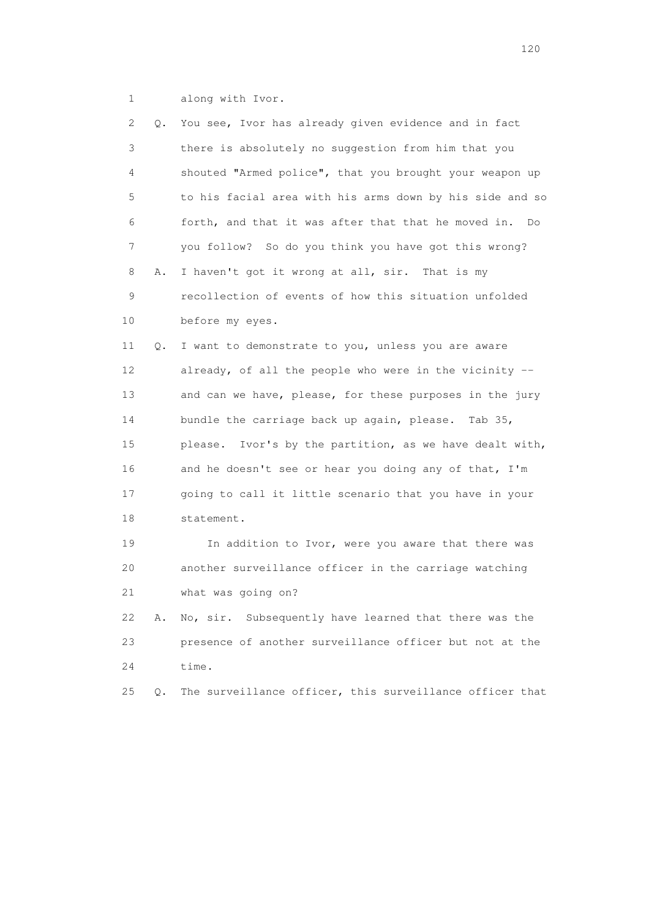1 along with Ivor.

2 Q. You see, Ivor has already given evidence and in fact
3 there is absolutely no suggestion from him that you
4 shouted "Armed police", that you brought your weapon up
5 to his facial area with his arms down by his side and so
6 forth, and that it was after that that he moved in. Do
7 you follow? So do you think you have got this wrong?

8 A. I haven't got it wrong at all, sir. That is my
9 recollection of events of how this situation unfolded
10 before my eyes.

11 Q. I want to demonstrate to you, unless you are aware
12 already, of all the people who were in the vicinity --
13 and can we have, please, for these purposes in the jury
14 bundle the carriage back up again, please. Tab 35,
15 please. Ivor's by the partition, as we have dealt with,
16 and he doesn't see or hear you doing any of that, I'm
17 going to call it little scenario that you have in your
18 statement.

19 In addition to Ivor, were you aware that there was
20 another surveillance officer in the carriage watching
21 what was going on?

22 A. No, sir. Subsequently have learned that there was the
23 presence of another surveillance officer but not at the
24 time.

25 Q. The surveillance officer, this surveillance officer that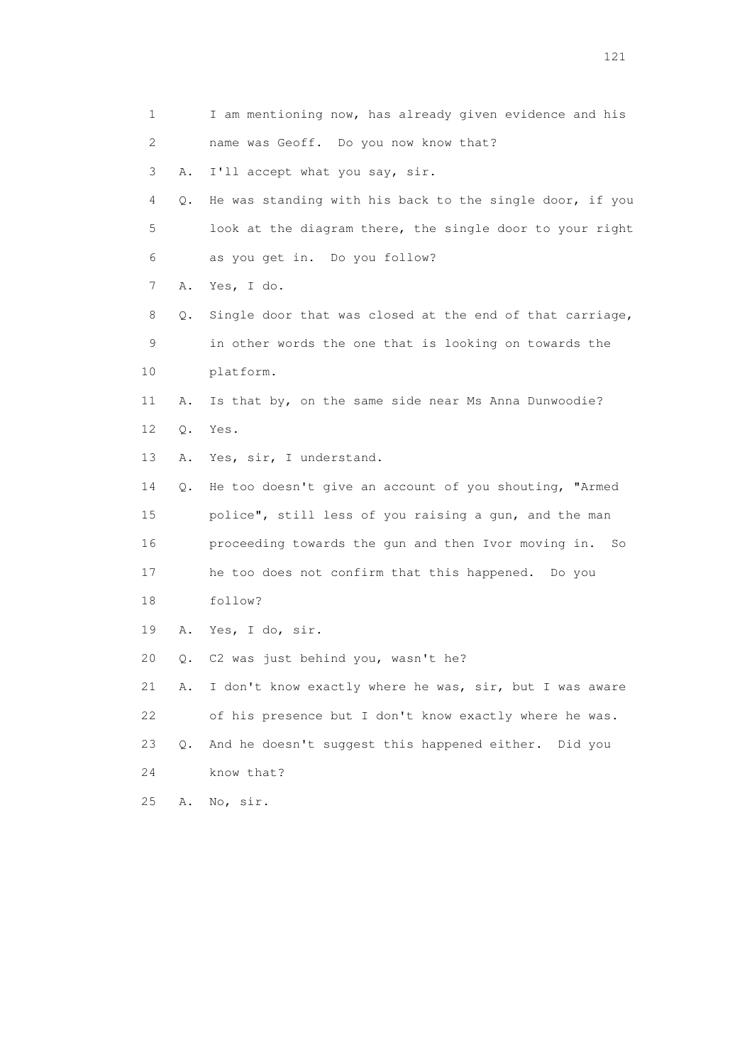1 I am mentioning now, has already given evidence and his
2 name was Geoff. Do you now know that?
3 A. I'll accept what you say, sir.
4 Q. He was standing with his back to the single door, if you
5 look at the diagram there, the single door to your right
6 as you get in. Do you follow?
7 A. Yes, I do.
8 Q. Single door that was closed at the end of that carriage,
9 in other words the one that is looking on towards the
10 platform.
11 A. Is that by, on the same side near Ms Anna Dunwoodie?
12 Q. Yes.
13 A. Yes, sir, I understand.
14 Q. He too doesn't give an account of you shouting, "Armed
15 police", still less of you raising a gun, and the man
16 proceeding towards the gun and then Ivor moving in. So
17 he too does not confirm that this happened. Do you
18 follow?
19 A. Yes, I do, sir.
20 Q. C2 was just behind you, wasn't he?
21 A. I don't know exactly where he was, sir, but I was aware
22 of his presence but I don't know exactly where he was.
23 Q. And he doesn't suggest this happened either. Did you
24 know that?
25 A. No, sir.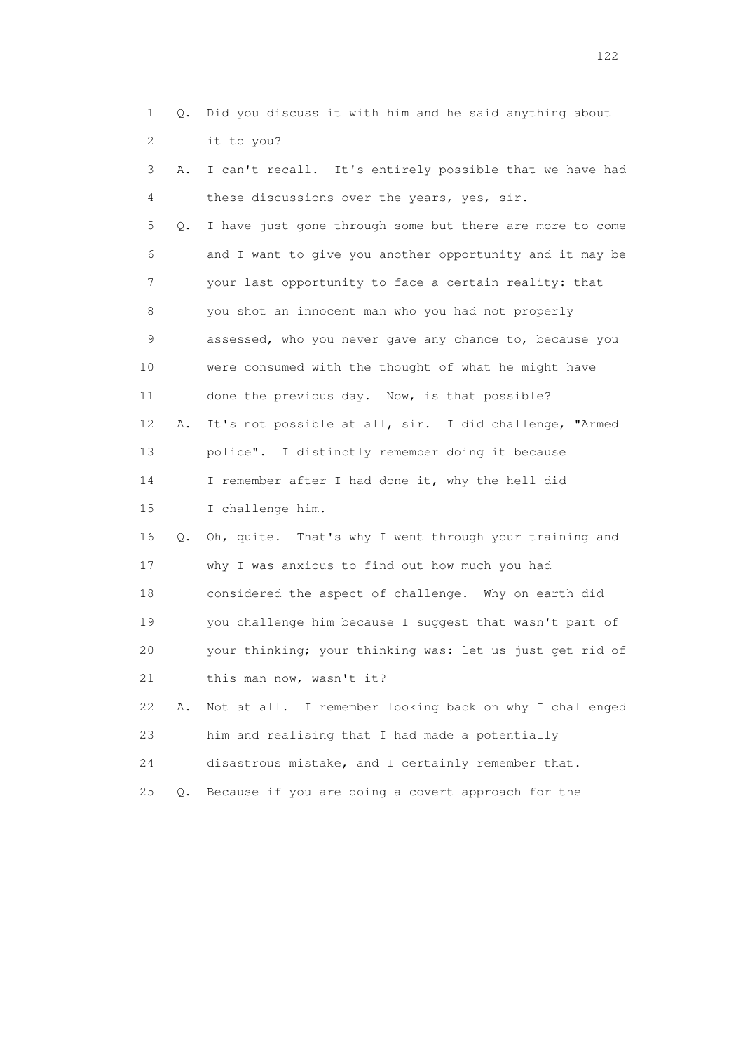1 Q. Did you discuss it with him and he said anything about
2 it to you?
3 A. I can't recall. It's entirely possible that we have had
4 these discussions over the years, yes, sir.
5 Q. I have just gone through some but there are more to come
6 and I want to give you another opportunity and it may be
7 your last opportunity to face a certain reality: that
8 you shot an innocent man who you had not properly
9 assessed, who you never gave any chance to, because you
10 were consumed with the thought of what he might have
11 done the previous day. Now, is that possible?
12 A. It's not possible at all, sir. I did challenge, "Armed
13 police". I distinctly remember doing it because
14 I remember after I had done it, why the hell did
15 I challenge him.
16 Q. Oh, quite. That's why I went through your training and
17 why I was anxious to find out how much you had
18 considered the aspect of challenge. Why on earth did
19 you challenge him because I suggest that wasn't part of
20 your thinking; your thinking was: let us just get rid of
21 this man now, wasn't it?
22 A. Not at all. I remember looking back on why I challenged
23 him and realising that I had made a potentially
24 disastrous mistake, and I certainly remember that.
25 Q. Because if you are doing a covert approach for the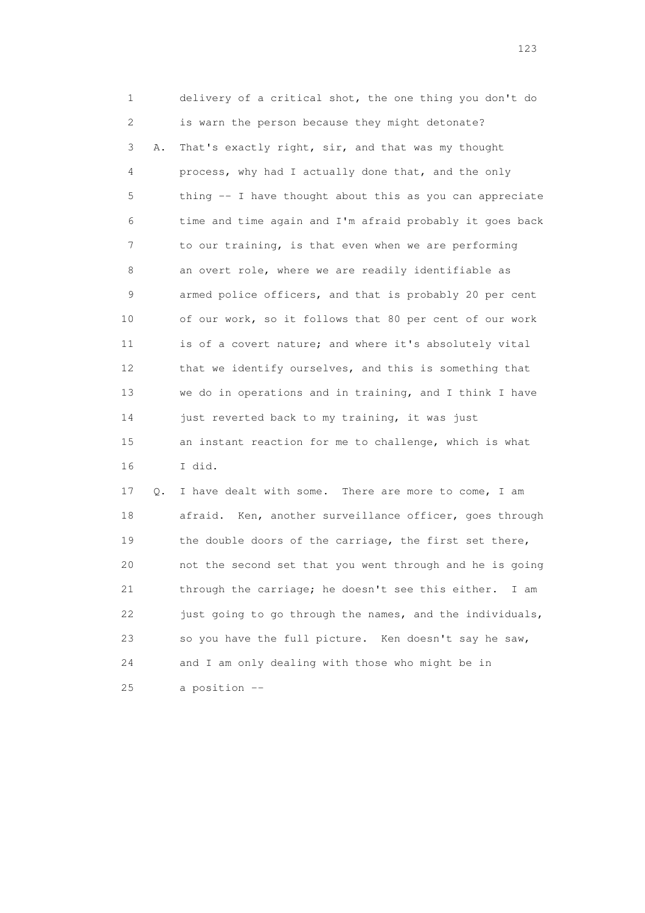1 delivery of a critical shot, the one thing you don't do
2 is warn the person because they might detonate?
3 A. That's exactly right, sir, and that was my thought
4 process, why had I actually done that, and the only
5 thing -- I have thought about this as you can appreciate
6 time and time again and I'm afraid probably it goes back
7 to our training, is that even when we are performing
8 an overt role, where we are readily identifiable as
9 armed police officers, and that is probably 20 per cent
10 of our work, so it follows that 80 per cent of our work
11 is of a covert nature; and where it's absolutely vital
12 that we identify ourselves, and this is something that
13 we do in operations and in training, and I think I have
14 just reverted back to my training, it was just
15 an instant reaction for me to challenge, which is what
16 I did.
17 Q. I have dealt with some. There are more to come, I am
18 afraid. Ken, another surveillance officer, goes through
19 the double doors of the carriage, the first set there,
20 not the second set that you went through and he is going
21 through the carriage; he doesn't see this either. I am
22 just going to go through the names, and the individuals,
23 so you have the full picture. Ken doesn't say he saw,
24 and I am only dealing with those who might be in
25 a position --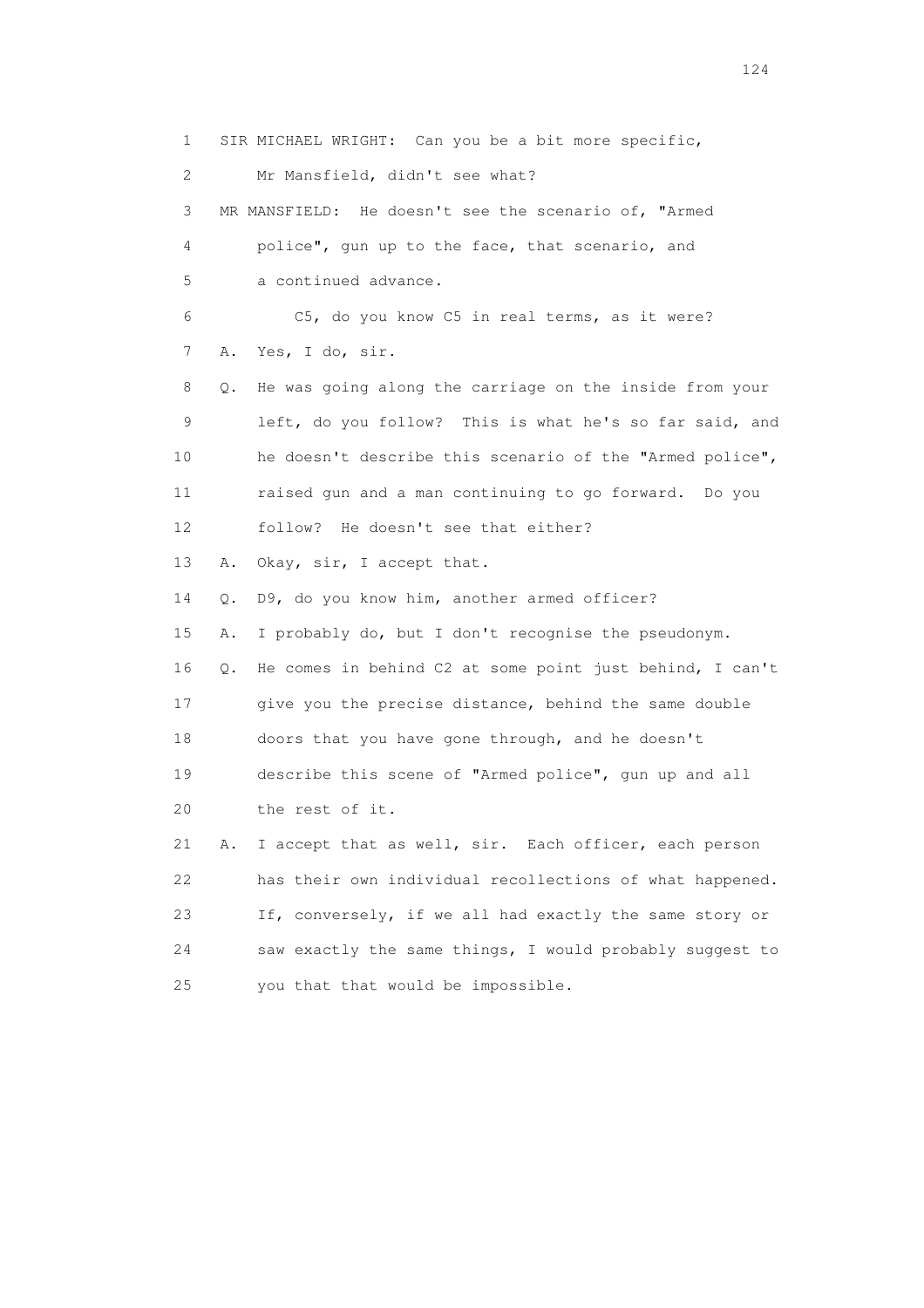1 SIR MICHAEL WRIGHT: Can you be a bit more specific,

2 Mr Mansfield, didn't see what?

3 MR MANSFIELD: He doesn't see the scenario of, "Armed

4 police", gun up to the face, that scenario, and

5 a continued advance.

6 C5, do you know C5 in real terms, as it were?

7 A. Yes, I do, sir.

8 Q. He was going along the carriage on the inside from your

9 left, do you follow? This is what he's so far said, and

10 he doesn't describe this scenario of the "Armed police",

11 raised gun and a man continuing to go forward. Do you

12 follow? He doesn't see that either?

13 A. Okay, sir, I accept that.

14 Q. D9, do you know him, another armed officer?

15 A. I probably do, but I don't recognise the pseudonym.

16 Q. He comes in behind C2 at some point just behind, I can't

17 give you the precise distance, behind the same double

18 doors that you have gone through, and he doesn't

19 describe this scene of "Armed police", gun up and all

20 the rest of it.

21 A. I accept that as well, sir. Each officer, each person

22 has their own individual recollections of what happened.

23 If, conversely, if we all had exactly the same story or

24 saw exactly the same things, I would probably suggest to

25 you that that would be impossible.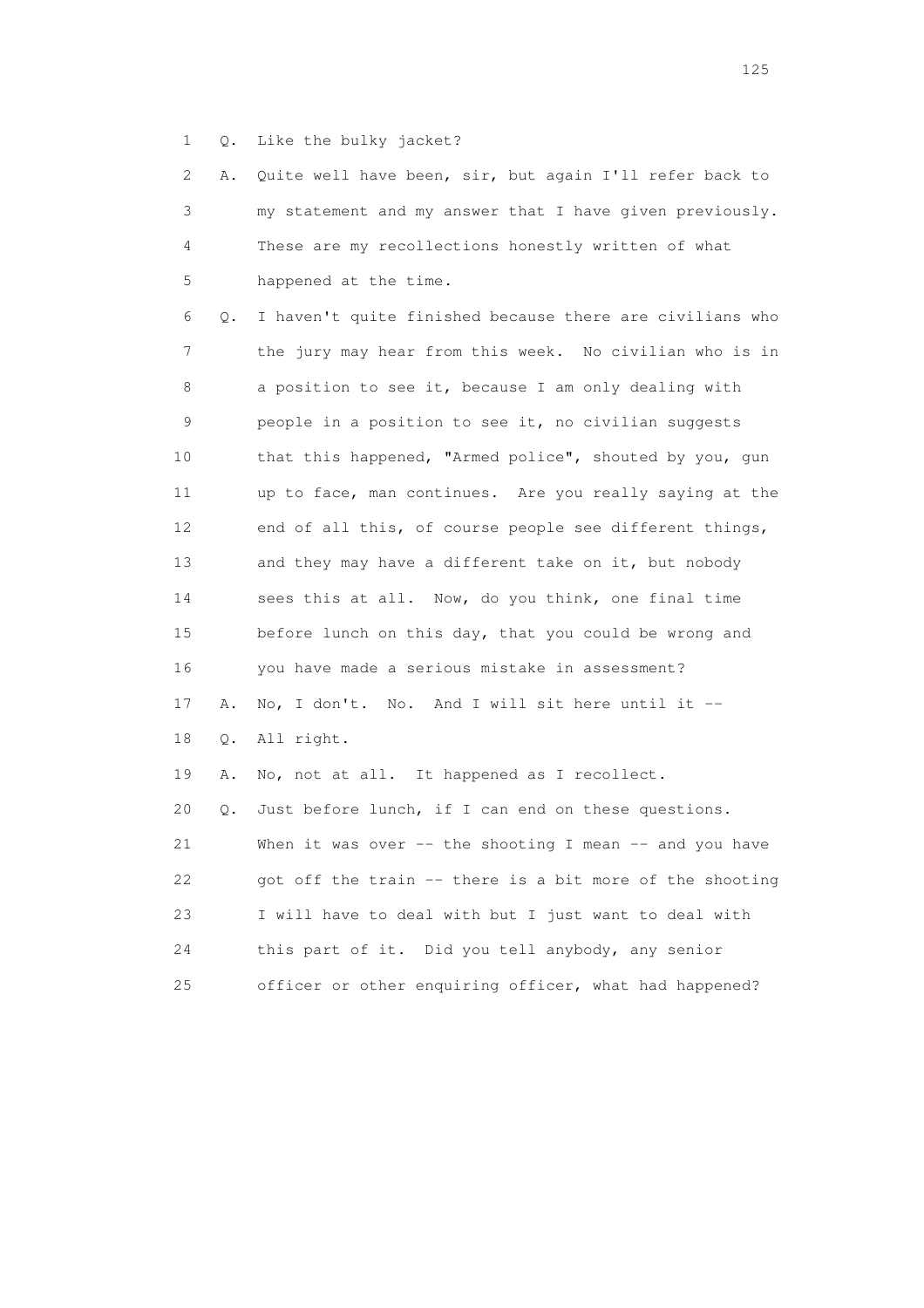1 Q. Like the bulky jacket?

2 A. Quite well have been, sir, but again I'll refer back to
3 my statement and my answer that I have given previously.
4 These are my recollections honestly written of what
5 happened at the time.

6 Q. I haven't quite finished because there are civilians who
7 the jury may hear from this week. No civilian who is in
8 a position to see it, because I am only dealing with
9 people in a position to see it, no civilian suggests
10 that this happened, "Armed police", shouted by you, gun
11 up to face, man continues. Are you really saying at the
12 end of all this, of course people see different things,
13 and they may have a different take on it, but nobody
14 sees this at all. Now, do you think, one final time
15 before lunch on this day, that you could be wrong and
16 you have made a serious mistake in assessment?

17 A. No, I don't. No. And I will sit here until it --

18 Q. All right.

19 A. No, not at all. It happened as I recollect.

20 Q. Just before lunch, if I can end on these questions.
21 When it was over -- the shooting I mean -- and you have
22 got off the train -- there is a bit more of the shooting
23 I will have to deal with but I just want to deal with
24 this part of it. Did you tell anybody, any senior
25 officer or other enquiring officer, what had happened?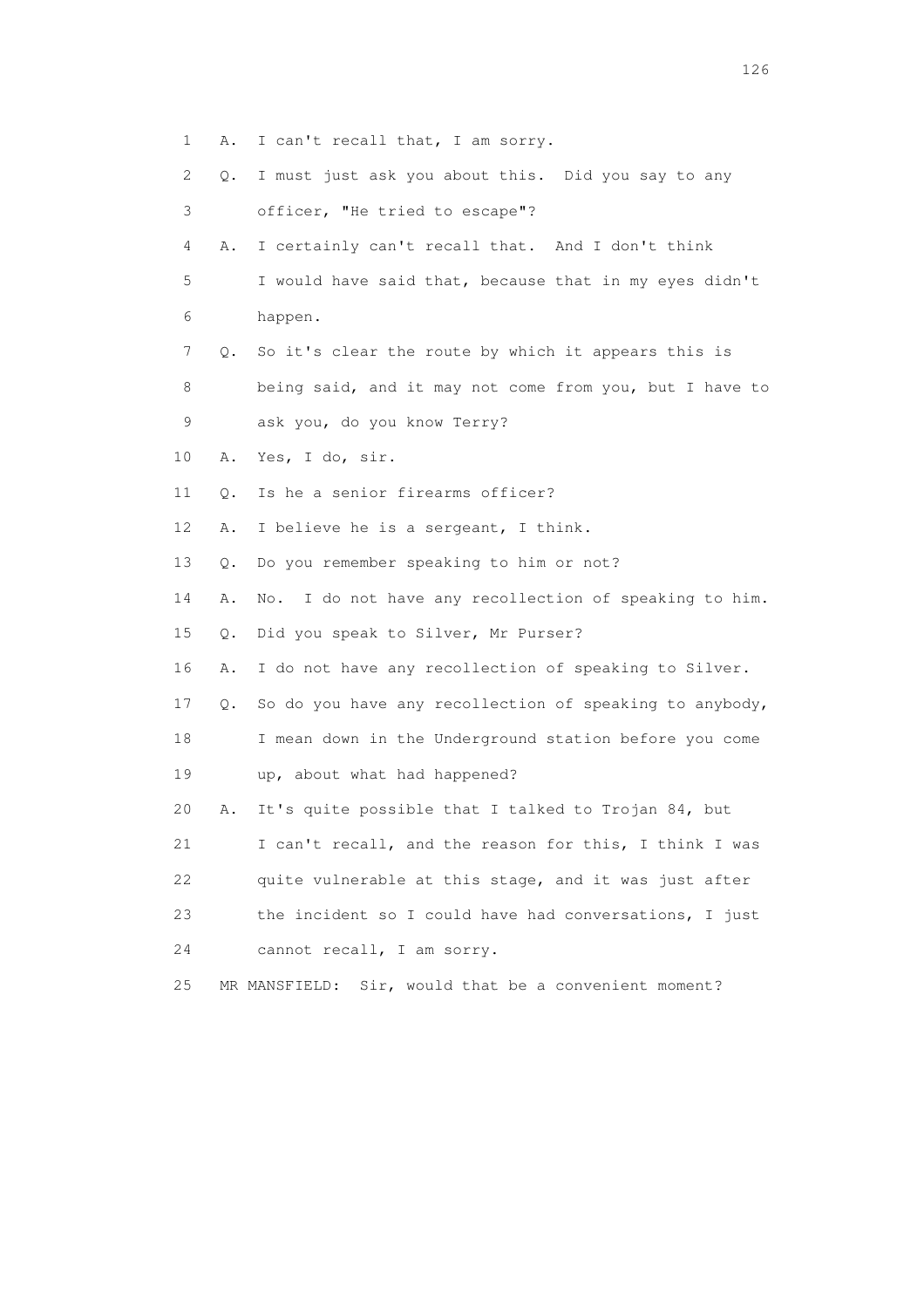1 A. I can't recall that, I am sorry.

2 Q. I must just ask you about this. Did you say to any

3 officer, "He tried to escape"?

4 A. I certainly can't recall that. And I don't think

5 I would have said that, because that in my eyes didn't

6 happen.

7 Q. So it's clear the route by which it appears this is

8 being said, and it may not come from you, but I have to

9 ask you, do you know Terry?

10 A. Yes, I do, sir.

11 Q. Is he a senior firearms officer?

12 A. I believe he is a sergeant, I think.

13 Q. Do you remember speaking to him or not?

14 A. No. I do not have any recollection of speaking to him.

15 Q. Did you speak to Silver, Mr Purser?

16 A. I do not have any recollection of speaking to Silver.

17 Q. So do you have any recollection of speaking to anybody,

18 I mean down in the Underground station before you come

19 up, about what had happened?

20 A. It's quite possible that I talked to Trojan 84, but

21 I can't recall, and the reason for this, I think I was

22 quite vulnerable at this stage, and it was just after

23 the incident so I could have had conversations, I just

24 cannot recall, I am sorry.

25 MR MANSFIELD: Sir, would that be a convenient moment?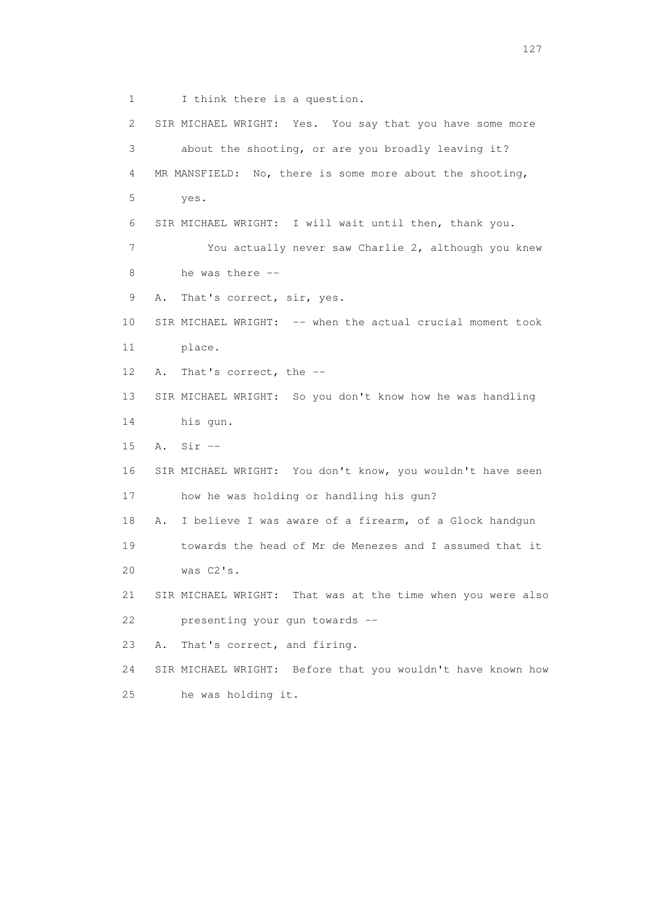1 I think there is a question.

2 SIR MICHAEL WRIGHT: Yes. You say that you have some more

3 about the shooting, or are you broadly leaving it?

4 MR MANSFIELD: No, there is some more about the shooting,

5 yes.

6 SIR MICHAEL WRIGHT: I will wait until then, thank you.

7 You actually never saw Charlie 2, although you knew

8 he was there --

9 A. That's correct, sir, yes.

10 SIR MICHAEL WRIGHT: -- when the actual crucial moment took

11 place.

12 A. That's correct, the --

13 SIR MICHAEL WRIGHT: So you don't know how he was handling

14 his gun.

15 A. Sir --

16 SIR MICHAEL WRIGHT: You don't know, you wouldn't have seen

17 how he was holding or handling his gun?

18 A. I believe I was aware of a firearm, of a Glock handgun

19 towards the head of Mr de Menezes and I assumed that it

20 was C2's.

21 SIR MICHAEL WRIGHT: That was at the time when you were also

22 presenting your gun towards --

23 A. That's correct, and firing.

24 SIR MICHAEL WRIGHT: Before that you wouldn't have known how

25 he was holding it.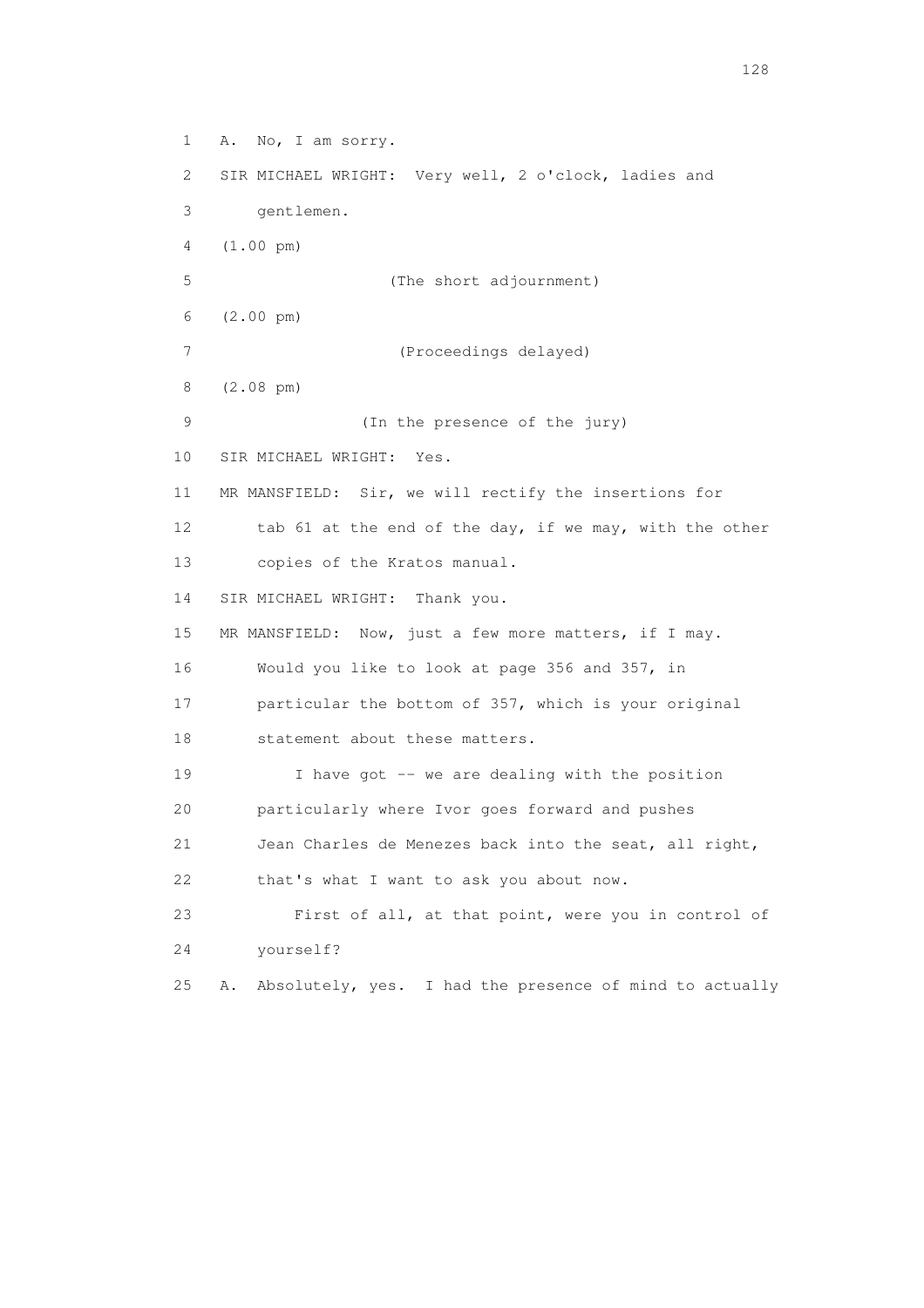1 A. No, I am sorry.

2 SIR MICHAEL WRIGHT: Very well, 2 o'clock, ladies and

3 gentlemen.

4 (1.00 pm)

5 (The short adjournment)

6 (2.00 pm)

7 (Proceedings delayed)

8 (2.08 pm)

9 (In the presence of the jury)

10 SIR MICHAEL WRIGHT: Yes.

11 MR MANSFIELD: Sir, we will rectify the insertions for

12 tab 61 at the end of the day, if we may, with the other

13 copies of the Kratos manual.

14 SIR MICHAEL WRIGHT: Thank you.

15 MR MANSFIELD: Now, just a few more matters, if I may.

16 Would you like to look at page 356 and 357, in

17 particular the bottom of 357, which is your original

18 statement about these matters.

19 I have got -- we are dealing with the position

20 particularly where Ivor goes forward and pushes

21 Jean Charles de Menezes back into the seat, all right,

22 that's what I want to ask you about now.

23 First of all, at that point, were you in control of

24 yourself?

25 A. Absolutely, yes. I had the presence of mind to actually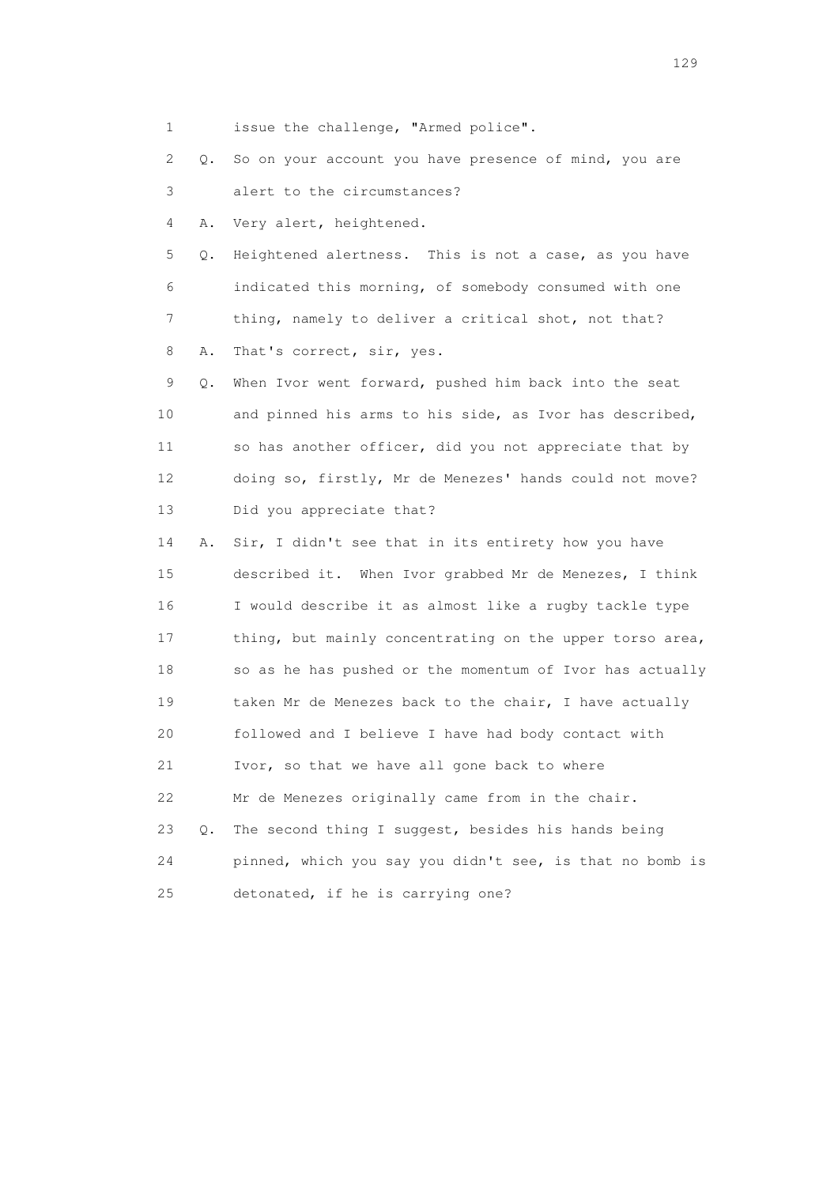1 issue the challenge, "Armed police".

2 Q. So on your account you have presence of mind, you are

3 alert to the circumstances?

4 A. Very alert, heightened.

5 Q. Heightened alertness. This is not a case, as you have

6 indicated this morning, of somebody consumed with one

7 thing, namely to deliver a critical shot, not that?

8 A. That's correct, sir, yes.

9 Q. When Ivor went forward, pushed him back into the seat

10 and pinned his arms to his side, as Ivor has described,

11 so has another officer, did you not appreciate that by

12 doing so, firstly, Mr de Menezes' hands could not move?

13 Did you appreciate that?

14 A. Sir, I didn't see that in its entirety how you have

15 described it. When Ivor grabbed Mr de Menezes, I think

16 I would describe it as almost like a rugby tackle type

17 thing, but mainly concentrating on the upper torso area,

18 so as he has pushed or the momentum of Ivor has actually

19 taken Mr de Menezes back to the chair, I have actually

20 followed and I believe I have had body contact with

21 Ivor, so that we have all gone back to where

22 Mr de Menezes originally came from in the chair.

23 Q. The second thing I suggest, besides his hands being

24 pinned, which you say you didn't see, is that no bomb is

25 detonated, if he is carrying one?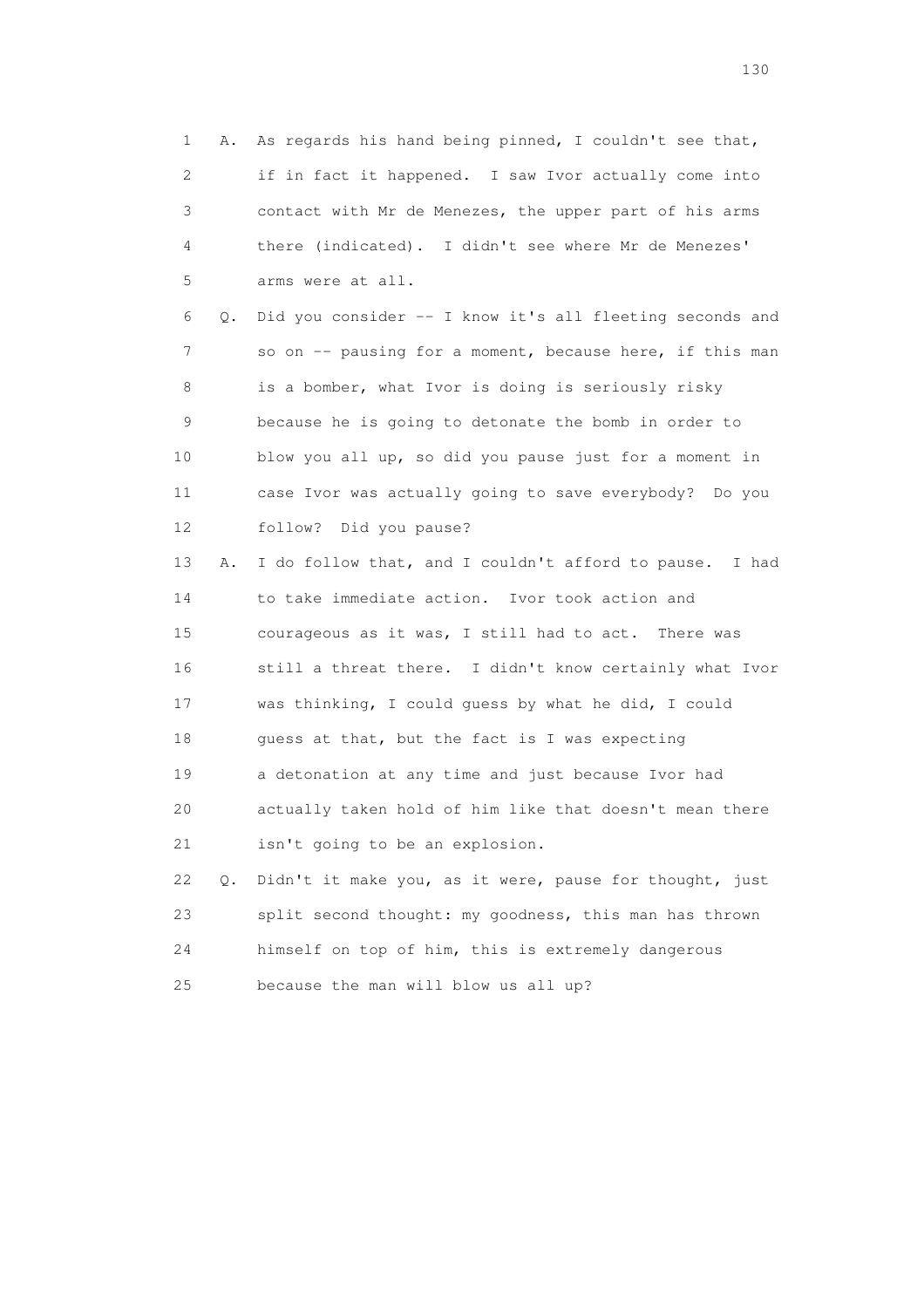1 A. As regards his hand being pinned, I couldn't see that,
2 if in fact it happened. I saw Ivor actually come into
3 contact with Mr de Menezes, the upper part of his arms
4 there (indicated). I didn't see where Mr de Menezes'
5 arms were at all.

6 Q. Did you consider -- I know it's all fleeting seconds and
7 so on -- pausing for a moment, because here, if this man
8 is a bomber, what Ivor is doing is seriously risky
9 because he is going to detonate the bomb in order to
10 blow you all up, so did you pause just for a moment in
11 case Ivor was actually going to save everybody? Do you
12 follow? Did you pause?

13 A. I do follow that, and I couldn't afford to pause. I had
14 to take immediate action. Ivor took action and
15 courageous as it was, I still had to act. There was
16 still a threat there. I didn't know certainly what Ivor
17 was thinking, I could guess by what he did, I could
18 guess at that, but the fact is I was expecting
19 a detonation at any time and just because Ivor had
20 actually taken hold of him like that doesn't mean there
21 isn't going to be an explosion.

22 Q. Didn't it make you, as it were, pause for thought, just
23 split second thought: my goodness, this man has thrown
24 himself on top of him, this is extremely dangerous
25 because the man will blow us all up?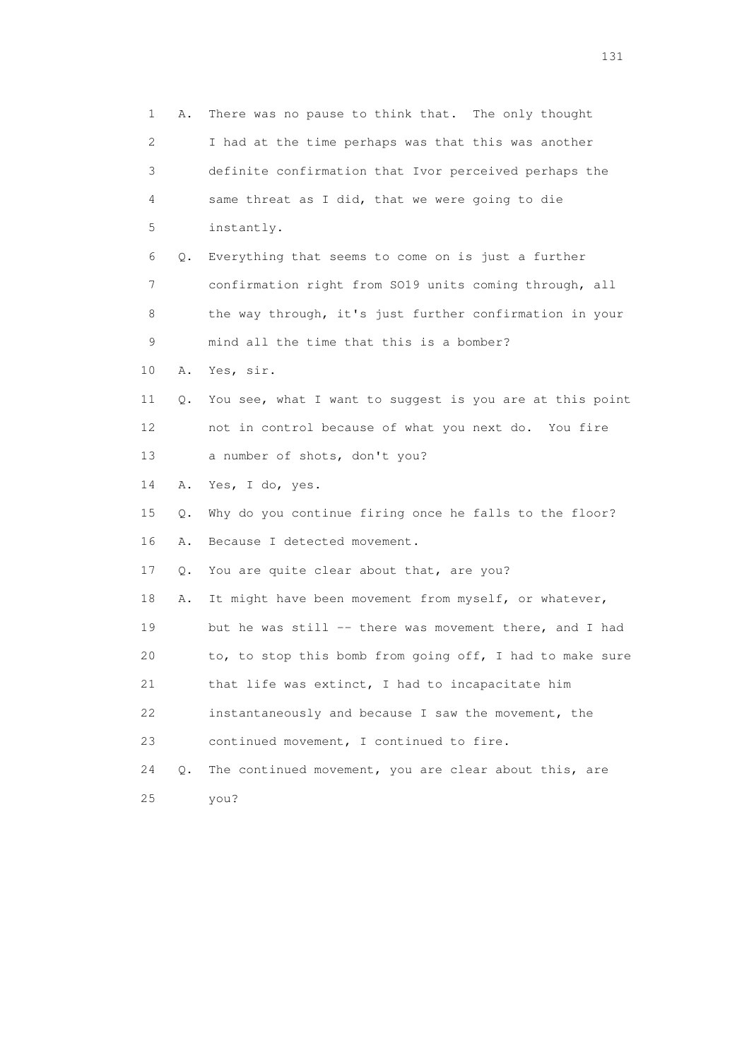1 A. There was no pause to think that. The only thought
2 I had at the time perhaps was that this was another
3 definite confirmation that Ivor perceived perhaps the
4 same threat as I did, that we were going to die
5 instantly.

6 Q. Everything that seems to come on is just a further
7 confirmation right from SO19 units coming through, all
8 the way through, it's just further confirmation in your
9 mind all the time that this is a bomber?

10 A. Yes, sir.

11 Q. You see, what I want to suggest is you are at this point
12 not in control because of what you next do. You fire
13 a number of shots, don't you?

14 A. Yes, I do, yes.

15 Q. Why do you continue firing once he falls to the floor?

16 A. Because I detected movement.

17 Q. You are quite clear about that, are you?

18 A. It might have been movement from myself, or whatever,
19 but he was still -- there was movement there, and I had
20 to, to stop this bomb from going off, I had to make sure
21 that life was extinct, I had to incapacitate him
22 instantaneously and because I saw the movement, the
23 continued movement, I continued to fire.

24 Q. The continued movement, you are clear about this, are
25 you?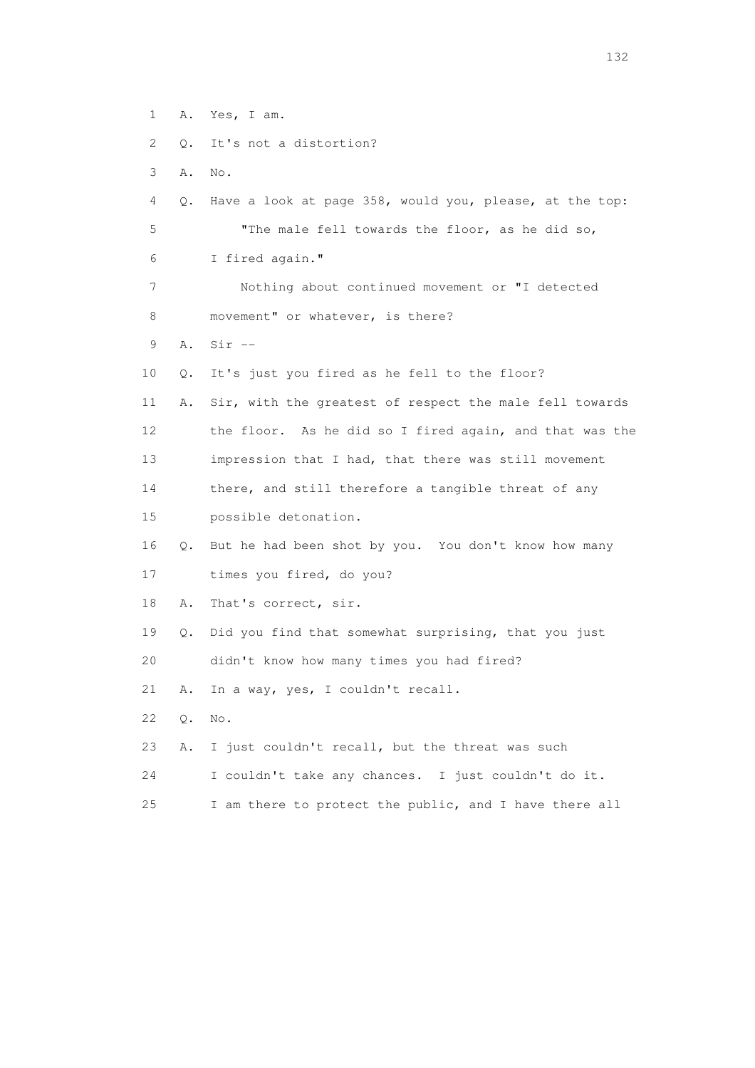1 A. Yes, I am.

2 Q. It's not a distortion?

3 A. No.

4 Q. Have a look at page 358, would you, please, at the top:

5 "The male fell towards the floor, as he did so,

6 I fired again."

7 Nothing about continued movement or "I detected

8 movement" or whatever, is there?

9 A. Sir --

10 Q. It's just you fired as he fell to the floor?

11 A. Sir, with the greatest of respect the male fell towards

12 the floor. As he did so I fired again, and that was the

13 impression that I had, that there was still movement

14 there, and still therefore a tangible threat of any

15 possible detonation.

16 Q. But he had been shot by you. You don't know how many

17 times you fired, do you?

18 A. That's correct, sir.

19 Q. Did you find that somewhat surprising, that you just

20 didn't know how many times you had fired?

21 A. In a way, yes, I couldn't recall.

22 Q. No.

23 A. I just couldn't recall, but the threat was such

24 I couldn't take any chances. I just couldn't do it.

25 I am there to protect the public, and I have there all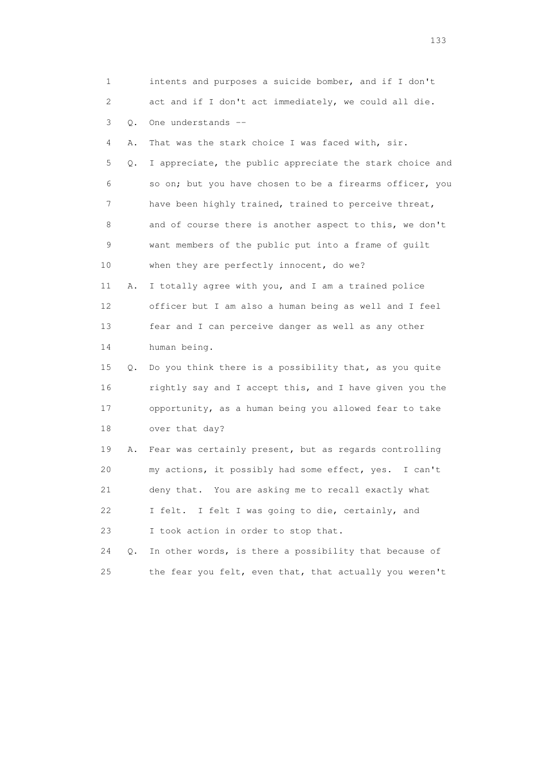1 intents and purposes a suicide bomber, and if I don't
2 act and if I don't act immediately, we could all die.
3 Q. One understands --
4 A. That was the stark choice I was faced with, sir.
5 Q. I appreciate, the public appreciate the stark choice and
6 so on; but you have chosen to be a firearms officer, you
7 have been highly trained, trained to perceive threat,
8 and of course there is another aspect to this, we don't
9 want members of the public put into a frame of guilt
10 when they are perfectly innocent, do we?
11 A. I totally agree with you, and I am a trained police
12 officer but I am also a human being as well and I feel
13 fear and I can perceive danger as well as any other
14 human being.
15 Q. Do you think there is a possibility that, as you quite
16 rightly say and I accept this, and I have given you the
17 opportunity, as a human being you allowed fear to take
18 over that day?
19 A. Fear was certainly present, but as regards controlling
20 my actions, it possibly had some effect, yes. I can't
21 deny that. You are asking me to recall exactly what
22 I felt. I felt I was going to die, certainly, and
23 I took action in order to stop that.
24 Q. In other words, is there a possibility that because of
25 the fear you felt, even that, that actually you weren't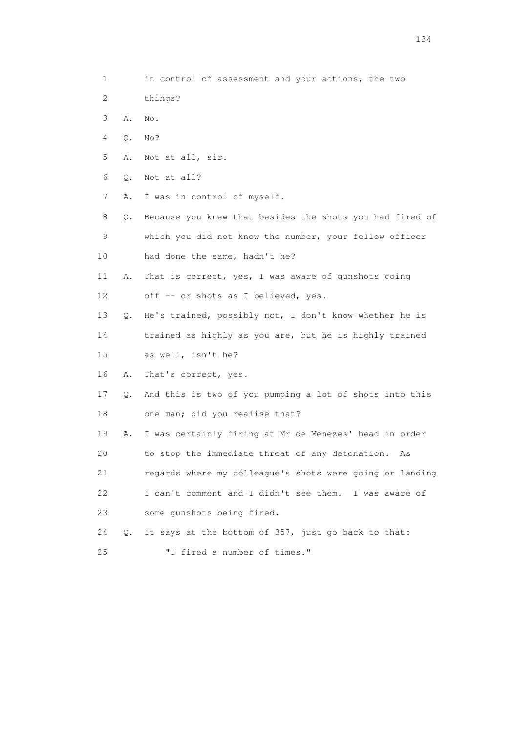1 in control of assessment and your actions, the two
2 things?
3 A. No.
4 Q. No?
5 A. Not at all, sir.
6 Q. Not at all?
7 A. I was in control of myself.
8 Q. Because you knew that besides the shots you had fired of
9 which you did not know the number, your fellow officer
10 had done the same, hadn't he?
11 A. That is correct, yes, I was aware of gunshots going
12 off -- or shots as I believed, yes.
13 Q. He's trained, possibly not, I don't know whether he is
14 trained as highly as you are, but he is highly trained
15 as well, isn't he?
16 A. That's correct, yes.
17 Q. And this is two of you pumping a lot of shots into this
18 one man; did you realise that?
19 A. I was certainly firing at Mr de Menezes' head in order
20 to stop the immediate threat of any detonation. As
21 regards where my colleague's shots were going or landing
22 I can't comment and I didn't see them. I was aware of
23 some gunshots being fired.
24 Q. It says at the bottom of 357, just go back to that:
25 "I fired a number of times."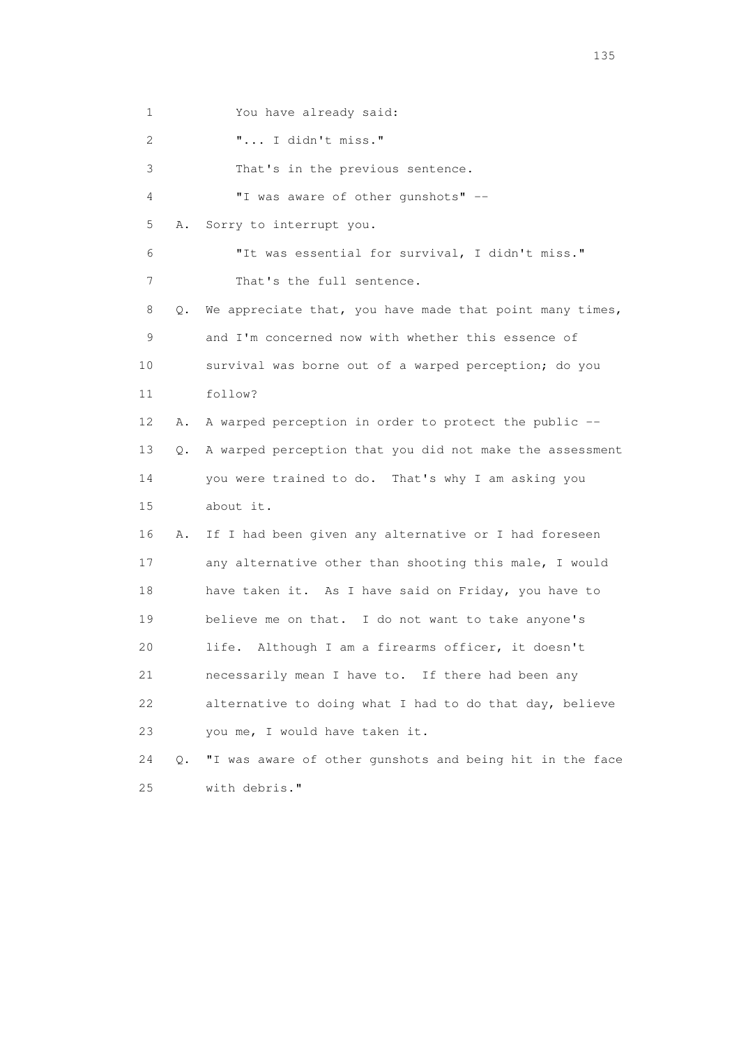1 You have already said:

2 "... I didn't miss."

3 That's in the previous sentence.

4 "I was aware of other gunshots" --

5 A. Sorry to interrupt you.

6 "It was essential for survival, I didn't miss."

7 That's the full sentence.

8 Q. We appreciate that, you have made that point many times,

9 and I'm concerned now with whether this essence of

10 survival was borne out of a warped perception; do you

11 follow?

12 A. A warped perception in order to protect the public --

13 Q. A warped perception that you did not make the assessment

14 you were trained to do. That's why I am asking you

15 about it.

16 A. If I had been given any alternative or I had foreseen

17 any alternative other than shooting this male, I would

18 have taken it. As I have said on Friday, you have to

19 believe me on that. I do not want to take anyone's

20 life. Although I am a firearms officer, it doesn't

21 necessarily mean I have to. If there had been any

22 alternative to doing what I had to do that day, believe

23 you me, I would have taken it.

24 Q. "I was aware of other gunshots and being hit in the face

25 with debris."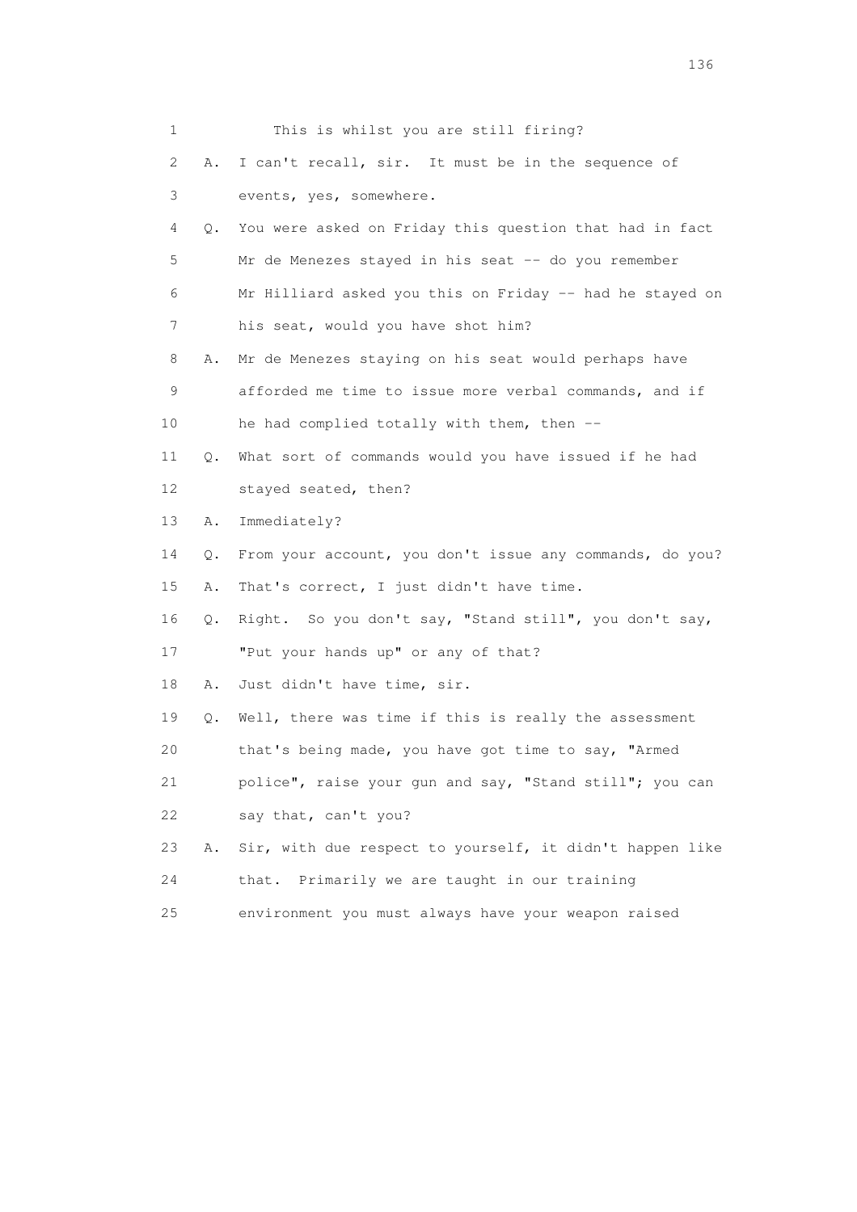1 This is whilst you are still firing?

2 A. I can't recall, sir. It must be in the sequence of

3 events, yes, somewhere.

4 Q. You were asked on Friday this question that had in fact

5 Mr de Menezes stayed in his seat -- do you remember

6 Mr Hilliard asked you this on Friday -- had he stayed on

7 his seat, would you have shot him?

8 A. Mr de Menezes staying on his seat would perhaps have

9 afforded me time to issue more verbal commands, and if

10 he had complied totally with them, then --

11 Q. What sort of commands would you have issued if he had

12 stayed seated, then?

13 A. Immediately?

14 Q. From your account, you don't issue any commands, do you?

15 A. That's correct, I just didn't have time.

16 Q. Right. So you don't say, "Stand still", you don't say,

17 "Put your hands up" or any of that?

18 A. Just didn't have time, sir.

19 Q. Well, there was time if this is really the assessment

20 that's being made, you have got time to say, "Armed

21 police", raise your gun and say, "Stand still"; you can

22 say that, can't you?

23 A. Sir, with due respect to yourself, it didn't happen like

24 that. Primarily we are taught in our training

25 environment you must always have your weapon raised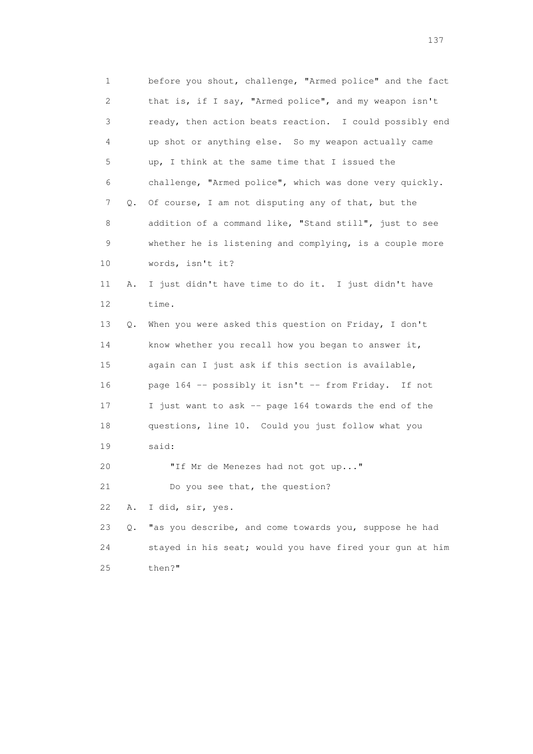1 before you shout, challenge, "Armed police" and the fact
2 that is, if I say, "Armed police", and my weapon isn't
3 ready, then action beats reaction. I could possibly end
4 up shot or anything else. So my weapon actually came
5 up, I think at the same time that I issued the
6 challenge, "Armed police", which was done very quickly.
7 Q. Of course, I am not disputing any of that, but the
8 addition of a command like, "Stand still", just to see
9 whether he is listening and complying, is a couple more
10 words, isn't it?
11 A. I just didn't have time to do it. I just didn't have
12 time.
13 Q. When you were asked this question on Friday, I don't
14 know whether you recall how you began to answer it,
15 again can I just ask if this section is available,
16 page 164 -- possibly it isn't -- from Friday. If not
17 I just want to ask -- page 164 towards the end of the
18 questions, line 10. Could you just follow what you
19 said:
20 "If Mr de Menezes had not got up..."
21 Do you see that, the question?
22 A. I did, sir, yes.
23 Q. "as you describe, and come towards you, suppose he had
24 stayed in his seat; would you have fired your gun at him
25 then?"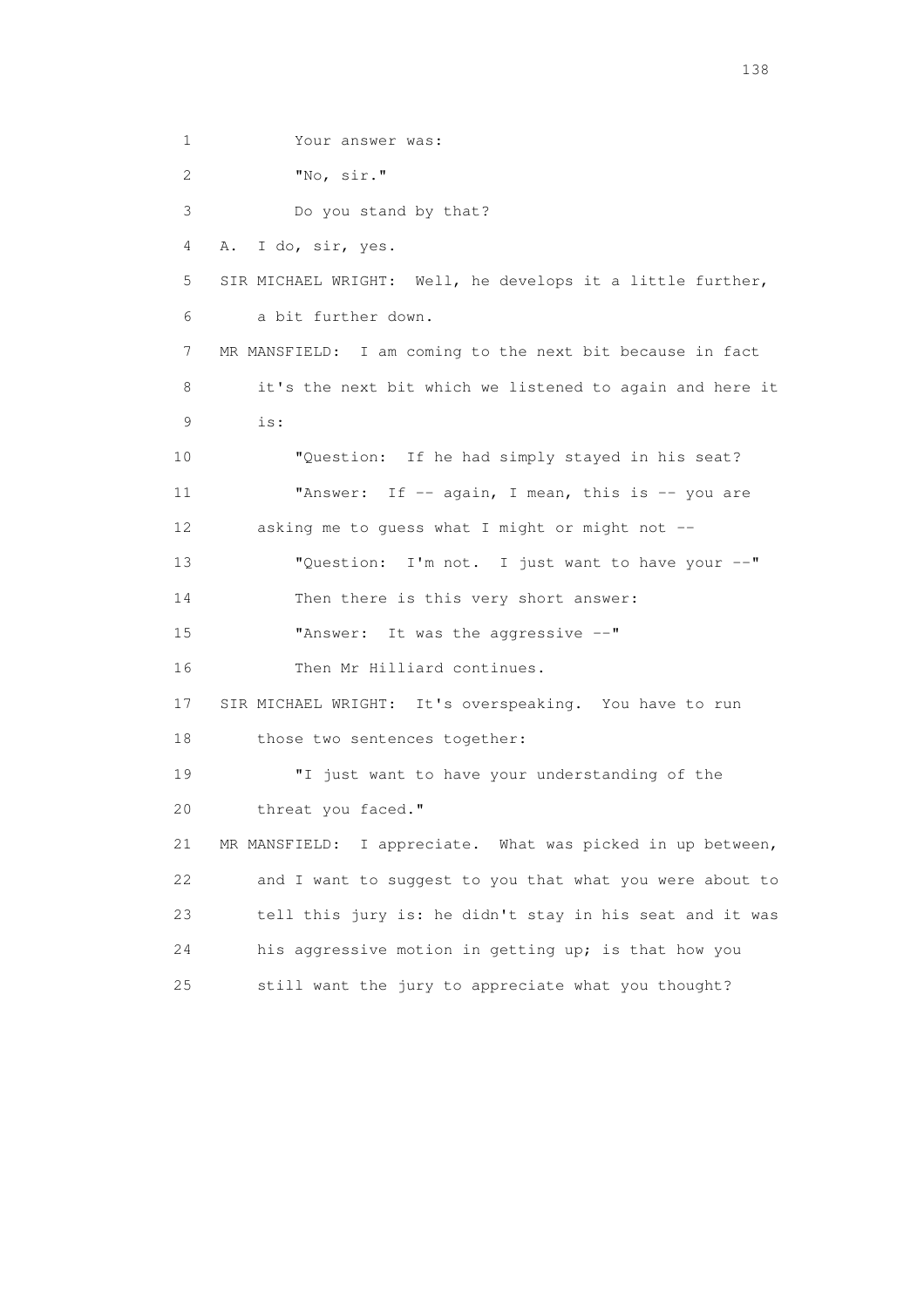1 Your answer was:

2 "No, sir."

3 Do you stand by that?

4 A. I do, sir, yes.

5 SIR MICHAEL WRIGHT: Well, he develops it a little further,

6 a bit further down.

7 MR MANSFIELD: I am coming to the next bit because in fact

8 it's the next bit which we listened to again and here it

9 is:

10 "Question: If he had simply stayed in his seat?

11 "Answer: If -- again, I mean, this is -- you are

12 asking me to guess what I might or might not --

13 "Question: I'm not. I just want to have your --"

14 Then there is this very short answer:

15 "Answer: It was the aggressive --"

16 Then Mr Hilliard continues.

17 SIR MICHAEL WRIGHT: It's overspeaking. You have to run

18 those two sentences together:

19 "I just want to have your understanding of the

20 threat you faced."

21 MR MANSFIELD: I appreciate. What was picked in up between,

22 and I want to suggest to you that what you were about to

23 tell this jury is: he didn't stay in his seat and it was

24 his aggressive motion in getting up; is that how you

25 still want the jury to appreciate what you thought?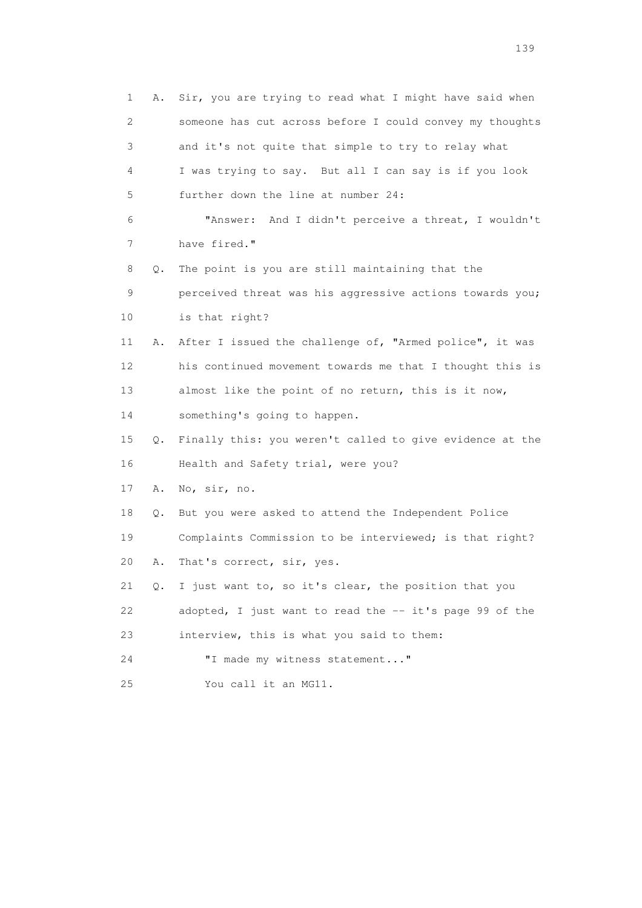1 A. Sir, you are trying to read what I might have said when
2 someone has cut across before I could convey my thoughts
3 and it's not quite that simple to try to relay what
4 I was trying to say. But all I can say is if you look
5 further down the line at number 24:

6 "Answer: And I didn't perceive a threat, I wouldn't
7 have fired."

8 Q. The point is you are still maintaining that the
9 perceived threat was his aggressive actions towards you;
10 is that right?

11 A. After I issued the challenge of, "Armed police", it was
12 his continued movement towards me that I thought this is
13 almost like the point of no return, this is it now,
14 something's going to happen.

15 Q. Finally this: you weren't called to give evidence at the
16 Health and Safety trial, were you?

17 A. No, sir, no.

18 Q. But you were asked to attend the Independent Police
19 Complaints Commission to be interviewed; is that right?

20 A. That's correct, sir, yes.

21 Q. I just want to, so it's clear, the position that you
22 adopted, I just want to read the -- it's page 99 of the
23 interview, this is what you said to them:

24 "I made my witness statement..."

25 You call it an MG11.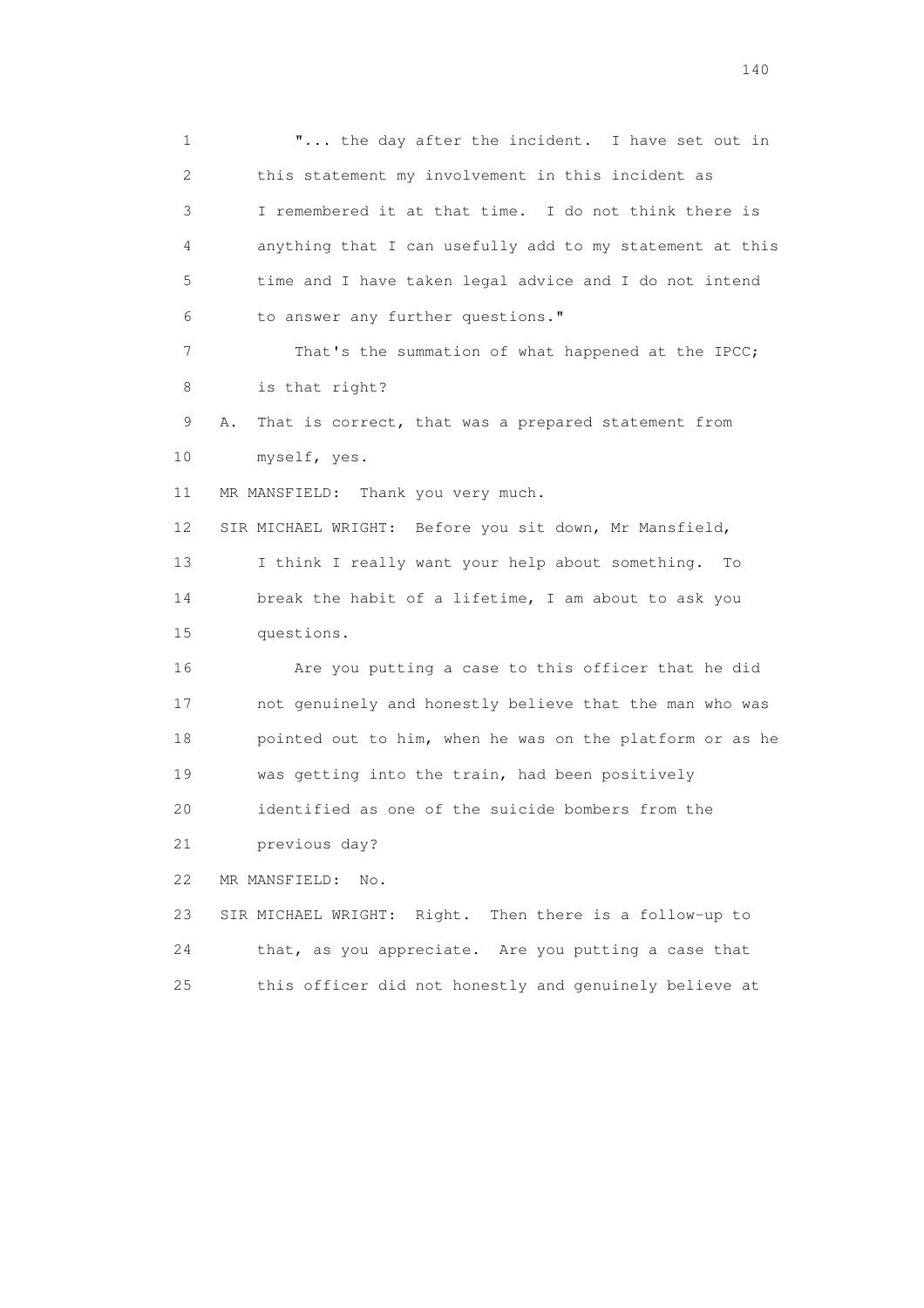1 "... the day after the incident. I have set out in
2 this statement my involvement in this incident as
3 I remembered it at that time. I do not think there is
4 anything that I can usefully add to my statement at this
5 time and I have taken legal advice and I do not intend
6 to answer any further questions."

7 That's the summation of what happened at the IPCC;
8 is that right?

9 A. That is correct, that was a prepared statement from
10 myself, yes.

11 MR MANSFIELD: Thank you very much.

12 SIR MICHAEL WRIGHT: Before you sit down, Mr Mansfield,
13 I think I really want your help about something. To
14 break the habit of a lifetime, I am about to ask you
15 questions.

16 Are you putting a case to this officer that he did
17 not genuinely and honestly believe that the man who was
18 pointed out to him, when he was on the platform or as he
19 was getting into the train, had been positively
20 identified as one of the suicide bombers from the
21 previous day?

22 MR MANSFIELD: No.

23 SIR MICHAEL WRIGHT: Right. Then there is a follow-up to
24 that, as you appreciate. Are you putting a case that
25 this officer did not honestly and genuinely believe at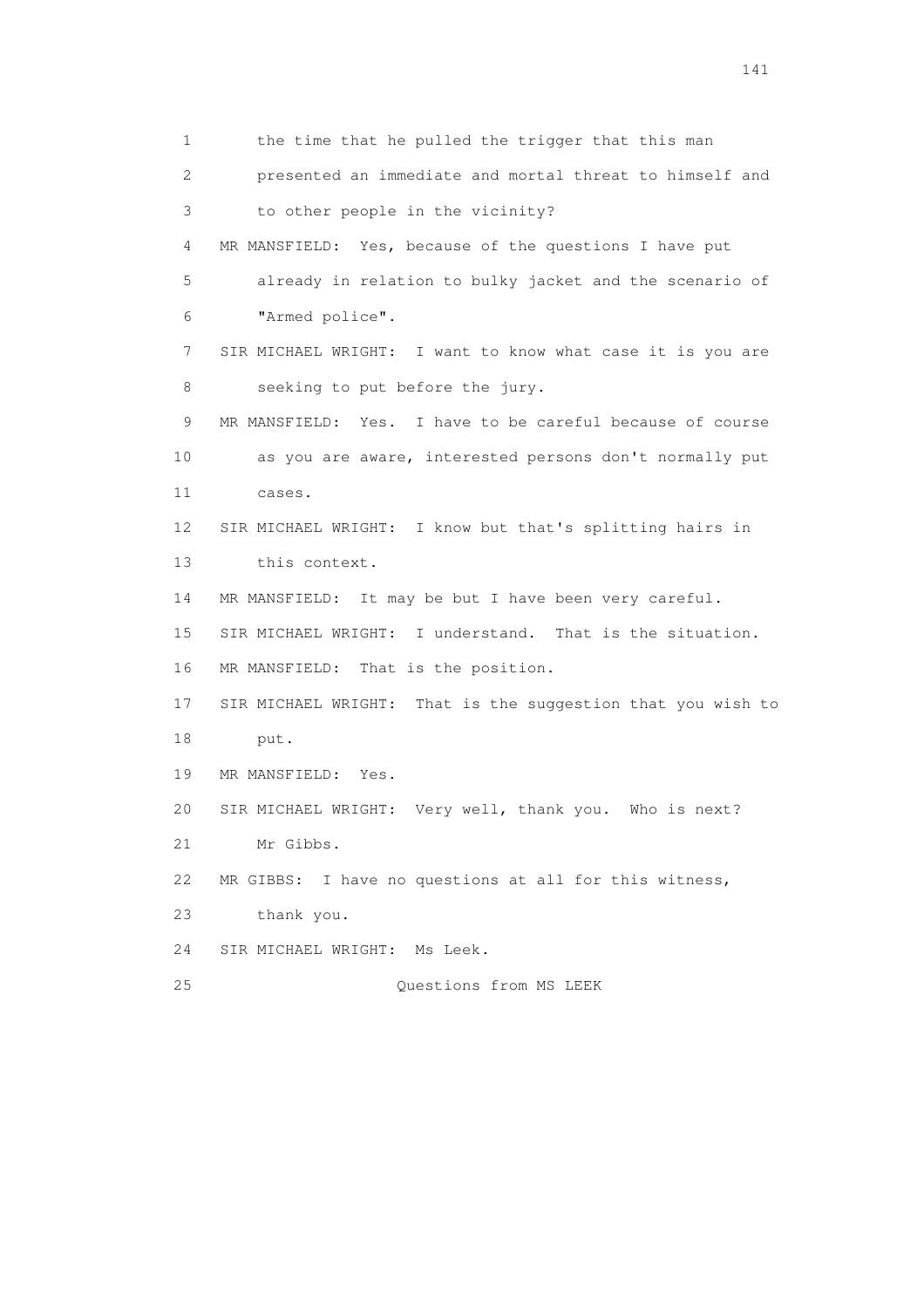1 the time that he pulled the trigger that this man
2 presented an immediate and mortal threat to himself and
3 to other people in the vicinity?
4 MR MANSFIELD: Yes, because of the questions I have put
5 already in relation to bulky jacket and the scenario of
6 "Armed police".
7 SIR MICHAEL WRIGHT: I want to know what case it is you are
8 seeking to put before the jury.
9 MR MANSFIELD: Yes. I have to be careful because of course
10 as you are aware, interested persons don't normally put
11 cases.
12 SIR MICHAEL WRIGHT: I know but that's splitting hairs in
13 this context.
14 MR MANSFIELD: It may be but I have been very careful.
15 SIR MICHAEL WRIGHT: I understand. That is the situation.
16 MR MANSFIELD: That is the position.
17 SIR MICHAEL WRIGHT: That is the suggestion that you wish to
18 put.
19 MR MANSFIELD: Yes.
20 SIR MICHAEL WRIGHT: Very well, thank you. Who is next?
21 Mr Gibbs.
22 MR GIBBS: I have no questions at all for this witness,
23 thank you.
24 SIR MICHAEL WRIGHT: Ms Leek.
25 Questions from MS LEEK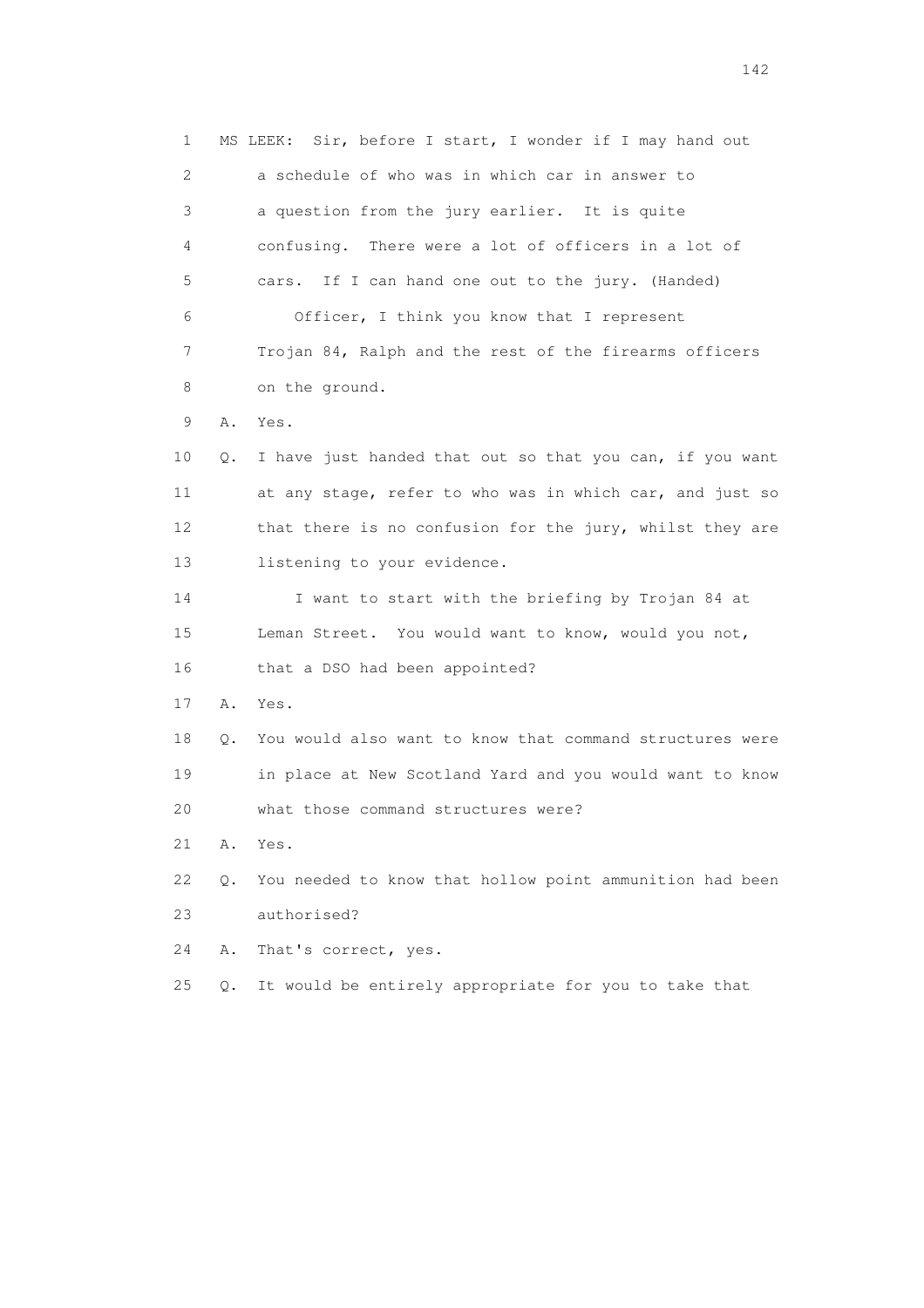1 MS LEEK: Sir, before I start, I wonder if I may hand out
2 a schedule of who was in which car in answer to
3 a question from the jury earlier. It is quite
4 confusing. There were a lot of officers in a lot of
5 cars. If I can hand one out to the jury. (Handed)
6 Officer, I think you know that I represent
7 Trojan 84, Ralph and the rest of the firearms officers
8 on the ground.
9 A. Yes.
10 Q. I have just handed that out so that you can, if you want
11 at any stage, refer to who was in which car, and just so
12 that there is no confusion for the jury, whilst they are
13 listening to your evidence.
14 I want to start with the briefing by Trojan 84 at
15 Leman Street. You would want to know, would you not,
16 that a DSO had been appointed?
17 A. Yes.
18 Q. You would also want to know that command structures were
19 in place at New Scotland Yard and you would want to know
20 what those command structures were?
21 A. Yes.
22 Q. You needed to know that hollow point ammunition had been
23 authorised?
24 A. That's correct, yes.
25 Q. It would be entirely appropriate for you to take that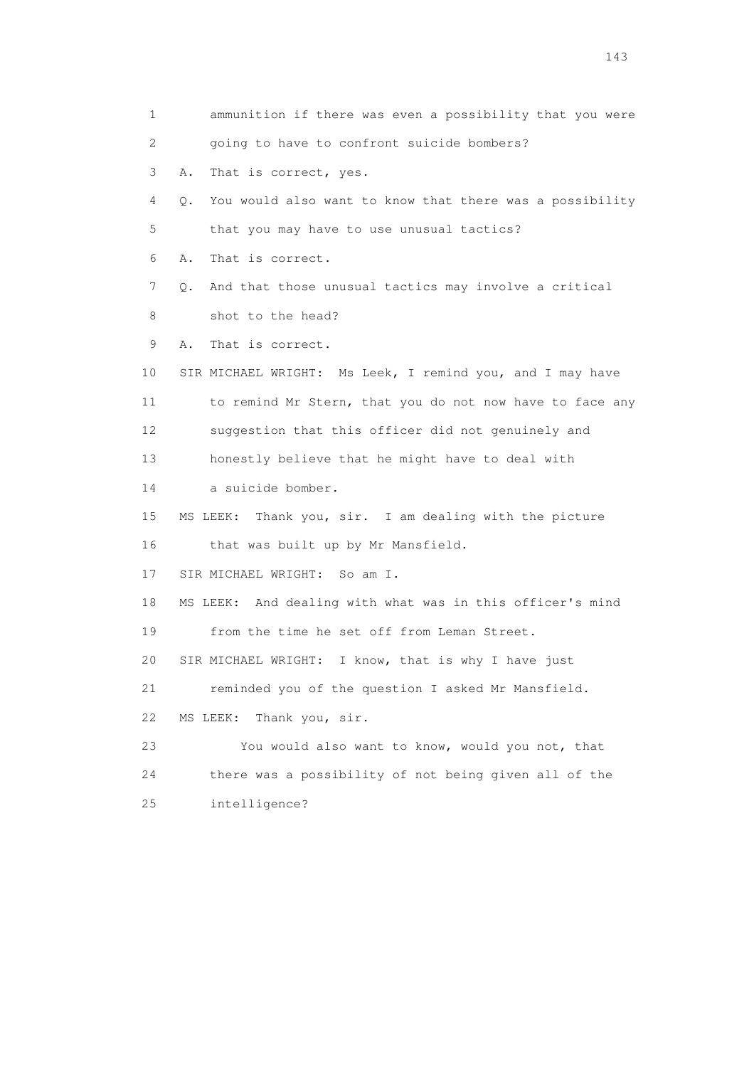1 ammunition if there was even a possibility that you were

2 going to have to confront suicide bombers?

3 A. That is correct, yes.

4 Q. You would also want to know that there was a possibility

5 that you may have to use unusual tactics?

6 A. That is correct.

7 Q. And that those unusual tactics may involve a critical

8 shot to the head?

9 A. That is correct.

10 SIR MICHAEL WRIGHT: Ms Leek, I remind you, and I may have

11 to remind Mr Stern, that you do not now have to face any

12 suggestion that this officer did not genuinely and

13 honestly believe that he might have to deal with

14 a suicide bomber.

15 MS LEEK: Thank you, sir. I am dealing with the picture

16 that was built up by Mr Mansfield.

17 SIR MICHAEL WRIGHT: So am I.

18 MS LEEK: And dealing with what was in this officer's mind

19 from the time he set off from Leman Street.

20 SIR MICHAEL WRIGHT: I know, that is why I have just

21 reminded you of the question I asked Mr Mansfield.

22 MS LEEK: Thank you, sir.

23 You would also want to know, would you not, that

24 there was a possibility of not being given all of the

25 intelligence?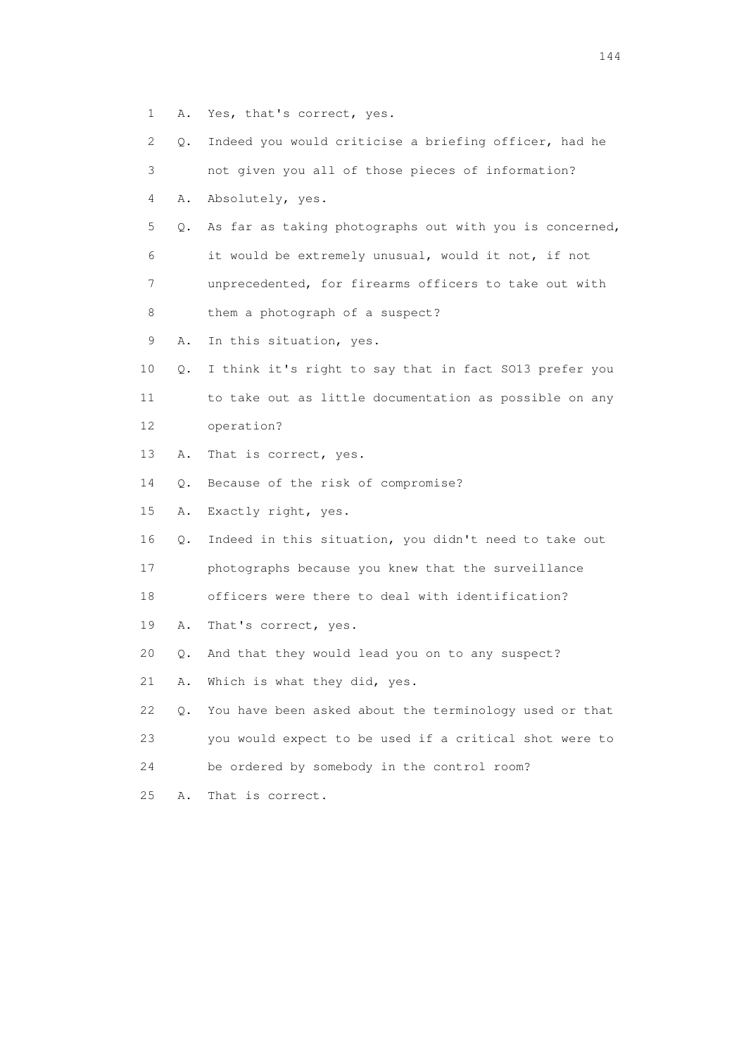1 A. Yes, that's correct, yes.

2 Q. Indeed you would criticise a briefing officer, had he

3 not given you all of those pieces of information?

4 A. Absolutely, yes.

5 Q. As far as taking photographs out with you is concerned,

6 it would be extremely unusual, would it not, if not

7 unprecedented, for firearms officers to take out with

8 them a photograph of a suspect?

9 A. In this situation, yes.

10 Q. I think it's right to say that in fact SO13 prefer you

11 to take out as little documentation as possible on any

12 operation?

13 A. That is correct, yes.

14 Q. Because of the risk of compromise?

15 A. Exactly right, yes.

16 Q. Indeed in this situation, you didn't need to take out

17 photographs because you knew that the surveillance

18 officers were there to deal with identification?

19 A. That's correct, yes.

20 Q. And that they would lead you on to any suspect?

21 A. Which is what they did, yes.

22 Q. You have been asked about the terminology used or that

23 you would expect to be used if a critical shot were to

24 be ordered by somebody in the control room?

25 A. That is correct.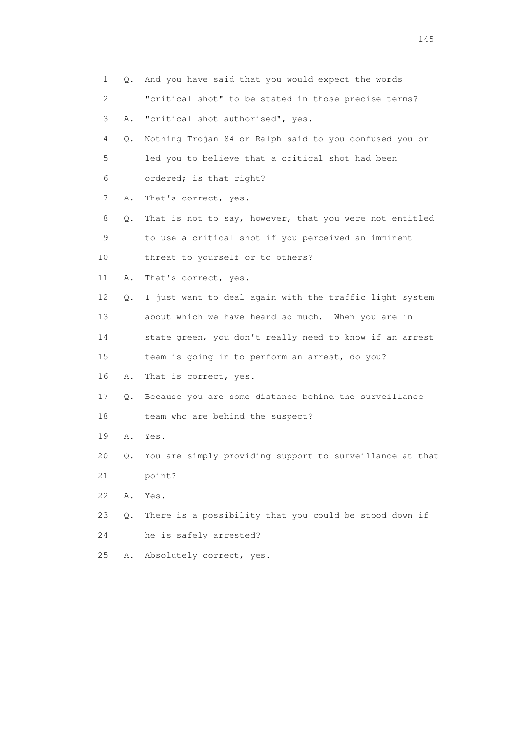1 Q. And you have said that you would expect the words
2 "critical shot" to be stated in those precise terms?
3 A. "critical shot authorised", yes.
4 Q. Nothing Trojan 84 or Ralph said to you confused you or
5 led you to believe that a critical shot had been
6 ordered; is that right?
7 A. That's correct, yes.
8 Q. That is not to say, however, that you were not entitled
9 to use a critical shot if you perceived an imminent
10 threat to yourself or to others?
11 A. That's correct, yes.
12 Q. I just want to deal again with the traffic light system
13 about which we have heard so much. When you are in
14 state green, you don't really need to know if an arrest
15 team is going in to perform an arrest, do you?
16 A. That is correct, yes.
17 Q. Because you are some distance behind the surveillance
18 team who are behind the suspect?
19 A. Yes.
20 Q. You are simply providing support to surveillance at that
21 point?
22 A. Yes.
23 Q. There is a possibility that you could be stood down if
24 he is safely arrested?
25 A. Absolutely correct, yes.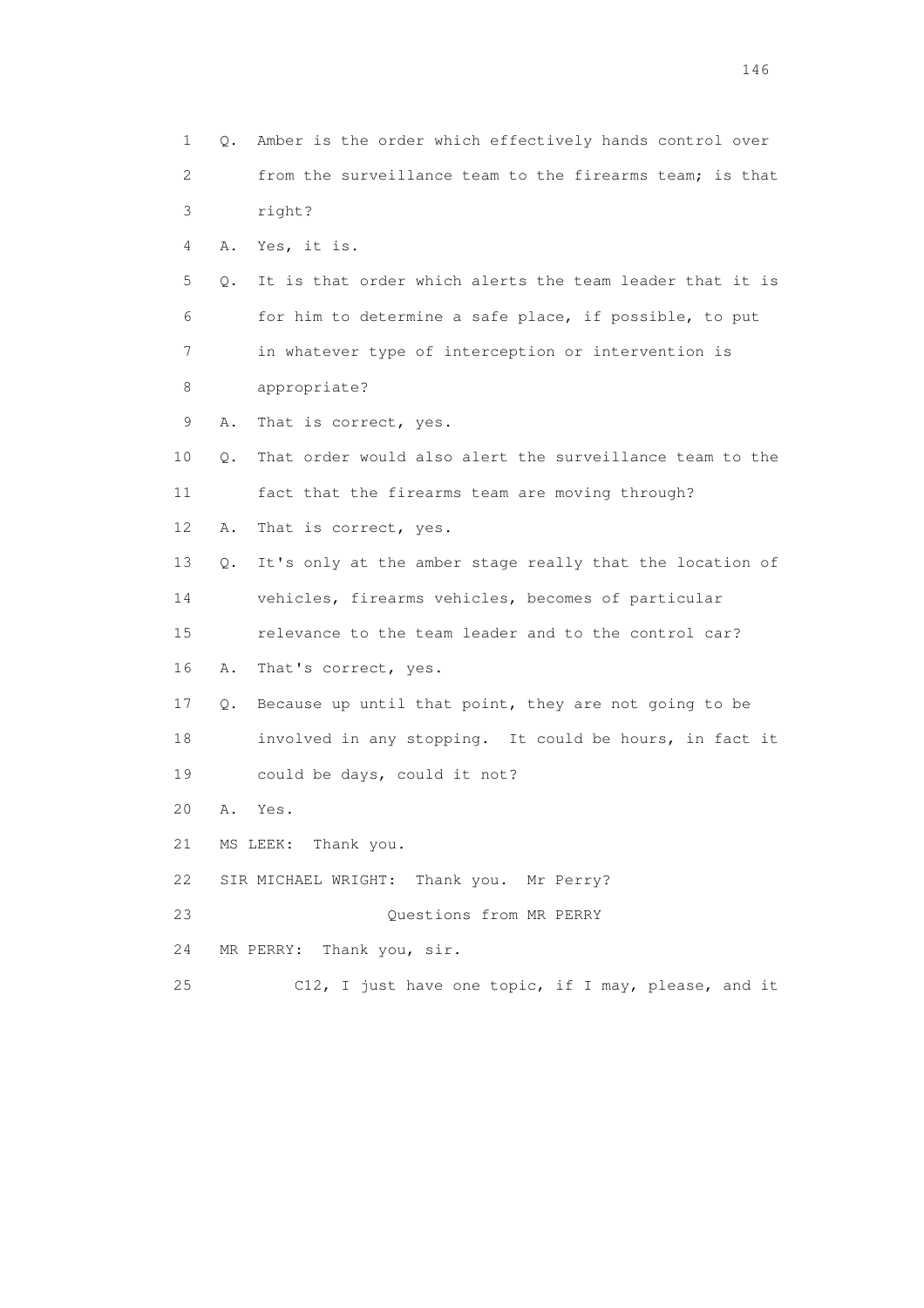1 Q. Amber is the order which effectively hands control over
2 from the surveillance team to the firearms team; is that
3 right?

4 A. Yes, it is.

5 Q. It is that order which alerts the team leader that it is
6 for him to determine a safe place, if possible, to put
7 in whatever type of interception or intervention is
8 appropriate?

9 A. That is correct, yes.

10 Q. That order would also alert the surveillance team to the
11 fact that the firearms team are moving through?

12 A. That is correct, yes.

13 Q. It's only at the amber stage really that the location of
14 vehicles, firearms vehicles, becomes of particular
15 relevance to the team leader and to the control car?

16 A. That's correct, yes.

17 Q. Because up until that point, they are not going to be
18 involved in any stopping. It could be hours, in fact it
19 could be days, could it not?

20 A. Yes.

21 MS LEEK: Thank you.

22 SIR MICHAEL WRIGHT: Thank you. Mr Perry?

23 Questions from MR PERRY

24 MR PERRY: Thank you, sir.

25 C12, I just have one topic, if I may, please, and it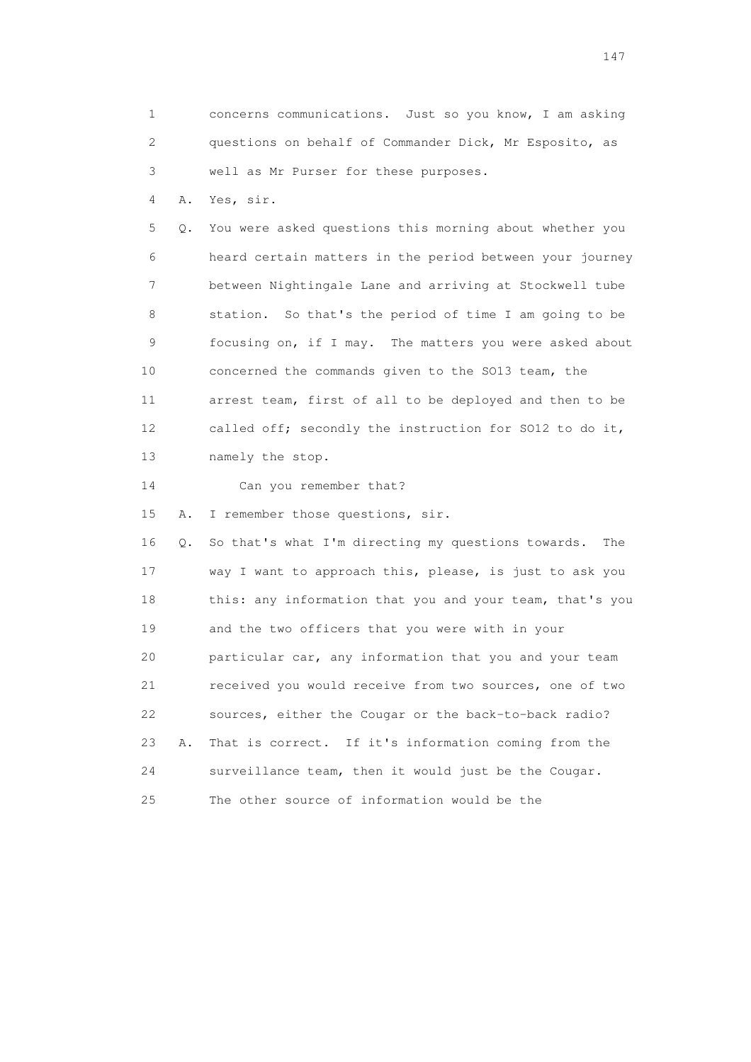1 concerns communications. Just so you know, I am asking
2 questions on behalf of Commander Dick, Mr Esposito, as
3 well as Mr Purser for these purposes.

4 A. Yes, sir.

5 Q. You were asked questions this morning about whether you
6 heard certain matters in the period between your journey
7 between Nightingale Lane and arriving at Stockwell tube
8 station. So that's the period of time I am going to be
9 focusing on, if I may. The matters you were asked about
10 concerned the commands given to the SO13 team, the
11 arrest team, first of all to be deployed and then to be
12 called off; secondly the instruction for SO12 to do it,
13 namely the stop.

14 Can you remember that?

15 A. I remember those questions, sir.

16 Q. So that's what I'm directing my questions towards. The
17 way I want to approach this, please, is just to ask you
18 this: any information that you and your team, that's you
19 and the two officers that you were with in your
20 particular car, any information that you and your team
21 received you would receive from two sources, one of two
22 sources, either the Cougar or the back-to-back radio?

23 A. That is correct. If it's information coming from the
24 surveillance team, then it would just be the Cougar.
25 The other source of information would be the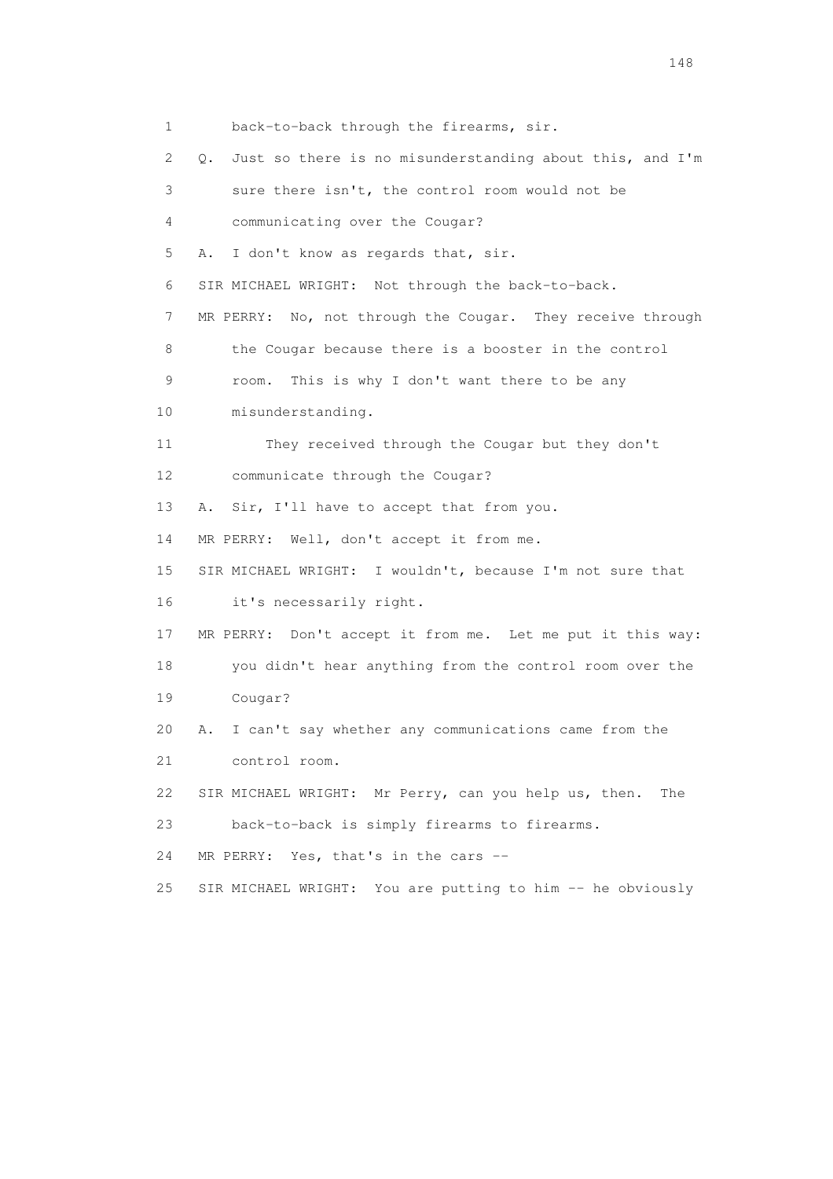1 back-to-back through the firearms, sir.

2 Q. Just so there is no misunderstanding about this, and I'm

3 sure there isn't, the control room would not be

4 communicating over the Cougar?

5 A. I don't know as regards that, sir.

6 SIR MICHAEL WRIGHT: Not through the back-to-back.

7 MR PERRY: No, not through the Cougar. They receive through

8 the Cougar because there is a booster in the control

9 room. This is why I don't want there to be any

10 misunderstanding.

11 They received through the Cougar but they don't

12 communicate through the Cougar?

13 A. Sir, I'll have to accept that from you.

14 MR PERRY: Well, don't accept it from me.

15 SIR MICHAEL WRIGHT: I wouldn't, because I'm not sure that

16 it's necessarily right.

17 MR PERRY: Don't accept it from me. Let me put it this way:

18 you didn't hear anything from the control room over the

19 Cougar?

20 A. I can't say whether any communications came from the

21 control room.

22 SIR MICHAEL WRIGHT: Mr Perry, can you help us, then. The

23 back-to-back is simply firearms to firearms.

24 MR PERRY: Yes, that's in the cars --

25 SIR MICHAEL WRIGHT: You are putting to him -- he obviously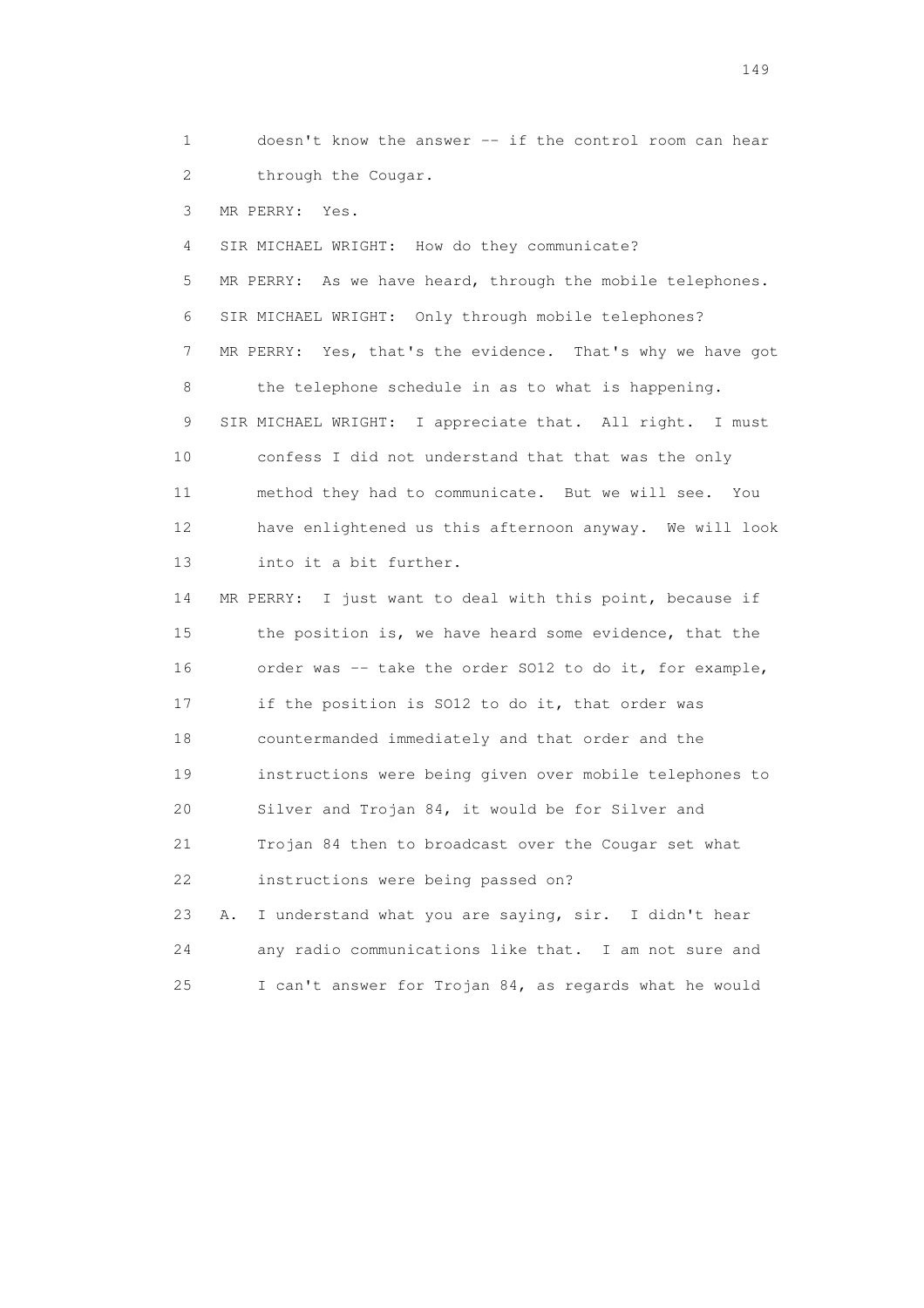1 doesn't know the answer -- if the control room can hear
2 through the Cougar.

3 MR PERRY: Yes.

4 SIR MICHAEL WRIGHT: How do they communicate?

5 MR PERRY: As we have heard, through the mobile telephones.

6 SIR MICHAEL WRIGHT: Only through mobile telephones?

7 MR PERRY: Yes, that's the evidence. That's why we have got
8 the telephone schedule in as to what is happening.

9 SIR MICHAEL WRIGHT: I appreciate that. All right. I must
10 confess I did not understand that that was the only
11 method they had to communicate. But we will see. You
12 have enlightened us this afternoon anyway. We will look
13 into it a bit further.

14 MR PERRY: I just want to deal with this point, because if
15 the position is, we have heard some evidence, that the
16 order was -- take the order SO12 to do it, for example,
17 if the position is SO12 to do it, that order was
18 countermanded immediately and that order and the
19 instructions were being given over mobile telephones to
20 Silver and Trojan 84, it would be for Silver and
21 Trojan 84 then to broadcast over the Cougar set what
22 instructions were being passed on?

23 A. I understand what you are saying, sir. I didn't hear
24 any radio communications like that. I am not sure and
25 I can't answer for Trojan 84, as regards what he would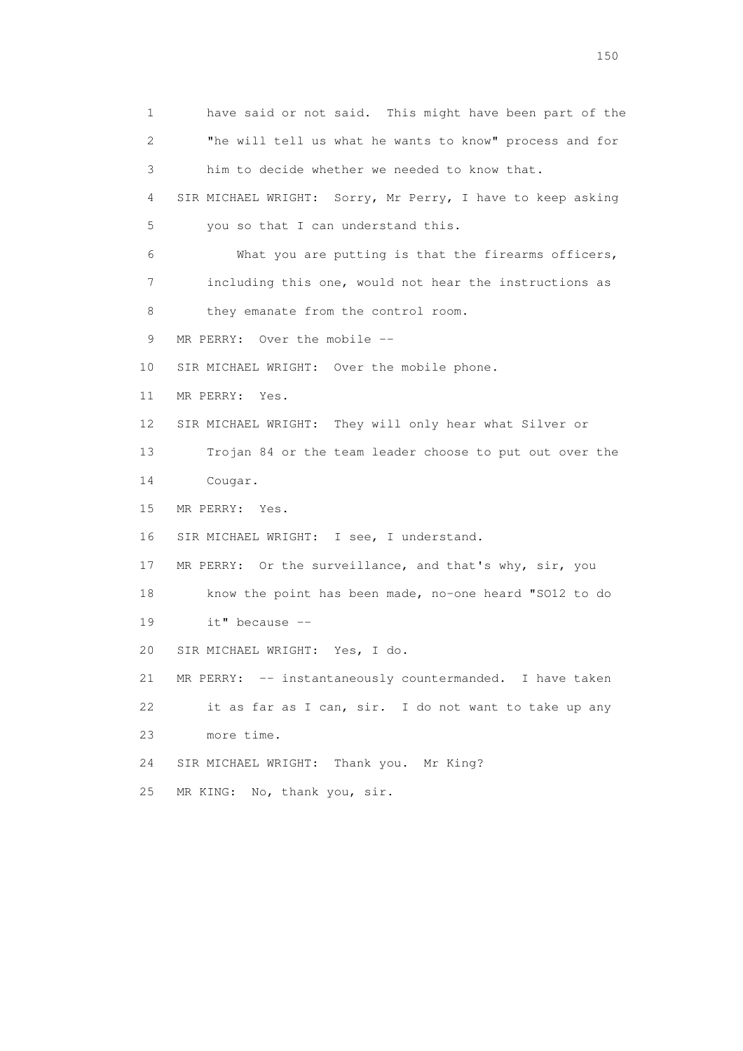1 have said or not said. This might have been part of the
2 "he will tell us what he wants to know" process and for
3 him to decide whether we needed to know that.
4 SIR MICHAEL WRIGHT: Sorry, Mr Perry, I have to keep asking
5 you so that I can understand this.
6 What you are putting is that the firearms officers,
7 including this one, would not hear the instructions as
8 they emanate from the control room.
9 MR PERRY: Over the mobile --
10 SIR MICHAEL WRIGHT: Over the mobile phone.
11 MR PERRY: Yes.
12 SIR MICHAEL WRIGHT: They will only hear what Silver or
13 Trojan 84 or the team leader choose to put out over the
14 Cougar.
15 MR PERRY: Yes.
16 SIR MICHAEL WRIGHT: I see, I understand.
17 MR PERRY: Or the surveillance, and that's why, sir, you
18 know the point has been made, no-one heard "SO12 to do
19 it" because --
20 SIR MICHAEL WRIGHT: Yes, I do.
21 MR PERRY: -- instantaneously countermanded. I have taken
22 it as far as I can, sir. I do not want to take up any
23 more time.
24 SIR MICHAEL WRIGHT: Thank you. Mr King?
25 MR KING: No, thank you, sir.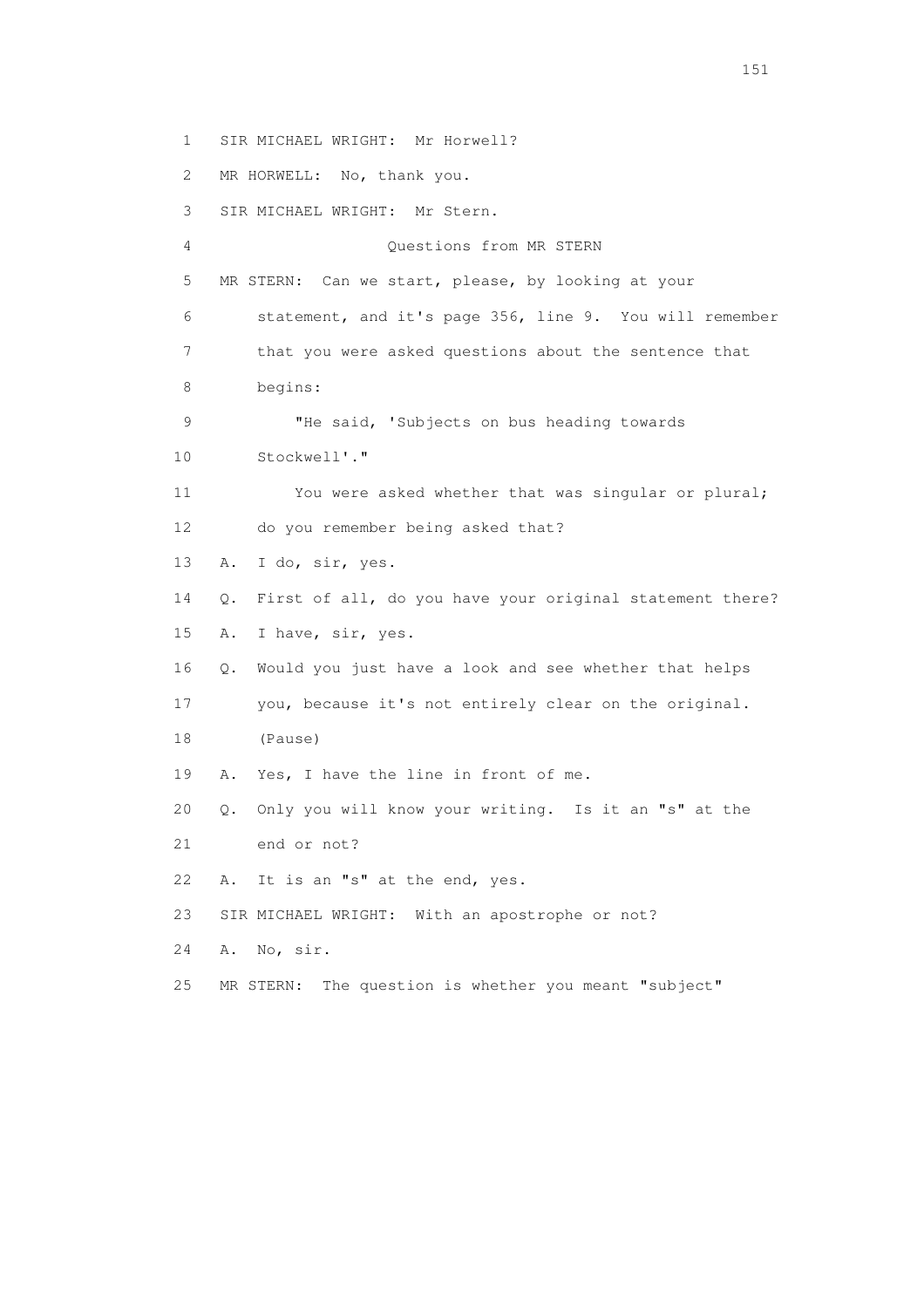1 SIR MICHAEL WRIGHT: Mr Horwell?

2 MR HORWELL: No, thank you.

3 SIR MICHAEL WRIGHT: Mr Stern.

4 Questions from MR STERN

5 MR STERN: Can we start, please, by looking at your

6 statement, and it's page 356, line 9. You will remember

7 that you were asked questions about the sentence that

8 begins:

9 "He said, 'Subjects on bus heading towards

10 Stockwell'."

11 You were asked whether that was singular or plural;

12 do you remember being asked that?

13 A. I do, sir, yes.

14 Q. First of all, do you have your original statement there?

15 A. I have, sir, yes.

16 Q. Would you just have a look and see whether that helps

17 you, because it's not entirely clear on the original.

18 (Pause)

19 A. Yes, I have the line in front of me.

20 Q. Only you will know your writing. Is it an "s" at the

21 end or not?

22 A. It is an "s" at the end, yes.

23 SIR MICHAEL WRIGHT: With an apostrophe or not?

24 A. No, sir.

25 MR STERN: The question is whether you meant "subject"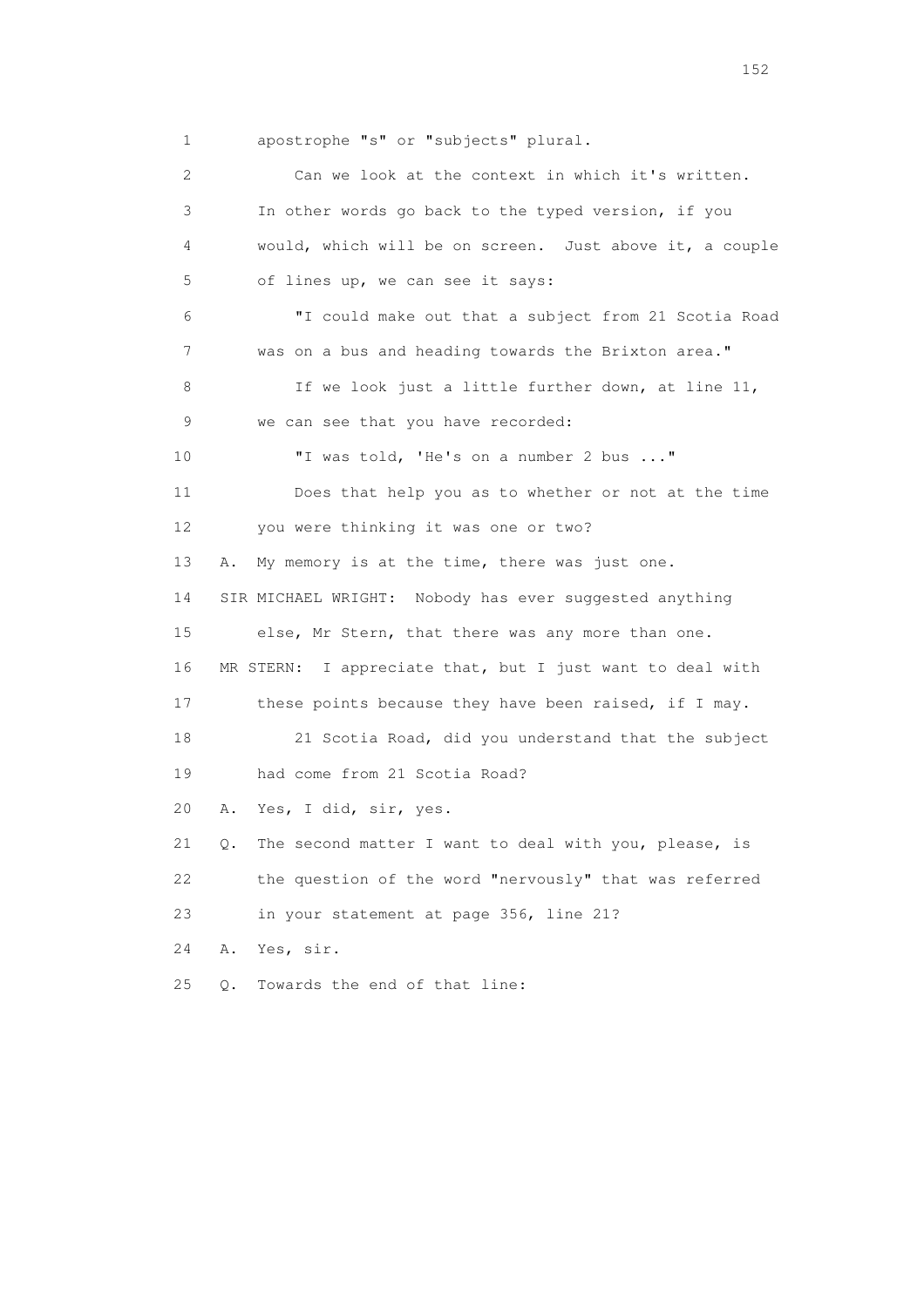1 apostrophe "s" or "subjects" plural.

2 Can we look at the context in which it's written.

3 In other words go back to the typed version, if you

4 would, which will be on screen. Just above it, a couple

5 of lines up, we can see it says:

6 "I could make out that a subject from 21 Scotia Road

7 was on a bus and heading towards the Brixton area."

8 If we look just a little further down, at line 11,

9 we can see that you have recorded:

10 "I was told, 'He's on a number 2 bus ..."

11 Does that help you as to whether or not at the time

12 you were thinking it was one or two?

13 A. My memory is at the time, there was just one.

14 SIR MICHAEL WRIGHT: Nobody has ever suggested anything

15 else, Mr Stern, that there was any more than one.

16 MR STERN: I appreciate that, but I just want to deal with

17 these points because they have been raised, if I may.

18 21 Scotia Road, did you understand that the subject

19 had come from 21 Scotia Road?

20 A. Yes, I did, sir, yes.

21 Q. The second matter I want to deal with you, please, is

22 the question of the word "nervously" that was referred

23 in your statement at page 356, line 21?

24 A. Yes, sir.

25 Q. Towards the end of that line: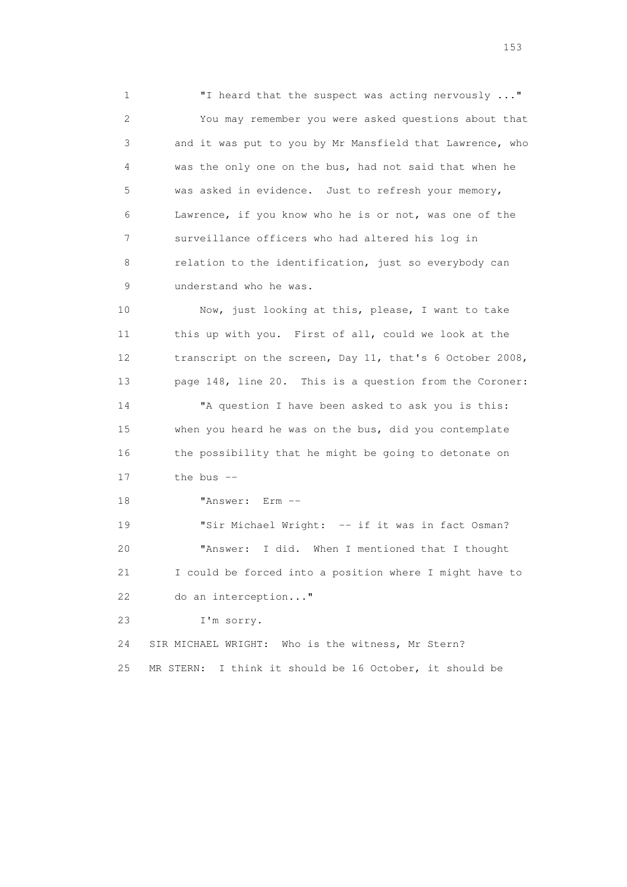1 "I heard that the suspect was acting nervously ..."

2 You may remember you were asked questions about that

3 and it was put to you by Mr Mansfield that Lawrence, who

4 was the only one on the bus, had not said that when he

5 was asked in evidence. Just to refresh your memory,

6 Lawrence, if you know who he is or not, was one of the

7 surveillance officers who had altered his log in

8 relation to the identification, just so everybody can

9 understand who he was.

10 Now, just looking at this, please, I want to take

11 this up with you. First of all, could we look at the

12 transcript on the screen, Day 11, that's 6 October 2008,

13 page 148, line 20. This is a question from the Coroner:

14 "A question I have been asked to ask you is this:

15 when you heard he was on the bus, did you contemplate

16 the possibility that he might be going to detonate on

17 the bus --

18 "Answer: Erm --

19 "Sir Michael Wright: -- if it was in fact Osman?

20 "Answer: I did. When I mentioned that I thought

21 I could be forced into a position where I might have to

22 do an interception..."

23 I'm sorry.

24 SIR MICHAEL WRIGHT: Who is the witness, Mr Stern?

25 MR STERN: I think it should be 16 October, it should be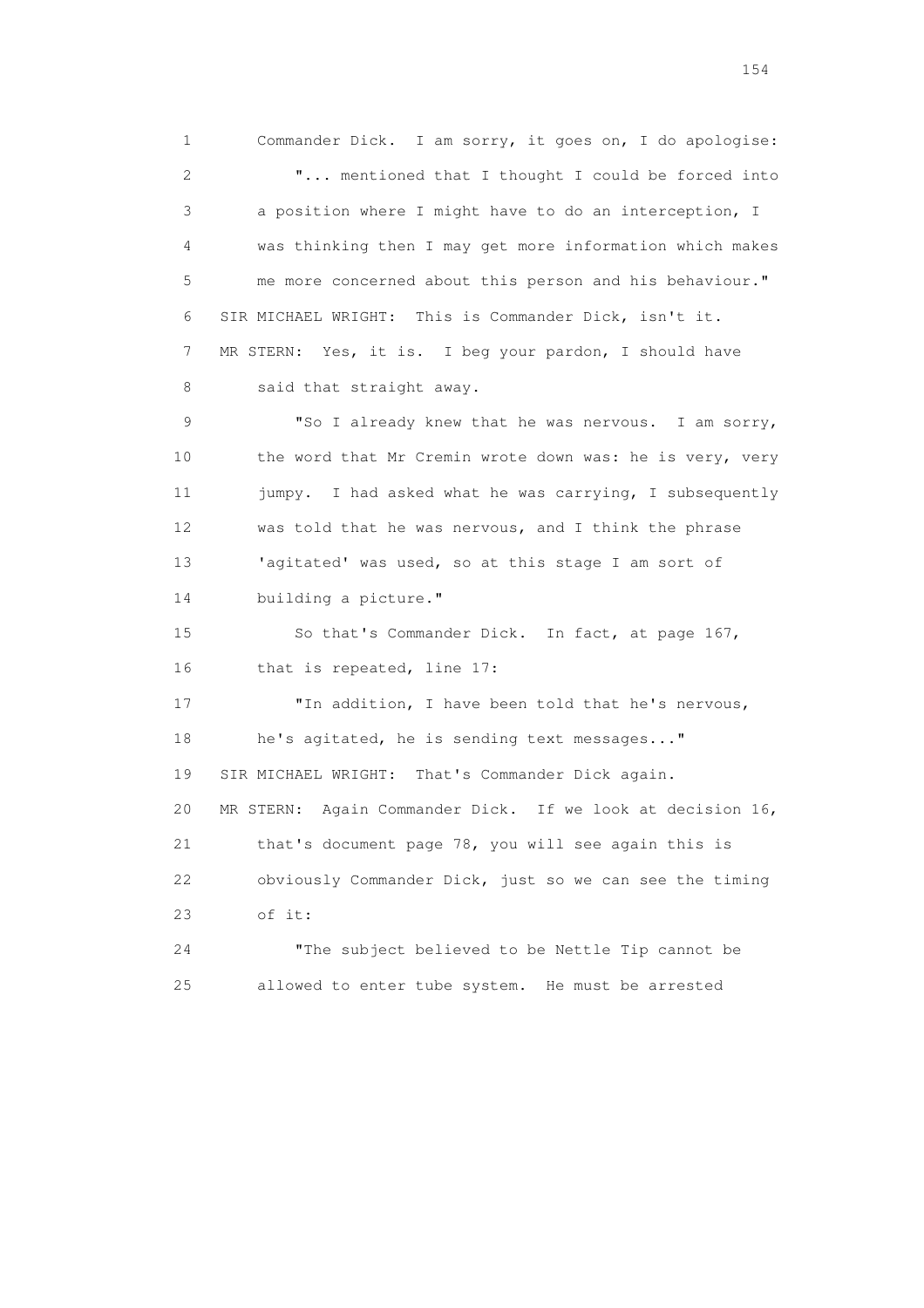1 Commander Dick. I am sorry, it goes on, I do apologise:

2 "... mentioned that I thought I could be forced into

3 a position where I might have to do an interception, I

4 was thinking then I may get more information which makes

5 me more concerned about this person and his behaviour."

6 SIR MICHAEL WRIGHT: This is Commander Dick, isn't it.

7 MR STERN: Yes, it is. I beg your pardon, I should have

8 said that straight away.

9 "So I already knew that he was nervous. I am sorry,

10 the word that Mr Cremin wrote down was: he is very, very

11 jumpy. I had asked what he was carrying, I subsequently

12 was told that he was nervous, and I think the phrase

13 'agitated' was used, so at this stage I am sort of

14 building a picture."

15 So that's Commander Dick. In fact, at page 167,

16 that is repeated, line 17:

17 "In addition, I have been told that he's nervous,

18 he's agitated, he is sending text messages..."

19 SIR MICHAEL WRIGHT: That's Commander Dick again.

20 MR STERN: Again Commander Dick. If we look at decision 16,

21 that's document page 78, you will see again this is

22 obviously Commander Dick, just so we can see the timing

23 of it:

24 "The subject believed to be Nettle Tip cannot be

25 allowed to enter tube system. He must be arrested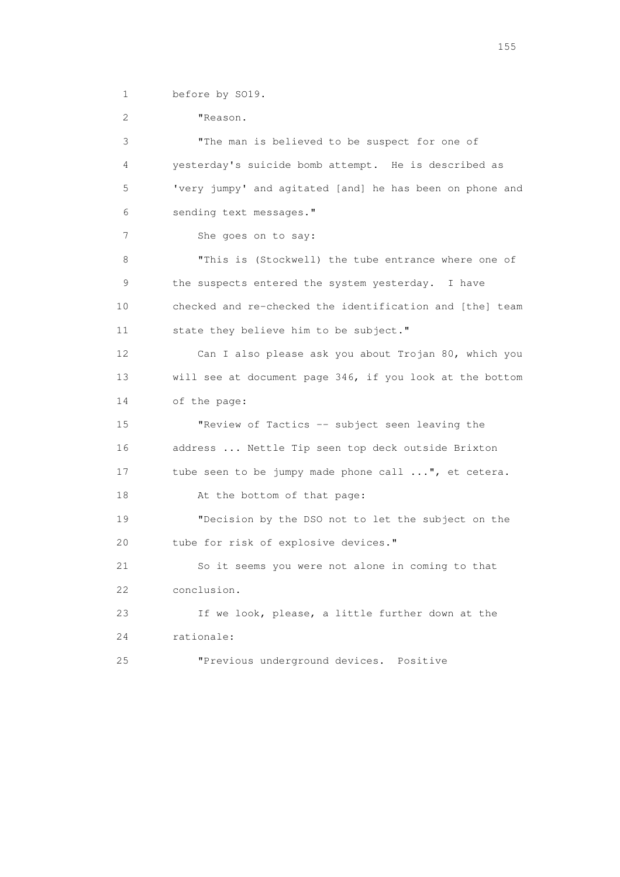1 before by SO19.

2 "Reason.

3 "The man is believed to be suspect for one of

4 yesterday's suicide bomb attempt. He is described as

5 'very jumpy' and agitated [and] he has been on phone and

6 sending text messages."

7 She goes on to say:

8 "This is (Stockwell) the tube entrance where one of

9 the suspects entered the system yesterday. I have

10 checked and re-checked the identification and [the] team

11 state they believe him to be subject."

12 Can I also please ask you about Trojan 80, which you

13 will see at document page 346, if you look at the bottom

14 of the page:

15 "Review of Tactics -- subject seen leaving the

16 address ... Nettle Tip seen top deck outside Brixton

17 tube seen to be jumpy made phone call ...", et cetera.

18 At the bottom of that page:

19 "Decision by the DSO not to let the subject on the

20 tube for risk of explosive devices."

21 So it seems you were not alone in coming to that

22 conclusion.

23 If we look, please, a little further down at the

24 rationale:

25 "Previous underground devices. Positive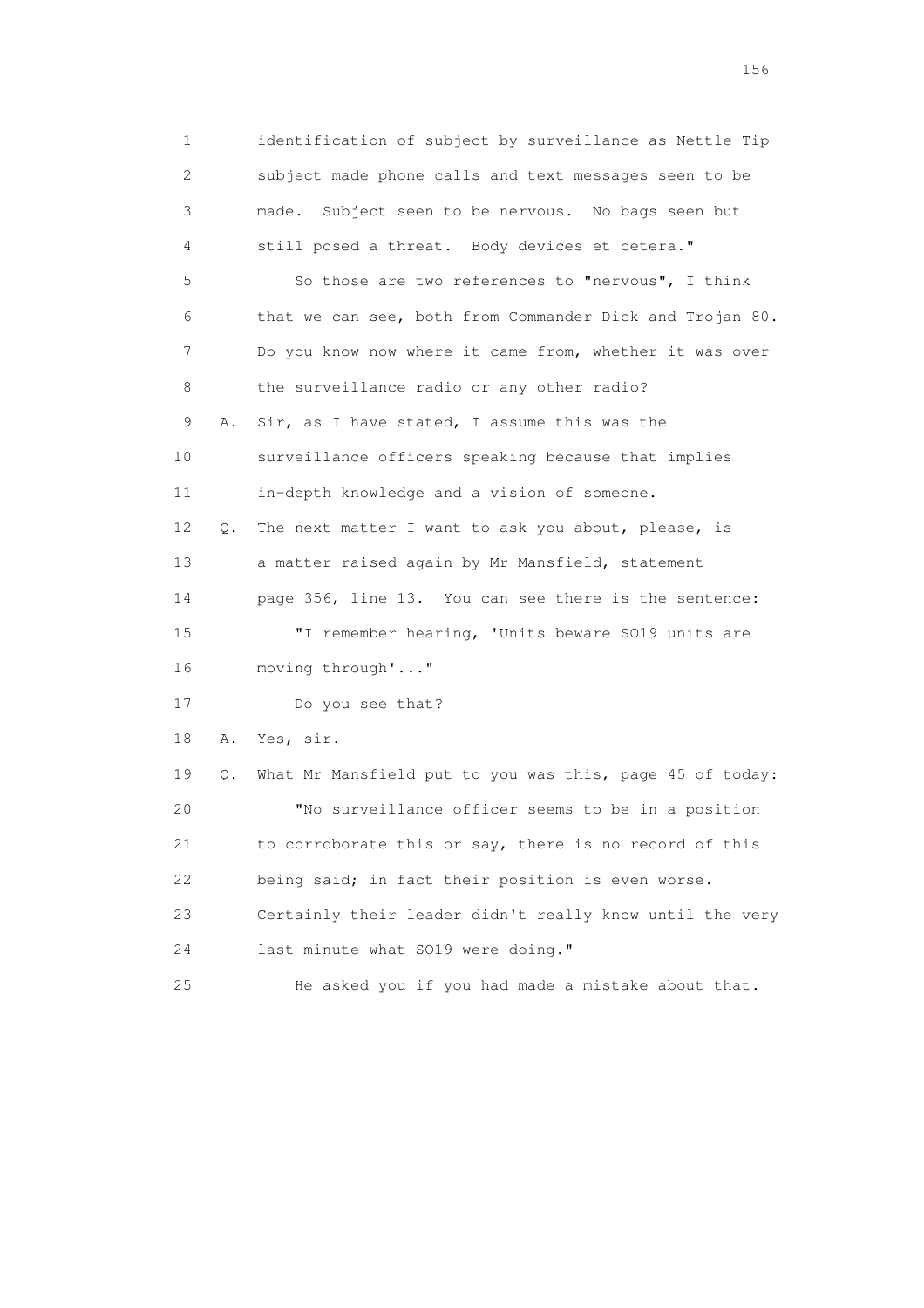1 identification of subject by surveillance as Nettle Tip
2 subject made phone calls and text messages seen to be
3 made. Subject seen to be nervous. No bags seen but
4 still posed a threat. Body devices et cetera."
5 So those are two references to "nervous", I think
6 that we can see, both from Commander Dick and Trojan 80.
7 Do you know now where it came from, whether it was over
8 the surveillance radio or any other radio?
9 A. Sir, as I have stated, I assume this was the
10 surveillance officers speaking because that implies
11 in-depth knowledge and a vision of someone.
12 Q. The next matter I want to ask you about, please, is
13 a matter raised again by Mr Mansfield, statement
14 page 356, line 13. You can see there is the sentence:
15 "I remember hearing, 'Units beware SO19 units are
16 moving through'..."
17 Do you see that?
18 A. Yes, sir.
19 Q. What Mr Mansfield put to you was this, page 45 of today:
20 "No surveillance officer seems to be in a position
21 to corroborate this or say, there is no record of this
22 being said; in fact their position is even worse.
23 Certainly their leader didn't really know until the very
24 last minute what SO19 were doing."
25 He asked you if you had made a mistake about that.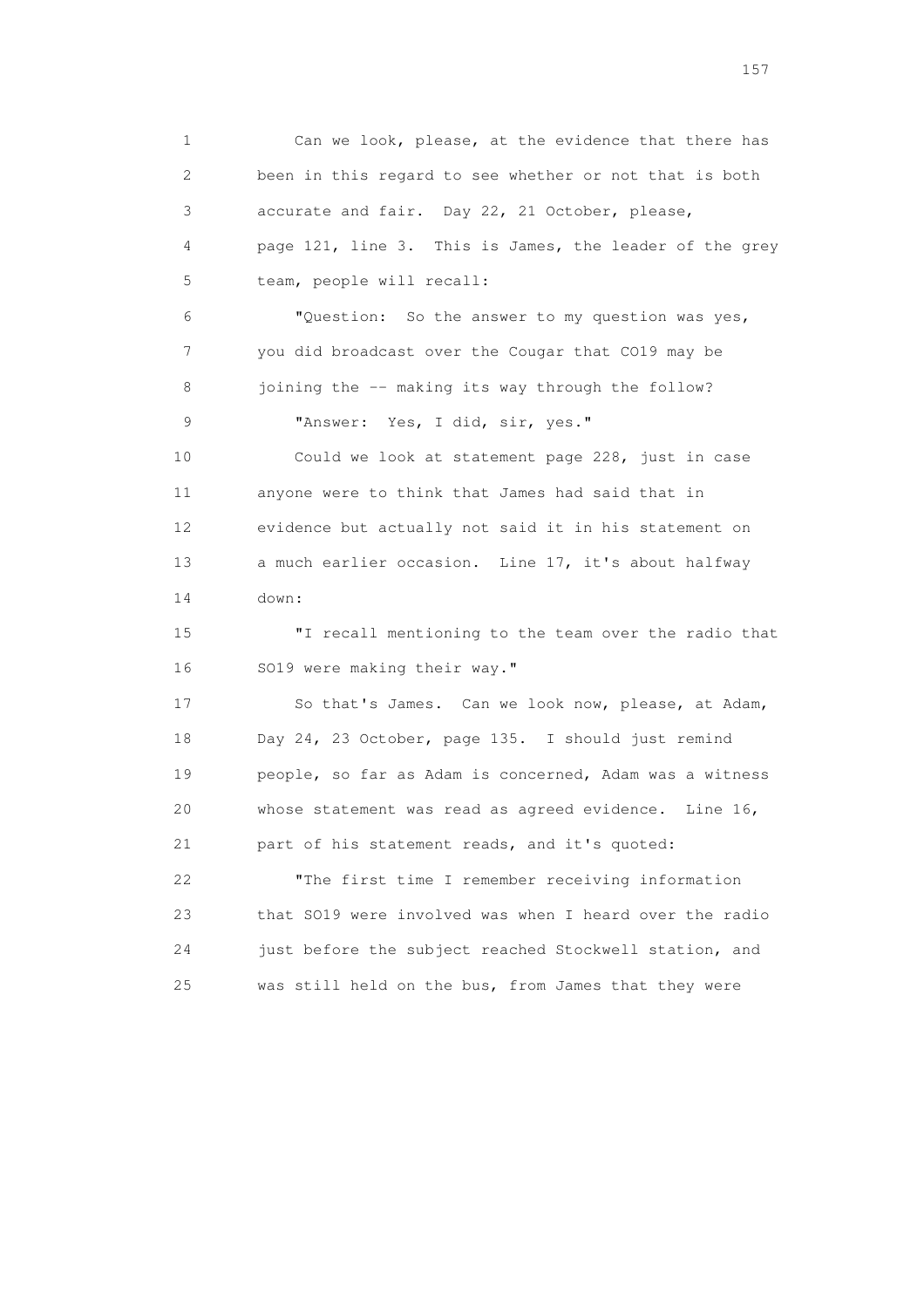1 Can we look, please, at the evidence that there has
2 been in this regard to see whether or not that is both
3 accurate and fair. Day 22, 21 October, please,
4 page 121, line 3. This is James, the leader of the grey
5 team, people will recall:

6 "Question: So the answer to my question was yes,
7 you did broadcast over the Cougar that CO19 may be
8 joining the -- making its way through the follow?

9 "Answer: Yes, I did, sir, yes."

10 Could we look at statement page 228, just in case
11 anyone were to think that James had said that in
12 evidence but actually not said it in his statement on
13 a much earlier occasion. Line 17, it's about halfway
14 down:

15 "I recall mentioning to the team over the radio that
16 SO19 were making their way."

17 So that's James. Can we look now, please, at Adam,
18 Day 24, 23 October, page 135. I should just remind
19 people, so far as Adam is concerned, Adam was a witness
20 whose statement was read as agreed evidence. Line 16,
21 part of his statement reads, and it's quoted:

22 "The first time I remember receiving information
23 that SO19 were involved was when I heard over the radio
24 just before the subject reached Stockwell station, and
25 was still held on the bus, from James that they were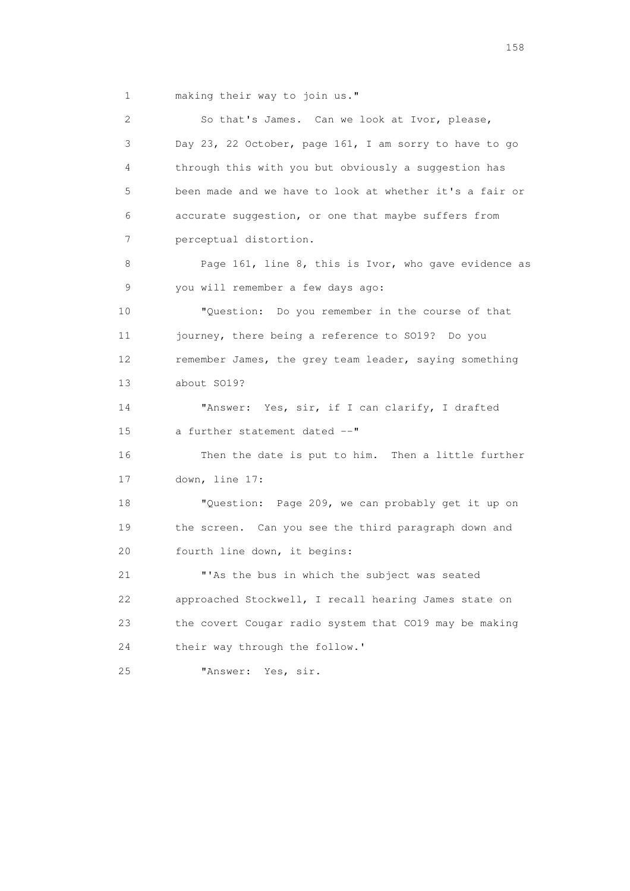1 making their way to join us."

2 So that's James. Can we look at Ivor, please,

3 Day 23, 22 October, page 161, I am sorry to have to go

4 through this with you but obviously a suggestion has

5 been made and we have to look at whether it's a fair or

6 accurate suggestion, or one that maybe suffers from

7 perceptual distortion.

8 Page 161, line 8, this is Ivor, who gave evidence as

9 you will remember a few days ago:

10 "Question: Do you remember in the course of that

11 journey, there being a reference to SO19? Do you

12 remember James, the grey team leader, saying something

13 about SO19?

14 "Answer: Yes, sir, if I can clarify, I drafted

15 a further statement dated --"

16 Then the date is put to him. Then a little further

17 down, line 17:

18 "Question: Page 209, we can probably get it up on

19 the screen. Can you see the third paragraph down and

20 fourth line down, it begins:

21 "'As the bus in which the subject was seated

22 approached Stockwell, I recall hearing James state on

23 the covert Cougar radio system that CO19 may be making

24 their way through the follow.'

25 "Answer: Yes, sir.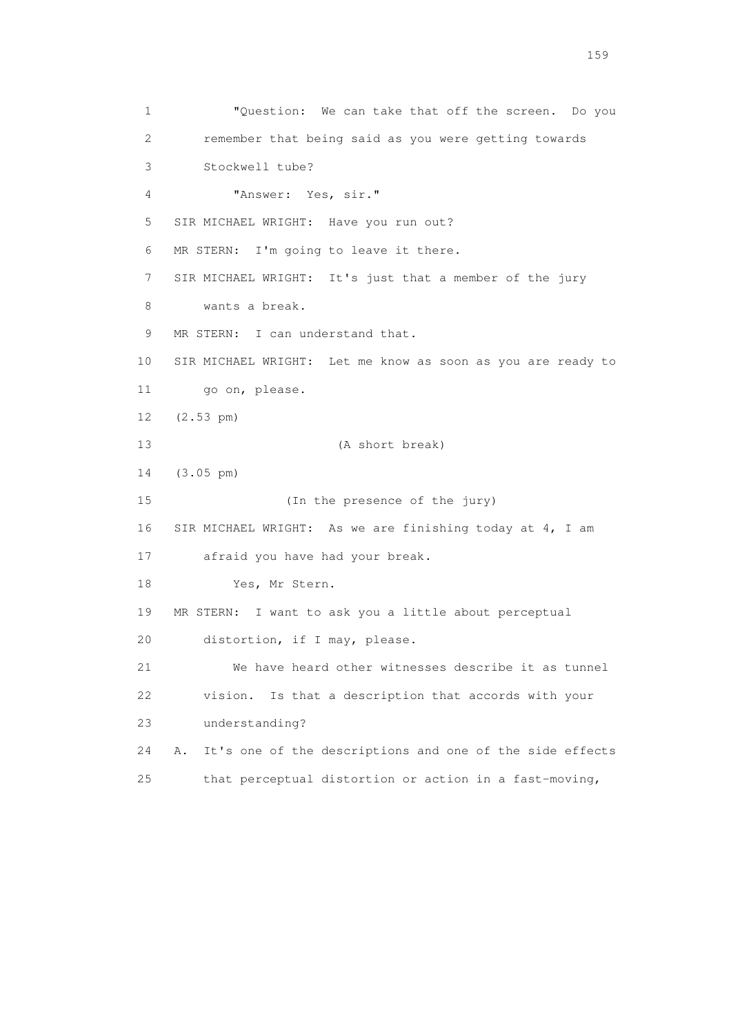1 "Question: We can take that off the screen. Do you
2 remember that being said as you were getting towards
3 Stockwell tube?
4 "Answer: Yes, sir."
5 SIR MICHAEL WRIGHT: Have you run out?
6 MR STERN: I'm going to leave it there.
7 SIR MICHAEL WRIGHT: It's just that a member of the jury
8 wants a break.
9 MR STERN: I can understand that.
10 SIR MICHAEL WRIGHT: Let me know as soon as you are ready to
11 go on, please.
12 (2.53 pm)
13 (A short break)
14 (3.05 pm)
15 (In the presence of the jury)
16 SIR MICHAEL WRIGHT: As we are finishing today at 4, I am
17 afraid you have had your break.
18 Yes, Mr Stern.
19 MR STERN: I want to ask you a little about perceptual
20 distortion, if I may, please.
21 We have heard other witnesses describe it as tunnel
22 vision. Is that a description that accords with your
23 understanding?
24 A. It's one of the descriptions and one of the side effects
25 that perceptual distortion or action in a fast-moving,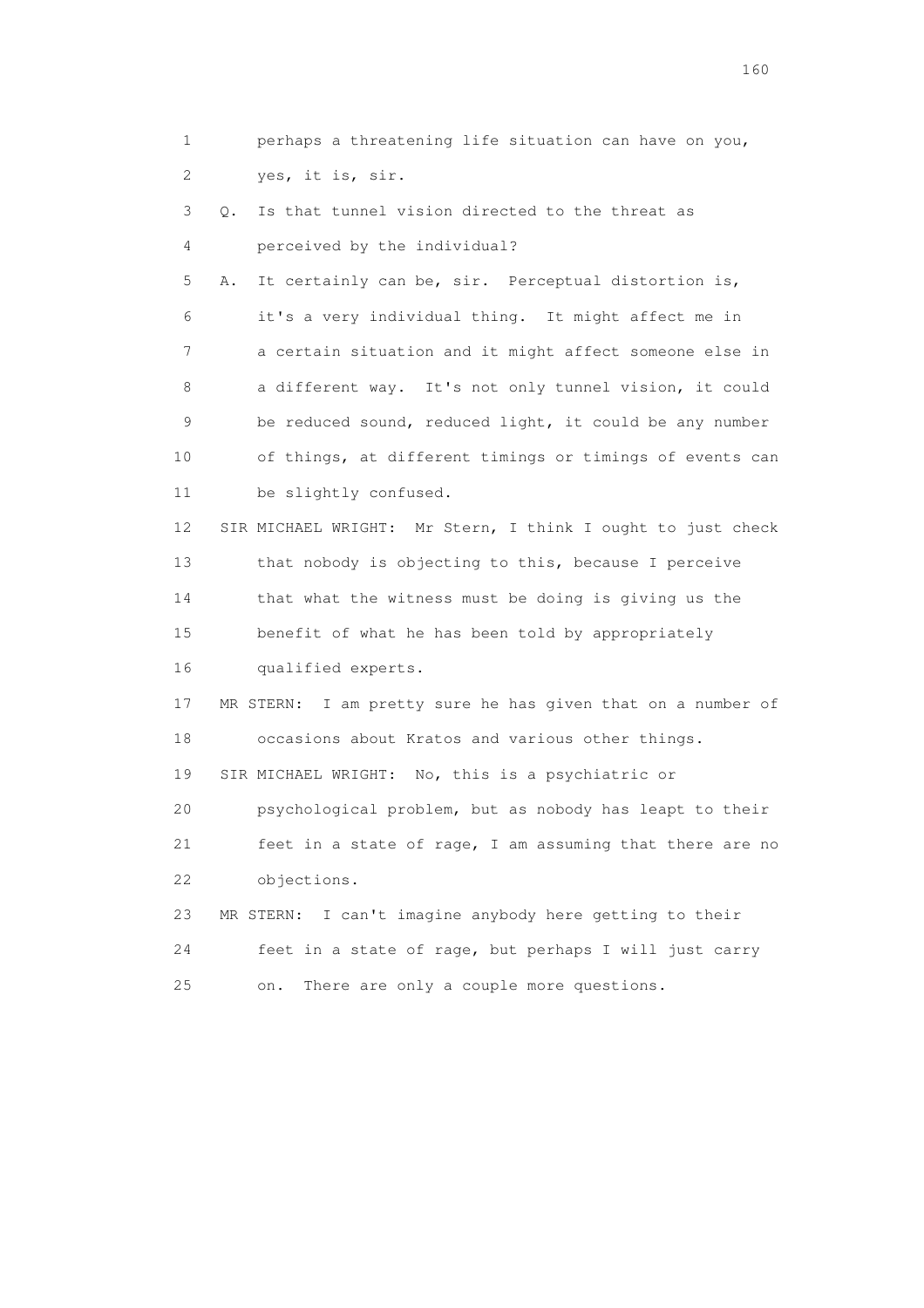1 perhaps a threatening life situation can have on you,
2 yes, it is, sir.
3 Q. Is that tunnel vision directed to the threat as
4 perceived by the individual?
5 A. It certainly can be, sir. Perceptual distortion is,
6 it's a very individual thing. It might affect me in
7 a certain situation and it might affect someone else in
8 a different way. It's not only tunnel vision, it could
9 be reduced sound, reduced light, it could be any number
10 of things, at different timings or timings of events can
11 be slightly confused.
12 SIR MICHAEL WRIGHT: Mr Stern, I think I ought to just check
13 that nobody is objecting to this, because I perceive
14 that what the witness must be doing is giving us the
15 benefit of what he has been told by appropriately
16 qualified experts.
17 MR STERN: I am pretty sure he has given that on a number of
18 occasions about Kratos and various other things.
19 SIR MICHAEL WRIGHT: No, this is a psychiatric or
20 psychological problem, but as nobody has leapt to their
21 feet in a state of rage, I am assuming that there are no
22 objections.
23 MR STERN: I can't imagine anybody here getting to their
24 feet in a state of rage, but perhaps I will just carry
25 on. There are only a couple more questions.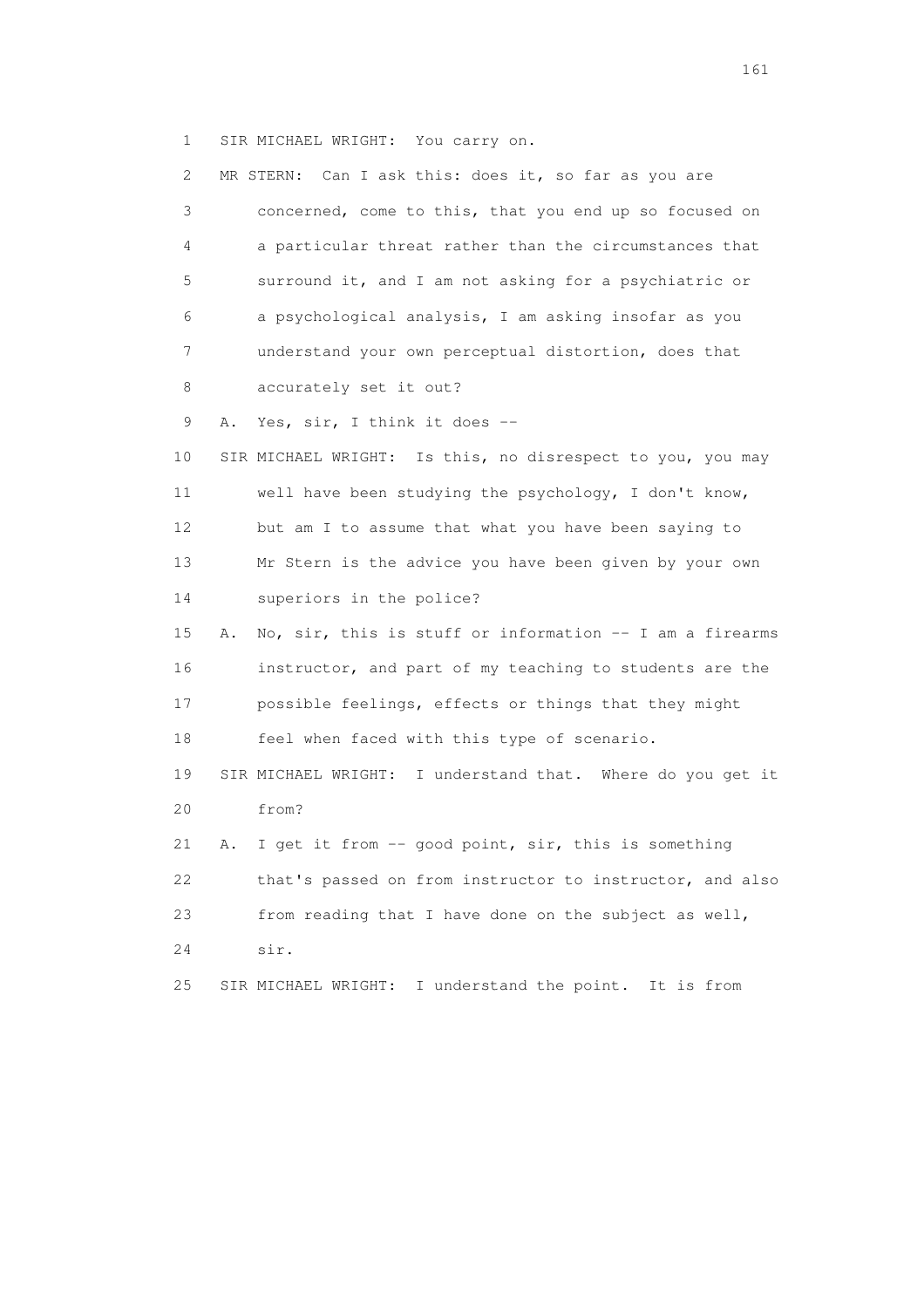1 SIR MICHAEL WRIGHT: You carry on.

2 MR STERN: Can I ask this: does it, so far as you are

3 concerned, come to this, that you end up so focused on

4 a particular threat rather than the circumstances that

5 surround it, and I am not asking for a psychiatric or

6 a psychological analysis, I am asking insofar as you

7 understand your own perceptual distortion, does that

8 accurately set it out?

9 A. Yes, sir, I think it does --

10 SIR MICHAEL WRIGHT: Is this, no disrespect to you, you may

11 well have been studying the psychology, I don't know,

12 but am I to assume that what you have been saying to

13 Mr Stern is the advice you have been given by your own

14 superiors in the police?

15 A. No, sir, this is stuff or information -- I am a firearms

16 instructor, and part of my teaching to students are the

17 possible feelings, effects or things that they might

18 feel when faced with this type of scenario.

19 SIR MICHAEL WRIGHT: I understand that. Where do you get it

20 from?

21 A. I get it from -- good point, sir, this is something

22 that's passed on from instructor to instructor, and also

23 from reading that I have done on the subject as well,

24 sir.

25 SIR MICHAEL WRIGHT: I understand the point. It is from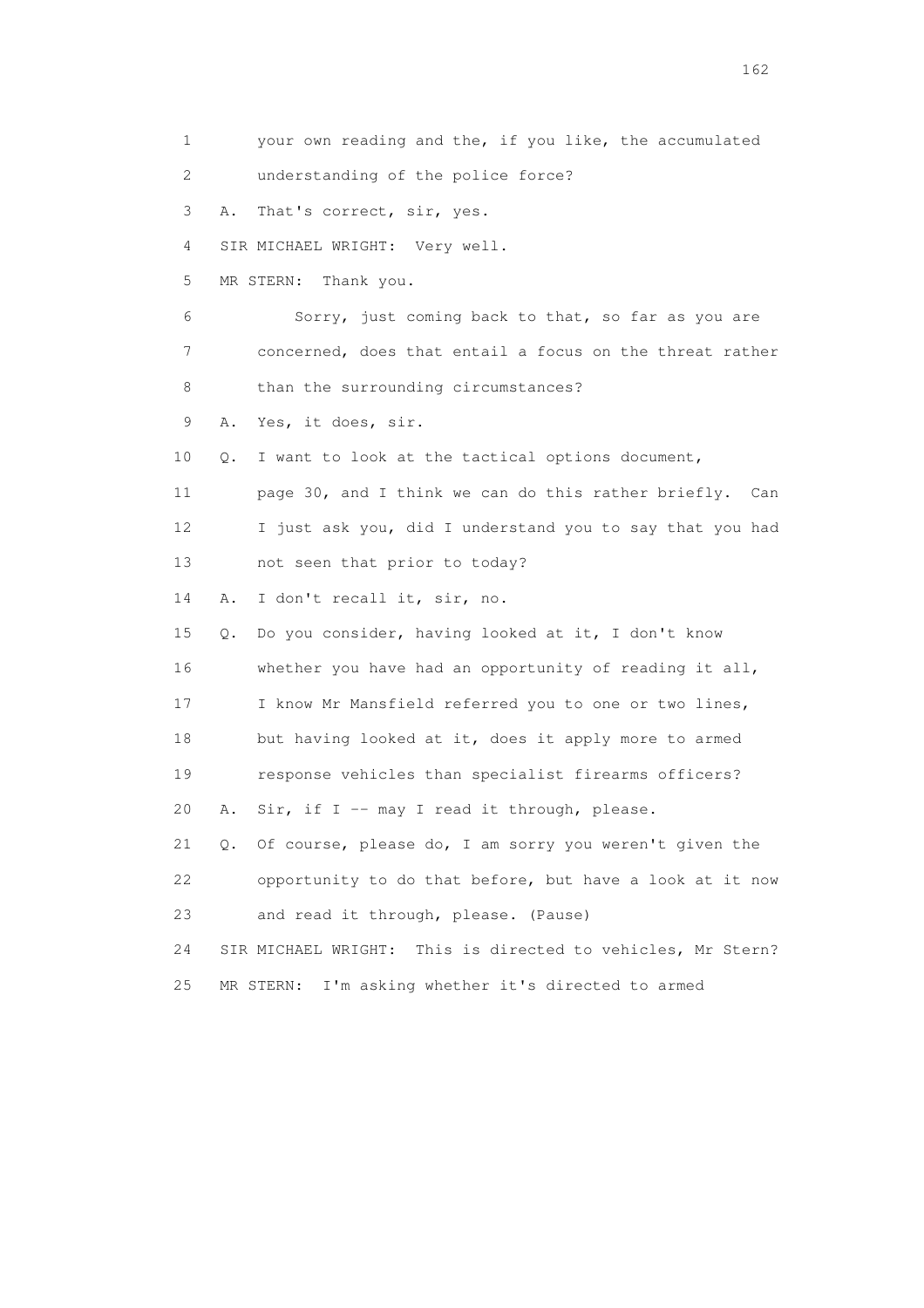1 your own reading and the, if you like, the accumulated
2 understanding of the police force?
3 A. That's correct, sir, yes.
4 SIR MICHAEL WRIGHT: Very well.
5 MR STERN: Thank you.
6 Sorry, just coming back to that, so far as you are
7 concerned, does that entail a focus on the threat rather
8 than the surrounding circumstances?
9 A. Yes, it does, sir.
10 Q. I want to look at the tactical options document,
11 page 30, and I think we can do this rather briefly. Can
12 I just ask you, did I understand you to say that you had
13 not seen that prior to today?
14 A. I don't recall it, sir, no.
15 Q. Do you consider, having looked at it, I don't know
16 whether you have had an opportunity of reading it all,
17 I know Mr Mansfield referred you to one or two lines,
18 but having looked at it, does it apply more to armed
19 response vehicles than specialist firearms officers?
20 A. Sir, if I -- may I read it through, please.
21 Q. Of course, please do, I am sorry you weren't given the
22 opportunity to do that before, but have a look at it now
23 and read it through, please. (Pause)
24 SIR MICHAEL WRIGHT: This is directed to vehicles, Mr Stern?
25 MR STERN: I'm asking whether it's directed to armed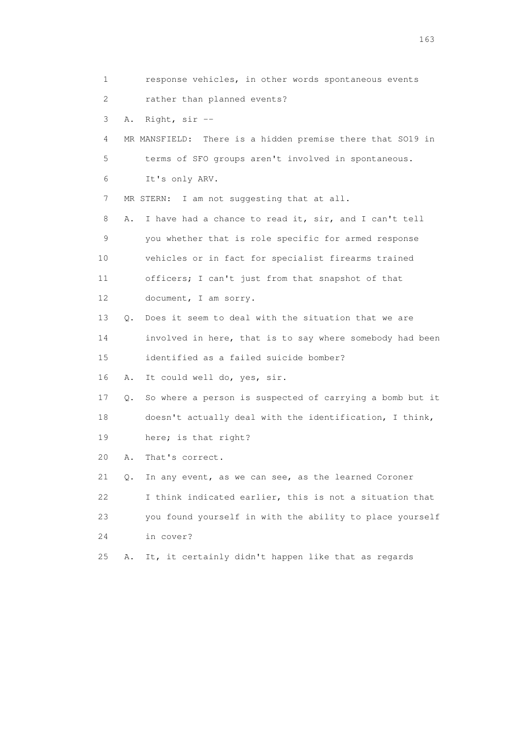1 response vehicles, in other words spontaneous events

2 rather than planned events?

3 A. Right, sir --

4 MR MANSFIELD: There is a hidden premise there that SO19 in

5 terms of SFO groups aren't involved in spontaneous.

6 It's only ARV.

7 MR STERN: I am not suggesting that at all.

8 A. I have had a chance to read it, sir, and I can't tell

9 you whether that is role specific for armed response

10 vehicles or in fact for specialist firearms trained

11 officers; I can't just from that snapshot of that

12 document, I am sorry.

13 Q. Does it seem to deal with the situation that we are

14 involved in here, that is to say where somebody had been

15 identified as a failed suicide bomber?

16 A. It could well do, yes, sir.

17 Q. So where a person is suspected of carrying a bomb but it

18 doesn't actually deal with the identification, I think,

19 here; is that right?

20 A. That's correct.

21 Q. In any event, as we can see, as the learned Coroner

22 I think indicated earlier, this is not a situation that

23 you found yourself in with the ability to place yourself

24 in cover?

25 A. It, it certainly didn't happen like that as regards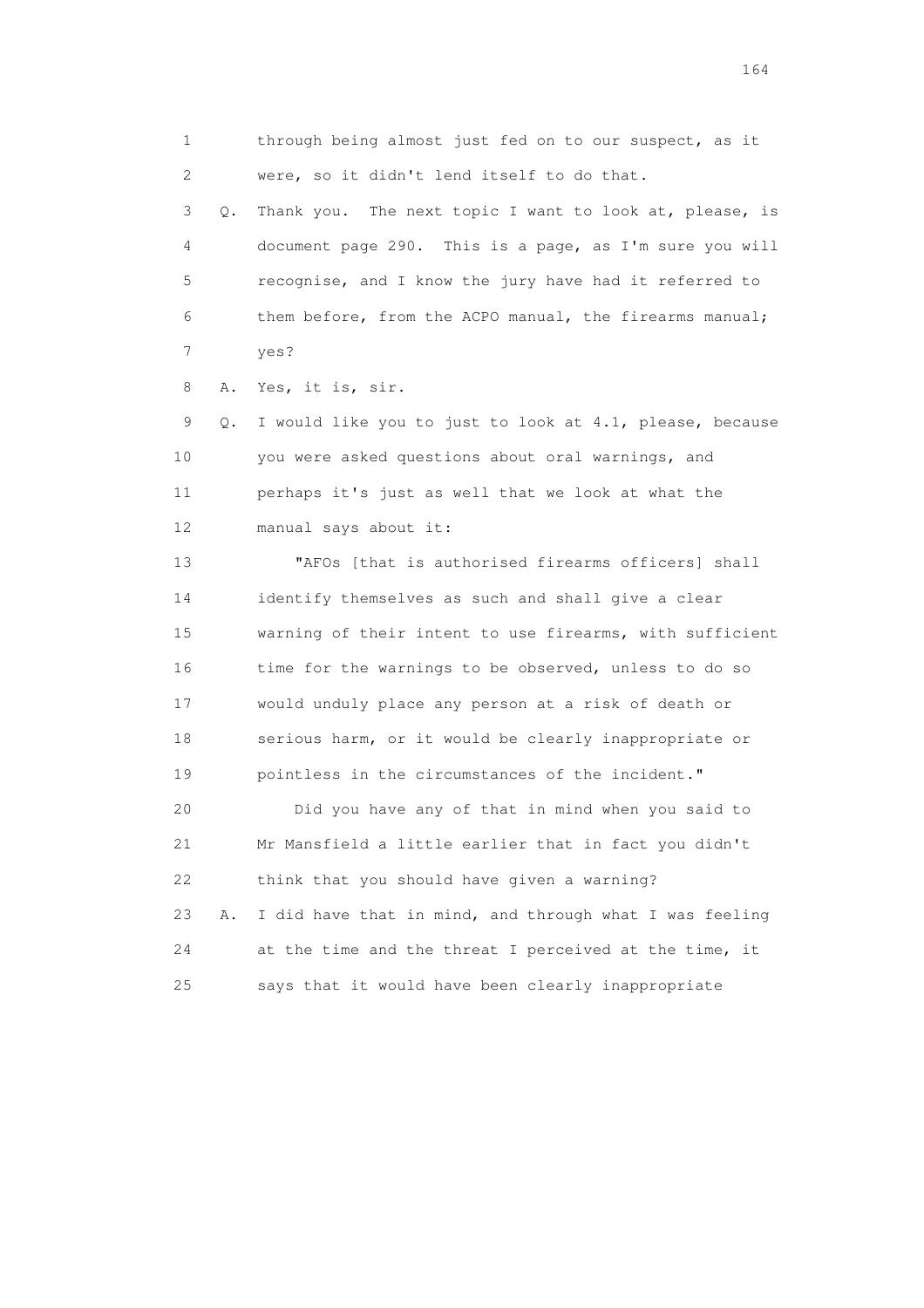1 through being almost just fed on to our suspect, as it
2 were, so it didn't lend itself to do that.

3 Q. Thank you. The next topic I want to look at, please, is
4 document page 290. This is a page, as I'm sure you will
5 recognise, and I know the jury have had it referred to
6 them before, from the ACPO manual, the firearms manual;
7 yes?

8 A. Yes, it is, sir.

9 Q. I would like you to just to look at 4.1, please, because
10 you were asked questions about oral warnings, and
11 perhaps it's just as well that we look at what the
12 manual says about it:

13 "AFOs [that is authorised firearms officers] shall
14 identify themselves as such and shall give a clear
15 warning of their intent to use firearms, with sufficient
16 time for the warnings to be observed, unless to do so
17 would unduly place any person at a risk of death or
18 serious harm, or it would be clearly inappropriate or
19 pointless in the circumstances of the incident."

20 Did you have any of that in mind when you said to
21 Mr Mansfield a little earlier that in fact you didn't
22 think that you should have given a warning?

23 A. I did have that in mind, and through what I was feeling
24 at the time and the threat I perceived at the time, it
25 says that it would have been clearly inappropriate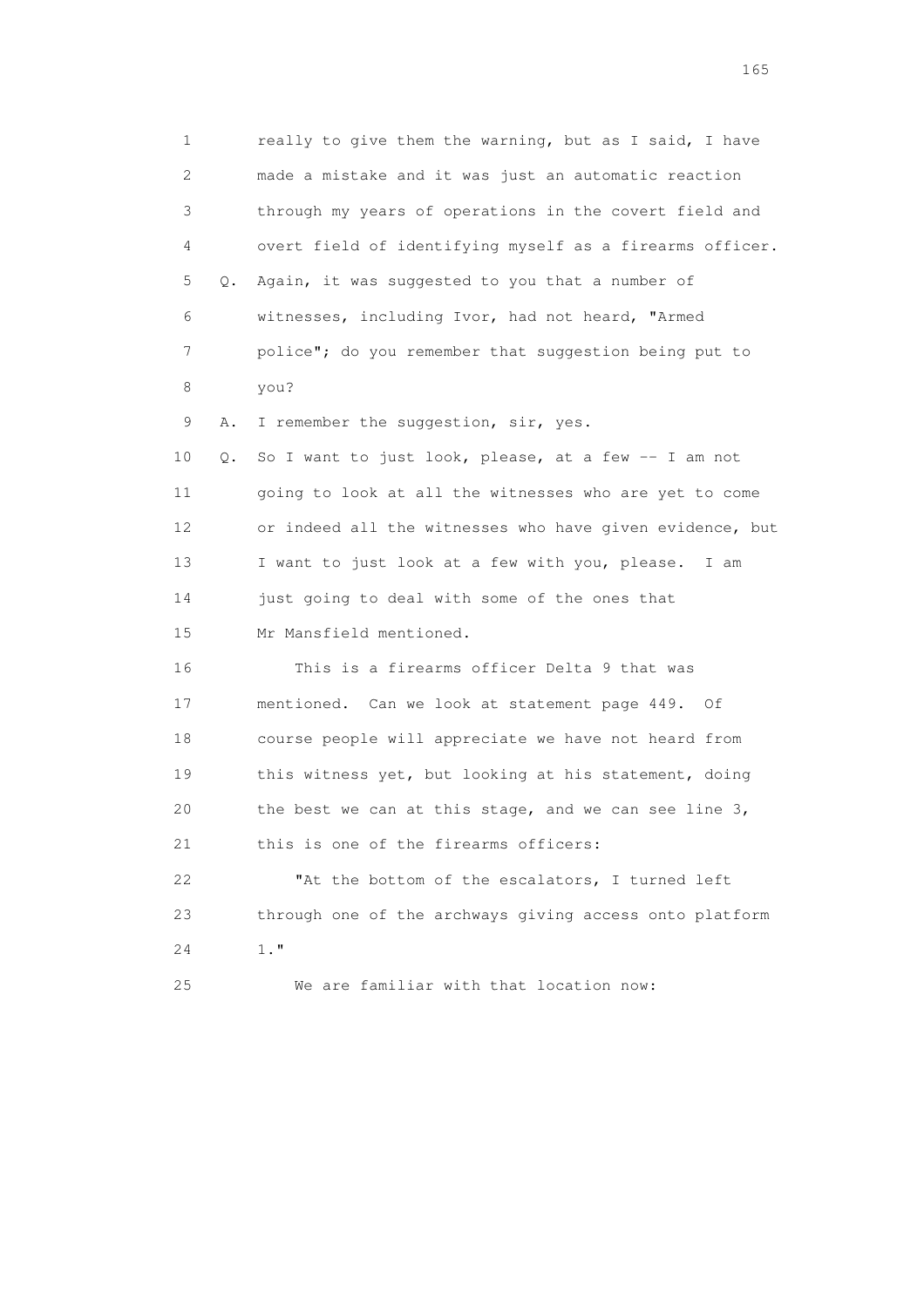1 really to give them the warning, but as I said, I have
2 made a mistake and it was just an automatic reaction
3 through my years of operations in the covert field and
4 overt field of identifying myself as a firearms officer.
5 Q. Again, it was suggested to you that a number of
6 witnesses, including Ivor, had not heard, "Armed
7 police"; do you remember that suggestion being put to
8 you?
9 A. I remember the suggestion, sir, yes.
10 Q. So I want to just look, please, at a few -- I am not
11 going to look at all the witnesses who are yet to come
12 or indeed all the witnesses who have given evidence, but
13 I want to just look at a few with you, please. I am
14 just going to deal with some of the ones that
15 Mr Mansfield mentioned.
16 This is a firearms officer Delta 9 that was
17 mentioned. Can we look at statement page 449. Of
18 course people will appreciate we have not heard from
19 this witness yet, but looking at his statement, doing
20 the best we can at this stage, and we can see line 3,
21 this is one of the firearms officers:
22 "At the bottom of the escalators, I turned left
23 through one of the archways giving access onto platform
24 1."
25 We are familiar with that location now: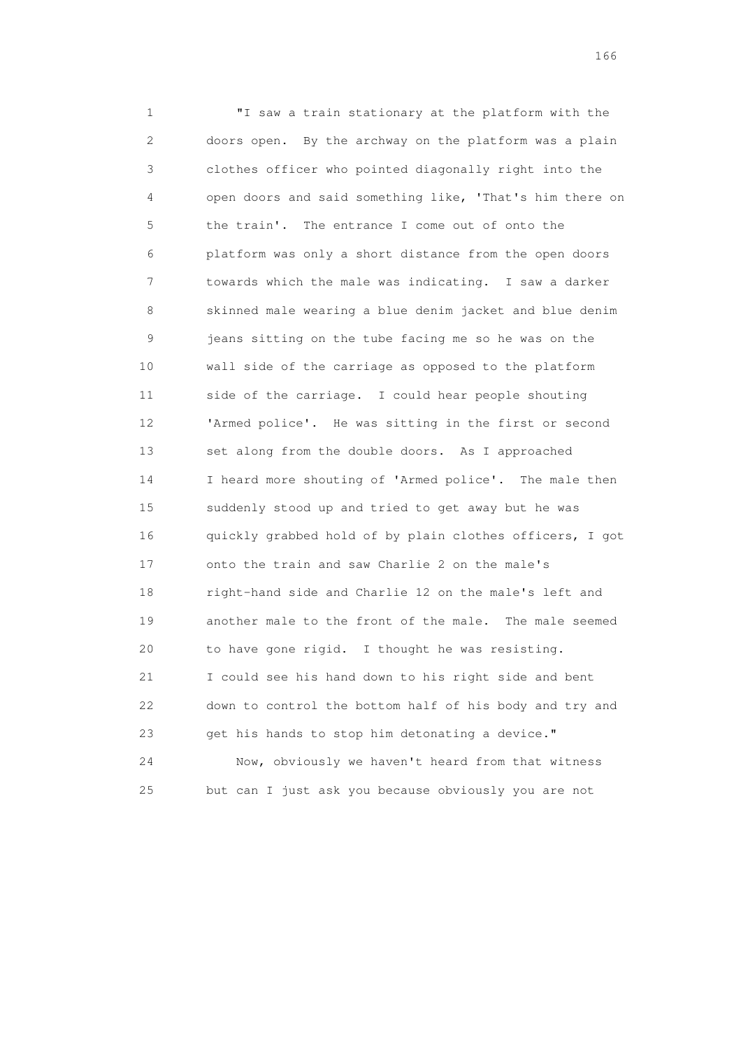"I saw a train stationary at the platform with the doors open. By the archway on the platform was a plain clothes officer who pointed diagonally right into the open doors and said something like, 'That's him there on the train'. The entrance I come out of onto the platform was only a short distance from the open doors towards which the male was indicating. I saw a darker skinned male wearing a blue denim jacket and blue denim jeans sitting on the tube facing me so he was on the wall side of the carriage as opposed to the platform side of the carriage. I could hear people shouting 'Armed police'. He was sitting in the first or second set along from the double doors. As I approached I heard more shouting of 'Armed police'. The male then suddenly stood up and tried to get away but he was quickly grabbed hold of by plain clothes officers, I got onto the train and saw Charlie 2 on the male's right-hand side and Charlie 12 on the male's left and another male to the front of the male. The male seemed to have gone rigid. I thought he was resisting. I could see his hand down to his right side and bent down to control the bottom half of his body and try and get his hands to stop him detonating a device."

Now, obviously we haven't heard from that witness but can I just ask you because obviously you are not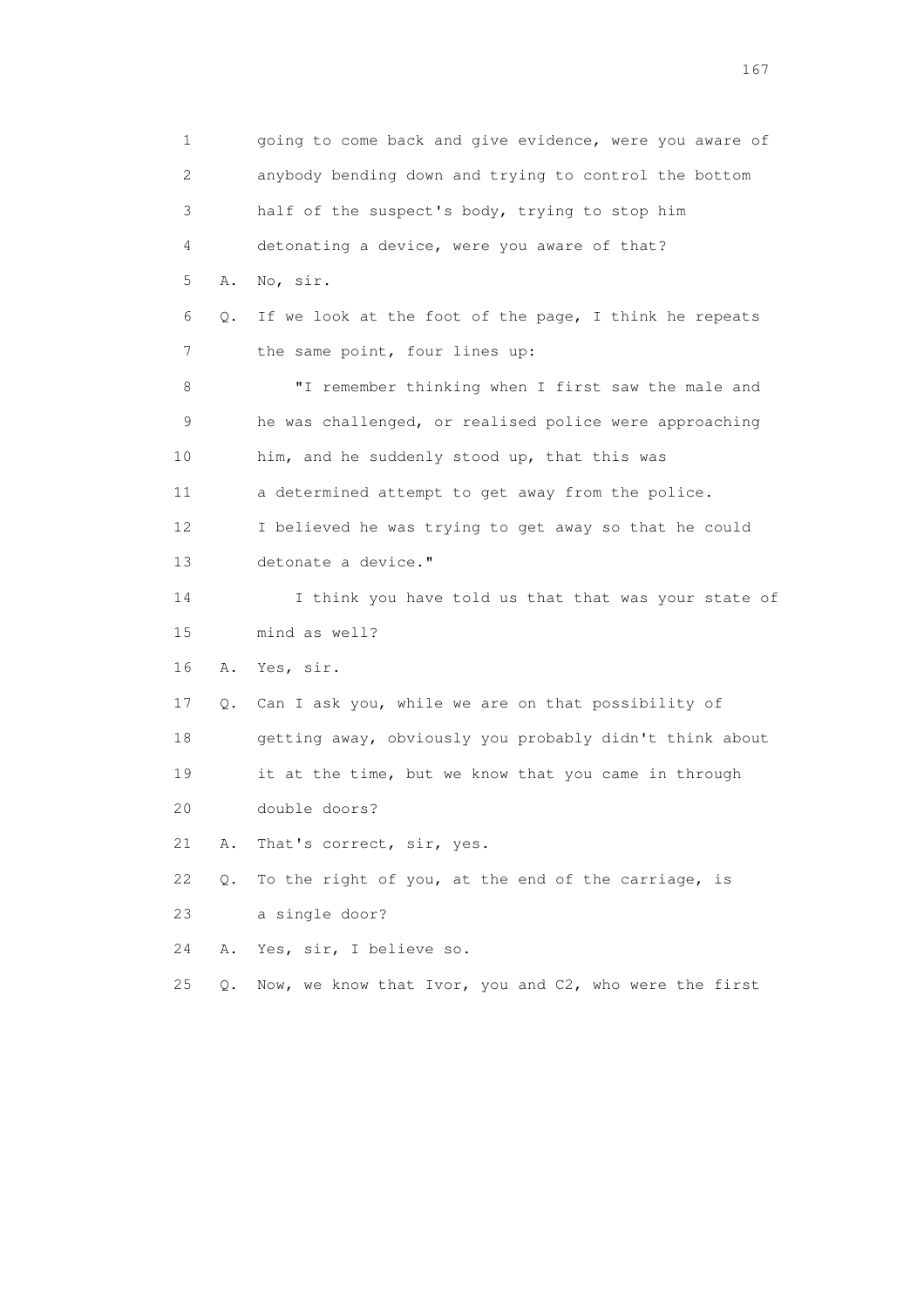1        going to come back and give evidence, were you aware of
2        anybody bending down and trying to control the bottom
3        half of the suspect's body, trying to stop him
4        detonating a device, were you aware of that?
5    A.  No, sir.
6    Q.  If we look at the foot of the page, I think he repeats
7        the same point, four lines up:
8            "I remember thinking when I first saw the male and
9        he was challenged, or realised police were approaching
10       him, and he suddenly stood up, that this was
11       a determined attempt to get away from the police.
12       I believed he was trying to get away so that he could
13       detonate a device."
14           I think you have told us that that was your state of
15       mind as well?
16   A.  Yes, sir.
17   Q.  Can I ask you, while we are on that possibility of
18       getting away, obviously you probably didn't think about
19       it at the time, but we know that you came in through
20       double doors?
21   A.  That's correct, sir, yes.
22   Q.  To the right of you, at the end of the carriage, is
23       a single door?
24   A.  Yes, sir, I believe so.
25   Q.  Now, we know that Ivor, you and C2, who were the first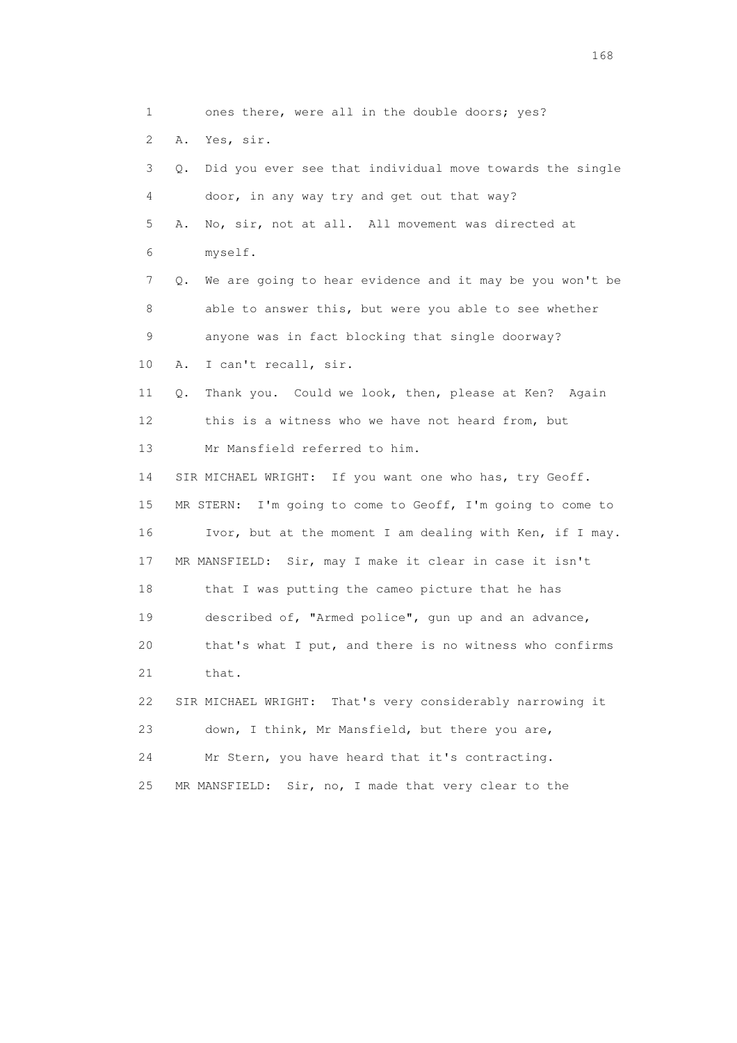1 ones there, were all in the double doors; yes?

2 A. Yes, sir.

3 Q. Did you ever see that individual move towards the single

4 door, in any way try and get out that way?

5 A. No, sir, not at all. All movement was directed at

6 myself.

7 Q. We are going to hear evidence and it may be you won't be

8 able to answer this, but were you able to see whether

9 anyone was in fact blocking that single doorway?

10 A. I can't recall, sir.

11 Q. Thank you. Could we look, then, please at Ken? Again

12 this is a witness who we have not heard from, but

13 Mr Mansfield referred to him.

14 SIR MICHAEL WRIGHT: If you want one who has, try Geoff.

15 MR STERN: I'm going to come to Geoff, I'm going to come to

16 Ivor, but at the moment I am dealing with Ken, if I may.

17 MR MANSFIELD: Sir, may I make it clear in case it isn't

18 that I was putting the cameo picture that he has

19 described of, "Armed police", gun up and an advance,

20 that's what I put, and there is no witness who confirms

21 that.

22 SIR MICHAEL WRIGHT: That's very considerably narrowing it

23 down, I think, Mr Mansfield, but there you are,

24 Mr Stern, you have heard that it's contracting.

25 MR MANSFIELD: Sir, no, I made that very clear to the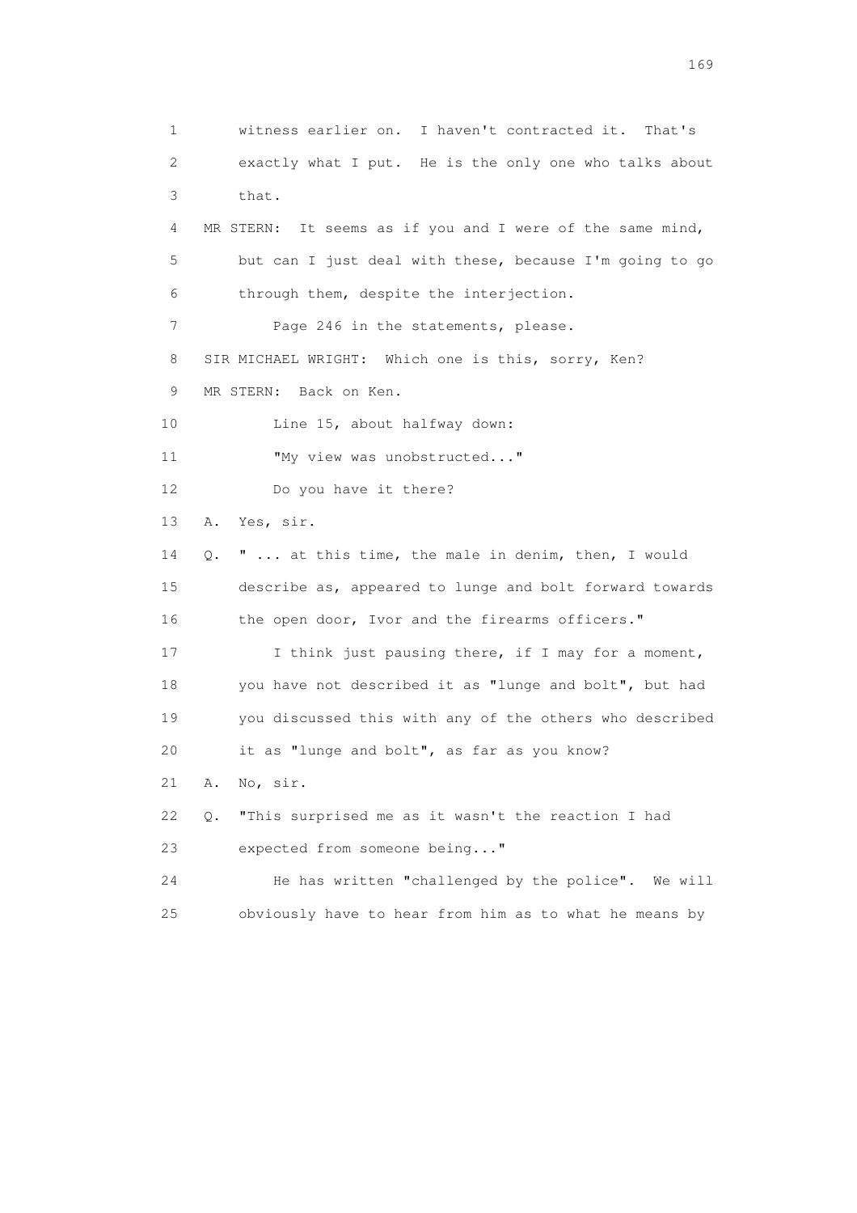1 witness earlier on. I haven't contracted it. That's
2 exactly what I put. He is the only one who talks about
3 that.

4 MR STERN: It seems as if you and I were of the same mind,
5 but can I just deal with these, because I'm going to go
6 through them, despite the interjection.

7 Page 246 in the statements, please.

8 SIR MICHAEL WRIGHT: Which one is this, sorry, Ken?

9 MR STERN: Back on Ken.

10 Line 15, about halfway down:

11 "My view was unobstructed..."

12 Do you have it there?

13 A. Yes, sir.

14 Q. " ... at this time, the male in denim, then, I would
15 describe as, appeared to lunge and bolt forward towards
16 the open door, Ivor and the firearms officers."

17 I think just pausing there, if I may for a moment,
18 you have not described it as "lunge and bolt", but had
19 you discussed this with any of the others who described
20 it as "lunge and bolt", as far as you know?

21 A. No, sir.

22 Q. "This surprised me as it wasn't the reaction I had
23 expected from someone being..."

24 He has written "challenged by the police". We will
25 obviously have to hear from him as to what he means by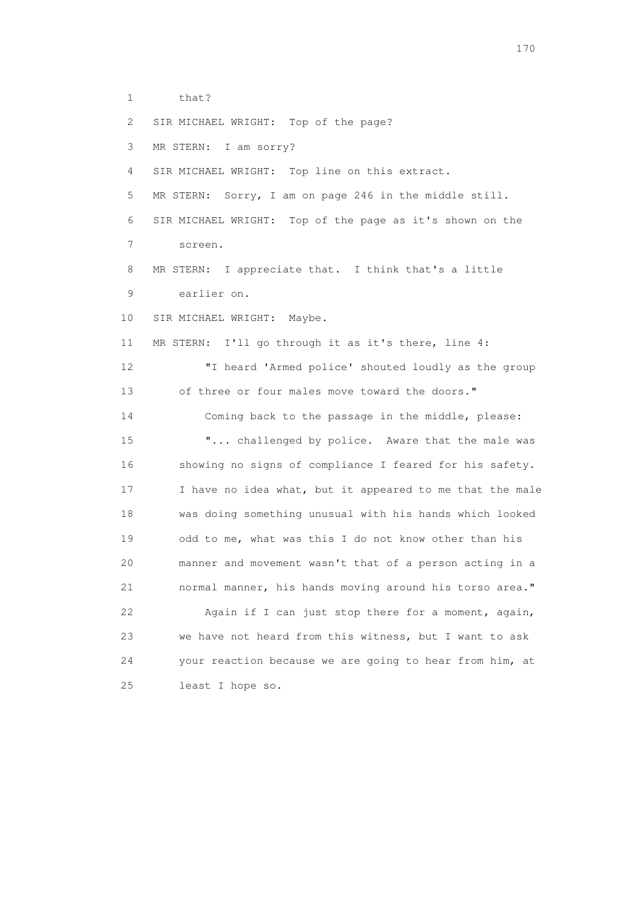1 that?

2 SIR MICHAEL WRIGHT: Top of the page?

3 MR STERN: I am sorry?

4 SIR MICHAEL WRIGHT: Top line on this extract.

5 MR STERN: Sorry, I am on page 246 in the middle still.

6 SIR MICHAEL WRIGHT: Top of the page as it's shown on the

7 screen.

8 MR STERN: I appreciate that. I think that's a little

9 earlier on.

10 SIR MICHAEL WRIGHT: Maybe.

11 MR STERN: I'll go through it as it's there, line 4:

12 "I heard 'Armed police' shouted loudly as the group

13 of three or four males move toward the doors."

14 Coming back to the passage in the middle, please:

15 "... challenged by police. Aware that the male was

16 showing no signs of compliance I feared for his safety.

17 I have no idea what, but it appeared to me that the male

18 was doing something unusual with his hands which looked

19 odd to me, what was this I do not know other than his

20 manner and movement wasn't that of a person acting in a

21 normal manner, his hands moving around his torso area."

22 Again if I can just stop there for a moment, again,

23 we have not heard from this witness, but I want to ask

24 your reaction because we are going to hear from him, at

25 least I hope so.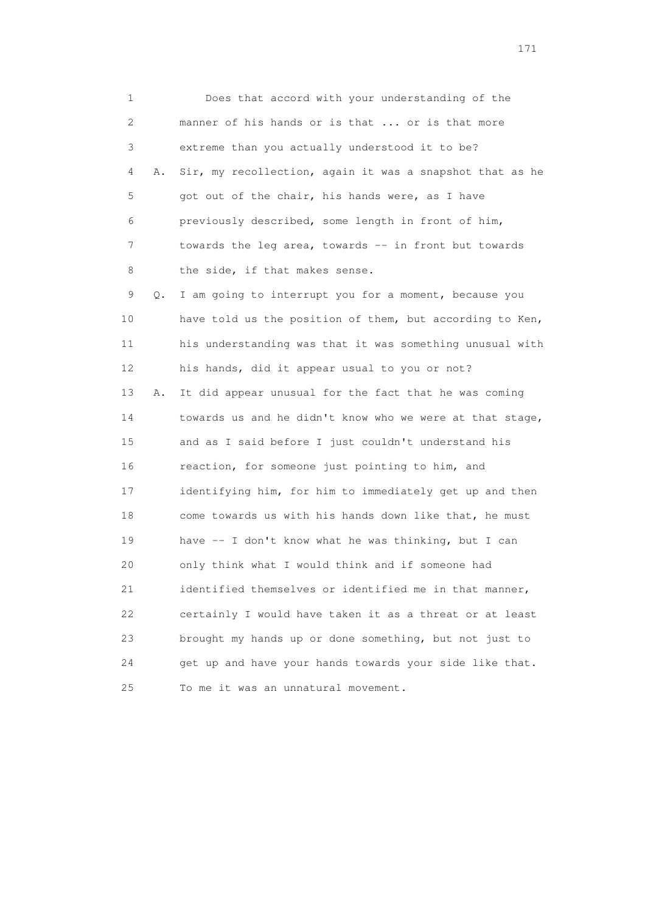1 Does that accord with your understanding of the
2 manner of his hands or is that ... or is that more
3 extreme than you actually understood it to be?
4 A. Sir, my recollection, again it was a snapshot that as he
5 got out of the chair, his hands were, as I have
6 previously described, some length in front of him,
7 towards the leg area, towards -- in front but towards
8 the side, if that makes sense.
9 Q. I am going to interrupt you for a moment, because you
10 have told us the position of them, but according to Ken,
11 his understanding was that it was something unusual with
12 his hands, did it appear usual to you or not?
13 A. It did appear unusual for the fact that he was coming
14 towards us and he didn't know who we were at that stage,
15 and as I said before I just couldn't understand his
16 reaction, for someone just pointing to him, and
17 identifying him, for him to immediately get up and then
18 come towards us with his hands down like that, he must
19 have -- I don't know what he was thinking, but I can
20 only think what I would think and if someone had
21 identified themselves or identified me in that manner,
22 certainly I would have taken it as a threat or at least
23 brought my hands up or done something, but not just to
24 get up and have your hands towards your side like that.
25 To me it was an unnatural movement.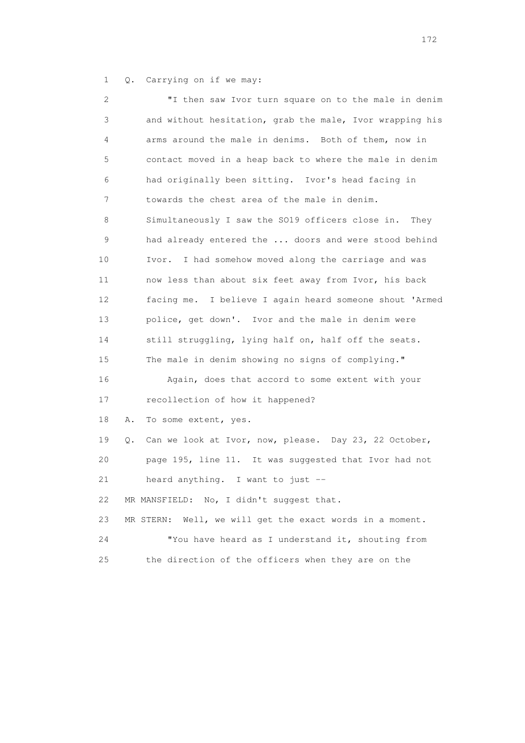1 Q. Carrying on if we may:

2 "I then saw Ivor turn square on to the male in denim
3 and without hesitation, grab the male, Ivor wrapping his
4 arms around the male in denims. Both of them, now in
5 contact moved in a heap back to where the male in denim
6 had originally been sitting. Ivor's head facing in
7 towards the chest area of the male in denim.
8 Simultaneously I saw the SO19 officers close in. They
9 had already entered the ... doors and were stood behind
10 Ivor. I had somehow moved along the carriage and was
11 now less than about six feet away from Ivor, his back
12 facing me. I believe I again heard someone shout 'Armed
13 police, get down'. Ivor and the male in denim were
14 still struggling, lying half on, half off the seats.
15 The male in denim showing no signs of complying."

16 Again, does that accord to some extent with your
17 recollection of how it happened?

18 A. To some extent, yes.

19 Q. Can we look at Ivor, now, please. Day 23, 22 October,
20 page 195, line 11. It was suggested that Ivor had not
21 heard anything. I want to just --

22 MR MANSFIELD: No, I didn't suggest that.

23 MR STERN: Well, we will get the exact words in a moment.

24 "You have heard as I understand it, shouting from
25 the direction of the officers when they are on the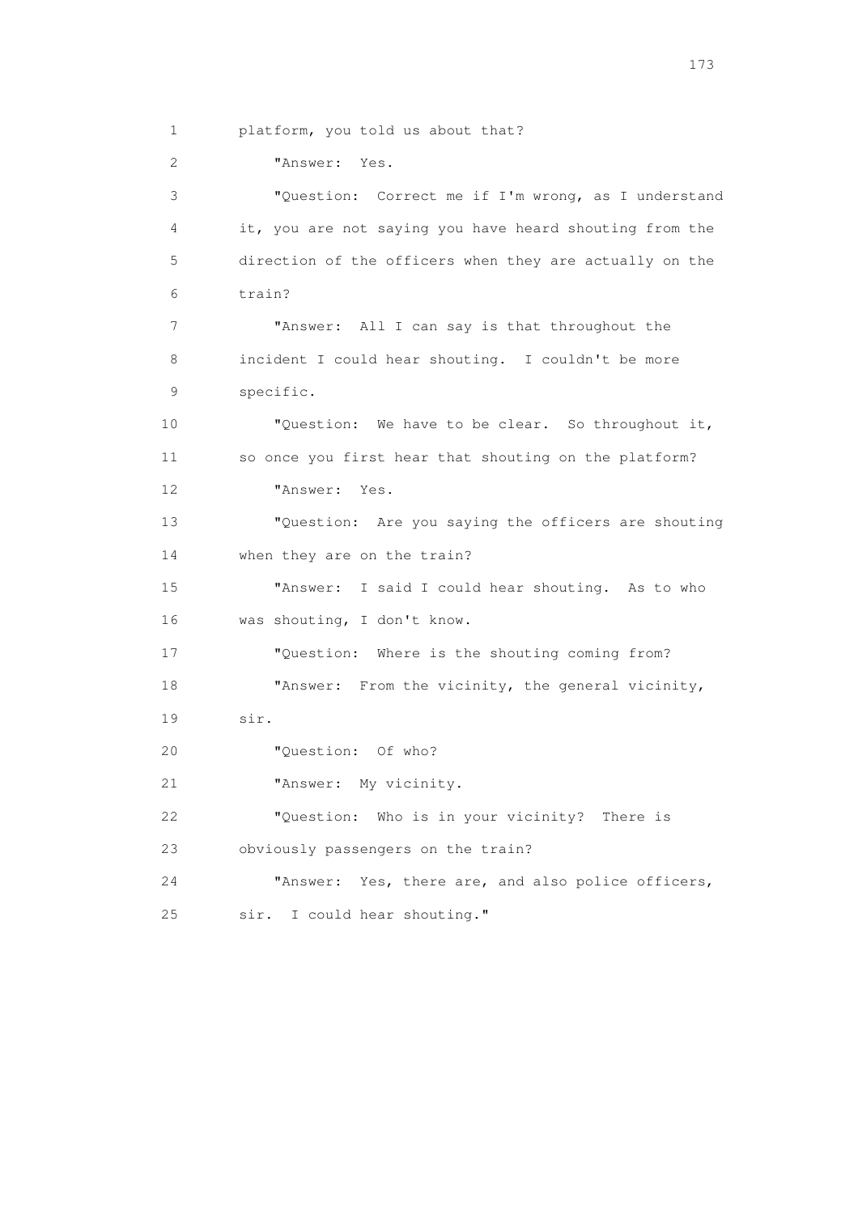platform, you told us about that?

"Answer: Yes.

"Question: Correct me if I'm wrong, as I understand it, you are not saying you have heard shouting from the direction of the officers when they are actually on the train?

"Answer: All I can say is that throughout the incident I could hear shouting. I couldn't be more specific.

"Question: We have to be clear. So throughout it, so once you first hear that shouting on the platform?

"Answer: Yes.

"Question: Are you saying the officers are shouting when they are on the train?

"Answer: I said I could hear shouting. As to who was shouting, I don't know.

"Question: Where is the shouting coming from?

"Answer: From the vicinity, the general vicinity, sir.

"Question: Of who?

"Answer: My vicinity.

"Question: Who is in your vicinity? There is obviously passengers on the train?

"Answer: Yes, there are, and also police officers, sir. I could hear shouting."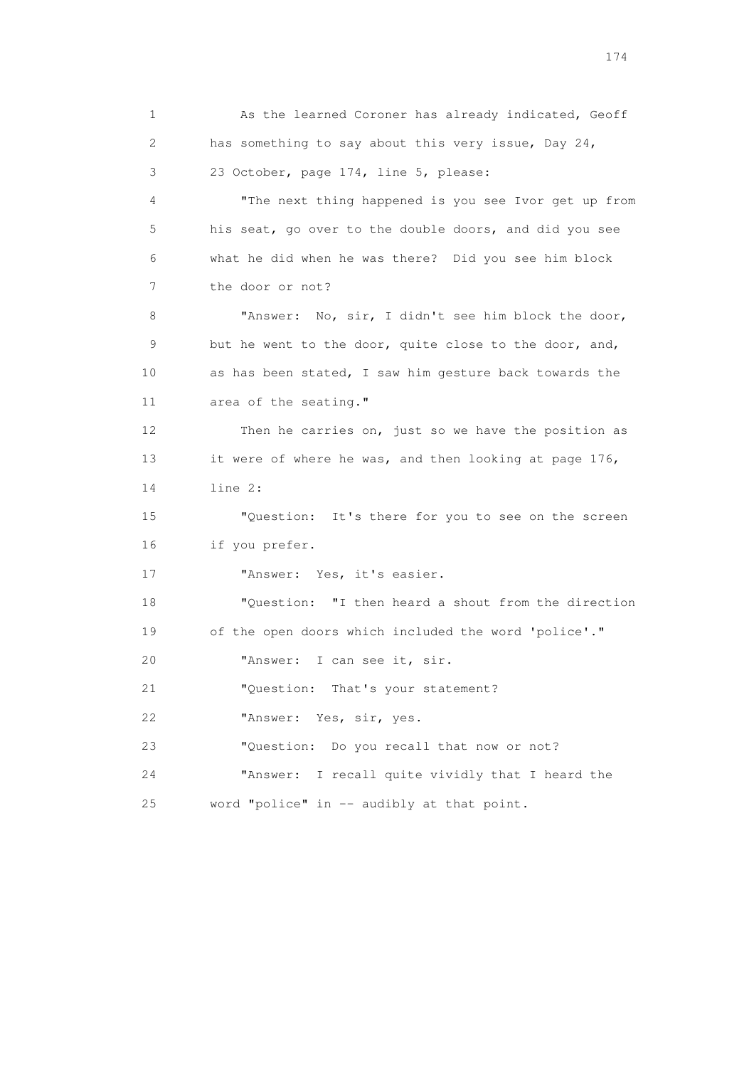As the learned Coroner has already indicated, Geoff has something to say about this very issue, Day 24, 23 October, page 174, line 5, please:

"The next thing happened is you see Ivor get up from his seat, go over to the double doors, and did you see what he did when he was there? Did you see him block the door or not?

"Answer: No, sir, I didn't see him block the door, but he went to the door, quite close to the door, and, as has been stated, I saw him gesture back towards the area of the seating."

Then he carries on, just so we have the position as it were of where he was, and then looking at page 176, line 2:

"Question: It's there for you to see on the screen if you prefer.

"Answer: Yes, it's easier.

"Question: "I then heard a shout from the direction of the open doors which included the word 'police'."

"Answer: I can see it, sir.

"Question: That's your statement?

"Answer: Yes, sir, yes.

"Question: Do you recall that now or not?

"Answer: I recall quite vividly that I heard the word "police" in -- audibly at that point.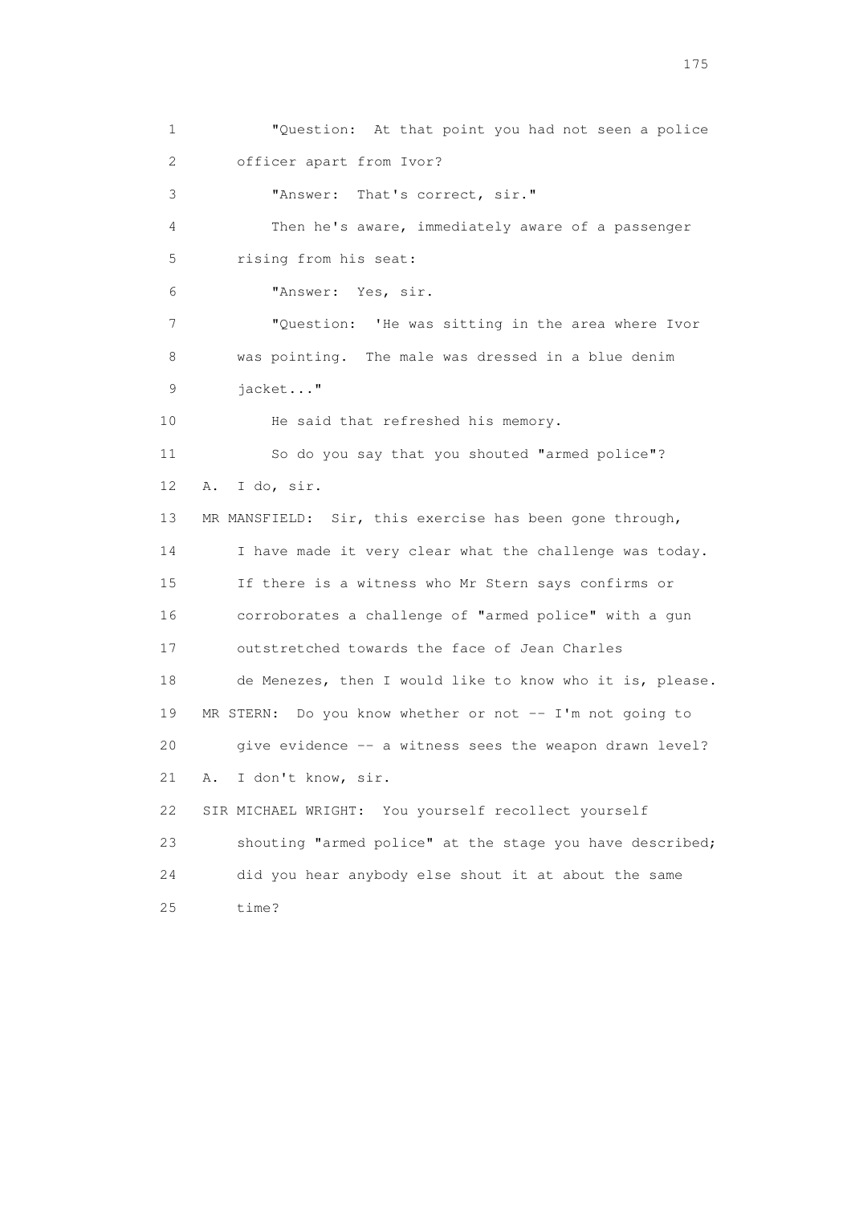1 "Question: At that point you had not seen a police
2 officer apart from Ivor?
3 "Answer: That's correct, sir."
4 Then he's aware, immediately aware of a passenger
5 rising from his seat:
6 "Answer: Yes, sir.
7 "Question: 'He was sitting in the area where Ivor
8 was pointing. The male was dressed in a blue denim
9 jacket..."
10 He said that refreshed his memory.
11 So do you say that you shouted "armed police"?
12 A. I do, sir.
13 MR MANSFIELD: Sir, this exercise has been gone through,
14 I have made it very clear what the challenge was today.
15 If there is a witness who Mr Stern says confirms or
16 corroborates a challenge of "armed police" with a gun
17 outstretched towards the face of Jean Charles
18 de Menezes, then I would like to know who it is, please.
19 MR STERN: Do you know whether or not -- I'm not going to
20 give evidence -- a witness sees the weapon drawn level?
21 A. I don't know, sir.
22 SIR MICHAEL WRIGHT: You yourself recollect yourself
23 shouting "armed police" at the stage you have described;
24 did you hear anybody else shout it at about the same
25 time?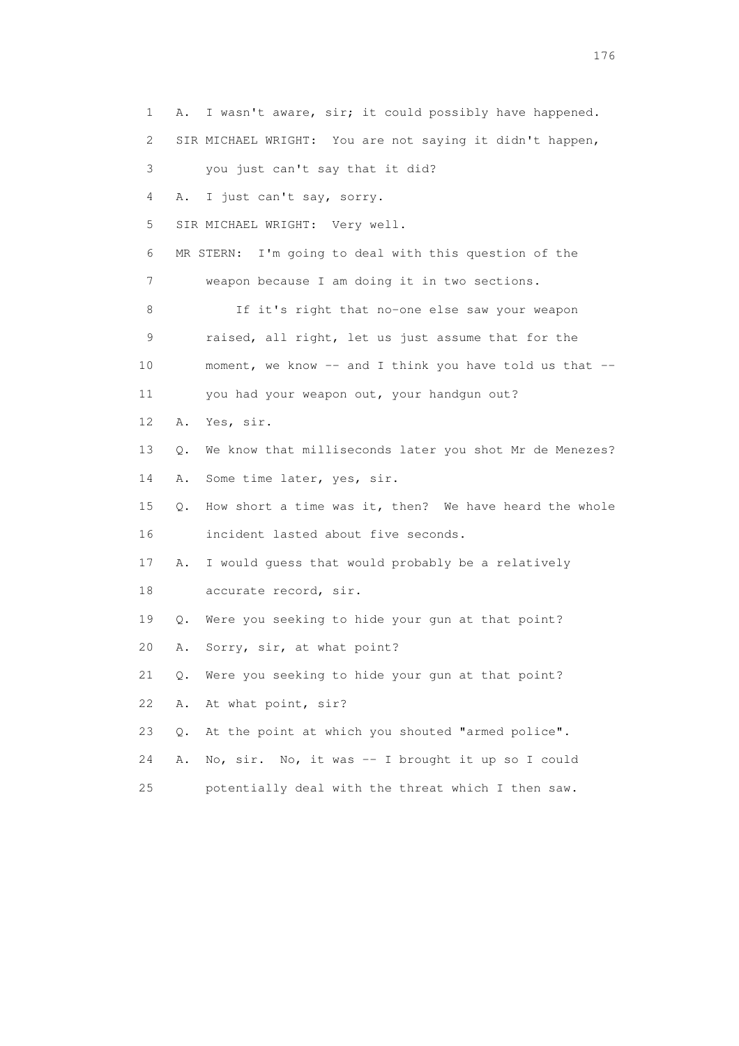1 A. I wasn't aware, sir; it could possibly have happened.

2 SIR MICHAEL WRIGHT: You are not saying it didn't happen,

3 you just can't say that it did?

4 A. I just can't say, sorry.

5 SIR MICHAEL WRIGHT: Very well.

6 MR STERN: I'm going to deal with this question of the

7 weapon because I am doing it in two sections.

8 If it's right that no-one else saw your weapon

9 raised, all right, let us just assume that for the

10 moment, we know -- and I think you have told us that --

11 you had your weapon out, your handgun out?

12 A. Yes, sir.

13 Q. We know that milliseconds later you shot Mr de Menezes?

14 A. Some time later, yes, sir.

15 Q. How short a time was it, then? We have heard the whole

16 incident lasted about five seconds.

17 A. I would guess that would probably be a relatively

18 accurate record, sir.

19 Q. Were you seeking to hide your gun at that point?

20 A. Sorry, sir, at what point?

21 Q. Were you seeking to hide your gun at that point?

22 A. At what point, sir?

23 Q. At the point at which you shouted "armed police".

24 A. No, sir. No, it was -- I brought it up so I could

25 potentially deal with the threat which I then saw.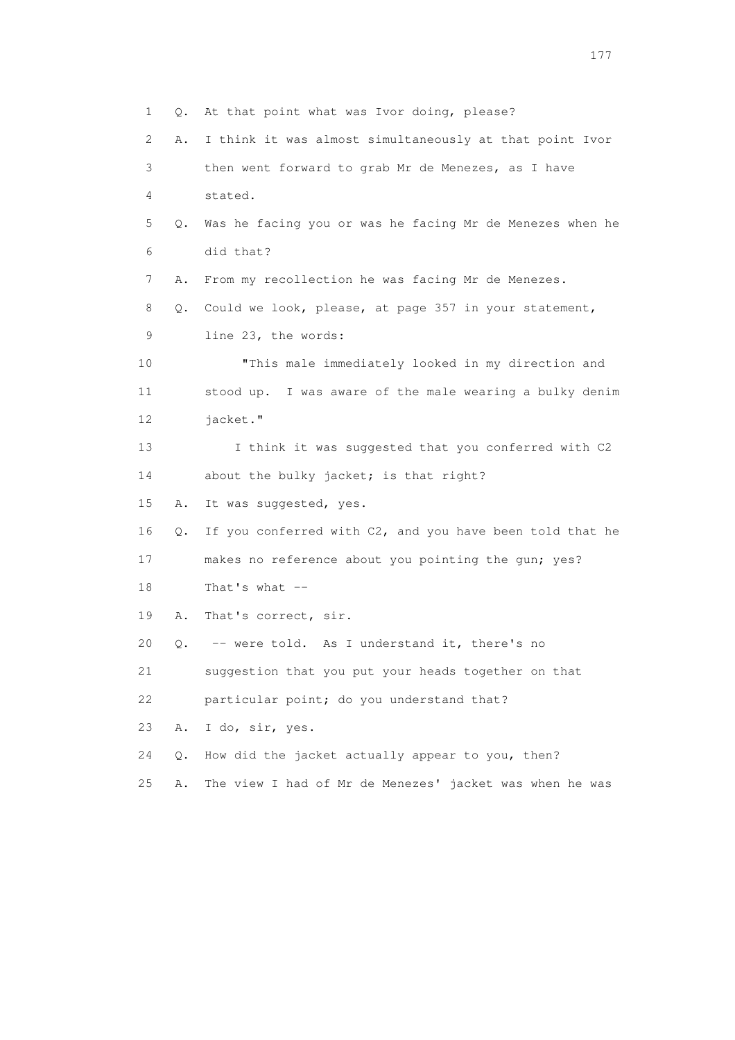1 Q. At that point what was Ivor doing, please?

2 A. I think it was almost simultaneously at that point Ivor

3 then went forward to grab Mr de Menezes, as I have

4 stated.

5 Q. Was he facing you or was he facing Mr de Menezes when he

6 did that?

7 A. From my recollection he was facing Mr de Menezes.

8 Q. Could we look, please, at page 357 in your statement,

9 line 23, the words:

10 "This male immediately looked in my direction and

11 stood up. I was aware of the male wearing a bulky denim

12 jacket."

13 I think it was suggested that you conferred with C2

14 about the bulky jacket; is that right?

15 A. It was suggested, yes.

16 Q. If you conferred with C2, and you have been told that he

17 makes no reference about you pointing the gun; yes?

18 That's what --

19 A. That's correct, sir.

20 Q. -- were told. As I understand it, there's no

21 suggestion that you put your heads together on that

22 particular point; do you understand that?

23 A. I do, sir, yes.

24 Q. How did the jacket actually appear to you, then?

25 A. The view I had of Mr de Menezes' jacket was when he was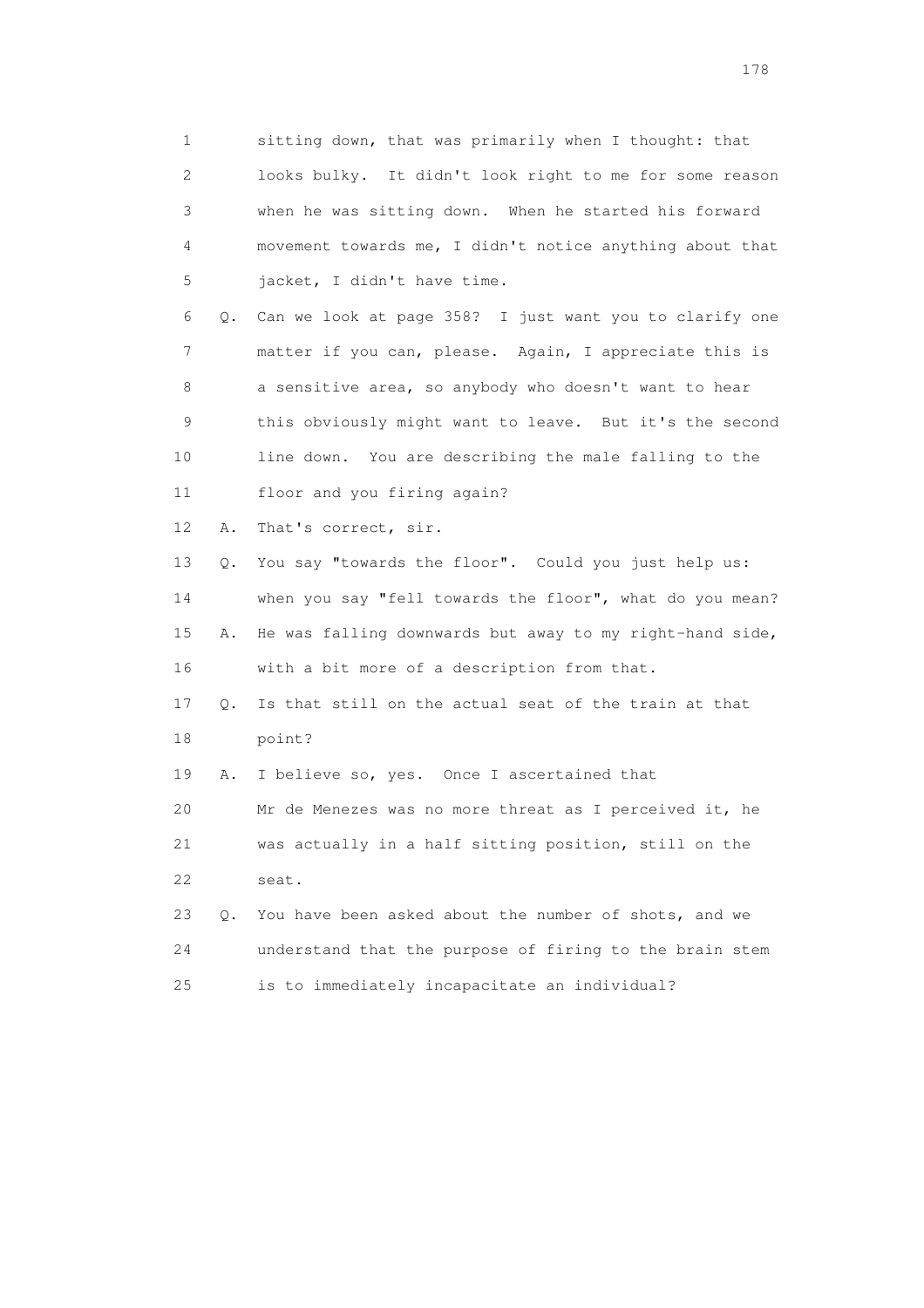1 sitting down, that was primarily when I thought: that
2 looks bulky. It didn't look right to me for some reason
3 when he was sitting down. When he started his forward
4 movement towards me, I didn't notice anything about that
5 jacket, I didn't have time.

6 Q. Can we look at page 358? I just want you to clarify one
7 matter if you can, please. Again, I appreciate this is
8 a sensitive area, so anybody who doesn't want to hear
9 this obviously might want to leave. But it's the second
10 line down. You are describing the male falling to the
11 floor and you firing again?

12 A. That's correct, sir.

13 Q. You say "towards the floor". Could you just help us:
14 when you say "fell towards the floor", what do you mean?

15 A. He was falling downwards but away to my right-hand side,
16 with a bit more of a description from that.

17 Q. Is that still on the actual seat of the train at that
18 point?

19 A. I believe so, yes. Once I ascertained that
20 Mr de Menezes was no more threat as I perceived it, he
21 was actually in a half sitting position, still on the
22 seat.

23 Q. You have been asked about the number of shots, and we
24 understand that the purpose of firing to the brain stem
25 is to immediately incapacitate an individual?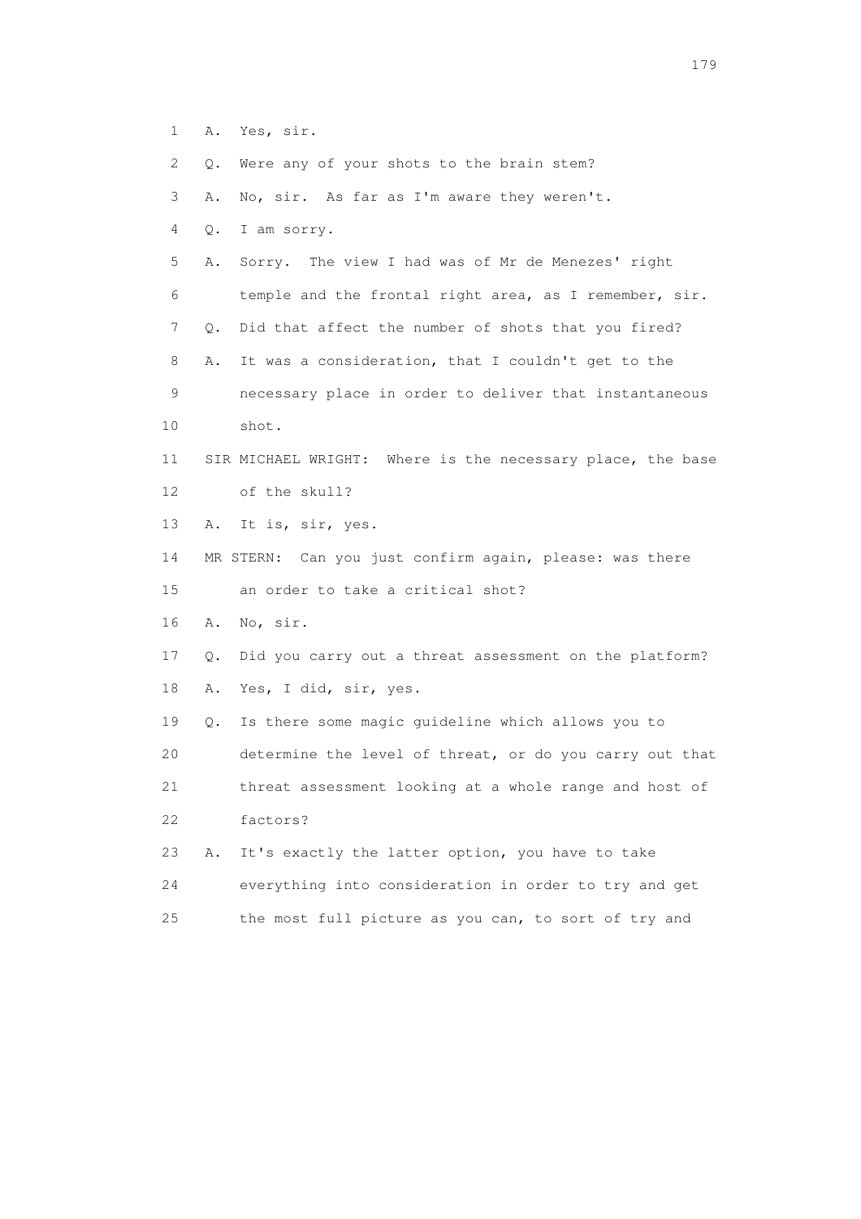1 A. Yes, sir.

2 Q. Were any of your shots to the brain stem?

3 A. No, sir. As far as I'm aware they weren't.

4 Q. I am sorry.

5 A. Sorry. The view I had was of Mr de Menezes' right

6 temple and the frontal right area, as I remember, sir.

7 Q. Did that affect the number of shots that you fired?

8 A. It was a consideration, that I couldn't get to the

9 necessary place in order to deliver that instantaneous

10 shot.

11 SIR MICHAEL WRIGHT: Where is the necessary place, the base

12 of the skull?

13 A. It is, sir, yes.

14 MR STERN: Can you just confirm again, please: was there

15 an order to take a critical shot?

16 A. No, sir.

17 Q. Did you carry out a threat assessment on the platform?

18 A. Yes, I did, sir, yes.

19 Q. Is there some magic guideline which allows you to

20 determine the level of threat, or do you carry out that

21 threat assessment looking at a whole range and host of

22 factors?

23 A. It's exactly the latter option, you have to take

24 everything into consideration in order to try and get

25 the most full picture as you can, to sort of try and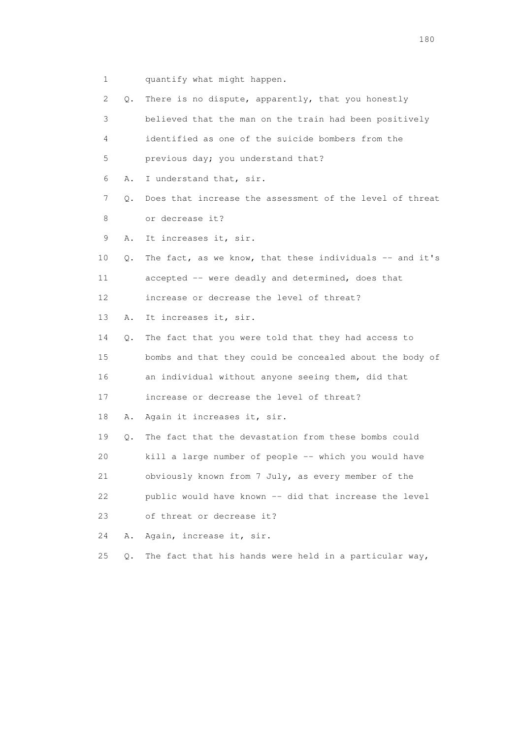1 quantify what might happen.

2 Q. There is no dispute, apparently, that you honestly

3 believed that the man on the train had been positively

4 identified as one of the suicide bombers from the

5 previous day; you understand that?

6 A. I understand that, sir.

7 Q. Does that increase the assessment of the level of threat

8 or decrease it?

9 A. It increases it, sir.

10 Q. The fact, as we know, that these individuals -- and it's

11 accepted -- were deadly and determined, does that

12 increase or decrease the level of threat?

13 A. It increases it, sir.

14 Q. The fact that you were told that they had access to

15 bombs and that they could be concealed about the body of

16 an individual without anyone seeing them, did that

17 increase or decrease the level of threat?

18 A. Again it increases it, sir.

19 Q. The fact that the devastation from these bombs could

20 kill a large number of people -- which you would have

21 obviously known from 7 July, as every member of the

22 public would have known -- did that increase the level

23 of threat or decrease it?

24 A. Again, increase it, sir.

25 Q. The fact that his hands were held in a particular way,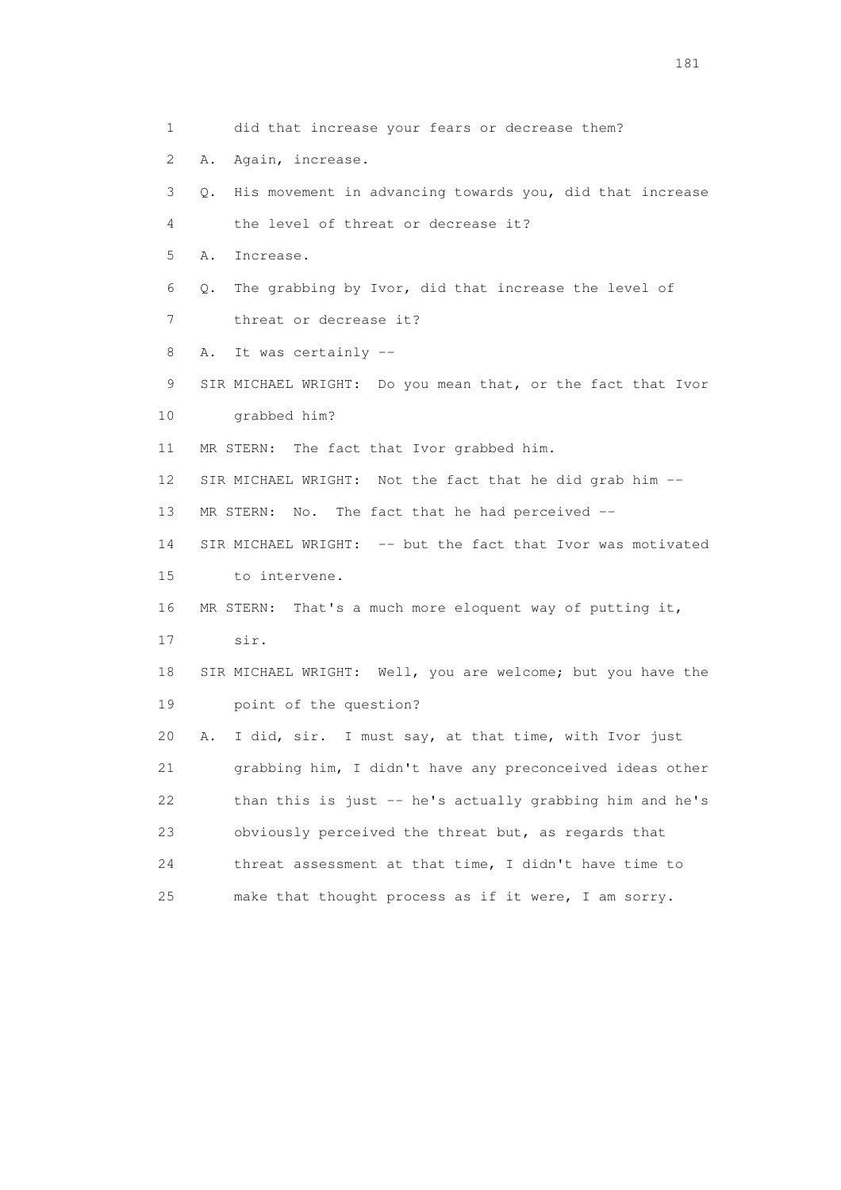1 did that increase your fears or decrease them?

2 A. Again, increase.

3 Q. His movement in advancing towards you, did that increase

4 the level of threat or decrease it?

5 A. Increase.

6 Q. The grabbing by Ivor, did that increase the level of

7 threat or decrease it?

8 A. It was certainly --

9 SIR MICHAEL WRIGHT: Do you mean that, or the fact that Ivor

10 grabbed him?

11 MR STERN: The fact that Ivor grabbed him.

12 SIR MICHAEL WRIGHT: Not the fact that he did grab him --

13 MR STERN: No. The fact that he had perceived --

14 SIR MICHAEL WRIGHT: -- but the fact that Ivor was motivated

15 to intervene.

16 MR STERN: That's a much more eloquent way of putting it,

17 sir.

18 SIR MICHAEL WRIGHT: Well, you are welcome; but you have the

19 point of the question?

20 A. I did, sir. I must say, at that time, with Ivor just

21 grabbing him, I didn't have any preconceived ideas other

22 than this is just -- he's actually grabbing him and he's

23 obviously perceived the threat but, as regards that

24 threat assessment at that time, I didn't have time to

25 make that thought process as if it were, I am sorry.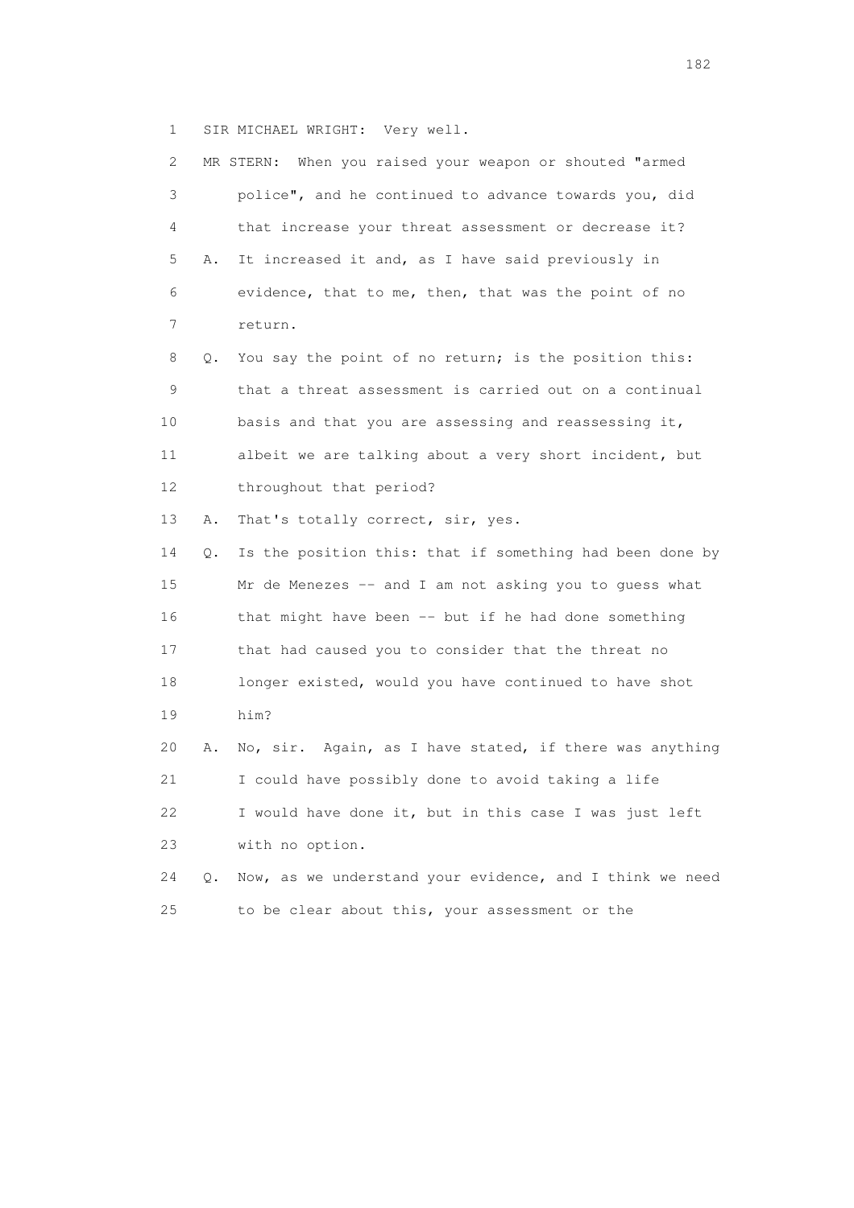1 SIR MICHAEL WRIGHT: Very well.

2 MR STERN: When you raised your weapon or shouted "armed

3 police", and he continued to advance towards you, did

4 that increase your threat assessment or decrease it?

5 A. It increased it and, as I have said previously in

6 evidence, that to me, then, that was the point of no

7 return.

8 Q. You say the point of no return; is the position this:

9 that a threat assessment is carried out on a continual

10 basis and that you are assessing and reassessing it,

11 albeit we are talking about a very short incident, but

12 throughout that period?

13 A. That's totally correct, sir, yes.

14 Q. Is the position this: that if something had been done by

15 Mr de Menezes -- and I am not asking you to guess what

16 that might have been -- but if he had done something

17 that had caused you to consider that the threat no

18 longer existed, would you have continued to have shot

19 him?

20 A. No, sir. Again, as I have stated, if there was anything

21 I could have possibly done to avoid taking a life

22 I would have done it, but in this case I was just left

23 with no option.

24 Q. Now, as we understand your evidence, and I think we need

25 to be clear about this, your assessment or the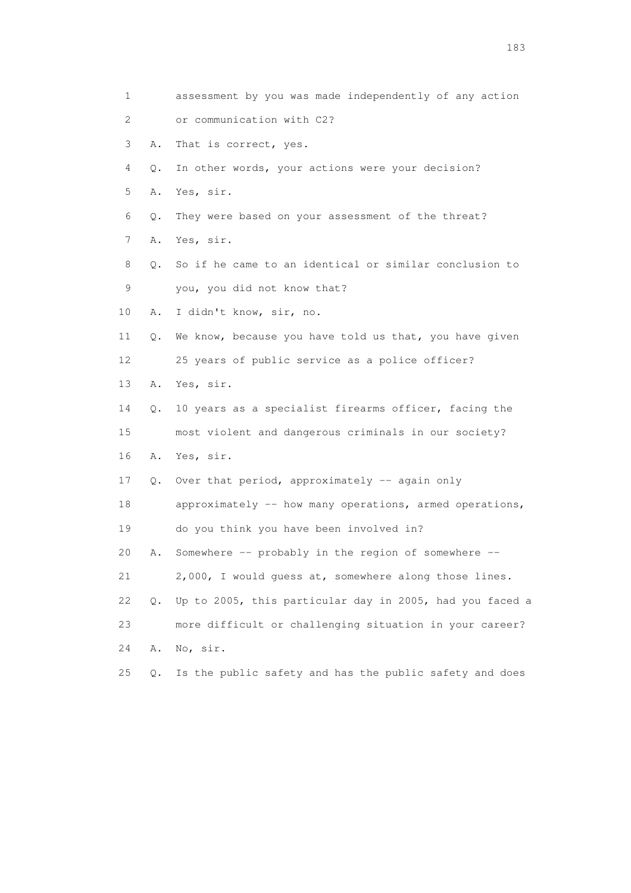1 assessment by you was made independently of any action
2 or communication with C2?
3 A. That is correct, yes.
4 Q. In other words, your actions were your decision?
5 A. Yes, sir.
6 Q. They were based on your assessment of the threat?
7 A. Yes, sir.
8 Q. So if he came to an identical or similar conclusion to
9 you, you did not know that?
10 A. I didn't know, sir, no.
11 Q. We know, because you have told us that, you have given
12 25 years of public service as a police officer?
13 A. Yes, sir.
14 Q. 10 years as a specialist firearms officer, facing the
15 most violent and dangerous criminals in our society?
16 A. Yes, sir.
17 Q. Over that period, approximately -- again only
18 approximately -- how many operations, armed operations,
19 do you think you have been involved in?
20 A. Somewhere -- probably in the region of somewhere --
21 2,000, I would guess at, somewhere along those lines.
22 Q. Up to 2005, this particular day in 2005, had you faced a
23 more difficult or challenging situation in your career?
24 A. No, sir.
25 Q. Is the public safety and has the public safety and does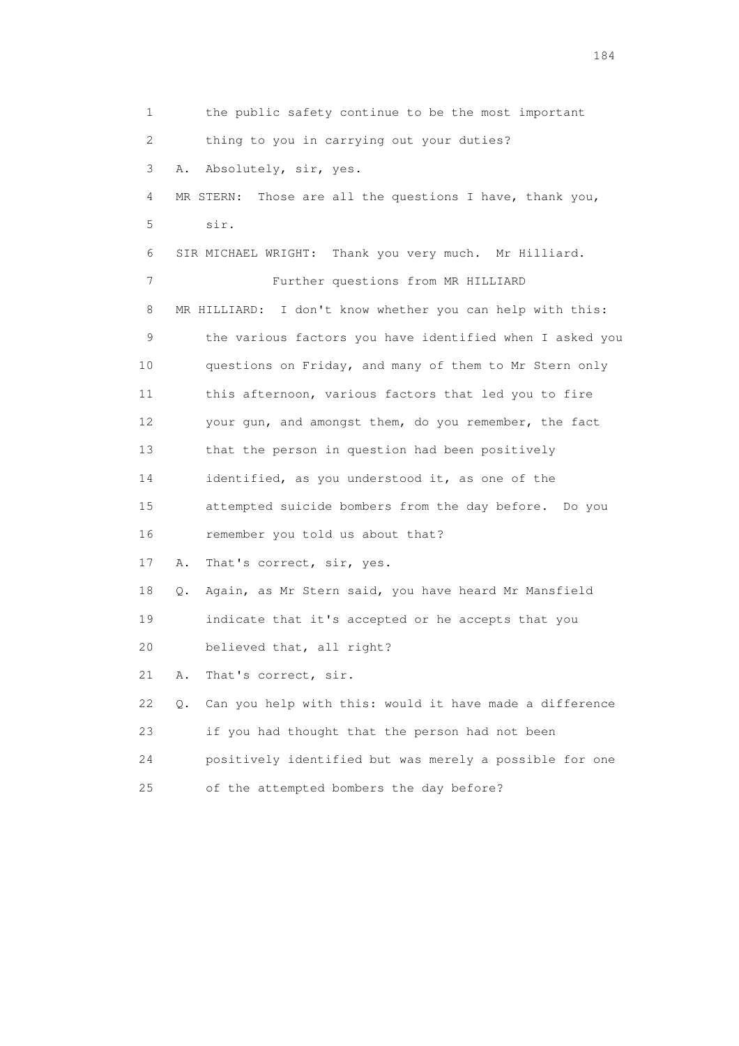1 the public safety continue to be the most important
2 thing to you in carrying out your duties?
3 A. Absolutely, sir, yes.
4 MR STERN: Those are all the questions I have, thank you,
5 sir.
6 SIR MICHAEL WRIGHT: Thank you very much. Mr Hilliard.
7 Further questions from MR HILLIARD
8 MR HILLIARD: I don't know whether you can help with this:
9 the various factors you have identified when I asked you
10 questions on Friday, and many of them to Mr Stern only
11 this afternoon, various factors that led you to fire
12 your gun, and amongst them, do you remember, the fact
13 that the person in question had been positively
14 identified, as you understood it, as one of the
15 attempted suicide bombers from the day before. Do you
16 remember you told us about that?
17 A. That's correct, sir, yes.
18 Q. Again, as Mr Stern said, you have heard Mr Mansfield
19 indicate that it's accepted or he accepts that you
20 believed that, all right?
21 A. That's correct, sir.
22 Q. Can you help with this: would it have made a difference
23 if you had thought that the person had not been
24 positively identified but was merely a possible for one
25 of the attempted bombers the day before?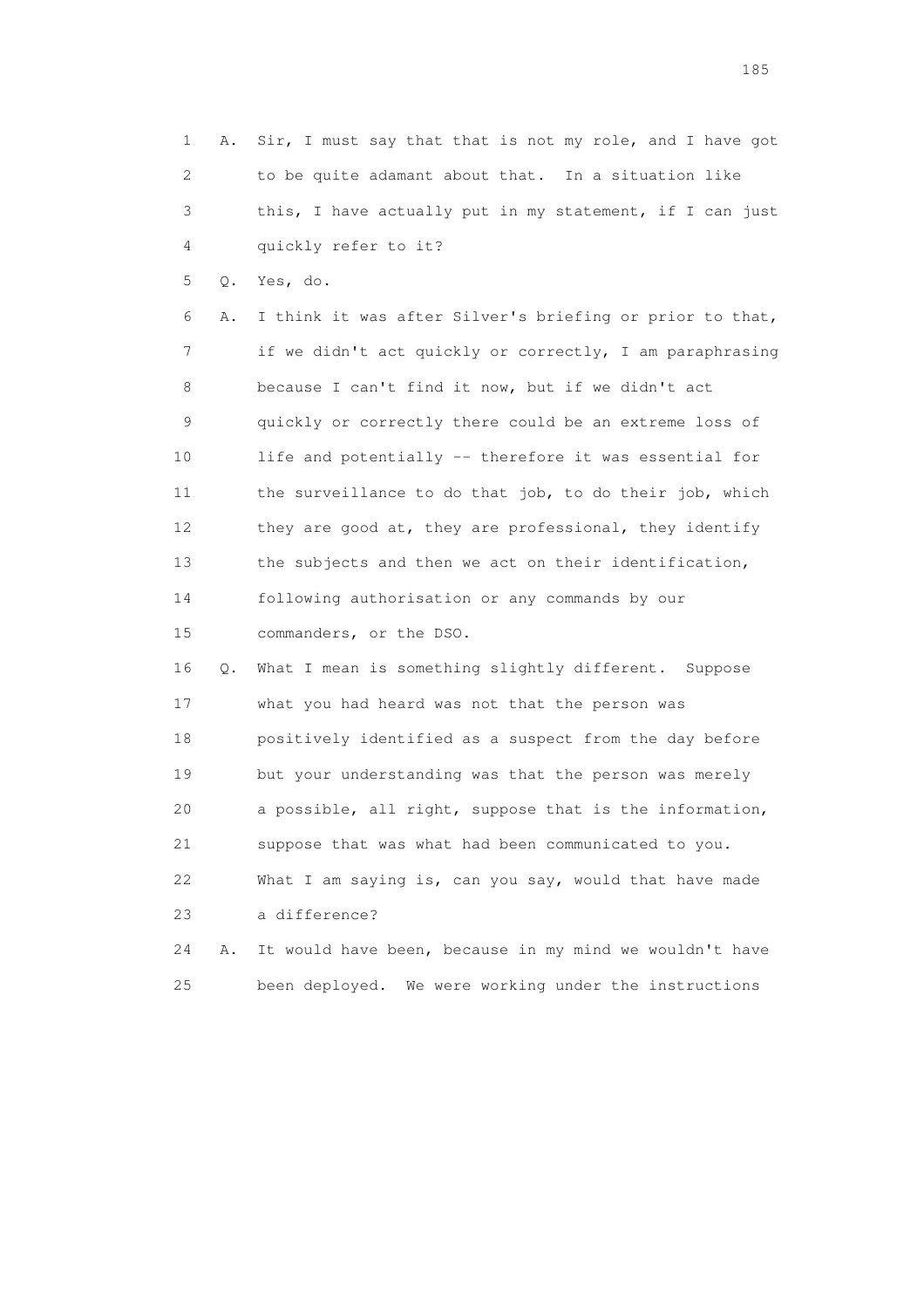1 A. Sir, I must say that that is not my role, and I have got
2 to be quite adamant about that. In a situation like
3 this, I have actually put in my statement, if I can just
4 quickly refer to it?

5 Q. Yes, do.

6 A. I think it was after Silver's briefing or prior to that,
7 if we didn't act quickly or correctly, I am paraphrasing
8 because I can't find it now, but if we didn't act
9 quickly or correctly there could be an extreme loss of
10 life and potentially -- therefore it was essential for
11 the surveillance to do that job, to do their job, which
12 they are good at, they are professional, they identify
13 the subjects and then we act on their identification,
14 following authorisation or any commands by our
15 commanders, or the DSO.

16 Q. What I mean is something slightly different. Suppose
17 what you had heard was not that the person was
18 positively identified as a suspect from the day before
19 but your understanding was that the person was merely
20 a possible, all right, suppose that is the information,
21 suppose that was what had been communicated to you.
22 What I am saying is, can you say, would that have made
23 a difference?

24 A. It would have been, because in my mind we wouldn't have
25 been deployed. We were working under the instructions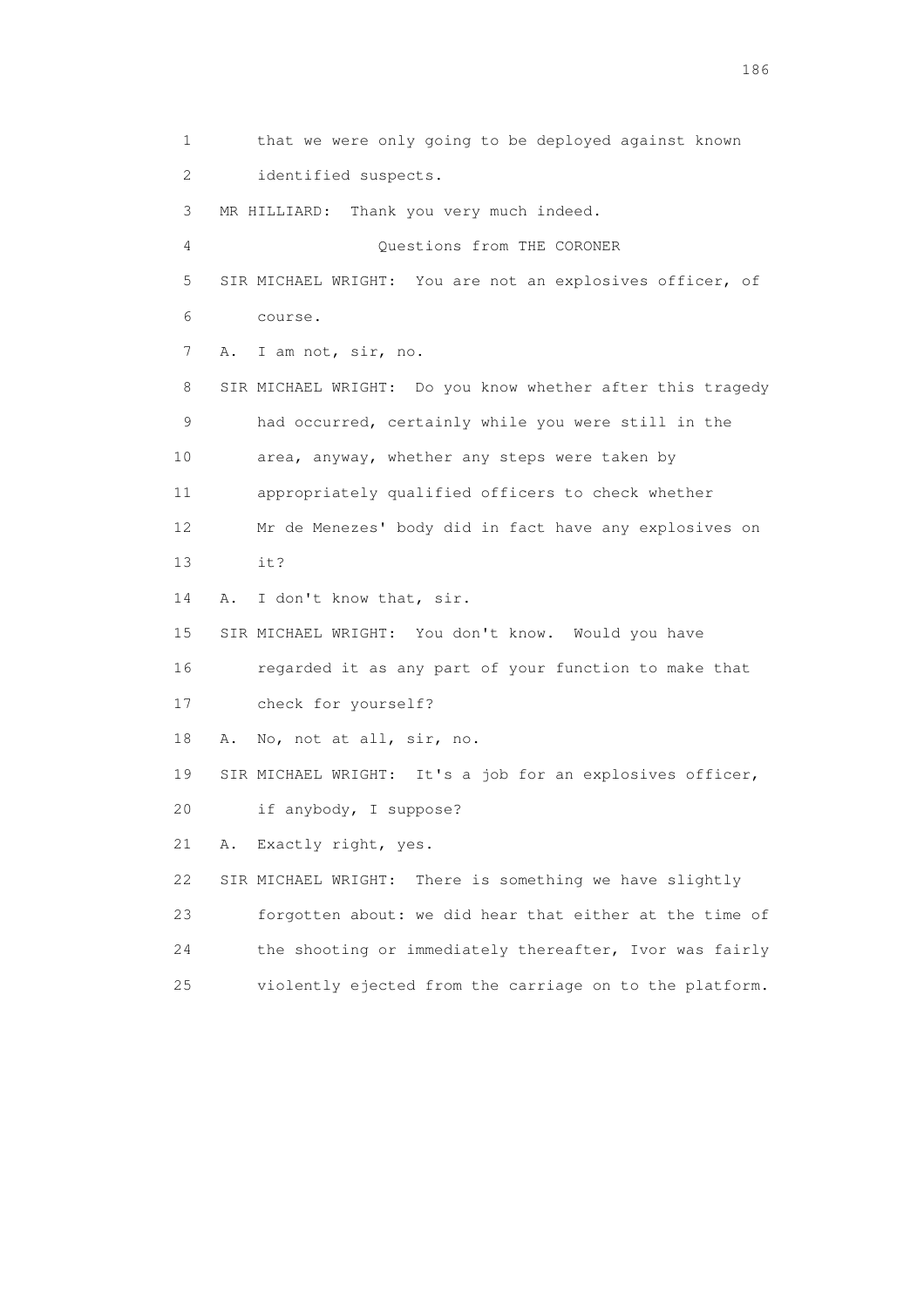1 that we were only going to be deployed against known
2 identified suspects.
3 MR HILLIARD: Thank you very much indeed.
4 Questions from THE CORONER
5 SIR MICHAEL WRIGHT: You are not an explosives officer, of
6 course.
7 A. I am not, sir, no.
8 SIR MICHAEL WRIGHT: Do you know whether after this tragedy
9 had occurred, certainly while you were still in the
10 area, anyway, whether any steps were taken by
11 appropriately qualified officers to check whether
12 Mr de Menezes' body did in fact have any explosives on
13 it?
14 A. I don't know that, sir.
15 SIR MICHAEL WRIGHT: You don't know. Would you have
16 regarded it as any part of your function to make that
17 check for yourself?
18 A. No, not at all, sir, no.
19 SIR MICHAEL WRIGHT: It's a job for an explosives officer,
20 if anybody, I suppose?
21 A. Exactly right, yes.
22 SIR MICHAEL WRIGHT: There is something we have slightly
23 forgotten about: we did hear that either at the time of
24 the shooting or immediately thereafter, Ivor was fairly
25 violently ejected from the carriage on to the platform.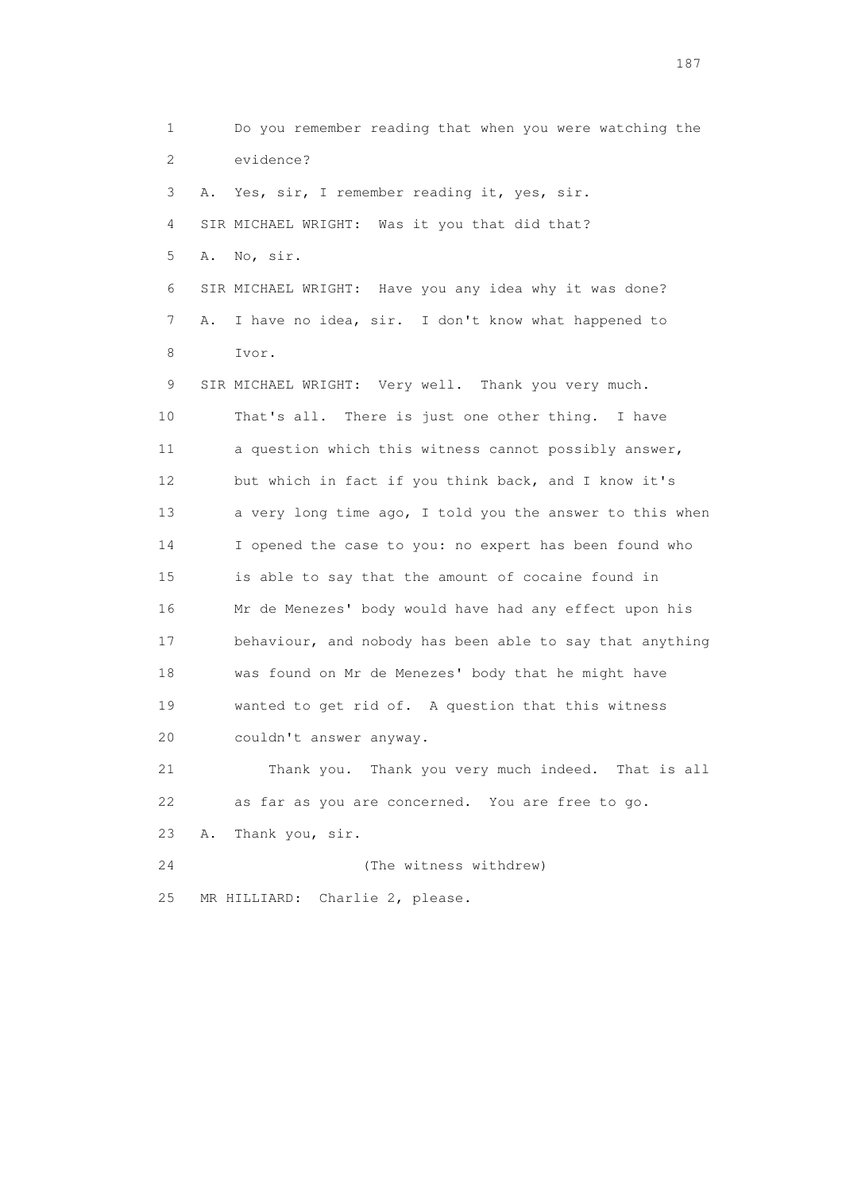1 Do you remember reading that when you were watching the
2 evidence?
3 A. Yes, sir, I remember reading it, yes, sir.
4 SIR MICHAEL WRIGHT: Was it you that did that?
5 A. No, sir.
6 SIR MICHAEL WRIGHT: Have you any idea why it was done?
7 A. I have no idea, sir. I don't know what happened to
8 Ivor.
9 SIR MICHAEL WRIGHT: Very well. Thank you very much.
10 That's all. There is just one other thing. I have
11 a question which this witness cannot possibly answer,
12 but which in fact if you think back, and I know it's
13 a very long time ago, I told you the answer to this when
14 I opened the case to you: no expert has been found who
15 is able to say that the amount of cocaine found in
16 Mr de Menezes' body would have had any effect upon his
17 behaviour, and nobody has been able to say that anything
18 was found on Mr de Menezes' body that he might have
19 wanted to get rid of. A question that this witness
20 couldn't answer anyway.
21 Thank you. Thank you very much indeed. That is all
22 as far as you are concerned. You are free to go.
23 A. Thank you, sir.
24 (The witness withdrew)
25 MR HILLIARD: Charlie 2, please.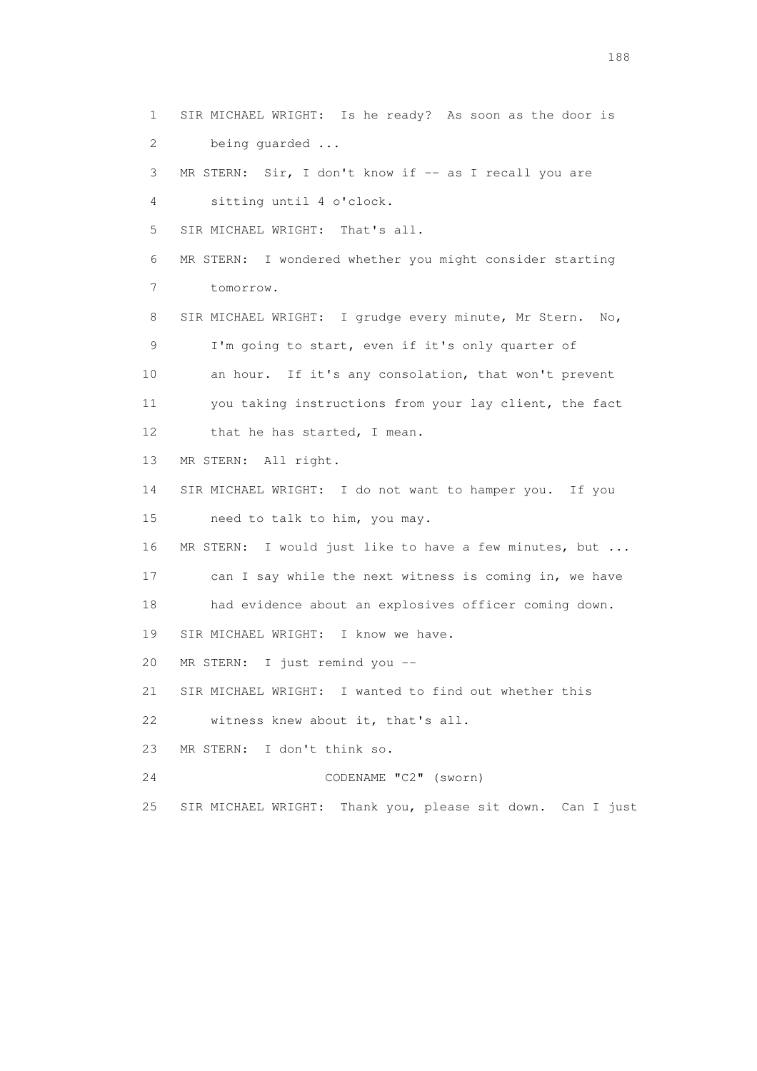1 SIR MICHAEL WRIGHT: Is he ready? As soon as the door is
2 being guarded ...
3 MR STERN: Sir, I don't know if -- as I recall you are
4 sitting until 4 o'clock.
5 SIR MICHAEL WRIGHT: That's all.
6 MR STERN: I wondered whether you might consider starting
7 tomorrow.
8 SIR MICHAEL WRIGHT: I grudge every minute, Mr Stern. No,
9 I'm going to start, even if it's only quarter of
10 an hour. If it's any consolation, that won't prevent
11 you taking instructions from your lay client, the fact
12 that he has started, I mean.
13 MR STERN: All right.
14 SIR MICHAEL WRIGHT: I do not want to hamper you. If you
15 need to talk to him, you may.
16 MR STERN: I would just like to have a few minutes, but ...
17 can I say while the next witness is coming in, we have
18 had evidence about an explosives officer coming down.
19 SIR MICHAEL WRIGHT: I know we have.
20 MR STERN: I just remind you --
21 SIR MICHAEL WRIGHT: I wanted to find out whether this
22 witness knew about it, that's all.
23 MR STERN: I don't think so.
24 CODENAME "C2" (sworn)
25 SIR MICHAEL WRIGHT: Thank you, please sit down. Can I just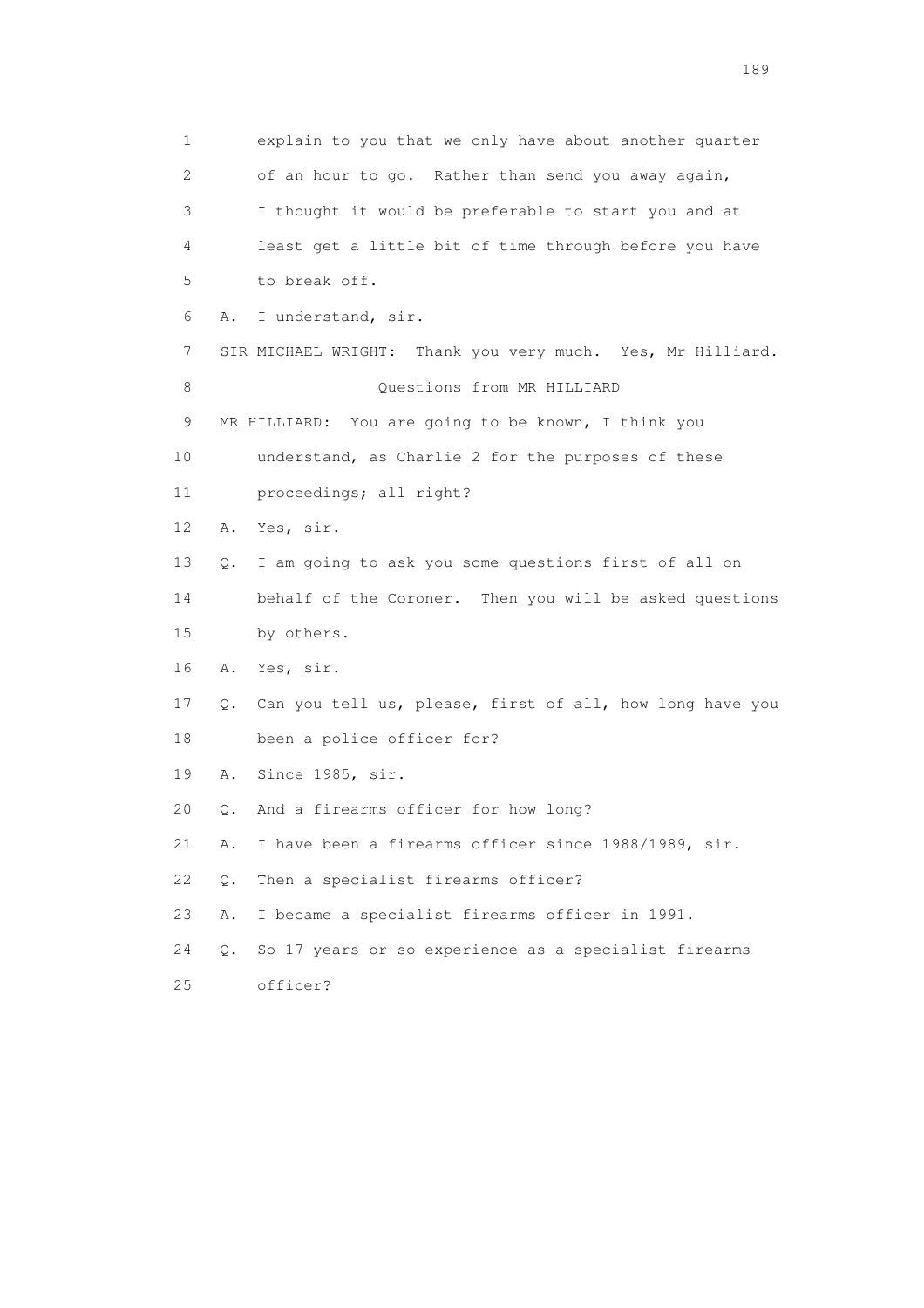1 explain to you that we only have about another quarter
2 of an hour to go. Rather than send you away again,
3 I thought it would be preferable to start you and at
4 least get a little bit of time through before you have
5 to break off.

6 A. I understand, sir.

7 SIR MICHAEL WRIGHT: Thank you very much. Yes, Mr Hilliard.

8 Questions from MR HILLIARD

9 MR HILLIARD: You are going to be known, I think you
10 understand, as Charlie 2 for the purposes of these
11 proceedings; all right?

12 A. Yes, sir.

13 Q. I am going to ask you some questions first of all on
14 behalf of the Coroner. Then you will be asked questions
15 by others.

16 A. Yes, sir.

17 Q. Can you tell us, please, first of all, how long have you
18 been a police officer for?

19 A. Since 1985, sir.

20 Q. And a firearms officer for how long?

21 A. I have been a firearms officer since 1988/1989, sir.

22 Q. Then a specialist firearms officer?

23 A. I became a specialist firearms officer in 1991.

24 Q. So 17 years or so experience as a specialist firearms
25 officer?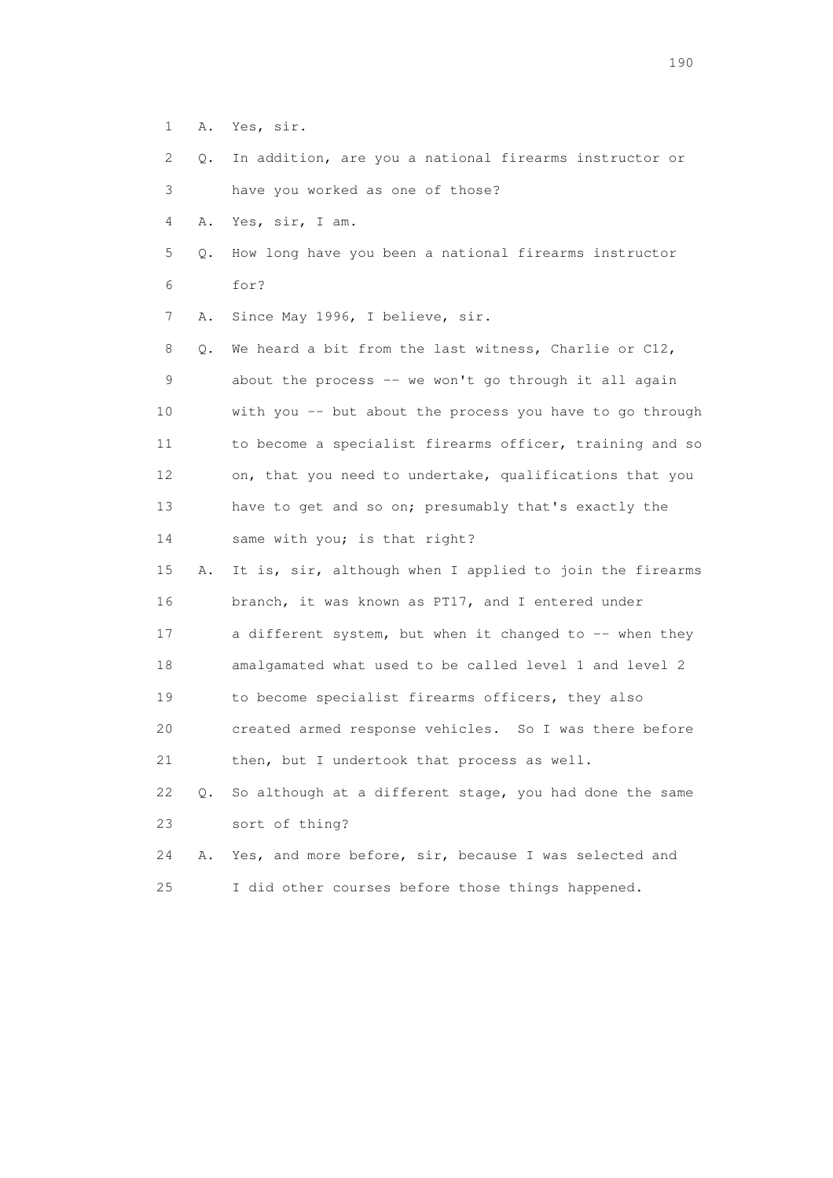1 A. Yes, sir.

2 Q. In addition, are you a national firearms instructor or

3 have you worked as one of those?

4 A. Yes, sir, I am.

5 Q. How long have you been a national firearms instructor

6 for?

7 A. Since May 1996, I believe, sir.

8 Q. We heard a bit from the last witness, Charlie or C12,

9 about the process -- we won't go through it all again

10 with you -- but about the process you have to go through

11 to become a specialist firearms officer, training and so

12 on, that you need to undertake, qualifications that you

13 have to get and so on; presumably that's exactly the

14 same with you; is that right?

15 A. It is, sir, although when I applied to join the firearms

16 branch, it was known as PT17, and I entered under

17 a different system, but when it changed to -- when they

18 amalgamated what used to be called level 1 and level 2

19 to become specialist firearms officers, they also

20 created armed response vehicles. So I was there before

21 then, but I undertook that process as well.

22 Q. So although at a different stage, you had done the same

23 sort of thing?

24 A. Yes, and more before, sir, because I was selected and

25 I did other courses before those things happened.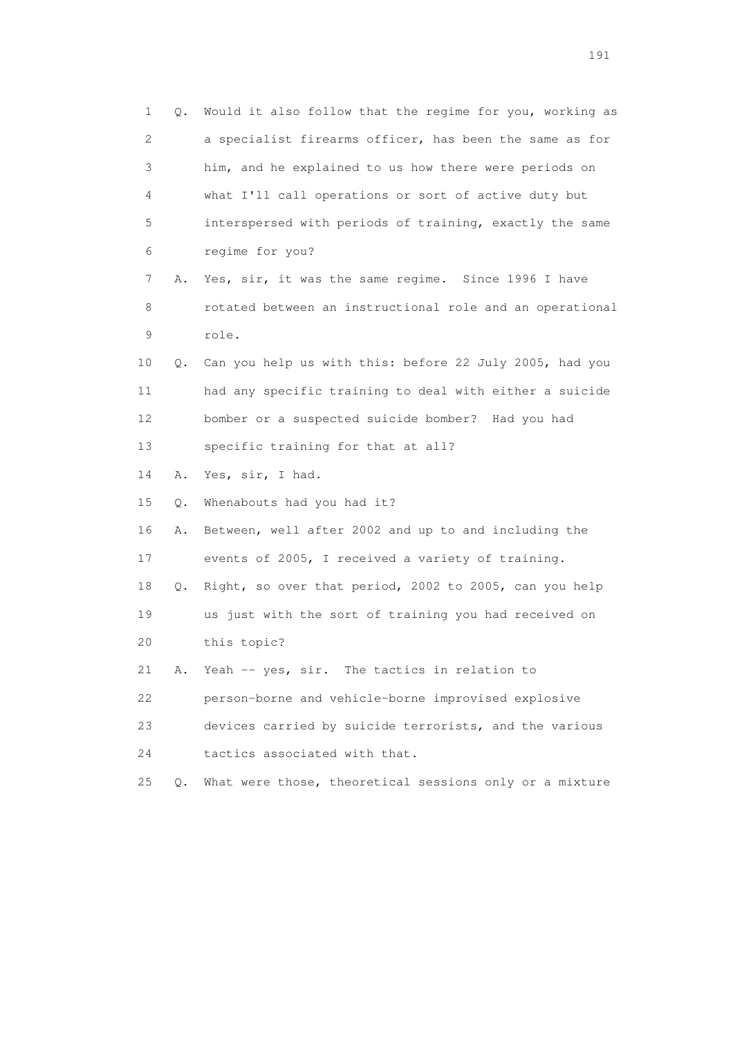1 Q. Would it also follow that the regime for you, working as
2 a specialist firearms officer, has been the same as for
3 him, and he explained to us how there were periods on
4 what I'll call operations or sort of active duty but
5 interspersed with periods of training, exactly the same
6 regime for you?

7 A. Yes, sir, it was the same regime. Since 1996 I have
8 rotated between an instructional role and an operational
9 role.

10 Q. Can you help us with this: before 22 July 2005, had you
11 had any specific training to deal with either a suicide
12 bomber or a suspected suicide bomber? Had you had
13 specific training for that at all?

14 A. Yes, sir, I had.

15 Q. Whenabouts had you had it?

16 A. Between, well after 2002 and up to and including the
17 events of 2005, I received a variety of training.

18 Q. Right, so over that period, 2002 to 2005, can you help
19 us just with the sort of training you had received on
20 this topic?

21 A. Yeah -- yes, sir. The tactics in relation to
22 person-borne and vehicle-borne improvised explosive
23 devices carried by suicide terrorists, and the various
24 tactics associated with that.

25 Q. What were those, theoretical sessions only or a mixture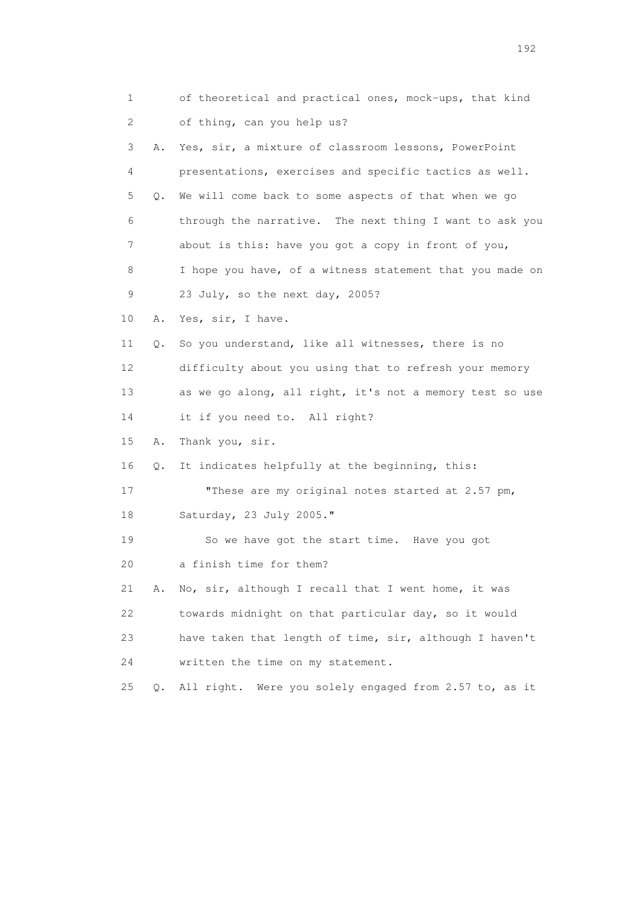1 of theoretical and practical ones, mock-ups, that kind
2 of thing, can you help us?
3 A. Yes, sir, a mixture of classroom lessons, PowerPoint
4 presentations, exercises and specific tactics as well.
5 Q. We will come back to some aspects of that when we go
6 through the narrative. The next thing I want to ask you
7 about is this: have you got a copy in front of you,
8 I hope you have, of a witness statement that you made on
9 23 July, so the next day, 2005?
10 A. Yes, sir, I have.
11 Q. So you understand, like all witnesses, there is no
12 difficulty about you using that to refresh your memory
13 as we go along, all right, it's not a memory test so use
14 it if you need to. All right?
15 A. Thank you, sir.
16 Q. It indicates helpfully at the beginning, this:
17 "These are my original notes started at 2.57 pm,
18 Saturday, 23 July 2005."
19 So we have got the start time. Have you got
20 a finish time for them?
21 A. No, sir, although I recall that I went home, it was
22 towards midnight on that particular day, so it would
23 have taken that length of time, sir, although I haven't
24 written the time on my statement.
25 Q. All right. Were you solely engaged from 2.57 to, as it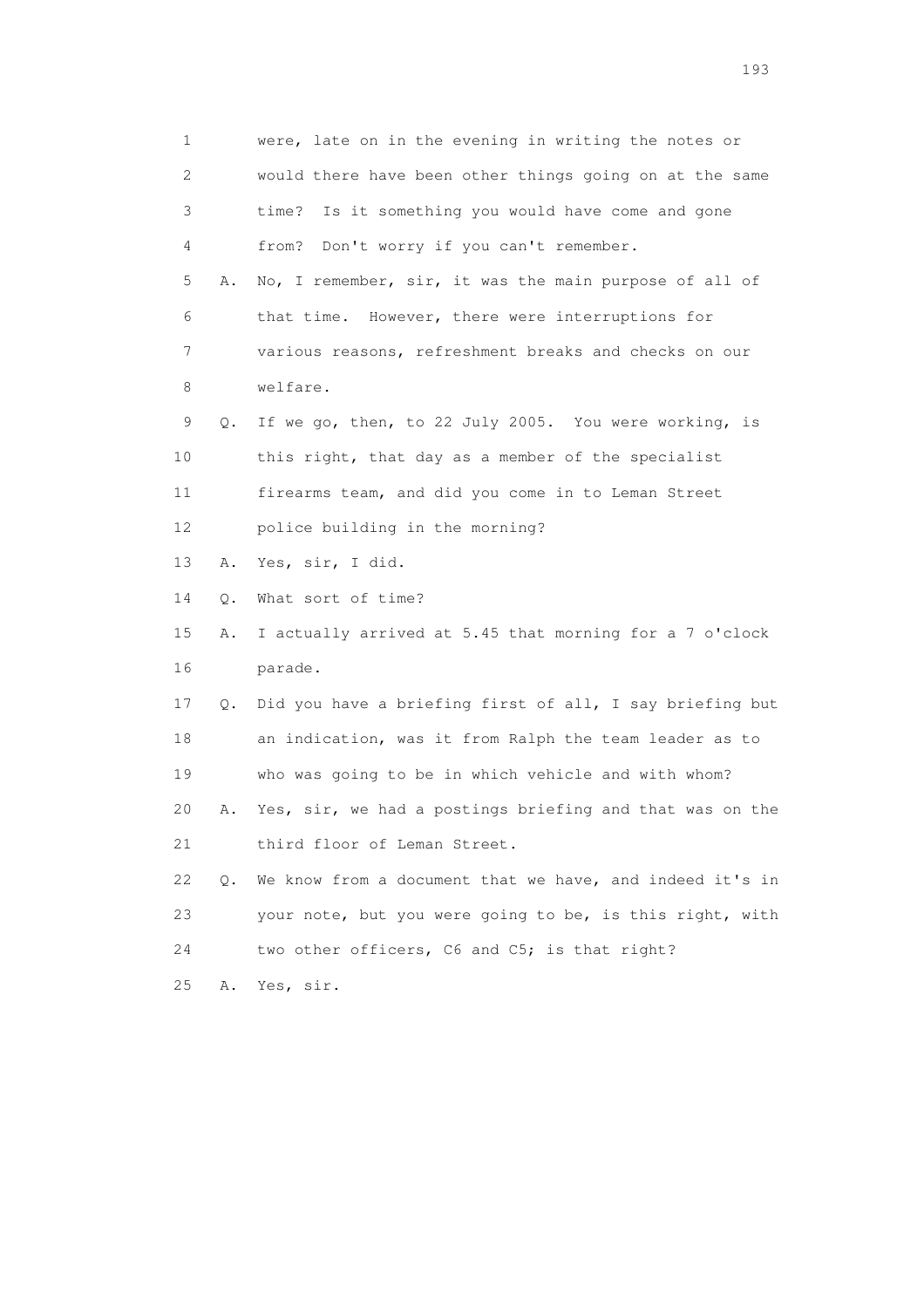1 were, late on in the evening in writing the notes or
2 would there have been other things going on at the same
3 time? Is it something you would have come and gone
4 from? Don't worry if you can't remember.
5 A. No, I remember, sir, it was the main purpose of all of
6 that time. However, there were interruptions for
7 various reasons, refreshment breaks and checks on our
8 welfare.
9 Q. If we go, then, to 22 July 2005. You were working, is
10 this right, that day as a member of the specialist
11 firearms team, and did you come in to Leman Street
12 police building in the morning?
13 A. Yes, sir, I did.
14 Q. What sort of time?
15 A. I actually arrived at 5.45 that morning for a 7 o'clock
16 parade.
17 Q. Did you have a briefing first of all, I say briefing but
18 an indication, was it from Ralph the team leader as to
19 who was going to be in which vehicle and with whom?
20 A. Yes, sir, we had a postings briefing and that was on the
21 third floor of Leman Street.
22 Q. We know from a document that we have, and indeed it's in
23 your note, but you were going to be, is this right, with
24 two other officers, C6 and C5; is that right?
25 A. Yes, sir.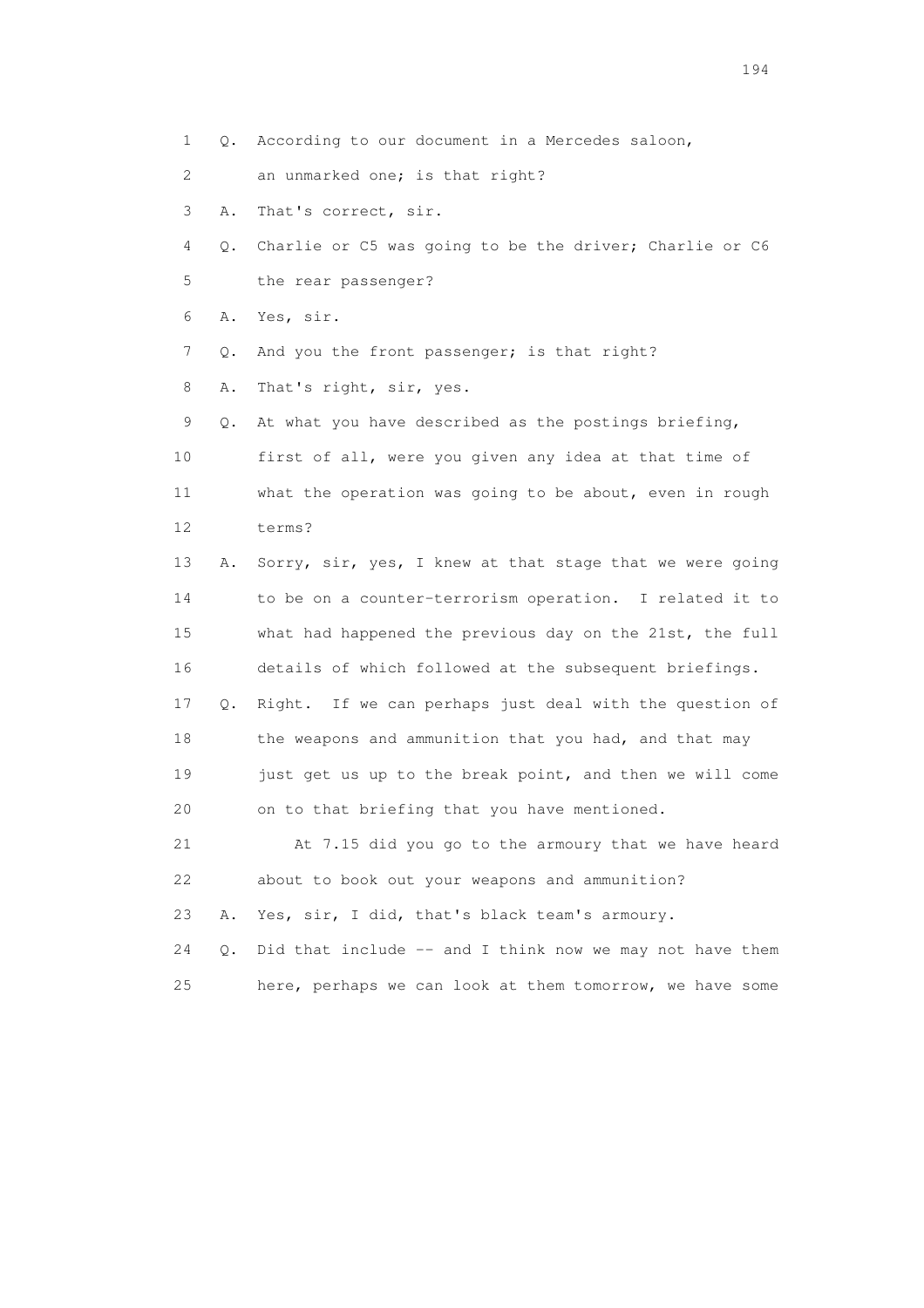1 Q. According to our document in a Mercedes saloon,

2 an unmarked one; is that right?

3 A. That's correct, sir.

4 Q. Charlie or C5 was going to be the driver; Charlie or C6

5 the rear passenger?

6 A. Yes, sir.

7 Q. And you the front passenger; is that right?

8 A. That's right, sir, yes.

9 Q. At what you have described as the postings briefing,

10 first of all, were you given any idea at that time of

11 what the operation was going to be about, even in rough

12 terms?

13 A. Sorry, sir, yes, I knew at that stage that we were going

14 to be on a counter-terrorism operation. I related it to

15 what had happened the previous day on the 21st, the full

16 details of which followed at the subsequent briefings.

17 Q. Right. If we can perhaps just deal with the question of

18 the weapons and ammunition that you had, and that may

19 just get us up to the break point, and then we will come

20 on to that briefing that you have mentioned.

21 At 7.15 did you go to the armoury that we have heard

22 about to book out your weapons and ammunition?

23 A. Yes, sir, I did, that's black team's armoury.

24 Q. Did that include -- and I think now we may not have them

25 here, perhaps we can look at them tomorrow, we have some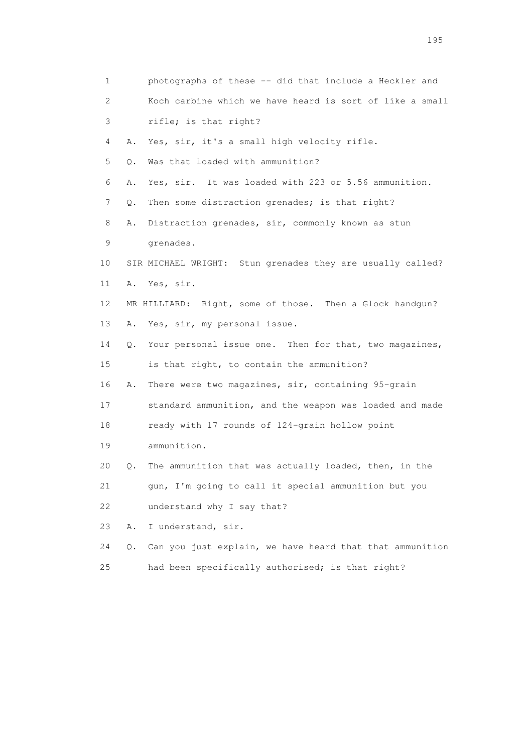1 photographs of these -- did that include a Heckler and
2 Koch carbine which we have heard is sort of like a small
3 rifle; is that right?
4 A. Yes, sir, it's a small high velocity rifle.
5 Q. Was that loaded with ammunition?
6 A. Yes, sir. It was loaded with 223 or 5.56 ammunition.
7 Q. Then some distraction grenades; is that right?
8 A. Distraction grenades, sir, commonly known as stun
9 grenades.
10 SIR MICHAEL WRIGHT: Stun grenades they are usually called?
11 A. Yes, sir.
12 MR HILLIARD: Right, some of those. Then a Glock handgun?
13 A. Yes, sir, my personal issue.
14 Q. Your personal issue one. Then for that, two magazines,
15 is that right, to contain the ammunition?
16 A. There were two magazines, sir, containing 95-grain
17 standard ammunition, and the weapon was loaded and made
18 ready with 17 rounds of 124-grain hollow point
19 ammunition.
20 Q. The ammunition that was actually loaded, then, in the
21 gun, I'm going to call it special ammunition but you
22 understand why I say that?
23 A. I understand, sir.
24 Q. Can you just explain, we have heard that that ammunition
25 had been specifically authorised; is that right?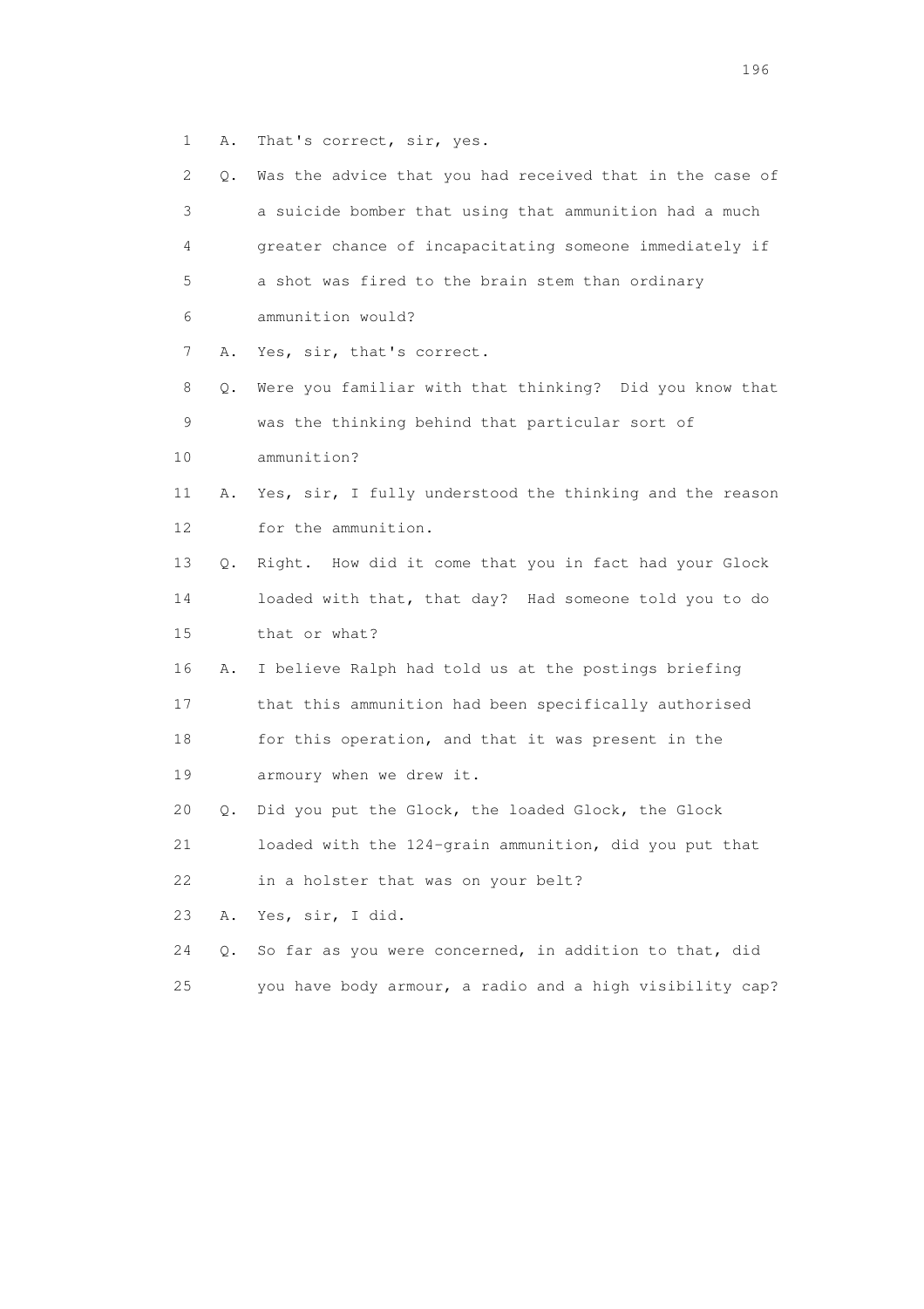1 A. That's correct, sir, yes.

2 Q. Was the advice that you had received that in the case of
3 a suicide bomber that using that ammunition had a much
4 greater chance of incapacitating someone immediately if
5 a shot was fired to the brain stem than ordinary
6 ammunition would?

7 A. Yes, sir, that's correct.

8 Q. Were you familiar with that thinking? Did you know that
9 was the thinking behind that particular sort of
10 ammunition?

11 A. Yes, sir, I fully understood the thinking and the reason
12 for the ammunition.

13 Q. Right. How did it come that you in fact had your Glock
14 loaded with that, that day? Had someone told you to do
15 that or what?

16 A. I believe Ralph had told us at the postings briefing
17 that this ammunition had been specifically authorised
18 for this operation, and that it was present in the
19 armoury when we drew it.

20 Q. Did you put the Glock, the loaded Glock, the Glock
21 loaded with the 124-grain ammunition, did you put that
22 in a holster that was on your belt?

23 A. Yes, sir, I did.

24 Q. So far as you were concerned, in addition to that, did
25 you have body armour, a radio and a high visibility cap?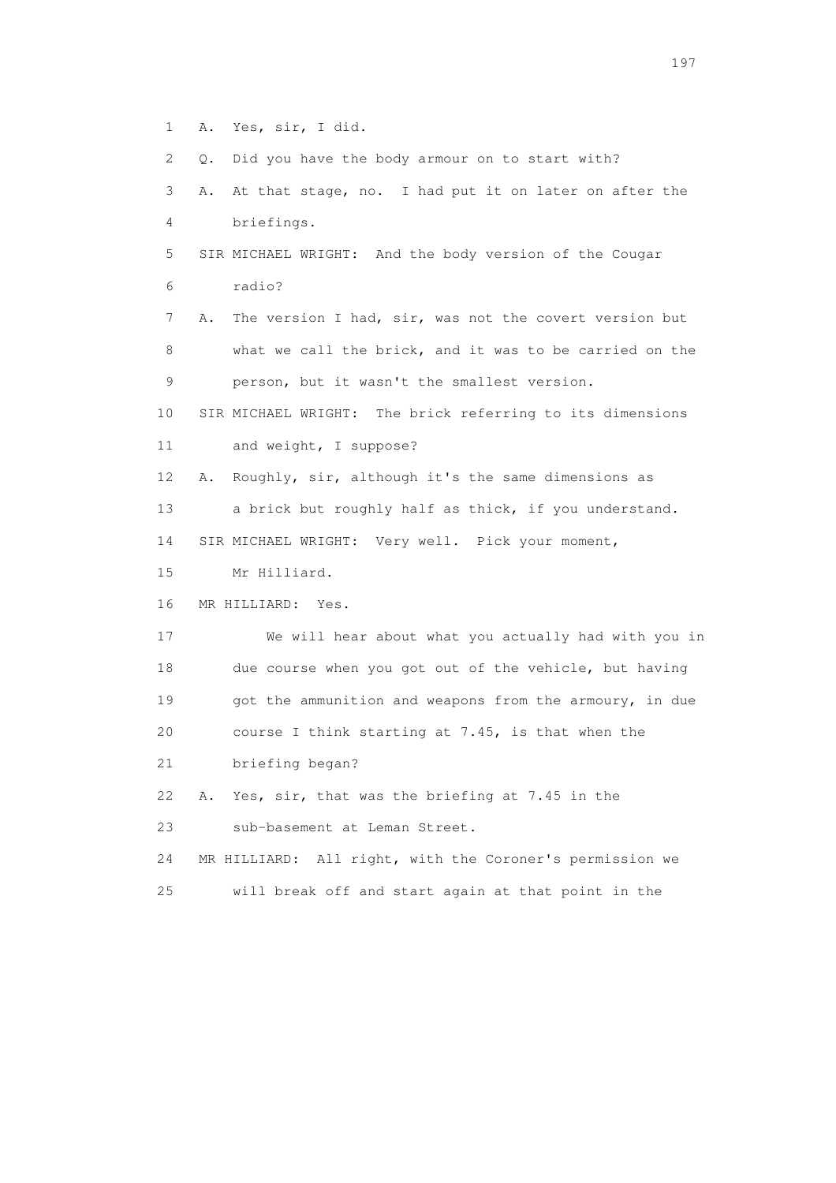1 A. Yes, sir, I did.

2 Q. Did you have the body armour on to start with?

3 A. At that stage, no. I had put it on later on after the

4 briefings.

5 SIR MICHAEL WRIGHT: And the body version of the Cougar

6 radio?

7 A. The version I had, sir, was not the covert version but

8 what we call the brick, and it was to be carried on the

9 person, but it wasn't the smallest version.

10 SIR MICHAEL WRIGHT: The brick referring to its dimensions

11 and weight, I suppose?

12 A. Roughly, sir, although it's the same dimensions as

13 a brick but roughly half as thick, if you understand.

14 SIR MICHAEL WRIGHT: Very well. Pick your moment,

15 Mr Hilliard.

16 MR HILLIARD: Yes.

17 We will hear about what you actually had with you in

18 due course when you got out of the vehicle, but having

19 got the ammunition and weapons from the armoury, in due

20 course I think starting at 7.45, is that when the

21 briefing began?

22 A. Yes, sir, that was the briefing at 7.45 in the

23 sub-basement at Leman Street.

24 MR HILLIARD: All right, with the Coroner's permission we

25 will break off and start again at that point in the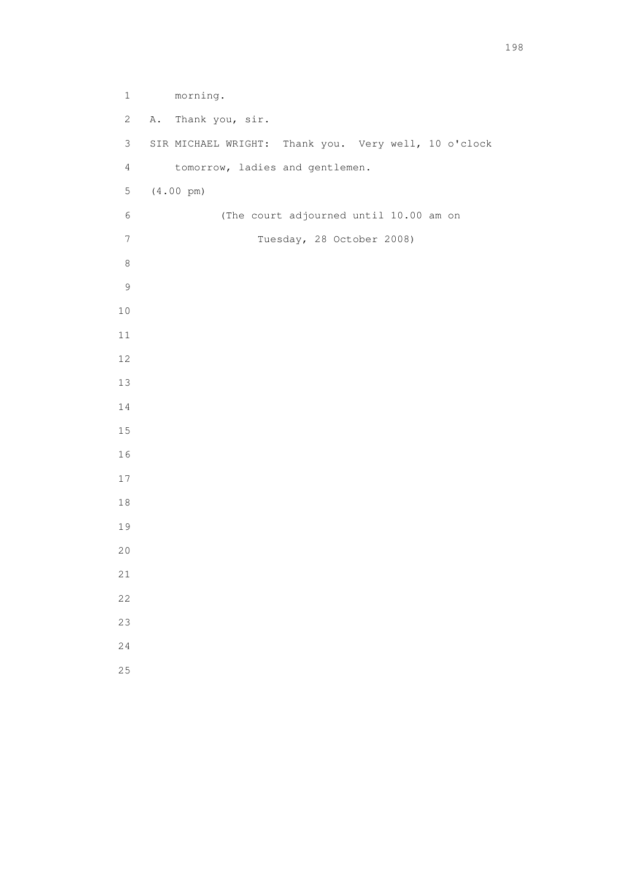morning.

A. Thank you, sir.

SIR MICHAEL WRIGHT: Thank you. Very well, 10 o'clock tomorrow, ladies and gentlemen.

(4.00 pm)

(The court adjourned until 10.00 am on Tuesday, 28 October 2008)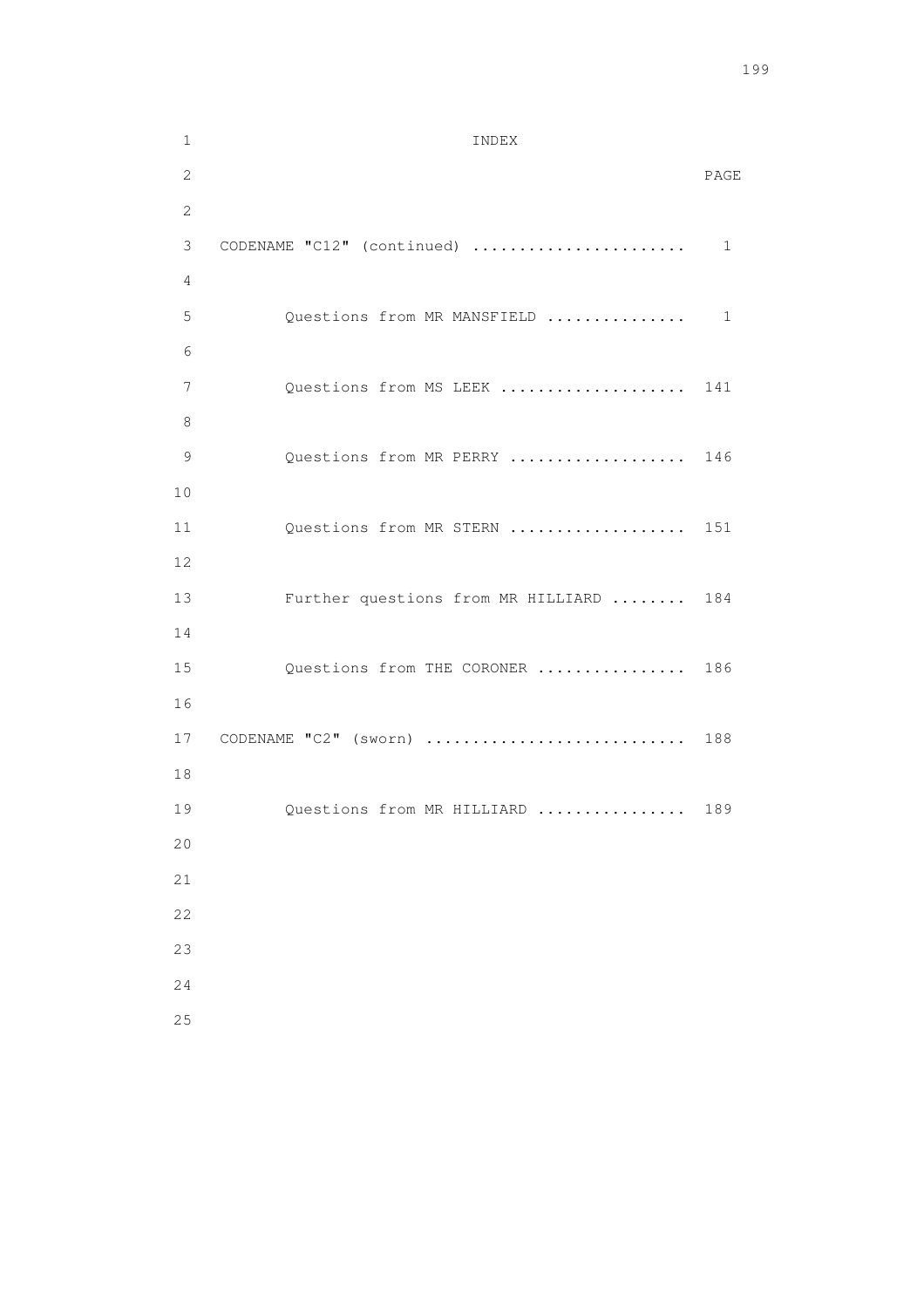# INDEX

PAGE

CODENAME "C12" (continued) ....................... 1

Questions from MR MANSFIELD ............... 1

Questions from MS LEEK .................... 141

Questions from MR PERRY ................... 146

Questions from MR STERN ................... 151

Further questions from MR HILLIARD ........ 184

Questions from THE CORONER ................ 186

CODENAME "C2" (sworn) ............................ 188

Questions from MR HILLIARD ................ 189